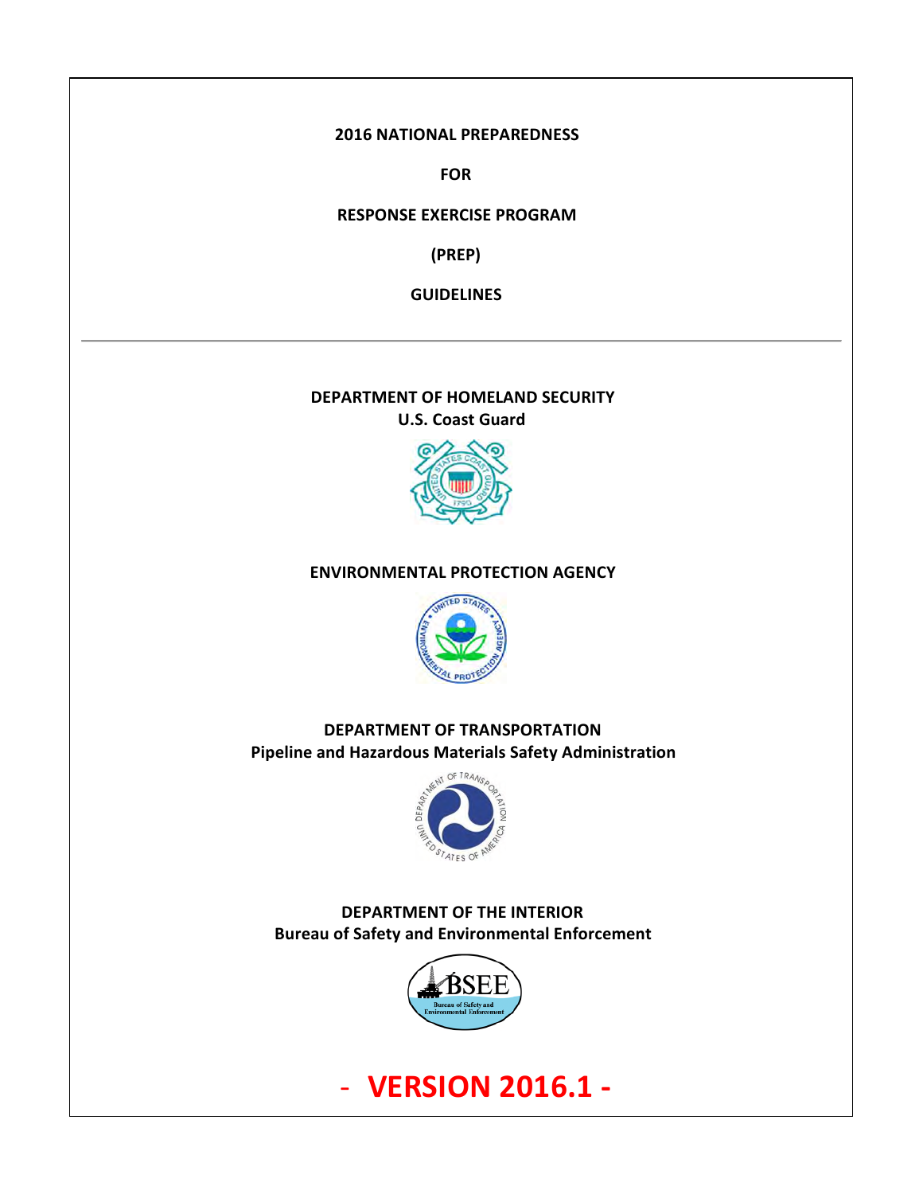# 2016 NATIONAL PREPAREDNESS

# FOR

# RESPONSE EXERCISE PROGRAM

# (PREP)

# GUIDELINES

---

**DEPARTMENT OF HOMELAND SECURITY**
**U.S. Coast Guard**

**ENVIRONMENTAL PROTECTION AGENCY**

**DEPARTMENT OF TRANSPORTATION**
**Pipeline and Hazardous Materials Safety Administration**

**DEPARTMENT OF THE INTERIOR**
**Bureau of Safety and Environmental Enforcement**

**- VERSION 2016.1 -**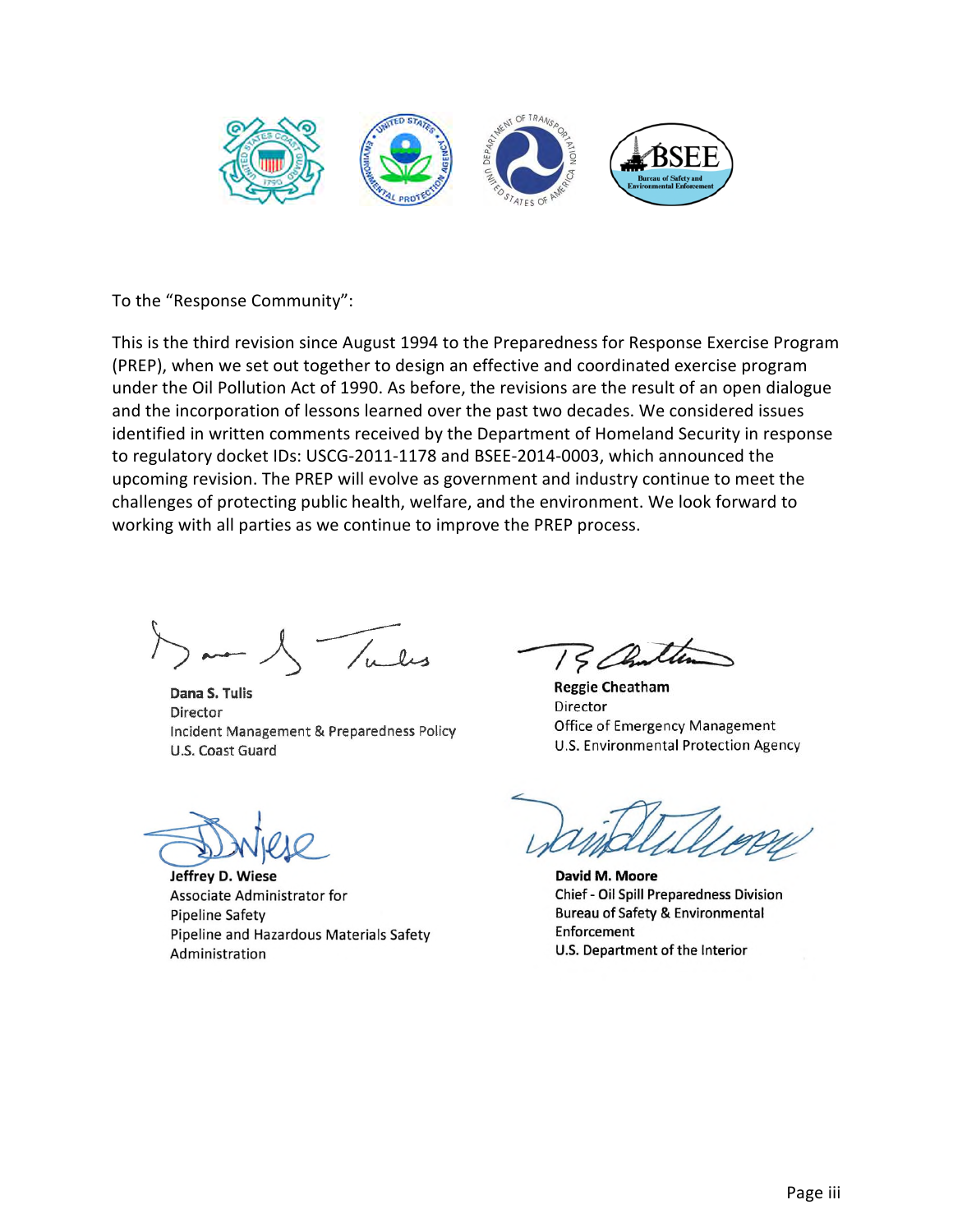To the "Response Community":

This is the third revision since August 1994 to the Preparedness for Response Exercise Program (PREP), when we set out together to design an effective and coordinated exercise program under the Oil Pollution Act of 1990. As before, the revisions are the result of an open dialogue and the incorporation of lessons learned over the past two decades. We considered issues identified in written comments received by the Department of Homeland Security in response to regulatory docket IDs: USCG-2011-1178 and BSEE-2014-0003, which announced the upcoming revision. The PREP will evolve as government and industry continue to meet the challenges of protecting public health, welfare, and the environment. We look forward to working with all parties as we continue to improve the PREP process.

**Dana S. Tulis**
Director
Incident Management & Preparedness Policy
U.S. Coast Guard

**Reggie Cheatham**
Director
Office of Emergency Management
U.S. Environmental Protection Agency

**Jeffrey D. Wiese**
Associate Administrator for Pipeline Safety
Pipeline and Hazardous Materials Safety Administration

**David M. Moore**
Chief - Oil Spill Preparedness Division
Bureau of Safety & Environmental Enforcement
U.S. Department of the Interior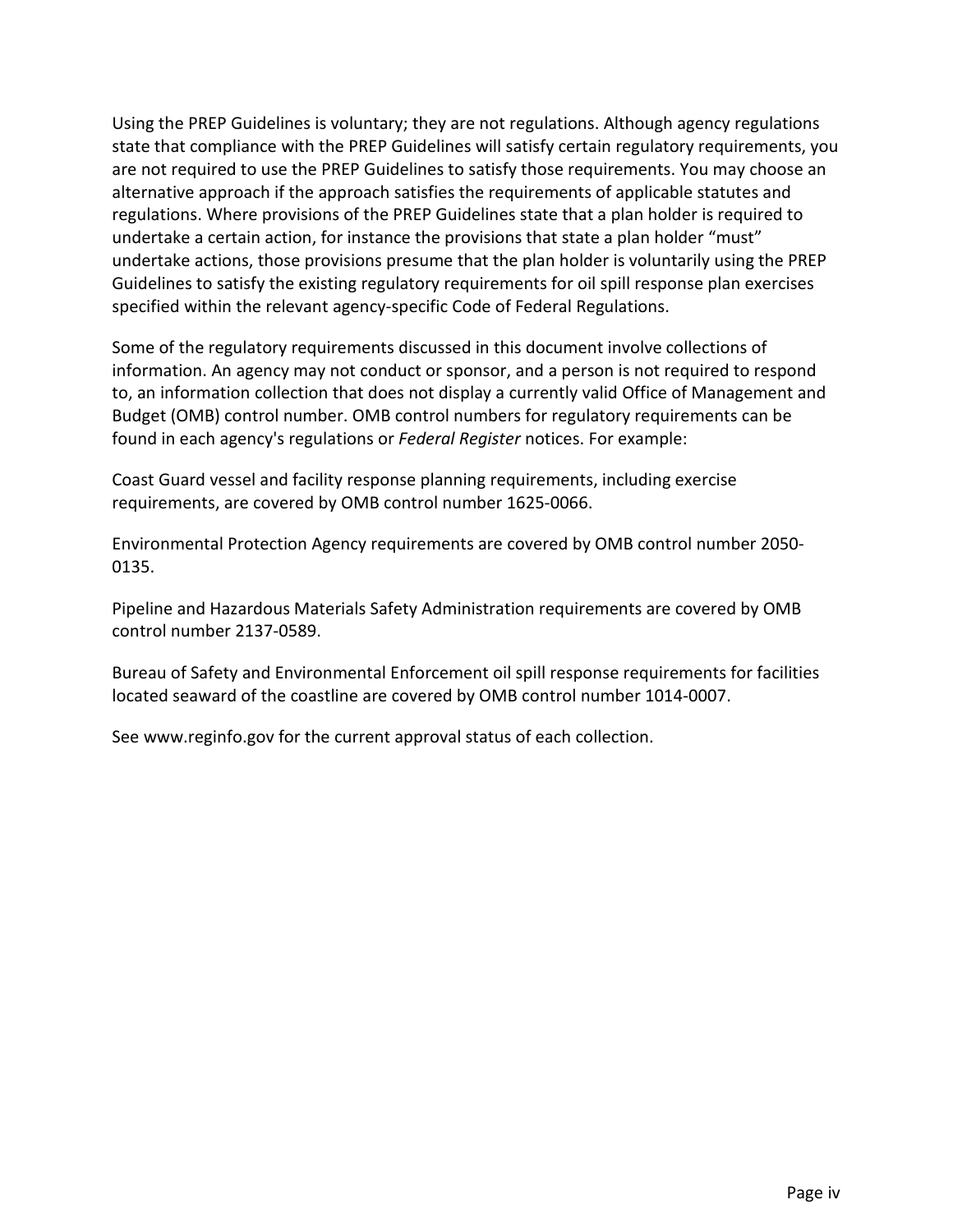Using the PREP Guidelines is voluntary; they are not regulations. Although agency regulations state that compliance with the PREP Guidelines will satisfy certain regulatory requirements, you are not required to use the PREP Guidelines to satisfy those requirements. You may choose an alternative approach if the approach satisfies the requirements of applicable statutes and regulations. Where provisions of the PREP Guidelines state that a plan holder is required to undertake a certain action, for instance the provisions that state a plan holder "must" undertake actions, those provisions presume that the plan holder is voluntarily using the PREP Guidelines to satisfy the existing regulatory requirements for oil spill response plan exercises specified within the relevant agency-specific Code of Federal Regulations.

Some of the regulatory requirements discussed in this document involve collections of information. An agency may not conduct or sponsor, and a person is not required to respond to, an information collection that does not display a currently valid Office of Management and Budget (OMB) control number. OMB control numbers for regulatory requirements can be found in each agency's regulations or *Federal Register* notices. For example:

Coast Guard vessel and facility response planning requirements, including exercise requirements, are covered by OMB control number 1625-0066.

Environmental Protection Agency requirements are covered by OMB control number 2050-0135.

Pipeline and Hazardous Materials Safety Administration requirements are covered by OMB control number 2137-0589.

Bureau of Safety and Environmental Enforcement oil spill response requirements for facilities located seaward of the coastline are covered by OMB control number 1014-0007.

See www.reginfo.gov for the current approval status of each collection.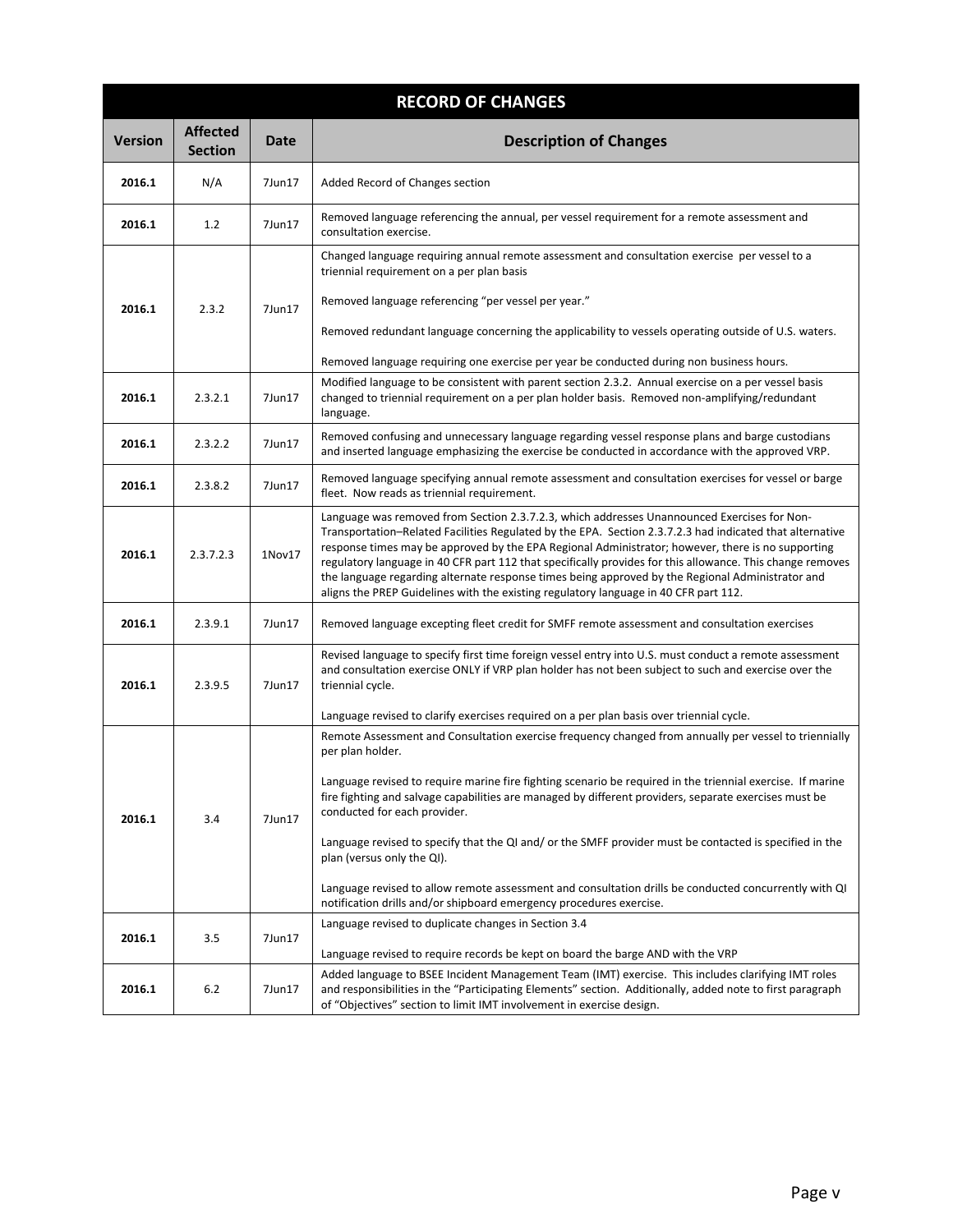| RECORD OF CHANGES | | | |
|---|---|---|---|
| **Version** | **Affected Section** | **Date** | **Description of Changes** |
| **2016.1** | N/A | 7Jun17 | Added Record of Changes section |
| **2016.1** | 1.2 | 7Jun17 | Removed language referencing the annual, per vessel requirement for a remote assessment and consultation exercise. |
| **2016.1** | 2.3.2 | 7Jun17 | Changed language requiring annual remote assessment and consultation exercise per vessel to a triennial requirement on a per plan basis<br><br>Removed language referencing "per vessel per year."<br><br>Removed redundant language concerning the applicability to vessels operating outside of U.S. waters.<br><br>Removed language requiring one exercise per year be conducted during non business hours. |
| **2016.1** | 2.3.2.1 | 7Jun17 | Modified language to be consistent with parent section 2.3.2. Annual exercise on a per vessel basis changed to triennial requirement on a per plan holder basis. Removed non-amplifying/redundant language. |
| **2016.1** | 2.3.2.2 | 7Jun17 | Removed confusing and unnecessary language regarding vessel response plans and barge custodians and inserted language emphasizing the exercise be conducted in accordance with the approved VRP. |
| **2016.1** | 2.3.8.2 | 7Jun17 | Removed language specifying annual remote assessment and consultation exercises for vessel or barge fleet. Now reads as triennial requirement. |
| **2016.1** | 2.3.7.2.3 | 1Nov17 | Language was removed from Section 2.3.7.2.3, which addresses Unannounced Exercises for Non-Transportation–Related Facilities Regulated by the EPA. Section 2.3.7.2.3 had indicated that alternative response times may be approved by the EPA Regional Administrator; however, there is no supporting regulatory language in 40 CFR part 112 that specifically provides for this allowance. This change removes the language regarding alternate response times being approved by the Regional Administrator and aligns the PREP Guidelines with the existing regulatory language in 40 CFR part 112. |
| **2016.1** | 2.3.9.1 | 7Jun17 | Removed language excepting fleet credit for SMFF remote assessment and consultation exercises |
| **2016.1** | 2.3.9.5 | 7Jun17 | Revised language to specify first time foreign vessel entry into U.S. must conduct a remote assessment and consultation exercise ONLY if VRP plan holder has not been subject to such and exercise over the triennial cycle.<br><br>Language revised to clarify exercises required on a per plan basis over triennial cycle. |
| **2016.1** | 3.4 | 7Jun17 | Remote Assessment and Consultation exercise frequency changed from annually per vessel to triennially per plan holder.<br><br>Language revised to require marine fire fighting scenario be required in the triennial exercise. If marine fire fighting and salvage capabilities are managed by different providers, separate exercises must be conducted for each provider.<br><br>Language revised to specify that the QI and/ or the SMFF provider must be contacted is specified in the plan (versus only the QI).<br><br>Language revised to allow remote assessment and consultation drills be conducted concurrently with QI notification drills and/or shipboard emergency procedures exercise. |
| **2016.1** | 3.5 | 7Jun17 | Language revised to duplicate changes in Section 3.4<br><br>Language revised to require records be kept on board the barge AND with the VRP |
| **2016.1** | 6.2 | 7Jun17 | Added language to BSEE Incident Management Team (IMT) exercise. This includes clarifying IMT roles and responsibilities in the "Participating Elements" section. Additionally, added note to first paragraph of "Objectives" section to limit IMT involvement in exercise design. |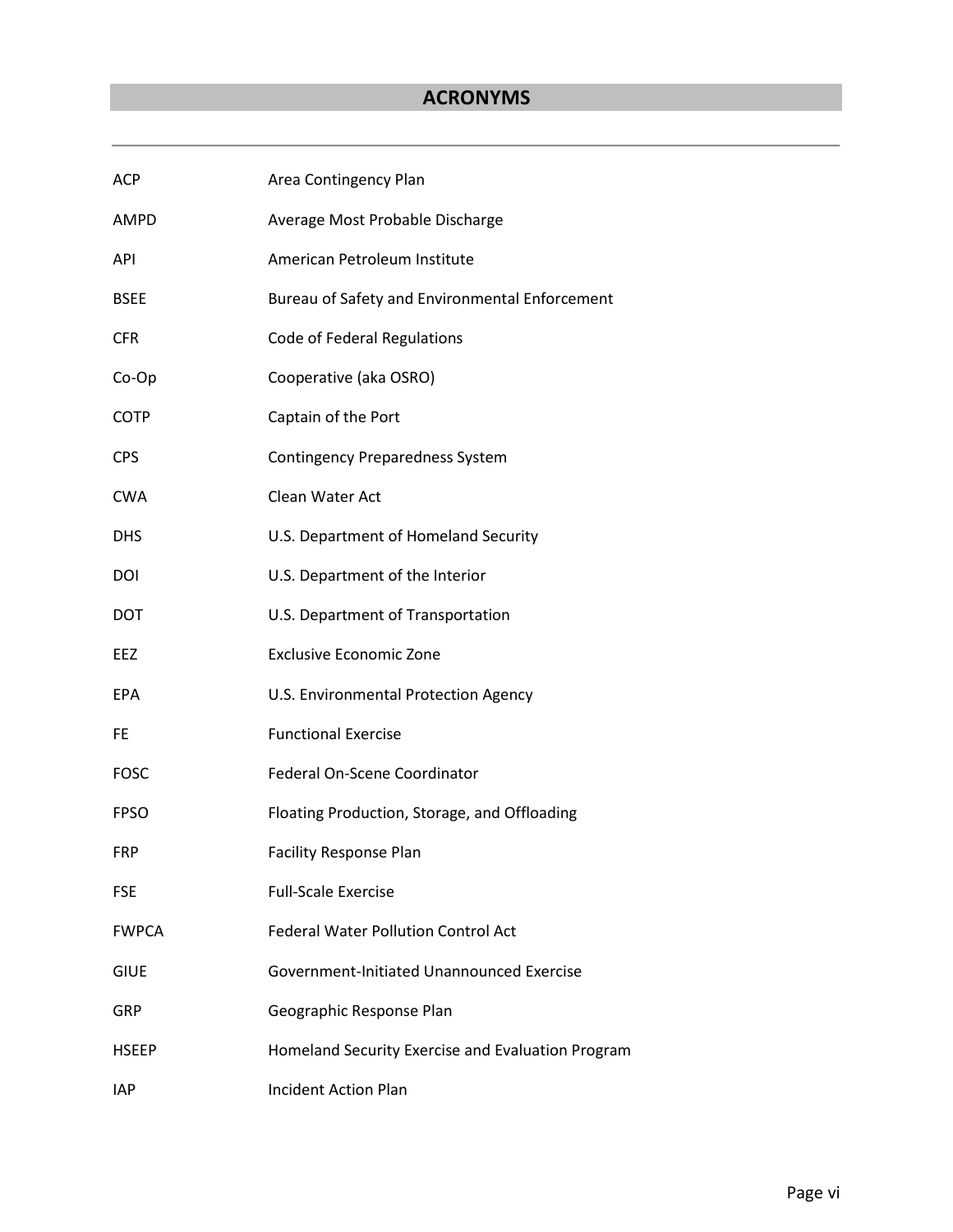# ACRONYMS

| | |
|---|---|
| ACP | Area Contingency Plan |
| AMPD | Average Most Probable Discharge |
| API | American Petroleum Institute |
| BSEE | Bureau of Safety and Environmental Enforcement |
| CFR | Code of Federal Regulations |
| Co-Op | Cooperative (aka OSRO) |
| COTP | Captain of the Port |
| CPS | Contingency Preparedness System |
| CWA | Clean Water Act |
| DHS | U.S. Department of Homeland Security |
| DOI | U.S. Department of the Interior |
| DOT | U.S. Department of Transportation |
| EEZ | Exclusive Economic Zone |
| EPA | U.S. Environmental Protection Agency |
| FE | Functional Exercise |
| FOSC | Federal On-Scene Coordinator |
| FPSO | Floating Production, Storage, and Offloading |
| FRP | Facility Response Plan |
| FSE | Full-Scale Exercise |
| FWPCA | Federal Water Pollution Control Act |
| GIUE | Government-Initiated Unannounced Exercise |
| GRP | Geographic Response Plan |
| HSEEP | Homeland Security Exercise and Evaluation Program |
| IAP | Incident Action Plan |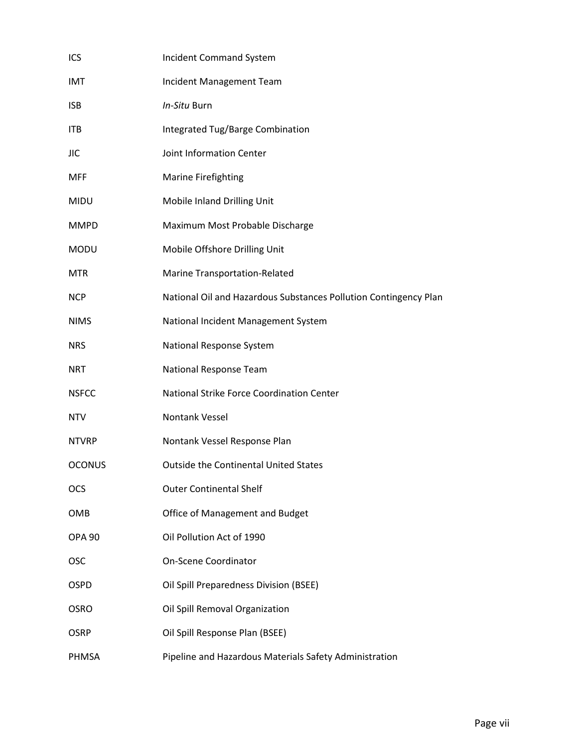| | |
|---|---|
| ICS | Incident Command System |
| IMT | Incident Management Team |
| ISB | *In-Situ* Burn |
| ITB | Integrated Tug/Barge Combination |
| JIC | Joint Information Center |
| MFF | Marine Firefighting |
| MIDU | Mobile Inland Drilling Unit |
| MMPD | Maximum Most Probable Discharge |
| MODU | Mobile Offshore Drilling Unit |
| MTR | Marine Transportation-Related |
| NCP | National Oil and Hazardous Substances Pollution Contingency Plan |
| NIMS | National Incident Management System |
| NRS | National Response System |
| NRT | National Response Team |
| NSFCC | National Strike Force Coordination Center |
| NTV | Nontank Vessel |
| NTVRP | Nontank Vessel Response Plan |
| OCONUS | Outside the Continental United States |
| OCS | Outer Continental Shelf |
| OMB | Office of Management and Budget |
| OPA 90 | Oil Pollution Act of 1990 |
| OSC | On-Scene Coordinator |
| OSPD | Oil Spill Preparedness Division (BSEE) |
| OSRO | Oil Spill Removal Organization |
| OSRP | Oil Spill Response Plan (BSEE) |
| PHMSA | Pipeline and Hazardous Materials Safety Administration |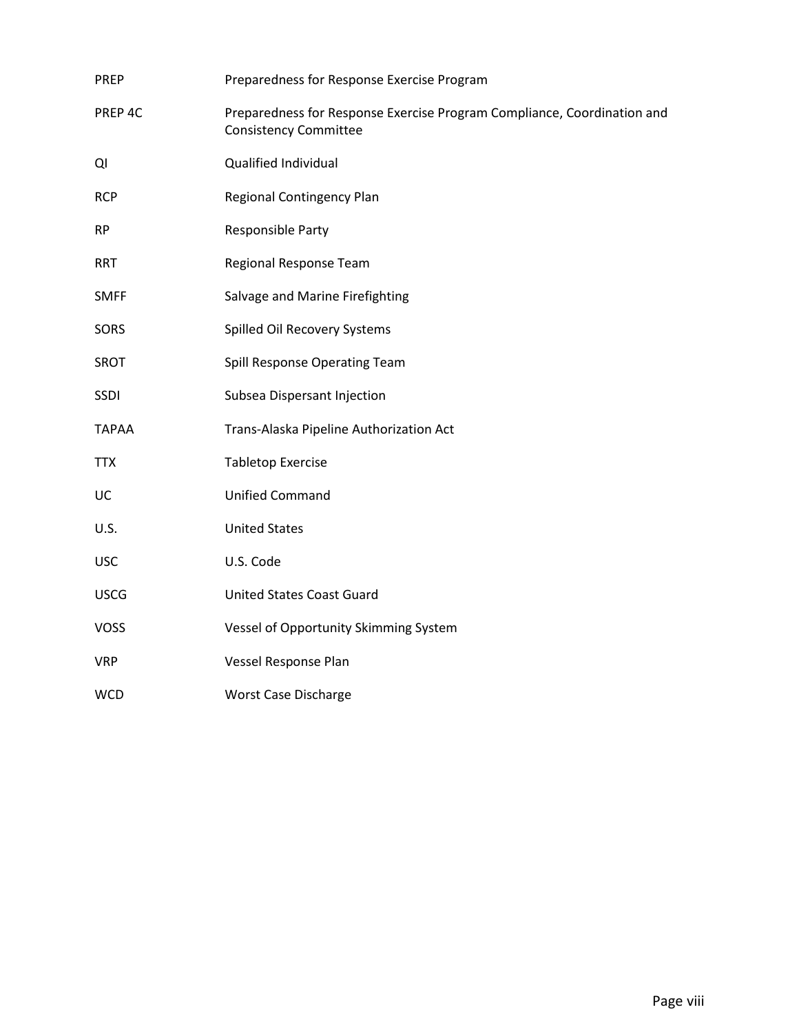| | |
|---|---|
| PREP | Preparedness for Response Exercise Program |
| PREP 4C | Preparedness for Response Exercise Program Compliance, Coordination and Consistency Committee |
| QI | Qualified Individual |
| RCP | Regional Contingency Plan |
| RP | Responsible Party |
| RRT | Regional Response Team |
| SMFF | Salvage and Marine Firefighting |
| SORS | Spilled Oil Recovery Systems |
| SROT | Spill Response Operating Team |
| SSDI | Subsea Dispersant Injection |
| TAPAA | Trans-Alaska Pipeline Authorization Act |
| TTX | Tabletop Exercise |
| UC | Unified Command |
| U.S. | United States |
| USC | U.S. Code |
| USCG | United States Coast Guard |
| VOSS | Vessel of Opportunity Skimming System |
| VRP | Vessel Response Plan |
| WCD | Worst Case Discharge |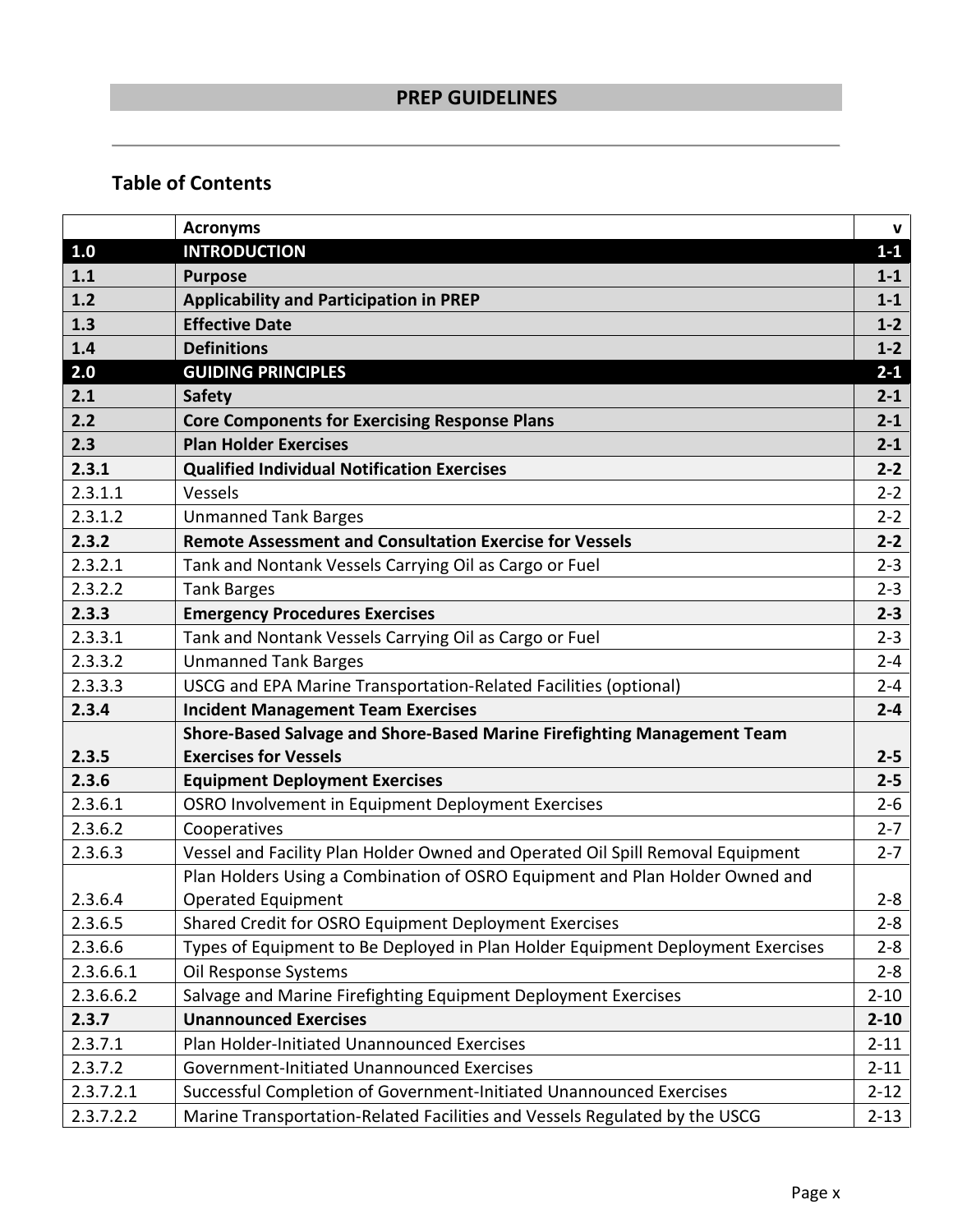## PREP GUIDELINES

### Table of Contents

| | | |
|---|---|---|
| | **Acronyms** | **v** |
| **1.0** | **INTRODUCTION** | **1-1** |
| **1.1** | **Purpose** | **1-1** |
| **1.2** | **Applicability and Participation in PREP** | **1-1** |
| **1.3** | **Effective Date** | **1-2** |
| **1.4** | **Definitions** | **1-2** |
| **2.0** | **GUIDING PRINCIPLES** | **2-1** |
| **2.1** | **Safety** | **2-1** |
| **2.2** | **Core Components for Exercising Response Plans** | **2-1** |
| **2.3** | **Plan Holder Exercises** | **2-1** |
| **2.3.1** | **Qualified Individual Notification Exercises** | **2-2** |
| 2.3.1.1 | Vessels | 2-2 |
| 2.3.1.2 | Unmanned Tank Barges | 2-2 |
| **2.3.2** | **Remote Assessment and Consultation Exercise for Vessels** | **2-2** |
| 2.3.2.1 | Tank and Nontank Vessels Carrying Oil as Cargo or Fuel | 2-3 |
| 2.3.2.2 | Tank Barges | 2-3 |
| **2.3.3** | **Emergency Procedures Exercises** | **2-3** |
| 2.3.3.1 | Tank and Nontank Vessels Carrying Oil as Cargo or Fuel | 2-3 |
| 2.3.3.2 | Unmanned Tank Barges | 2-4 |
| 2.3.3.3 | USCG and EPA Marine Transportation-Related Facilities (optional) | 2-4 |
| **2.3.4** | **Incident Management Team Exercises** | **2-4** |
| **2.3.5** | **Shore-Based Salvage and Shore-Based Marine Firefighting Management Team Exercises for Vessels** | **2-5** |
| **2.3.6** | **Equipment Deployment Exercises** | **2-5** |
| 2.3.6.1 | OSRO Involvement in Equipment Deployment Exercises | 2-6 |
| 2.3.6.2 | Cooperatives | 2-7 |
| 2.3.6.3 | Vessel and Facility Plan Holder Owned and Operated Oil Spill Removal Equipment | 2-7 |
| 2.3.6.4 | Plan Holders Using a Combination of OSRO Equipment and Plan Holder Owned and Operated Equipment | 2-8 |
| 2.3.6.5 | Shared Credit for OSRO Equipment Deployment Exercises | 2-8 |
| 2.3.6.6 | Types of Equipment to Be Deployed in Plan Holder Equipment Deployment Exercises | 2-8 |
| 2.3.6.6.1 | Oil Response Systems | 2-8 |
| 2.3.6.6.2 | Salvage and Marine Firefighting Equipment Deployment Exercises | 2-10 |
| **2.3.7** | **Unannounced Exercises** | **2-10** |
| 2.3.7.1 | Plan Holder-Initiated Unannounced Exercises | 2-11 |
| 2.3.7.2 | Government-Initiated Unannounced Exercises | 2-11 |
| 2.3.7.2.1 | Successful Completion of Government-Initiated Unannounced Exercises | 2-12 |
| 2.3.7.2.2 | Marine Transportation-Related Facilities and Vessels Regulated by the USCG | 2-13 |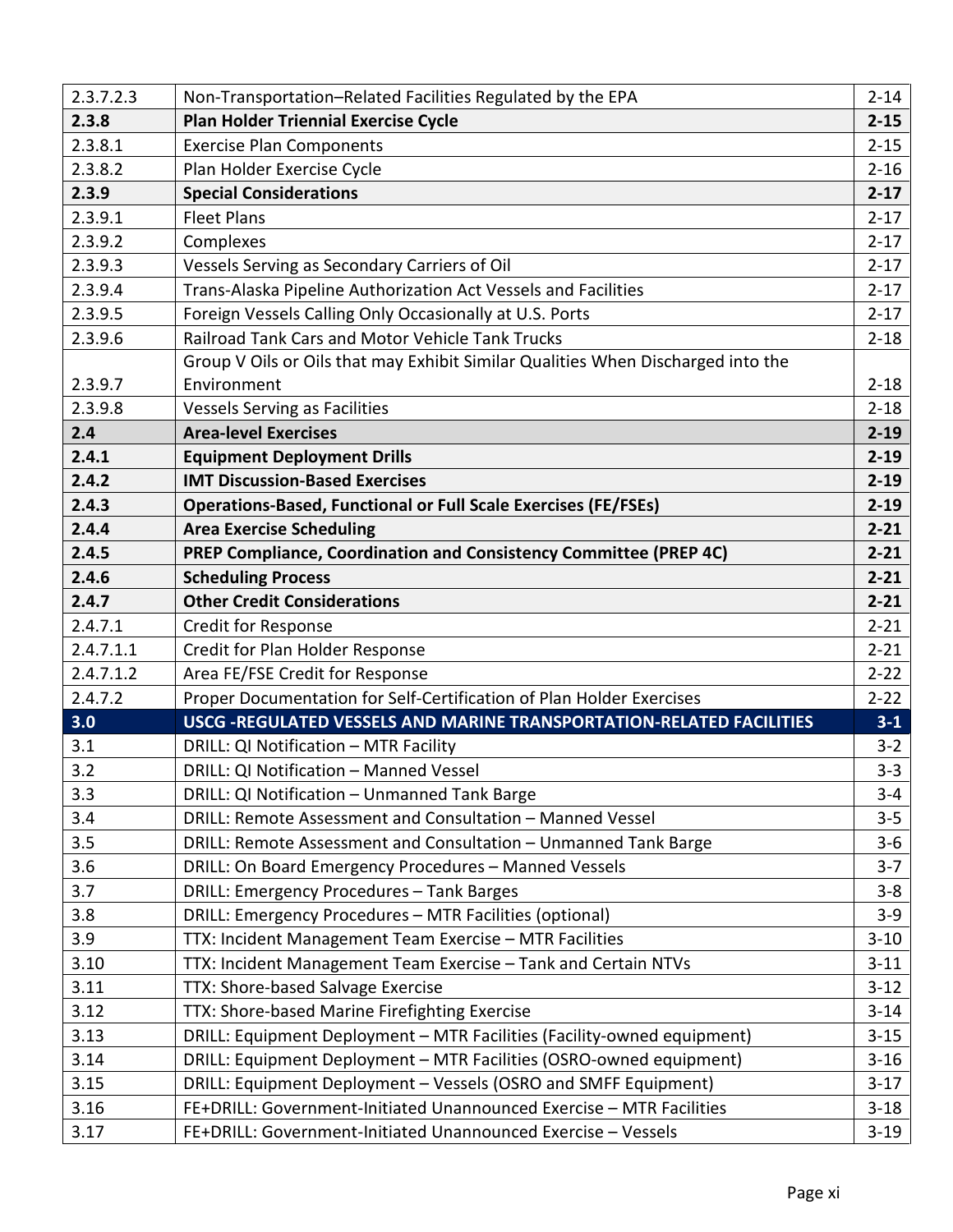| | | |
|---|---|---|
| 2.3.7.2.3 | Non-Transportation–Related Facilities Regulated by the EPA | 2-14 |
| **2.3.8** | **Plan Holder Triennial Exercise Cycle** | **2-15** |
| 2.3.8.1 | Exercise Plan Components | 2-15 |
| 2.3.8.2 | Plan Holder Exercise Cycle | 2-16 |
| **2.3.9** | **Special Considerations** | **2-17** |
| 2.3.9.1 | Fleet Plans | 2-17 |
| 2.3.9.2 | Complexes | 2-17 |
| 2.3.9.3 | Vessels Serving as Secondary Carriers of Oil | 2-17 |
| 2.3.9.4 | Trans-Alaska Pipeline Authorization Act Vessels and Facilities | 2-17 |
| 2.3.9.5 | Foreign Vessels Calling Only Occasionally at U.S. Ports | 2-17 |
| 2.3.9.6 | Railroad Tank Cars and Motor Vehicle Tank Trucks | 2-18 |
| 2.3.9.7 | Group V Oils or Oils that may Exhibit Similar Qualities When Discharged into the Environment | 2-18 |
| 2.3.9.8 | Vessels Serving as Facilities | 2-18 |
| **2.4** | **Area-level Exercises** | **2-19** |
| **2.4.1** | **Equipment Deployment Drills** | **2-19** |
| **2.4.2** | **IMT Discussion-Based Exercises** | **2-19** |
| **2.4.3** | **Operations-Based, Functional or Full Scale Exercises (FE/FSEs)** | **2-19** |
| **2.4.4** | **Area Exercise Scheduling** | **2-21** |
| **2.4.5** | **PREP Compliance, Coordination and Consistency Committee (PREP 4C)** | **2-21** |
| **2.4.6** | **Scheduling Process** | **2-21** |
| **2.4.7** | **Other Credit Considerations** | **2-21** |
| 2.4.7.1 | Credit for Response | 2-21 |
| 2.4.7.1.1 | Credit for Plan Holder Response | 2-21 |
| 2.4.7.1.2 | Area FE/FSE Credit for Response | 2-22 |
| 2.4.7.2 | Proper Documentation for Self-Certification of Plan Holder Exercises | 2-22 |
| **3.0** | **USCG -REGULATED VESSELS AND MARINE TRANSPORTATION-RELATED FACILITIES** | **3-1** |
| 3.1 | DRILL: QI Notification – MTR Facility | 3-2 |
| 3.2 | DRILL: QI Notification – Manned Vessel | 3-3 |
| 3.3 | DRILL: QI Notification – Unmanned Tank Barge | 3-4 |
| 3.4 | DRILL: Remote Assessment and Consultation – Manned Vessel | 3-5 |
| 3.5 | DRILL: Remote Assessment and Consultation – Unmanned Tank Barge | 3-6 |
| 3.6 | DRILL: On Board Emergency Procedures – Manned Vessels | 3-7 |
| 3.7 | DRILL: Emergency Procedures – Tank Barges | 3-8 |
| 3.8 | DRILL: Emergency Procedures – MTR Facilities (optional) | 3-9 |
| 3.9 | TTX: Incident Management Team Exercise – MTR Facilities | 3-10 |
| 3.10 | TTX: Incident Management Team Exercise – Tank and Certain NTVs | 3-11 |
| 3.11 | TTX: Shore-based Salvage Exercise | 3-12 |
| 3.12 | TTX: Shore-based Marine Firefighting Exercise | 3-14 |
| 3.13 | DRILL: Equipment Deployment – MTR Facilities (Facility-owned equipment) | 3-15 |
| 3.14 | DRILL: Equipment Deployment – MTR Facilities (OSRO-owned equipment) | 3-16 |
| 3.15 | DRILL: Equipment Deployment – Vessels (OSRO and SMFF Equipment) | 3-17 |
| 3.16 | FE+DRILL: Government-Initiated Unannounced Exercise – MTR Facilities | 3-18 |
| 3.17 | FE+DRILL: Government-Initiated Unannounced Exercise – Vessels | 3-19 |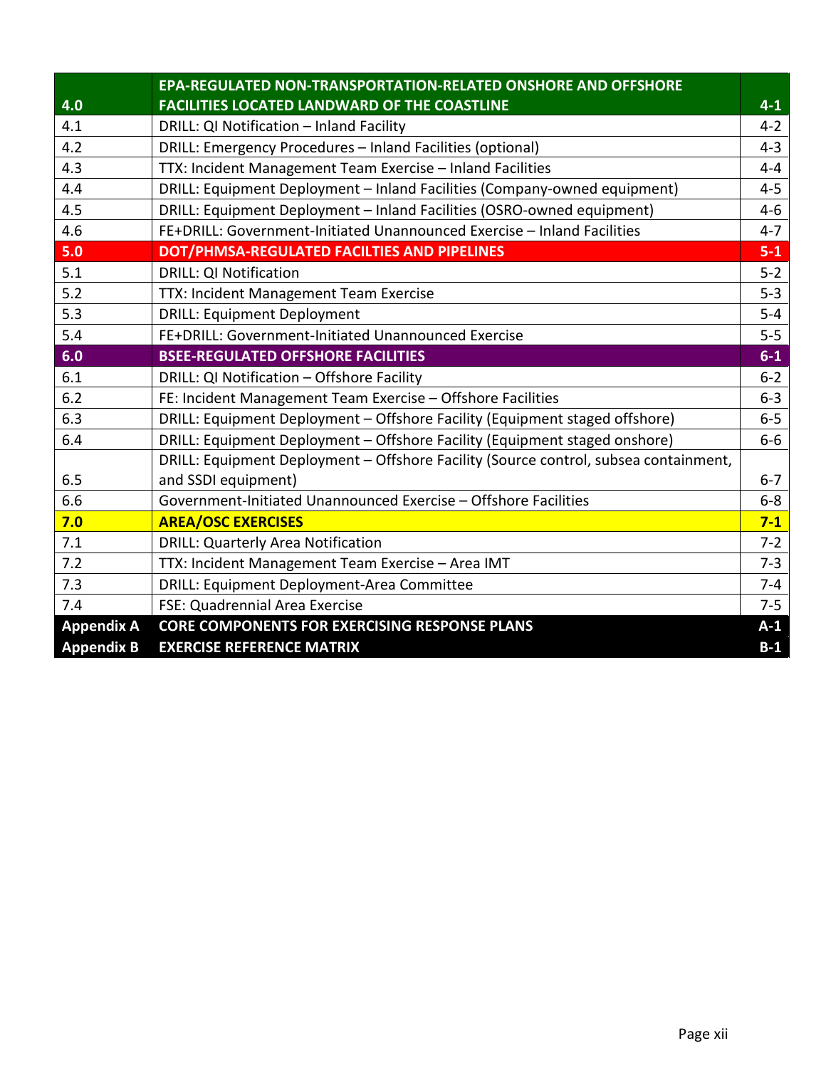| 4.0 | **EPA-REGULATED NON-TRANSPORTATION-RELATED ONSHORE AND OFFSHORE FACILITIES LOCATED LANDWARD OF THE COASTLINE** | 4-1 |
|---|---|---|
| 4.1 | DRILL: QI Notification – Inland Facility | 4-2 |
| 4.2 | DRILL: Emergency Procedures – Inland Facilities (optional) | 4-3 |
| 4.3 | TTX: Incident Management Team Exercise – Inland Facilities | 4-4 |
| 4.4 | DRILL: Equipment Deployment – Inland Facilities (Company-owned equipment) | 4-5 |
| 4.5 | DRILL: Equipment Deployment – Inland Facilities (OSRO-owned equipment) | 4-6 |
| 4.6 | FE+DRILL: Government-Initiated Unannounced Exercise – Inland Facilities | 4-7 |
| **5.0** | **DOT/PHMSA-REGULATED FACILTIES AND PIPELINES** | **5-1** |
| 5.1 | DRILL: QI Notification | 5-2 |
| 5.2 | TTX: Incident Management Team Exercise | 5-3 |
| 5.3 | DRILL: Equipment Deployment | 5-4 |
| 5.4 | FE+DRILL: Government-Initiated Unannounced Exercise | 5-5 |
| **6.0** | **BSEE-REGULATED OFFSHORE FACILITIES** | **6-1** |
| 6.1 | DRILL: QI Notification – Offshore Facility | 6-2 |
| 6.2 | FE: Incident Management Team Exercise – Offshore Facilities | 6-3 |
| 6.3 | DRILL: Equipment Deployment – Offshore Facility (Equipment staged offshore) | 6-5 |
| 6.4 | DRILL: Equipment Deployment – Offshore Facility (Equipment staged onshore) | 6-6 |
| 6.5 | DRILL: Equipment Deployment – Offshore Facility (Source control, subsea containment, and SSDI equipment) | 6-7 |
| 6.6 | Government-Initiated Unannounced Exercise – Offshore Facilities | 6-8 |
| **7.0** | **AREA/OSC EXERCISES** | **7-1** |
| 7.1 | DRILL: Quarterly Area Notification | 7-2 |
| 7.2 | TTX: Incident Management Team Exercise – Area IMT | 7-3 |
| 7.3 | DRILL: Equipment Deployment-Area Committee | 7-4 |
| 7.4 | FSE: Quadrennial Area Exercise | 7-5 |
| **Appendix A** | **CORE COMPONENTS FOR EXERCISING RESPONSE PLANS** | **A-1** |
| **Appendix B** | **EXERCISE REFERENCE MATRIX** | **B-1** |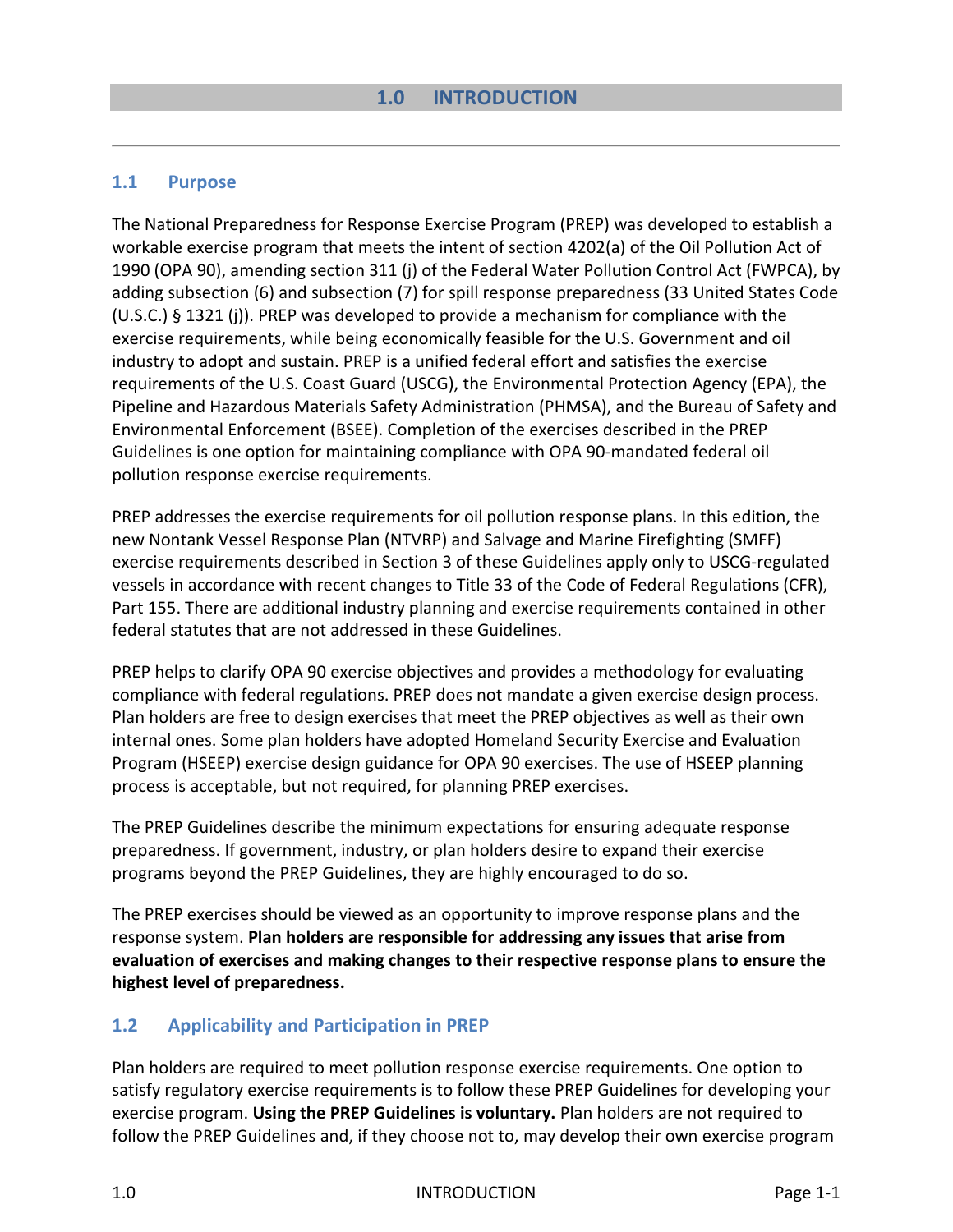# 1.0 INTRODUCTION

## 1.1 Purpose

The National Preparedness for Response Exercise Program (PREP) was developed to establish a workable exercise program that meets the intent of section 4202(a) of the Oil Pollution Act of 1990 (OPA 90), amending section 311 (j) of the Federal Water Pollution Control Act (FWPCA), by adding subsection (6) and subsection (7) for spill response preparedness (33 United States Code (U.S.C.) § 1321 (j)). PREP was developed to provide a mechanism for compliance with the exercise requirements, while being economically feasible for the U.S. Government and oil industry to adopt and sustain. PREP is a unified federal effort and satisfies the exercise requirements of the U.S. Coast Guard (USCG), the Environmental Protection Agency (EPA), the Pipeline and Hazardous Materials Safety Administration (PHMSA), and the Bureau of Safety and Environmental Enforcement (BSEE). Completion of the exercises described in the PREP Guidelines is one option for maintaining compliance with OPA 90-mandated federal oil pollution response exercise requirements.

PREP addresses the exercise requirements for oil pollution response plans. In this edition, the new Nontank Vessel Response Plan (NTVRP) and Salvage and Marine Firefighting (SMFF) exercise requirements described in Section 3 of these Guidelines apply only to USCG-regulated vessels in accordance with recent changes to Title 33 of the Code of Federal Regulations (CFR), Part 155. There are additional industry planning and exercise requirements contained in other federal statutes that are not addressed in these Guidelines.

PREP helps to clarify OPA 90 exercise objectives and provides a methodology for evaluating compliance with federal regulations. PREP does not mandate a given exercise design process. Plan holders are free to design exercises that meet the PREP objectives as well as their own internal ones. Some plan holders have adopted Homeland Security Exercise and Evaluation Program (HSEEP) exercise design guidance for OPA 90 exercises. The use of HSEEP planning process is acceptable, but not required, for planning PREP exercises.

The PREP Guidelines describe the minimum expectations for ensuring adequate response preparedness. If government, industry, or plan holders desire to expand their exercise programs beyond the PREP Guidelines, they are highly encouraged to do so.

The PREP exercises should be viewed as an opportunity to improve response plans and the response system. **Plan holders are responsible for addressing any issues that arise from evaluation of exercises and making changes to their respective response plans to ensure the highest level of preparedness.**

## 1.2 Applicability and Participation in PREP

Plan holders are required to meet pollution response exercise requirements. One option to satisfy regulatory exercise requirements is to follow these PREP Guidelines for developing your exercise program. **Using the PREP Guidelines is voluntary.** Plan holders are not required to follow the PREP Guidelines and, if they choose not to, may develop their own exercise program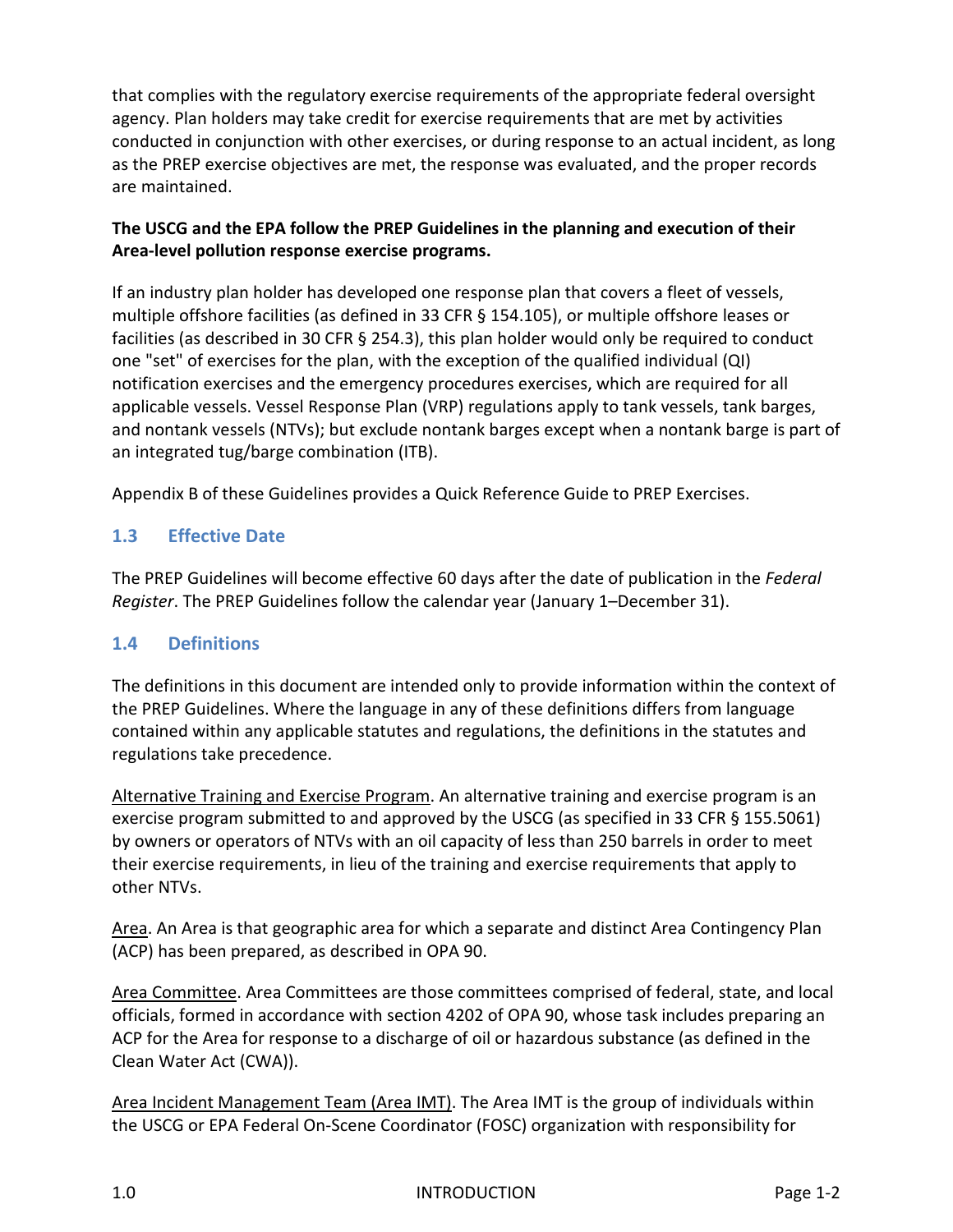that complies with the regulatory exercise requirements of the appropriate federal oversight agency. Plan holders may take credit for exercise requirements that are met by activities conducted in conjunction with other exercises, or during response to an actual incident, as long as the PREP exercise objectives are met, the response was evaluated, and the proper records are maintained.

**The USCG and the EPA follow the PREP Guidelines in the planning and execution of their Area-level pollution response exercise programs.**

If an industry plan holder has developed one response plan that covers a fleet of vessels, multiple offshore facilities (as defined in 33 CFR § 154.105), or multiple offshore leases or facilities (as described in 30 CFR § 254.3), this plan holder would only be required to conduct one "set" of exercises for the plan, with the exception of the qualified individual (QI) notification exercises and the emergency procedures exercises, which are required for all applicable vessels. Vessel Response Plan (VRP) regulations apply to tank vessels, tank barges, and nontank vessels (NTVs); but exclude nontank barges except when a nontank barge is part of an integrated tug/barge combination (ITB).

Appendix B of these Guidelines provides a Quick Reference Guide to PREP Exercises.

## 1.3 Effective Date

The PREP Guidelines will become effective 60 days after the date of publication in the *Federal Register*. The PREP Guidelines follow the calendar year (January 1–December 31).

## 1.4 Definitions

The definitions in this document are intended only to provide information within the context of the PREP Guidelines. Where the language in any of these definitions differs from language contained within any applicable statutes and regulations, the definitions in the statutes and regulations take precedence.

Alternative Training and Exercise Program. An alternative training and exercise program is an exercise program submitted to and approved by the USCG (as specified in 33 CFR § 155.5061) by owners or operators of NTVs with an oil capacity of less than 250 barrels in order to meet their exercise requirements, in lieu of the training and exercise requirements that apply to other NTVs.

Area. An Area is that geographic area for which a separate and distinct Area Contingency Plan (ACP) has been prepared, as described in OPA 90.

Area Committee. Area Committees are those committees comprised of federal, state, and local officials, formed in accordance with section 4202 of OPA 90, whose task includes preparing an ACP for the Area for response to a discharge of oil or hazardous substance (as defined in the Clean Water Act (CWA)).

Area Incident Management Team (Area IMT). The Area IMT is the group of individuals within the USCG or EPA Federal On-Scene Coordinator (FOSC) organization with responsibility for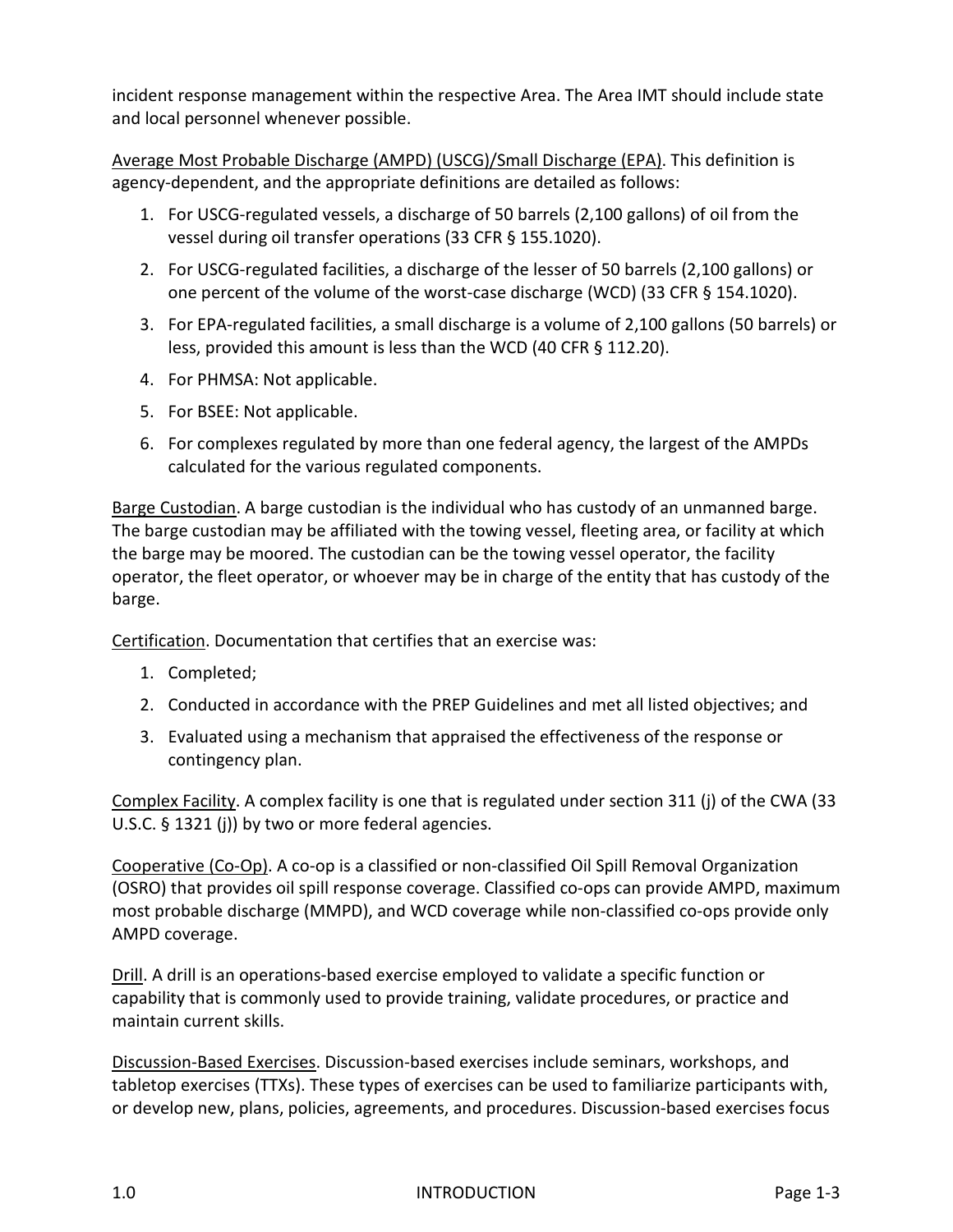incident response management within the respective Area. The Area IMT should include state and local personnel whenever possible.

Average Most Probable Discharge (AMPD) (USCG)/Small Discharge (EPA). This definition is agency-dependent, and the appropriate definitions are detailed as follows:

1. For USCG-regulated vessels, a discharge of 50 barrels (2,100 gallons) of oil from the vessel during oil transfer operations (33 CFR § 155.1020).
2. For USCG-regulated facilities, a discharge of the lesser of 50 barrels (2,100 gallons) or one percent of the volume of the worst-case discharge (WCD) (33 CFR § 154.1020).
3. For EPA-regulated facilities, a small discharge is a volume of 2,100 gallons (50 barrels) or less, provided this amount is less than the WCD (40 CFR § 112.20).
4. For PHMSA: Not applicable.
5. For BSEE: Not applicable.
6. For complexes regulated by more than one federal agency, the largest of the AMPDs calculated for the various regulated components.

Barge Custodian. A barge custodian is the individual who has custody of an unmanned barge. The barge custodian may be affiliated with the towing vessel, fleeting area, or facility at which the barge may be moored. The custodian can be the towing vessel operator, the facility operator, the fleet operator, or whoever may be in charge of the entity that has custody of the barge.

Certification. Documentation that certifies that an exercise was:

1. Completed;
2. Conducted in accordance with the PREP Guidelines and met all listed objectives; and
3. Evaluated using a mechanism that appraised the effectiveness of the response or contingency plan.

Complex Facility. A complex facility is one that is regulated under section 311 (j) of the CWA (33 U.S.C. § 1321 (j)) by two or more federal agencies.

Cooperative (Co-Op). A co-op is a classified or non-classified Oil Spill Removal Organization (OSRO) that provides oil spill response coverage. Classified co-ops can provide AMPD, maximum most probable discharge (MMPD), and WCD coverage while non-classified co-ops provide only AMPD coverage.

Drill. A drill is an operations-based exercise employed to validate a specific function or capability that is commonly used to provide training, validate procedures, or practice and maintain current skills.

Discussion-Based Exercises. Discussion-based exercises include seminars, workshops, and tabletop exercises (TTXs). These types of exercises can be used to familiarize participants with, or develop new, plans, policies, agreements, and procedures. Discussion-based exercises focus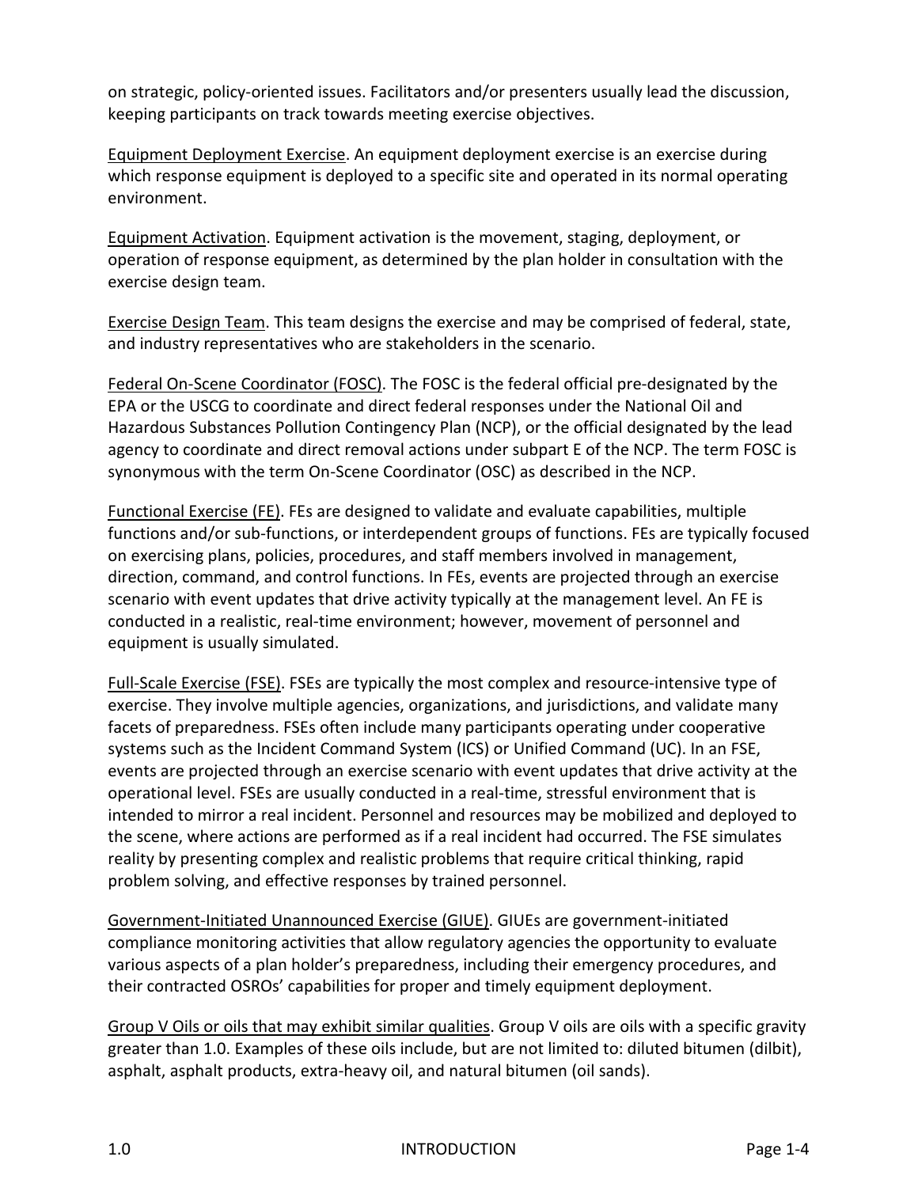on strategic, policy-oriented issues. Facilitators and/or presenters usually lead the discussion, keeping participants on track towards meeting exercise objectives.

<u>Equipment Deployment Exercise</u>. An equipment deployment exercise is an exercise during which response equipment is deployed to a specific site and operated in its normal operating environment.

<u>Equipment Activation</u>. Equipment activation is the movement, staging, deployment, or operation of response equipment, as determined by the plan holder in consultation with the exercise design team.

<u>Exercise Design Team</u>. This team designs the exercise and may be comprised of federal, state, and industry representatives who are stakeholders in the scenario.

<u>Federal On-Scene Coordinator (FOSC)</u>. The FOSC is the federal official pre-designated by the EPA or the USCG to coordinate and direct federal responses under the National Oil and Hazardous Substances Pollution Contingency Plan (NCP), or the official designated by the lead agency to coordinate and direct removal actions under subpart E of the NCP. The term FOSC is synonymous with the term On-Scene Coordinator (OSC) as described in the NCP.

<u>Functional Exercise (FE)</u>. FEs are designed to validate and evaluate capabilities, multiple functions and/or sub-functions, or interdependent groups of functions. FEs are typically focused on exercising plans, policies, procedures, and staff members involved in management, direction, command, and control functions. In FEs, events are projected through an exercise scenario with event updates that drive activity typically at the management level. An FE is conducted in a realistic, real-time environment; however, movement of personnel and equipment is usually simulated.

<u>Full-Scale Exercise (FSE)</u>. FSEs are typically the most complex and resource-intensive type of exercise. They involve multiple agencies, organizations, and jurisdictions, and validate many facets of preparedness. FSEs often include many participants operating under cooperative systems such as the Incident Command System (ICS) or Unified Command (UC). In an FSE, events are projected through an exercise scenario with event updates that drive activity at the operational level. FSEs are usually conducted in a real-time, stressful environment that is intended to mirror a real incident. Personnel and resources may be mobilized and deployed to the scene, where actions are performed as if a real incident had occurred. The FSE simulates reality by presenting complex and realistic problems that require critical thinking, rapid problem solving, and effective responses by trained personnel.

<u>Government-Initiated Unannounced Exercise (GIUE)</u>. GIUEs are government-initiated compliance monitoring activities that allow regulatory agencies the opportunity to evaluate various aspects of a plan holder's preparedness, including their emergency procedures, and their contracted OSROs' capabilities for proper and timely equipment deployment.

<u>Group V Oils or oils that may exhibit similar qualities</u>. Group V oils are oils with a specific gravity greater than 1.0. Examples of these oils include, but are not limited to: diluted bitumen (dilbit), asphalt, asphalt products, extra-heavy oil, and natural bitumen (oil sands).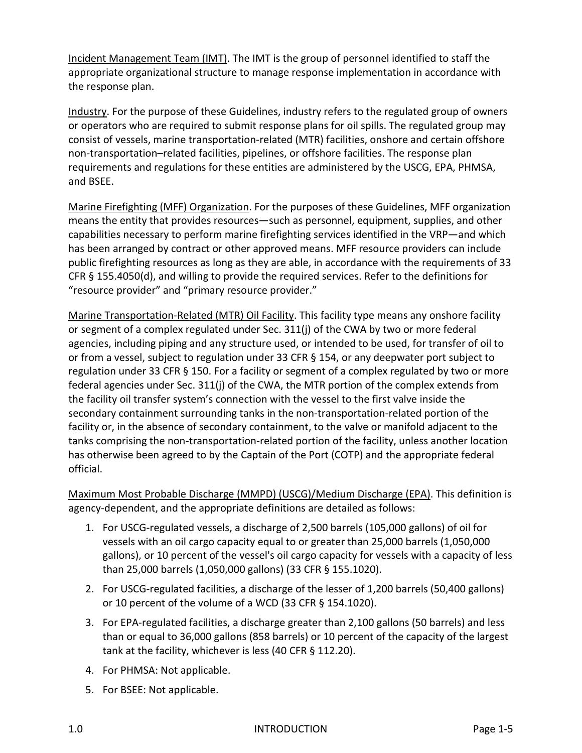Incident Management Team (IMT). The IMT is the group of personnel identified to staff the appropriate organizational structure to manage response implementation in accordance with the response plan.

Industry. For the purpose of these Guidelines, industry refers to the regulated group of owners or operators who are required to submit response plans for oil spills. The regulated group may consist of vessels, marine transportation-related (MTR) facilities, onshore and certain offshore non-transportation–related facilities, pipelines, or offshore facilities. The response plan requirements and regulations for these entities are administered by the USCG, EPA, PHMSA, and BSEE.

Marine Firefighting (MFF) Organization. For the purposes of these Guidelines, MFF organization means the entity that provides resources—such as personnel, equipment, supplies, and other capabilities necessary to perform marine firefighting services identified in the VRP—and which has been arranged by contract or other approved means. MFF resource providers can include public firefighting resources as long as they are able, in accordance with the requirements of 33 CFR § 155.4050(d), and willing to provide the required services. Refer to the definitions for "resource provider" and "primary resource provider."

Marine Transportation-Related (MTR) Oil Facility. This facility type means any onshore facility or segment of a complex regulated under Sec. 311(j) of the CWA by two or more federal agencies, including piping and any structure used, or intended to be used, for transfer of oil to or from a vessel, subject to regulation under 33 CFR § 154, or any deepwater port subject to regulation under 33 CFR § 150. For a facility or segment of a complex regulated by two or more federal agencies under Sec. 311(j) of the CWA, the MTR portion of the complex extends from the facility oil transfer system's connection with the vessel to the first valve inside the secondary containment surrounding tanks in the non-transportation-related portion of the facility or, in the absence of secondary containment, to the valve or manifold adjacent to the tanks comprising the non-transportation-related portion of the facility, unless another location has otherwise been agreed to by the Captain of the Port (COTP) and the appropriate federal official.

Maximum Most Probable Discharge (MMPD) (USCG)/Medium Discharge (EPA). This definition is agency-dependent, and the appropriate definitions are detailed as follows:

1. For USCG-regulated vessels, a discharge of 2,500 barrels (105,000 gallons) of oil for vessels with an oil cargo capacity equal to or greater than 25,000 barrels (1,050,000 gallons), or 10 percent of the vessel's oil cargo capacity for vessels with a capacity of less than 25,000 barrels (1,050,000 gallons) (33 CFR § 155.1020).
2. For USCG-regulated facilities, a discharge of the lesser of 1,200 barrels (50,400 gallons) or 10 percent of the volume of a WCD (33 CFR § 154.1020).
3. For EPA-regulated facilities, a discharge greater than 2,100 gallons (50 barrels) and less than or equal to 36,000 gallons (858 barrels) or 10 percent of the capacity of the largest tank at the facility, whichever is less (40 CFR § 112.20).
4. For PHMSA: Not applicable.
5. For BSEE: Not applicable.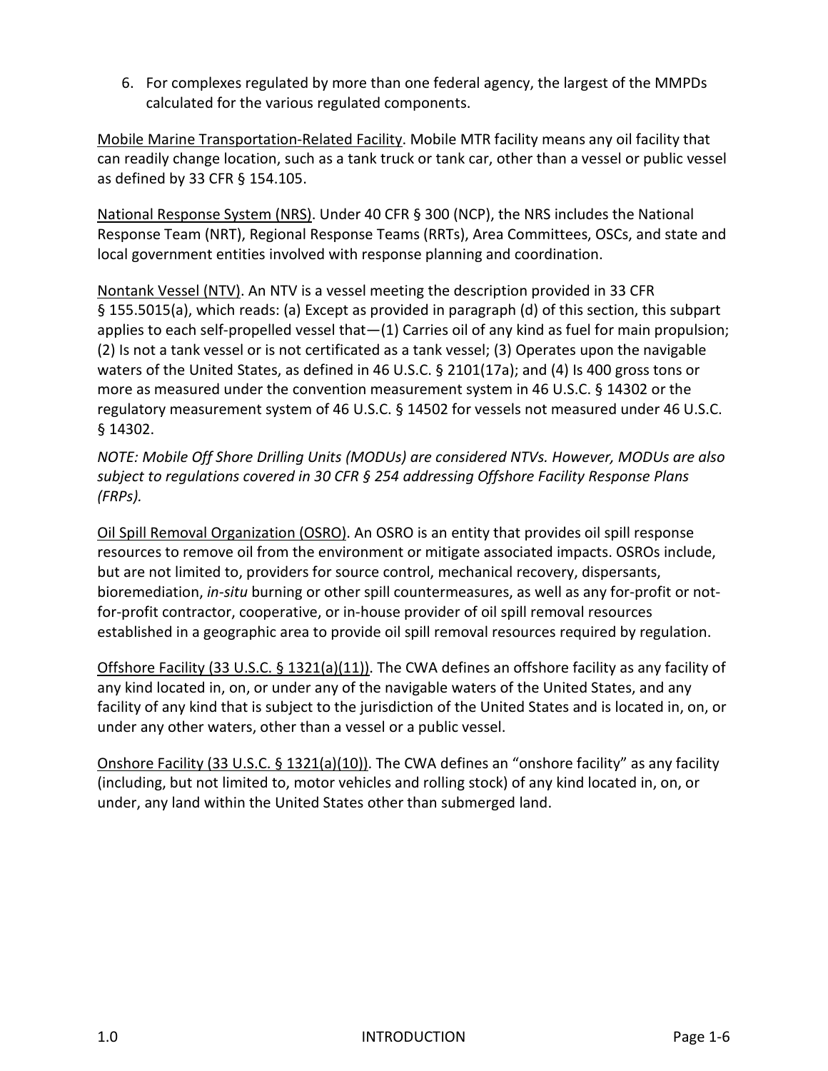6. For complexes regulated by more than one federal agency, the largest of the MMPDs calculated for the various regulated components.

Mobile Marine Transportation-Related Facility. Mobile MTR facility means any oil facility that can readily change location, such as a tank truck or tank car, other than a vessel or public vessel as defined by 33 CFR § 154.105.

National Response System (NRS). Under 40 CFR § 300 (NCP), the NRS includes the National Response Team (NRT), Regional Response Teams (RRTs), Area Committees, OSCs, and state and local government entities involved with response planning and coordination.

Nontank Vessel (NTV). An NTV is a vessel meeting the description provided in 33 CFR § 155.5015(a), which reads: (a) Except as provided in paragraph (d) of this section, this subpart applies to each self-propelled vessel that—(1) Carries oil of any kind as fuel for main propulsion; (2) Is not a tank vessel or is not certificated as a tank vessel; (3) Operates upon the navigable waters of the United States, as defined in 46 U.S.C. § 2101(17a); and (4) Is 400 gross tons or more as measured under the convention measurement system in 46 U.S.C. § 14302 or the regulatory measurement system of 46 U.S.C. § 14502 for vessels not measured under 46 U.S.C. § 14302.

*NOTE: Mobile Off Shore Drilling Units (MODUs) are considered NTVs. However, MODUs are also subject to regulations covered in 30 CFR § 254 addressing Offshore Facility Response Plans (FRPs).*

Oil Spill Removal Organization (OSRO). An OSRO is an entity that provides oil spill response resources to remove oil from the environment or mitigate associated impacts. OSROs include, but are not limited to, providers for source control, mechanical recovery, dispersants, bioremediation, *in-situ* burning or other spill countermeasures, as well as any for-profit or not-for-profit contractor, cooperative, or in-house provider of oil spill removal resources established in a geographic area to provide oil spill removal resources required by regulation.

Offshore Facility (33 U.S.C. § 1321(a)(11)). The CWA defines an offshore facility as any facility of any kind located in, on, or under any of the navigable waters of the United States, and any facility of any kind that is subject to the jurisdiction of the United States and is located in, on, or under any other waters, other than a vessel or a public vessel.

Onshore Facility (33 U.S.C. § 1321(a)(10)). The CWA defines an "onshore facility" as any facility (including, but not limited to, motor vehicles and rolling stock) of any kind located in, on, or under, any land within the United States other than submerged land.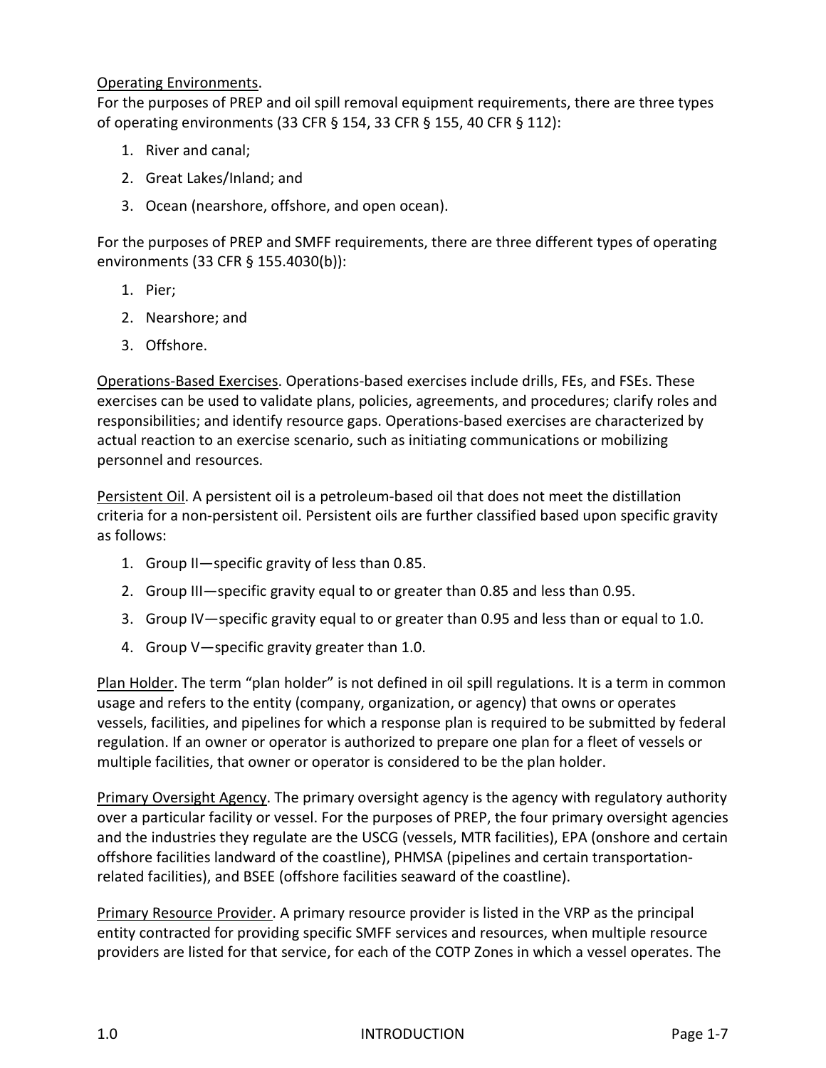Operating Environments.
For the purposes of PREP and oil spill removal equipment requirements, there are three types of operating environments (33 CFR § 154, 33 CFR § 155, 40 CFR § 112):

1. River and canal;
2. Great Lakes/Inland; and
3. Ocean (nearshore, offshore, and open ocean).

For the purposes of PREP and SMFF requirements, there are three different types of operating environments (33 CFR § 155.4030(b)):

1. Pier;
2. Nearshore; and
3. Offshore.

Operations-Based Exercises. Operations-based exercises include drills, FEs, and FSEs. These exercises can be used to validate plans, policies, agreements, and procedures; clarify roles and responsibilities; and identify resource gaps. Operations-based exercises are characterized by actual reaction to an exercise scenario, such as initiating communications or mobilizing personnel and resources.

Persistent Oil. A persistent oil is a petroleum-based oil that does not meet the distillation criteria for a non-persistent oil. Persistent oils are further classified based upon specific gravity as follows:

1. Group II—specific gravity of less than 0.85.
2. Group III—specific gravity equal to or greater than 0.85 and less than 0.95.
3. Group IV—specific gravity equal to or greater than 0.95 and less than or equal to 1.0.
4. Group V—specific gravity greater than 1.0.

Plan Holder. The term "plan holder" is not defined in oil spill regulations. It is a term in common usage and refers to the entity (company, organization, or agency) that owns or operates vessels, facilities, and pipelines for which a response plan is required to be submitted by federal regulation. If an owner or operator is authorized to prepare one plan for a fleet of vessels or multiple facilities, that owner or operator is considered to be the plan holder.

Primary Oversight Agency. The primary oversight agency is the agency with regulatory authority over a particular facility or vessel. For the purposes of PREP, the four primary oversight agencies and the industries they regulate are the USCG (vessels, MTR facilities), EPA (onshore and certain offshore facilities landward of the coastline), PHMSA (pipelines and certain transportation-related facilities), and BSEE (offshore facilities seaward of the coastline).

Primary Resource Provider. A primary resource provider is listed in the VRP as the principal entity contracted for providing specific SMFF services and resources, when multiple resource providers are listed for that service, for each of the COTP Zones in which a vessel operates. The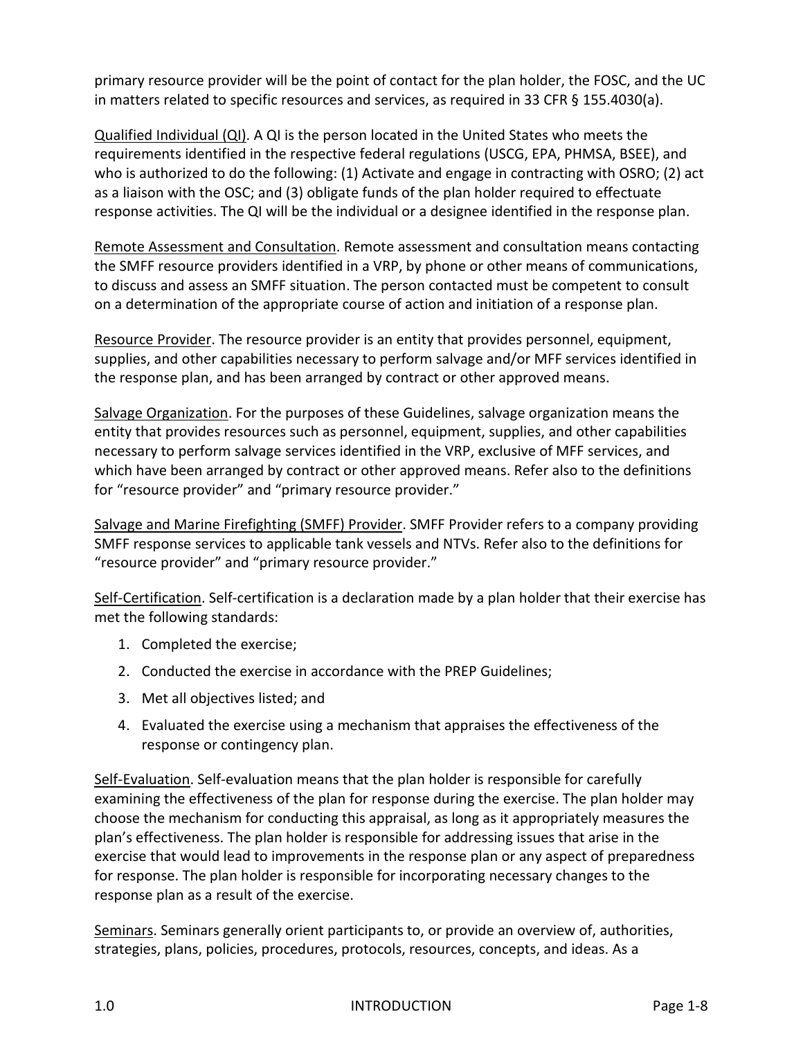primary resource provider will be the point of contact for the plan holder, the FOSC, and the UC in matters related to specific resources and services, as required in 33 CFR § 155.4030(a).

Qualified Individual (QI). A QI is the person located in the United States who meets the requirements identified in the respective federal regulations (USCG, EPA, PHMSA, BSEE), and who is authorized to do the following: (1) Activate and engage in contracting with OSRO; (2) act as a liaison with the OSC; and (3) obligate funds of the plan holder required to effectuate response activities. The QI will be the individual or a designee identified in the response plan.

Remote Assessment and Consultation. Remote assessment and consultation means contacting the SMFF resource providers identified in a VRP, by phone or other means of communications, to discuss and assess an SMFF situation. The person contacted must be competent to consult on a determination of the appropriate course of action and initiation of a response plan.

Resource Provider. The resource provider is an entity that provides personnel, equipment, supplies, and other capabilities necessary to perform salvage and/or MFF services identified in the response plan, and has been arranged by contract or other approved means.

Salvage Organization. For the purposes of these Guidelines, salvage organization means the entity that provides resources such as personnel, equipment, supplies, and other capabilities necessary to perform salvage services identified in the VRP, exclusive of MFF services, and which have been arranged by contract or other approved means. Refer also to the definitions for "resource provider" and "primary resource provider."

Salvage and Marine Firefighting (SMFF) Provider. SMFF Provider refers to a company providing SMFF response services to applicable tank vessels and NTVs. Refer also to the definitions for "resource provider" and "primary resource provider."

Self-Certification. Self-certification is a declaration made by a plan holder that their exercise has met the following standards:

1. Completed the exercise;
2. Conducted the exercise in accordance with the PREP Guidelines;
3. Met all objectives listed; and
4. Evaluated the exercise using a mechanism that appraises the effectiveness of the response or contingency plan.

Self-Evaluation. Self-evaluation means that the plan holder is responsible for carefully examining the effectiveness of the plan for response during the exercise. The plan holder may choose the mechanism for conducting this appraisal, as long as it appropriately measures the plan's effectiveness. The plan holder is responsible for addressing issues that arise in the exercise that would lead to improvements in the response plan or any aspect of preparedness for response. The plan holder is responsible for incorporating necessary changes to the response plan as a result of the exercise.

Seminars. Seminars generally orient participants to, or provide an overview of, authorities, strategies, plans, policies, procedures, protocols, resources, concepts, and ideas. As a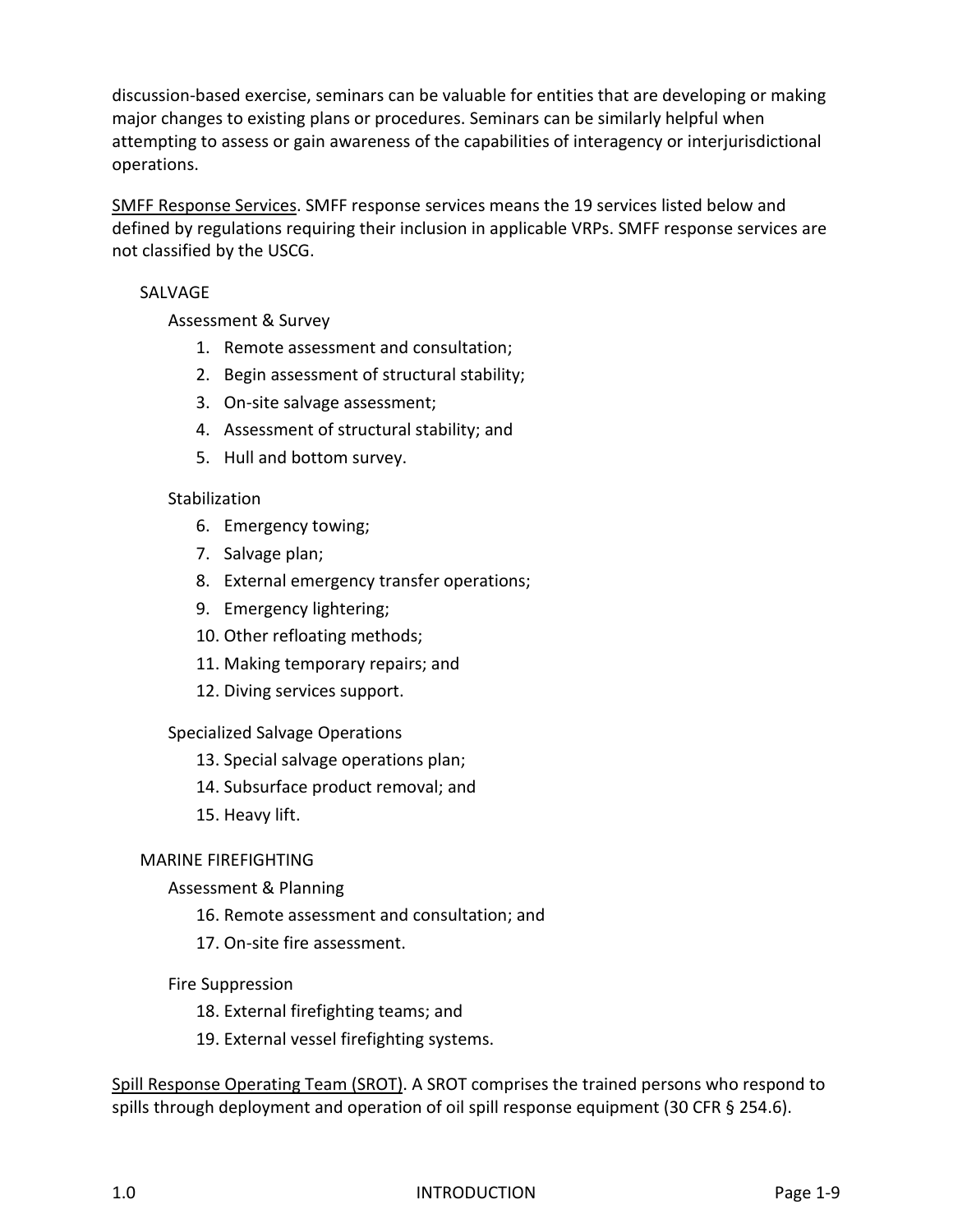discussion-based exercise, seminars can be valuable for entities that are developing or making major changes to existing plans or procedures. Seminars can be similarly helpful when attempting to assess or gain awareness of the capabilities of interagency or interjurisdictional operations.

SMFF Response Services. SMFF response services means the 19 services listed below and defined by regulations requiring their inclusion in applicable VRPs. SMFF response services are not classified by the USCG.

SALVAGE

Assessment & Survey

1. Remote assessment and consultation;
2. Begin assessment of structural stability;
3. On-site salvage assessment;
4. Assessment of structural stability; and
5. Hull and bottom survey.

Stabilization

6. Emergency towing;
7. Salvage plan;
8. External emergency transfer operations;
9. Emergency lightering;
10. Other refloating methods;
11. Making temporary repairs; and
12. Diving services support.

Specialized Salvage Operations

13. Special salvage operations plan;
14. Subsurface product removal; and
15. Heavy lift.

MARINE FIREFIGHTING

Assessment & Planning

16. Remote assessment and consultation; and
17. On-site fire assessment.

Fire Suppression

18. External firefighting teams; and
19. External vessel firefighting systems.

Spill Response Operating Team (SROT). A SROT comprises the trained persons who respond to spills through deployment and operation of oil spill response equipment (30 CFR § 254.6).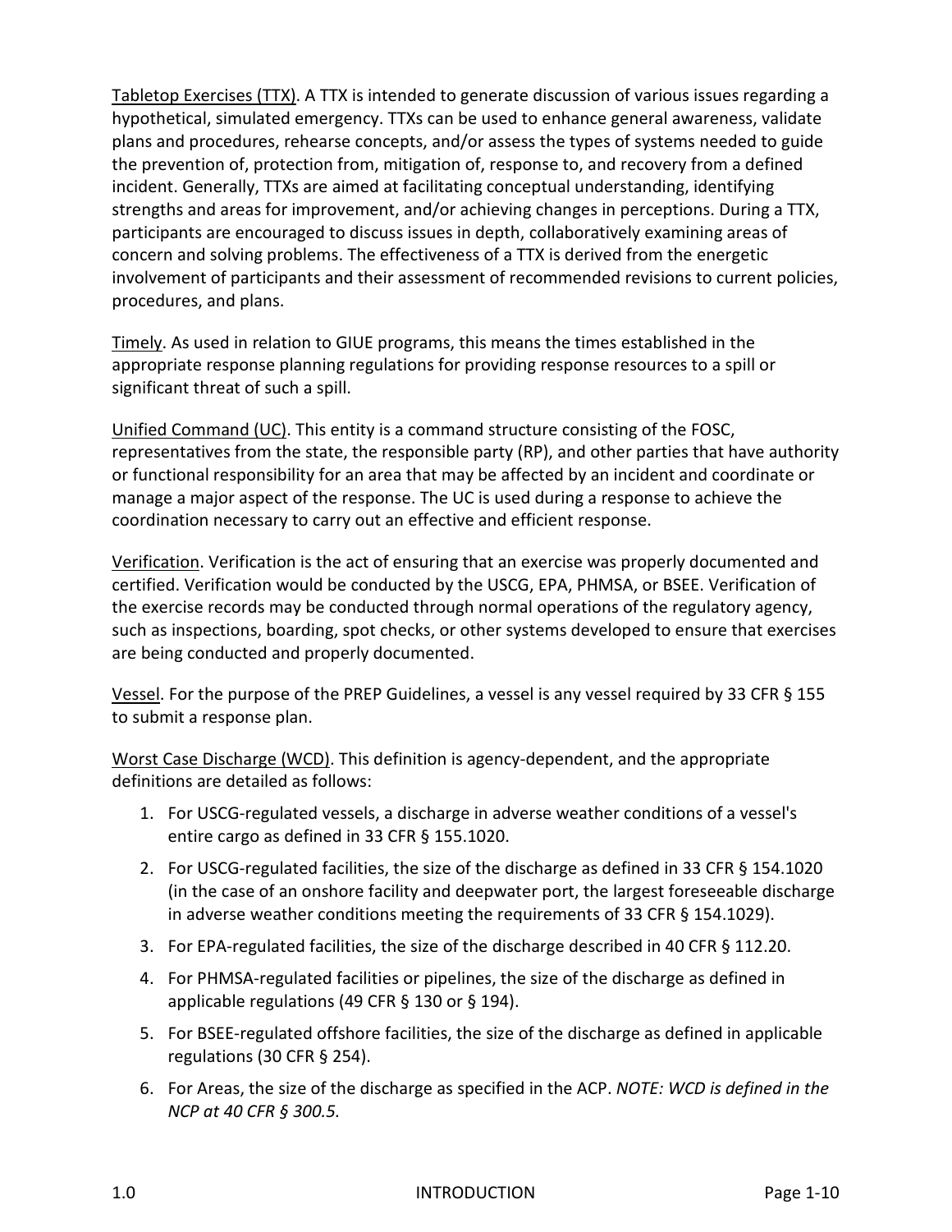Tabletop Exercises (TTX). A TTX is intended to generate discussion of various issues regarding a hypothetical, simulated emergency. TTXs can be used to enhance general awareness, validate plans and procedures, rehearse concepts, and/or assess the types of systems needed to guide the prevention of, protection from, mitigation of, response to, and recovery from a defined incident. Generally, TTXs are aimed at facilitating conceptual understanding, identifying strengths and areas for improvement, and/or achieving changes in perceptions. During a TTX, participants are encouraged to discuss issues in depth, collaboratively examining areas of concern and solving problems. The effectiveness of a TTX is derived from the energetic involvement of participants and their assessment of recommended revisions to current policies, procedures, and plans.

Timely. As used in relation to GIUE programs, this means the times established in the appropriate response planning regulations for providing response resources to a spill or significant threat of such a spill.

Unified Command (UC). This entity is a command structure consisting of the FOSC, representatives from the state, the responsible party (RP), and other parties that have authority or functional responsibility for an area that may be affected by an incident and coordinate or manage a major aspect of the response. The UC is used during a response to achieve the coordination necessary to carry out an effective and efficient response.

Verification. Verification is the act of ensuring that an exercise was properly documented and certified. Verification would be conducted by the USCG, EPA, PHMSA, or BSEE. Verification of the exercise records may be conducted through normal operations of the regulatory agency, such as inspections, boarding, spot checks, or other systems developed to ensure that exercises are being conducted and properly documented.

Vessel. For the purpose of the PREP Guidelines, a vessel is any vessel required by 33 CFR § 155 to submit a response plan.

Worst Case Discharge (WCD). This definition is agency-dependent, and the appropriate definitions are detailed as follows:

1. For USCG-regulated vessels, a discharge in adverse weather conditions of a vessel's entire cargo as defined in 33 CFR § 155.1020.
2. For USCG-regulated facilities, the size of the discharge as defined in 33 CFR § 154.1020 (in the case of an onshore facility and deepwater port, the largest foreseeable discharge in adverse weather conditions meeting the requirements of 33 CFR § 154.1029).
3. For EPA-regulated facilities, the size of the discharge described in 40 CFR § 112.20.
4. For PHMSA-regulated facilities or pipelines, the size of the discharge as defined in applicable regulations (49 CFR § 130 or § 194).
5. For BSEE-regulated offshore facilities, the size of the discharge as defined in applicable regulations (30 CFR § 254).
6. For Areas, the size of the discharge as specified in the ACP. *NOTE: WCD is defined in the NCP at 40 CFR § 300.5.*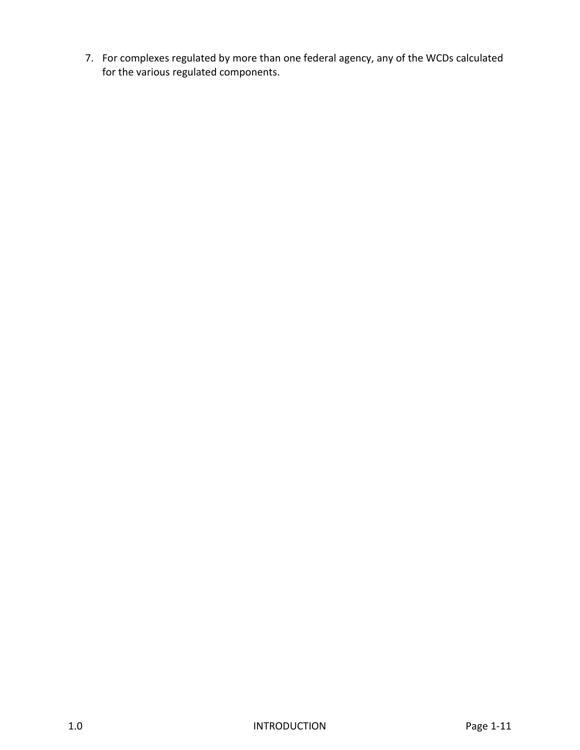7. For complexes regulated by more than one federal agency, any of the WCDs calculated for the various regulated components.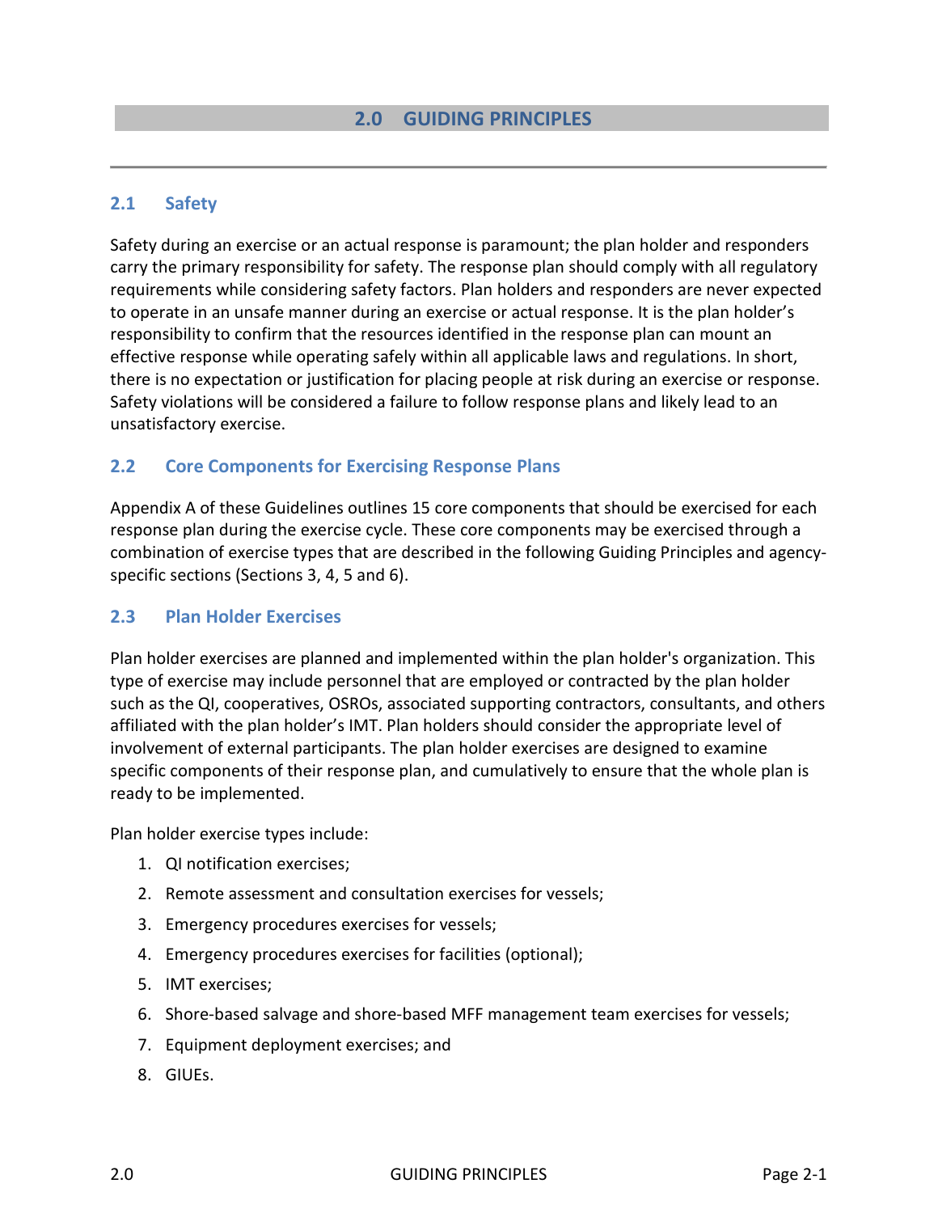# 2.0 GUIDING PRINCIPLES

## 2.1 Safety

Safety during an exercise or an actual response is paramount; the plan holder and responders carry the primary responsibility for safety. The response plan should comply with all regulatory requirements while considering safety factors. Plan holders and responders are never expected to operate in an unsafe manner during an exercise or actual response. It is the plan holder's responsibility to confirm that the resources identified in the response plan can mount an effective response while operating safely within all applicable laws and regulations. In short, there is no expectation or justification for placing people at risk during an exercise or response. Safety violations will be considered a failure to follow response plans and likely lead to an unsatisfactory exercise.

## 2.2 Core Components for Exercising Response Plans

Appendix A of these Guidelines outlines 15 core components that should be exercised for each response plan during the exercise cycle. These core components may be exercised through a combination of exercise types that are described in the following Guiding Principles and agency-specific sections (Sections 3, 4, 5 and 6).

## 2.3 Plan Holder Exercises

Plan holder exercises are planned and implemented within the plan holder's organization. This type of exercise may include personnel that are employed or contracted by the plan holder such as the QI, cooperatives, OSROs, associated supporting contractors, consultants, and others affiliated with the plan holder's IMT. Plan holders should consider the appropriate level of involvement of external participants. The plan holder exercises are designed to examine specific components of their response plan, and cumulatively to ensure that the whole plan is ready to be implemented.

Plan holder exercise types include:

1. QI notification exercises;
2. Remote assessment and consultation exercises for vessels;
3. Emergency procedures exercises for vessels;
4. Emergency procedures exercises for facilities (optional);
5. IMT exercises;
6. Shore-based salvage and shore-based MFF management team exercises for vessels;
7. Equipment deployment exercises; and
8. GIUEs.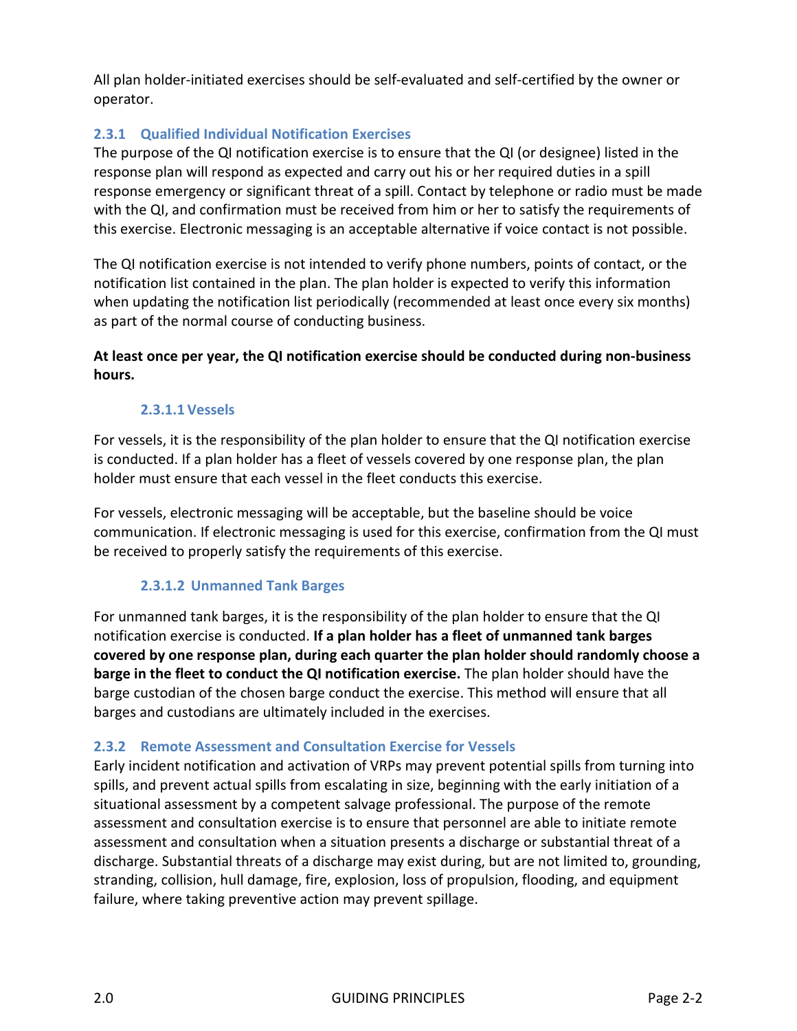All plan holder-initiated exercises should be self-evaluated and self-certified by the owner or operator.

### 2.3.1 Qualified Individual Notification Exercises

The purpose of the QI notification exercise is to ensure that the QI (or designee) listed in the response plan will respond as expected and carry out his or her required duties in a spill response emergency or significant threat of a spill. Contact by telephone or radio must be made with the QI, and confirmation must be received from him or her to satisfy the requirements of this exercise. Electronic messaging is an acceptable alternative if voice contact is not possible.

The QI notification exercise is not intended to verify phone numbers, points of contact, or the notification list contained in the plan. The plan holder is expected to verify this information when updating the notification list periodically (recommended at least once every six months) as part of the normal course of conducting business.

**At least once per year, the QI notification exercise should be conducted during non-business hours.**

#### 2.3.1.1 Vessels

For vessels, it is the responsibility of the plan holder to ensure that the QI notification exercise is conducted. If a plan holder has a fleet of vessels covered by one response plan, the plan holder must ensure that each vessel in the fleet conducts this exercise.

For vessels, electronic messaging will be acceptable, but the baseline should be voice communication. If electronic messaging is used for this exercise, confirmation from the QI must be received to properly satisfy the requirements of this exercise.

#### 2.3.1.2 Unmanned Tank Barges

For unmanned tank barges, it is the responsibility of the plan holder to ensure that the QI notification exercise is conducted. **If a plan holder has a fleet of unmanned tank barges covered by one response plan, during each quarter the plan holder should randomly choose a barge in the fleet to conduct the QI notification exercise.** The plan holder should have the barge custodian of the chosen barge conduct the exercise. This method will ensure that all barges and custodians are ultimately included in the exercises.

### 2.3.2 Remote Assessment and Consultation Exercise for Vessels

Early incident notification and activation of VRPs may prevent potential spills from turning into spills, and prevent actual spills from escalating in size, beginning with the early initiation of a situational assessment by a competent salvage professional. The purpose of the remote assessment and consultation exercise is to ensure that personnel are able to initiate remote assessment and consultation when a situation presents a discharge or substantial threat of a discharge. Substantial threats of a discharge may exist during, but are not limited to, grounding, stranding, collision, hull damage, fire, explosion, loss of propulsion, flooding, and equipment failure, where taking preventive action may prevent spillage.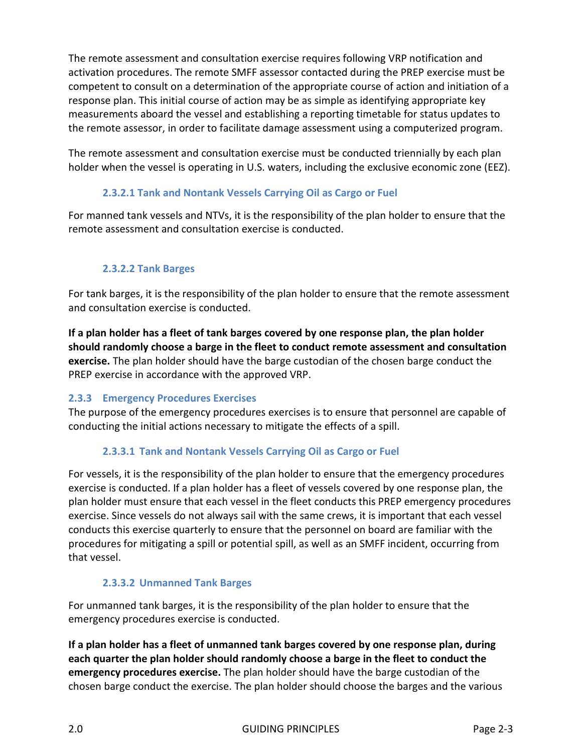The remote assessment and consultation exercise requires following VRP notification and activation procedures. The remote SMFF assessor contacted during the PREP exercise must be competent to consult on a determination of the appropriate course of action and initiation of a response plan. This initial course of action may be as simple as identifying appropriate key measurements aboard the vessel and establishing a reporting timetable for status updates to the remote assessor, in order to facilitate damage assessment using a computerized program.

The remote assessment and consultation exercise must be conducted triennially by each plan holder when the vessel is operating in U.S. waters, including the exclusive economic zone (EEZ).

#### 2.3.2.1 Tank and Nontank Vessels Carrying Oil as Cargo or Fuel

For manned tank vessels and NTVs, it is the responsibility of the plan holder to ensure that the remote assessment and consultation exercise is conducted.

#### 2.3.2.2 Tank Barges

For tank barges, it is the responsibility of the plan holder to ensure that the remote assessment and consultation exercise is conducted.

**If a plan holder has a fleet of tank barges covered by one response plan, the plan holder should randomly choose a barge in the fleet to conduct remote assessment and consultation exercise.** The plan holder should have the barge custodian of the chosen barge conduct the PREP exercise in accordance with the approved VRP.

### 2.3.3 Emergency Procedures Exercises

The purpose of the emergency procedures exercises is to ensure that personnel are capable of conducting the initial actions necessary to mitigate the effects of a spill.

#### 2.3.3.1 Tank and Nontank Vessels Carrying Oil as Cargo or Fuel

For vessels, it is the responsibility of the plan holder to ensure that the emergency procedures exercise is conducted. If a plan holder has a fleet of vessels covered by one response plan, the plan holder must ensure that each vessel in the fleet conducts this PREP emergency procedures exercise. Since vessels do not always sail with the same crews, it is important that each vessel conducts this exercise quarterly to ensure that the personnel on board are familiar with the procedures for mitigating a spill or potential spill, as well as an SMFF incident, occurring from that vessel.

#### 2.3.3.2 Unmanned Tank Barges

For unmanned tank barges, it is the responsibility of the plan holder to ensure that the emergency procedures exercise is conducted.

**If a plan holder has a fleet of unmanned tank barges covered by one response plan, during each quarter the plan holder should randomly choose a barge in the fleet to conduct the emergency procedures exercise.** The plan holder should have the barge custodian of the chosen barge conduct the exercise. The plan holder should choose the barges and the various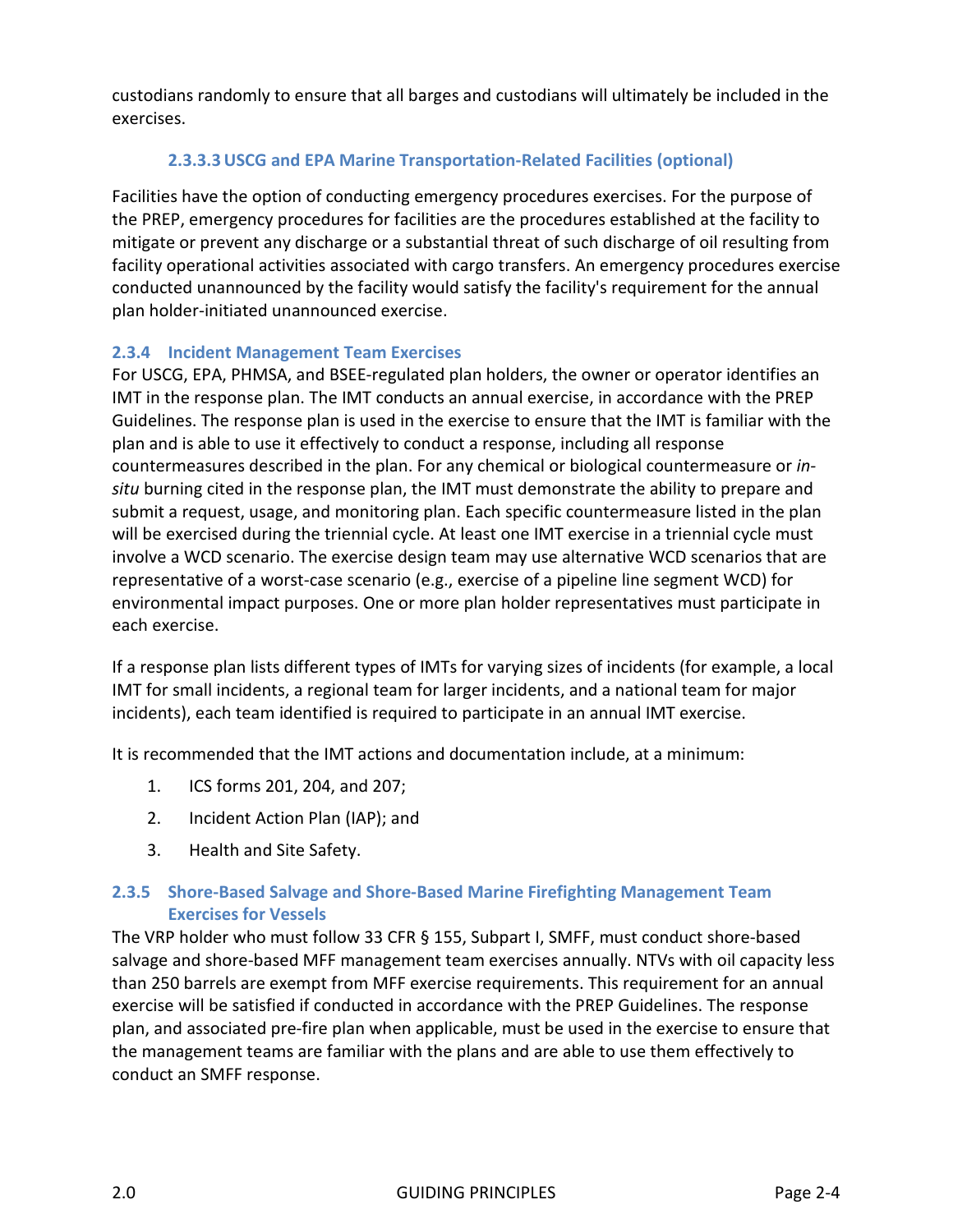custodians randomly to ensure that all barges and custodians will ultimately be included in the exercises.

#### 2.3.3.3 USCG and EPA Marine Transportation-Related Facilities (optional)

Facilities have the option of conducting emergency procedures exercises. For the purpose of the PREP, emergency procedures for facilities are the procedures established at the facility to mitigate or prevent any discharge or a substantial threat of such discharge of oil resulting from facility operational activities associated with cargo transfers. An emergency procedures exercise conducted unannounced by the facility would satisfy the facility's requirement for the annual plan holder-initiated unannounced exercise.

### 2.3.4 Incident Management Team Exercises

For USCG, EPA, PHMSA, and BSEE-regulated plan holders, the owner or operator identifies an IMT in the response plan. The IMT conducts an annual exercise, in accordance with the PREP Guidelines. The response plan is used in the exercise to ensure that the IMT is familiar with the plan and is able to use it effectively to conduct a response, including all response countermeasures described in the plan. For any chemical or biological countermeasure or *in-situ* burning cited in the response plan, the IMT must demonstrate the ability to prepare and submit a request, usage, and monitoring plan. Each specific countermeasure listed in the plan will be exercised during the triennial cycle. At least one IMT exercise in a triennial cycle must involve a WCD scenario. The exercise design team may use alternative WCD scenarios that are representative of a worst-case scenario (e.g., exercise of a pipeline line segment WCD) for environmental impact purposes. One or more plan holder representatives must participate in each exercise.

If a response plan lists different types of IMTs for varying sizes of incidents (for example, a local IMT for small incidents, a regional team for larger incidents, and a national team for major incidents), each team identified is required to participate in an annual IMT exercise.

It is recommended that the IMT actions and documentation include, at a minimum:

1. ICS forms 201, 204, and 207;
2. Incident Action Plan (IAP); and
3. Health and Site Safety.

### 2.3.5 Shore-Based Salvage and Shore-Based Marine Firefighting Management Team Exercises for Vessels

The VRP holder who must follow 33 CFR § 155, Subpart I, SMFF, must conduct shore-based salvage and shore-based MFF management team exercises annually. NTVs with oil capacity less than 250 barrels are exempt from MFF exercise requirements. This requirement for an annual exercise will be satisfied if conducted in accordance with the PREP Guidelines. The response plan, and associated pre-fire plan when applicable, must be used in the exercise to ensure that the management teams are familiar with the plans and are able to use them effectively to conduct an SMFF response.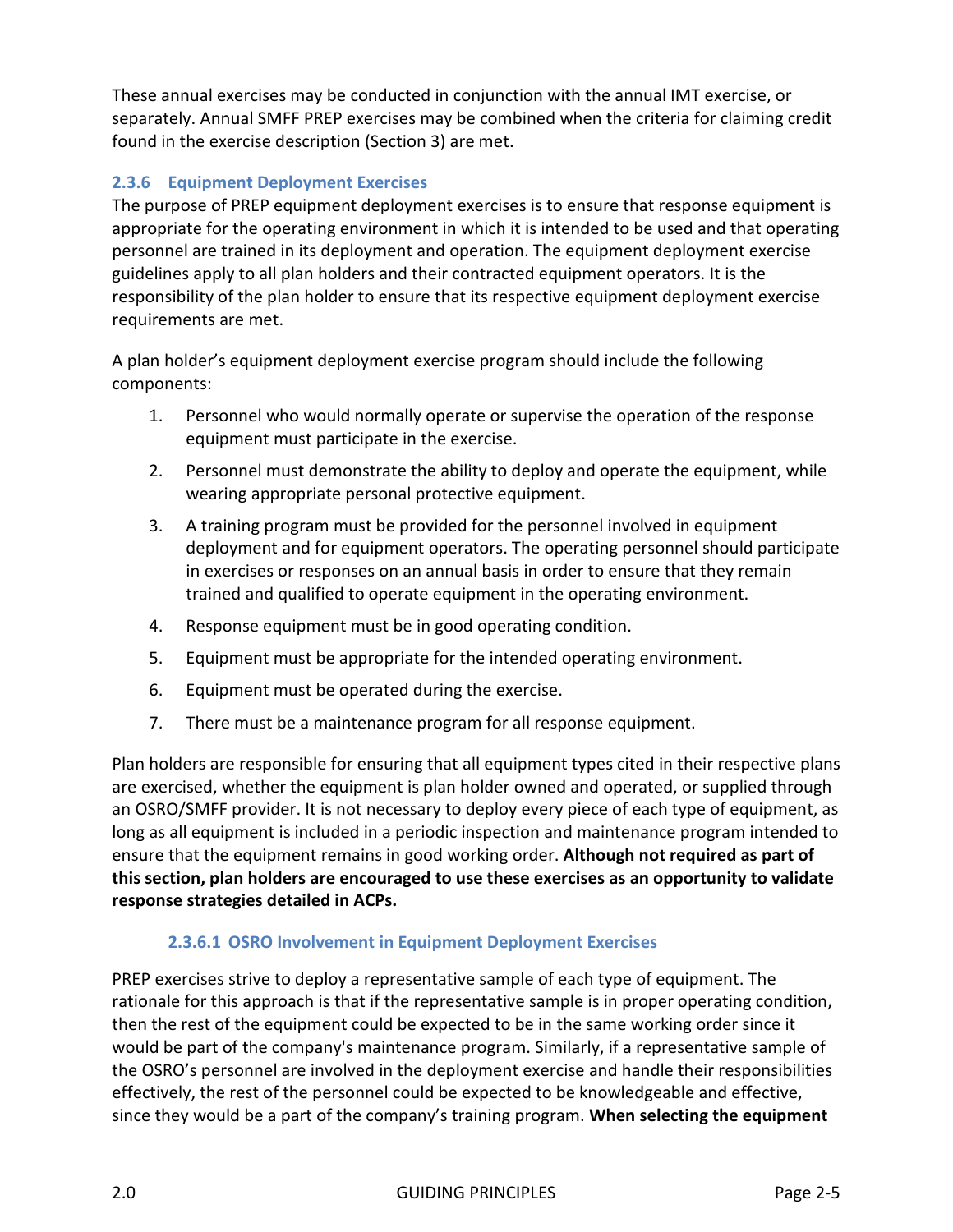These annual exercises may be conducted in conjunction with the annual IMT exercise, or separately. Annual SMFF PREP exercises may be combined when the criteria for claiming credit found in the exercise description (Section 3) are met.

### 2.3.6 Equipment Deployment Exercises

The purpose of PREP equipment deployment exercises is to ensure that response equipment is appropriate for the operating environment in which it is intended to be used and that operating personnel are trained in its deployment and operation. The equipment deployment exercise guidelines apply to all plan holders and their contracted equipment operators. It is the responsibility of the plan holder to ensure that its respective equipment deployment exercise requirements are met.

A plan holder's equipment deployment exercise program should include the following components:

1. Personnel who would normally operate or supervise the operation of the response equipment must participate in the exercise.
2. Personnel must demonstrate the ability to deploy and operate the equipment, while wearing appropriate personal protective equipment.
3. A training program must be provided for the personnel involved in equipment deployment and for equipment operators. The operating personnel should participate in exercises or responses on an annual basis in order to ensure that they remain trained and qualified to operate equipment in the operating environment.
4. Response equipment must be in good operating condition.
5. Equipment must be appropriate for the intended operating environment.
6. Equipment must be operated during the exercise.
7. There must be a maintenance program for all response equipment.

Plan holders are responsible for ensuring that all equipment types cited in their respective plans are exercised, whether the equipment is plan holder owned and operated, or supplied through an OSRO/SMFF provider. It is not necessary to deploy every piece of each type of equipment, as long as all equipment is included in a periodic inspection and maintenance program intended to ensure that the equipment remains in good working order. **Although not required as part of this section, plan holders are encouraged to use these exercises as an opportunity to validate response strategies detailed in ACPs.**

#### 2.3.6.1 OSRO Involvement in Equipment Deployment Exercises

PREP exercises strive to deploy a representative sample of each type of equipment. The rationale for this approach is that if the representative sample is in proper operating condition, then the rest of the equipment could be expected to be in the same working order since it would be part of the company's maintenance program. Similarly, if a representative sample of the OSRO's personnel are involved in the deployment exercise and handle their responsibilities effectively, the rest of the personnel could be expected to be knowledgeable and effective, since they would be a part of the company's training program. **When selecting the equipment**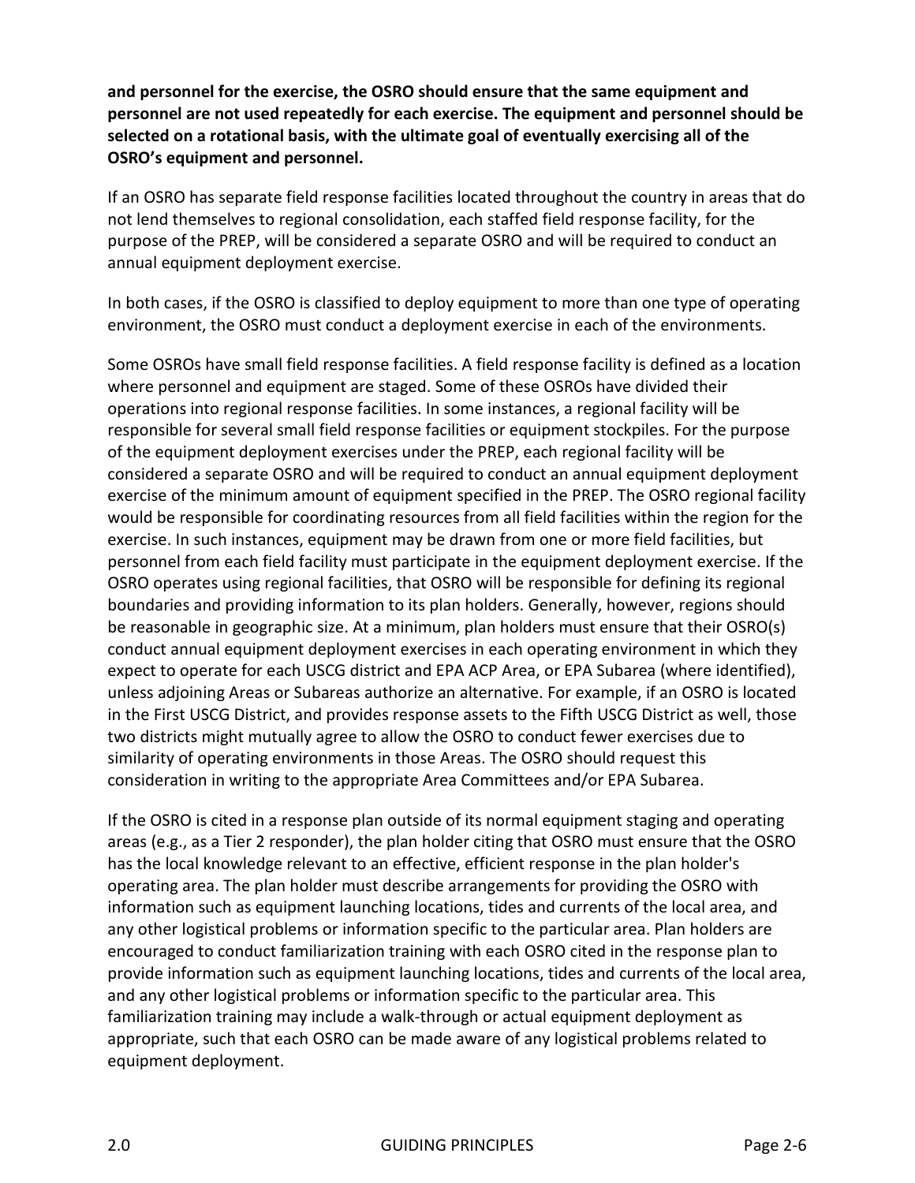**and personnel for the exercise, the OSRO should ensure that the same equipment and personnel are not used repeatedly for each exercise. The equipment and personnel should be selected on a rotational basis, with the ultimate goal of eventually exercising all of the OSRO's equipment and personnel.**

If an OSRO has separate field response facilities located throughout the country in areas that do not lend themselves to regional consolidation, each staffed field response facility, for the purpose of the PREP, will be considered a separate OSRO and will be required to conduct an annual equipment deployment exercise.

In both cases, if the OSRO is classified to deploy equipment to more than one type of operating environment, the OSRO must conduct a deployment exercise in each of the environments.

Some OSROs have small field response facilities. A field response facility is defined as a location where personnel and equipment are staged. Some of these OSROs have divided their operations into regional response facilities. In some instances, a regional facility will be responsible for several small field response facilities or equipment stockpiles. For the purpose of the equipment deployment exercises under the PREP, each regional facility will be considered a separate OSRO and will be required to conduct an annual equipment deployment exercise of the minimum amount of equipment specified in the PREP. The OSRO regional facility would be responsible for coordinating resources from all field facilities within the region for the exercise. In such instances, equipment may be drawn from one or more field facilities, but personnel from each field facility must participate in the equipment deployment exercise. If the OSRO operates using regional facilities, that OSRO will be responsible for defining its regional boundaries and providing information to its plan holders. Generally, however, regions should be reasonable in geographic size. At a minimum, plan holders must ensure that their OSRO(s) conduct annual equipment deployment exercises in each operating environment in which they expect to operate for each USCG district and EPA ACP Area, or EPA Subarea (where identified), unless adjoining Areas or Subareas authorize an alternative. For example, if an OSRO is located in the First USCG District, and provides response assets to the Fifth USCG District as well, those two districts might mutually agree to allow the OSRO to conduct fewer exercises due to similarity of operating environments in those Areas. The OSRO should request this consideration in writing to the appropriate Area Committees and/or EPA Subarea.

If the OSRO is cited in a response plan outside of its normal equipment staging and operating areas (e.g., as a Tier 2 responder), the plan holder citing that OSRO must ensure that the OSRO has the local knowledge relevant to an effective, efficient response in the plan holder's operating area. The plan holder must describe arrangements for providing the OSRO with information such as equipment launching locations, tides and currents of the local area, and any other logistical problems or information specific to the particular area. Plan holders are encouraged to conduct familiarization training with each OSRO cited in the response plan to provide information such as equipment launching locations, tides and currents of the local area, and any other logistical problems or information specific to the particular area. This familiarization training may include a walk-through or actual equipment deployment as appropriate, such that each OSRO can be made aware of any logistical problems related to equipment deployment.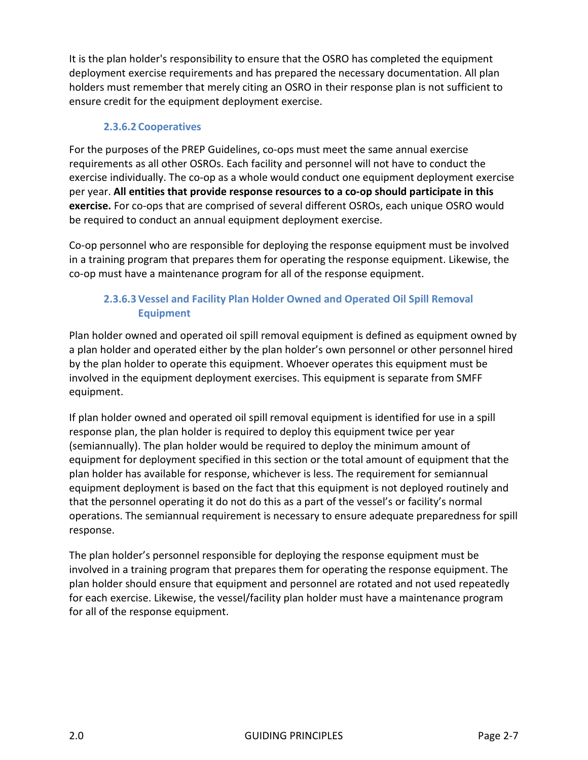It is the plan holder's responsibility to ensure that the OSRO has completed the equipment deployment exercise requirements and has prepared the necessary documentation. All plan holders must remember that merely citing an OSRO in their response plan is not sufficient to ensure credit for the equipment deployment exercise.

#### 2.3.6.2 Cooperatives

For the purposes of the PREP Guidelines, co-ops must meet the same annual exercise requirements as all other OSROs. Each facility and personnel will not have to conduct the exercise individually. The co-op as a whole would conduct one equipment deployment exercise per year. **All entities that provide response resources to a co-op should participate in this exercise.** For co-ops that are comprised of several different OSROs, each unique OSRO would be required to conduct an annual equipment deployment exercise.

Co-op personnel who are responsible for deploying the response equipment must be involved in a training program that prepares them for operating the response equipment. Likewise, the co-op must have a maintenance program for all of the response equipment.

#### 2.3.6.3 Vessel and Facility Plan Holder Owned and Operated Oil Spill Removal Equipment

Plan holder owned and operated oil spill removal equipment is defined as equipment owned by a plan holder and operated either by the plan holder's own personnel or other personnel hired by the plan holder to operate this equipment. Whoever operates this equipment must be involved in the equipment deployment exercises. This equipment is separate from SMFF equipment.

If plan holder owned and operated oil spill removal equipment is identified for use in a spill response plan, the plan holder is required to deploy this equipment twice per year (semiannually). The plan holder would be required to deploy the minimum amount of equipment for deployment specified in this section or the total amount of equipment that the plan holder has available for response, whichever is less. The requirement for semiannual equipment deployment is based on the fact that this equipment is not deployed routinely and that the personnel operating it do not do this as a part of the vessel's or facility's normal operations. The semiannual requirement is necessary to ensure adequate preparedness for spill response.

The plan holder's personnel responsible for deploying the response equipment must be involved in a training program that prepares them for operating the response equipment. The plan holder should ensure that equipment and personnel are rotated and not used repeatedly for each exercise. Likewise, the vessel/facility plan holder must have a maintenance program for all of the response equipment.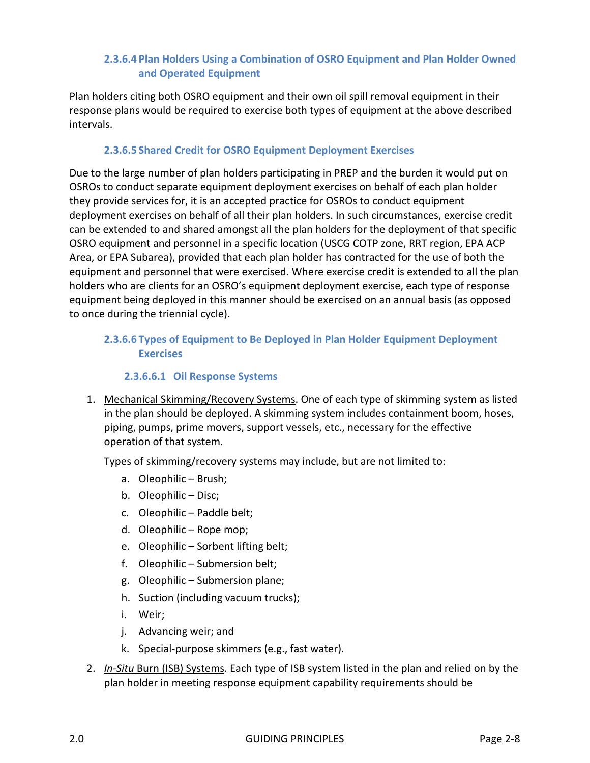#### 2.3.6.4 Plan Holders Using a Combination of OSRO Equipment and Plan Holder Owned and Operated Equipment

Plan holders citing both OSRO equipment and their own oil spill removal equipment in their response plans would be required to exercise both types of equipment at the above described intervals.

#### 2.3.6.5 Shared Credit for OSRO Equipment Deployment Exercises

Due to the large number of plan holders participating in PREP and the burden it would put on OSROs to conduct separate equipment deployment exercises on behalf of each plan holder they provide services for, it is an accepted practice for OSROs to conduct equipment deployment exercises on behalf of all their plan holders. In such circumstances, exercise credit can be extended to and shared amongst all the plan holders for the deployment of that specific OSRO equipment and personnel in a specific location (USCG COTP zone, RRT region, EPA ACP Area, or EPA Subarea), provided that each plan holder has contracted for the use of both the equipment and personnel that were exercised. Where exercise credit is extended to all the plan holders who are clients for an OSRO's equipment deployment exercise, each type of response equipment being deployed in this manner should be exercised on an annual basis (as opposed to once during the triennial cycle).

#### 2.3.6.6 Types of Equipment to Be Deployed in Plan Holder Equipment Deployment Exercises

##### 2.3.6.6.1 Oil Response Systems

1. Mechanical Skimming/Recovery Systems. One of each type of skimming system as listed in the plan should be deployed. A skimming system includes containment boom, hoses, piping, pumps, prime movers, support vessels, etc., necessary for the effective operation of that system.

   Types of skimming/recovery systems may include, but are not limited to:

   a. Oleophilic – Brush;
   b. Oleophilic – Disc;
   c. Oleophilic – Paddle belt;
   d. Oleophilic – Rope mop;
   e. Oleophilic – Sorbent lifting belt;
   f. Oleophilic – Submersion belt;
   g. Oleophilic – Submersion plane;
   h. Suction (including vacuum trucks);
   i. Weir;
   j. Advancing weir; and
   k. Special-purpose skimmers (e.g., fast water).

2. *In-Situ* Burn (ISB) Systems. Each type of ISB system listed in the plan and relied on by the plan holder in meeting response equipment capability requirements should be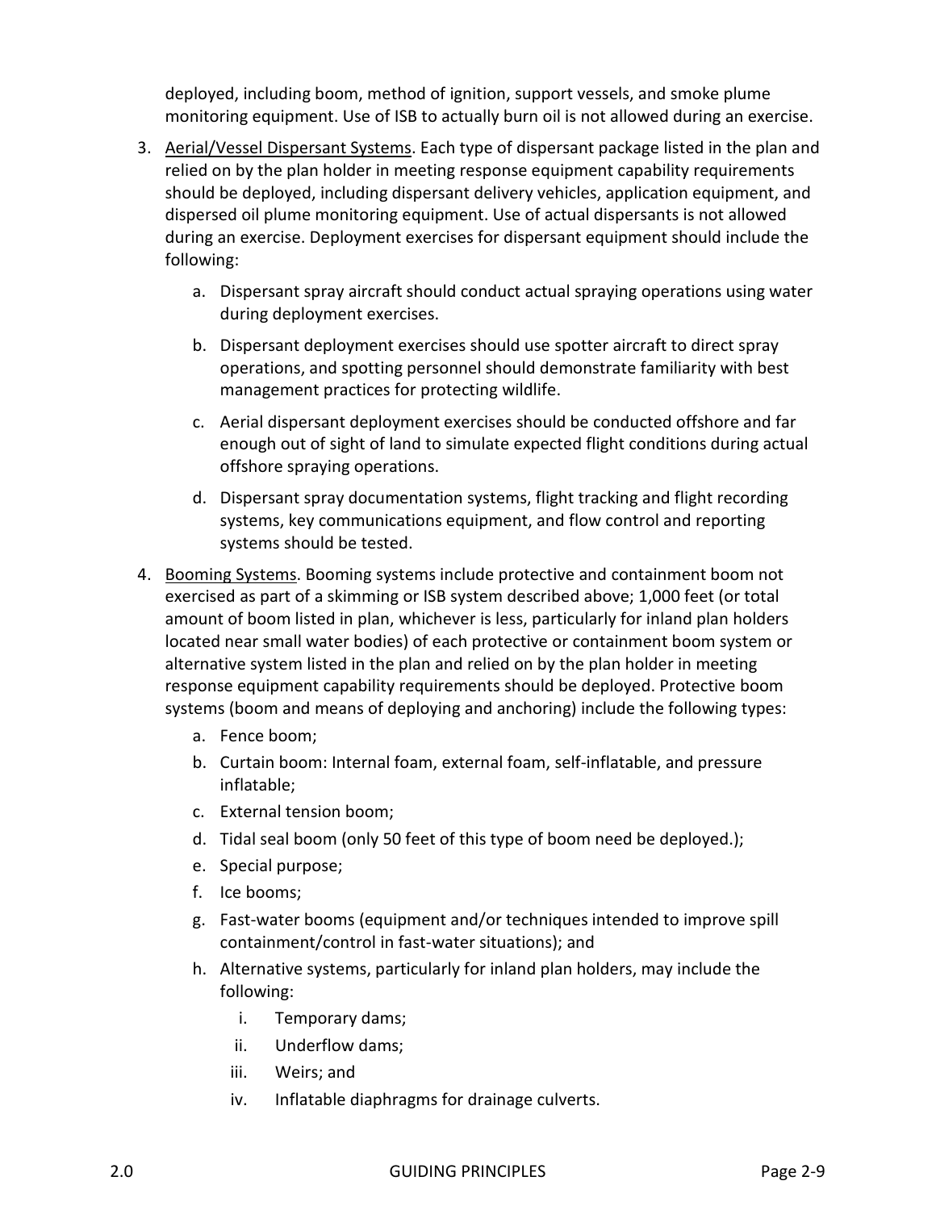deployed, including boom, method of ignition, support vessels, and smoke plume monitoring equipment. Use of ISB to actually burn oil is not allowed during an exercise.

3. <u>Aerial/Vessel Dispersant Systems</u>. Each type of dispersant package listed in the plan and relied on by the plan holder in meeting response equipment capability requirements should be deployed, including dispersant delivery vehicles, application equipment, and dispersed oil plume monitoring equipment. Use of actual dispersants is not allowed during an exercise. Deployment exercises for dispersant equipment should include the following:

    a. Dispersant spray aircraft should conduct actual spraying operations using water during deployment exercises.

    b. Dispersant deployment exercises should use spotter aircraft to direct spray operations, and spotting personnel should demonstrate familiarity with best management practices for protecting wildlife.

    c. Aerial dispersant deployment exercises should be conducted offshore and far enough out of sight of land to simulate expected flight conditions during actual offshore spraying operations.

    d. Dispersant spray documentation systems, flight tracking and flight recording systems, key communications equipment, and flow control and reporting systems should be tested.

4. <u>Booming Systems</u>. Booming systems include protective and containment boom not exercised as part of a skimming or ISB system described above; 1,000 feet (or total amount of boom listed in plan, whichever is less, particularly for inland plan holders located near small water bodies) of each protective or containment boom system or alternative system listed in the plan and relied on by the plan holder in meeting response equipment capability requirements should be deployed. Protective boom systems (boom and means of deploying and anchoring) include the following types:

    a. Fence boom;
    b. Curtain boom: Internal foam, external foam, self-inflatable, and pressure inflatable;
    c. External tension boom;
    d. Tidal seal boom (only 50 feet of this type of boom need be deployed.);
    e. Special purpose;
    f. Ice booms;
    g. Fast-water booms (equipment and/or techniques intended to improve spill containment/control in fast-water situations); and
    h. Alternative systems, particularly for inland plan holders, may include the following:
        i. Temporary dams;
        ii. Underflow dams;
        iii. Weirs; and
        iv. Inflatable diaphragms for drainage culverts.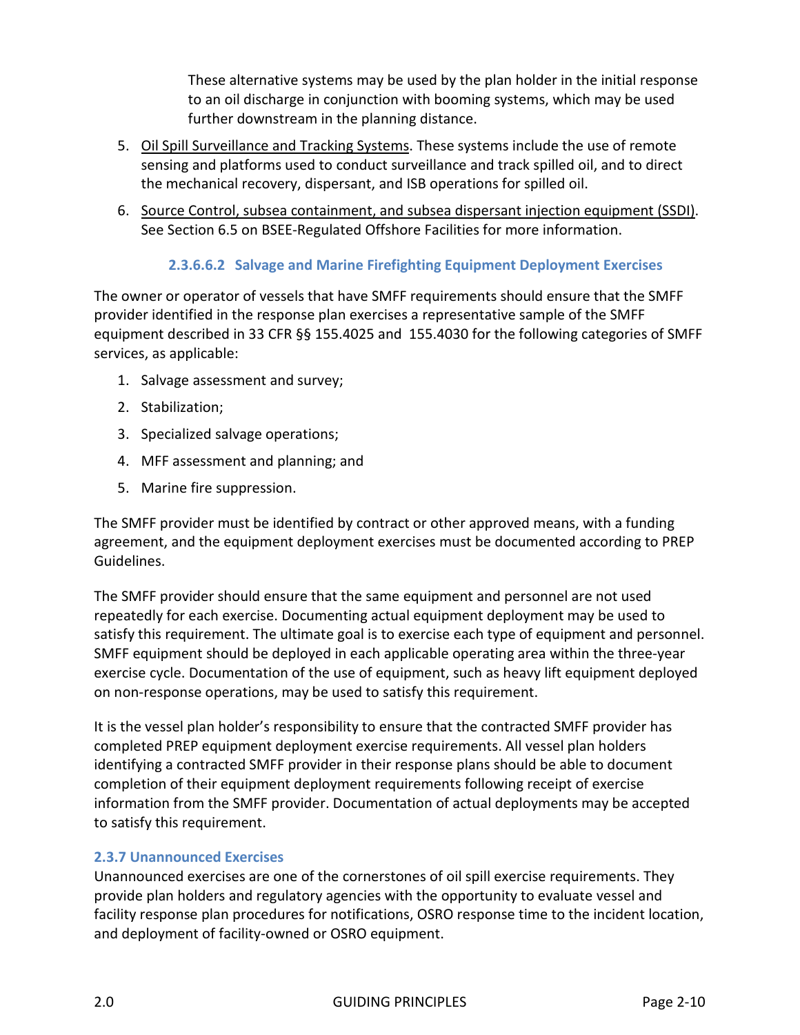These alternative systems may be used by the plan holder in the initial response to an oil discharge in conjunction with booming systems, which may be used further downstream in the planning distance.

5. Oil Spill Surveillance and Tracking Systems. These systems include the use of remote sensing and platforms used to conduct surveillance and track spilled oil, and to direct the mechanical recovery, dispersant, and ISB operations for spilled oil.
6. Source Control, subsea containment, and subsea dispersant injection equipment (SSDI). See Section 6.5 on BSEE-Regulated Offshore Facilities for more information.

##### 2.3.6.6.2 Salvage and Marine Firefighting Equipment Deployment Exercises

The owner or operator of vessels that have SMFF requirements should ensure that the SMFF provider identified in the response plan exercises a representative sample of the SMFF equipment described in 33 CFR §§ 155.4025 and 155.4030 for the following categories of SMFF services, as applicable:

1. Salvage assessment and survey;
2. Stabilization;
3. Specialized salvage operations;
4. MFF assessment and planning; and
5. Marine fire suppression.

The SMFF provider must be identified by contract or other approved means, with a funding agreement, and the equipment deployment exercises must be documented according to PREP Guidelines.

The SMFF provider should ensure that the same equipment and personnel are not used repeatedly for each exercise. Documenting actual equipment deployment may be used to satisfy this requirement. The ultimate goal is to exercise each type of equipment and personnel. SMFF equipment should be deployed in each applicable operating area within the three-year exercise cycle. Documentation of the use of equipment, such as heavy lift equipment deployed on non-response operations, may be used to satisfy this requirement.

It is the vessel plan holder's responsibility to ensure that the contracted SMFF provider has completed PREP equipment deployment exercise requirements. All vessel plan holders identifying a contracted SMFF provider in their response plans should be able to document completion of their equipment deployment requirements following receipt of exercise information from the SMFF provider. Documentation of actual deployments may be accepted to satisfy this requirement.

### 2.3.7 Unannounced Exercises

Unannounced exercises are one of the cornerstones of oil spill exercise requirements. They provide plan holders and regulatory agencies with the opportunity to evaluate vessel and facility response plan procedures for notifications, OSRO response time to the incident location, and deployment of facility-owned or OSRO equipment.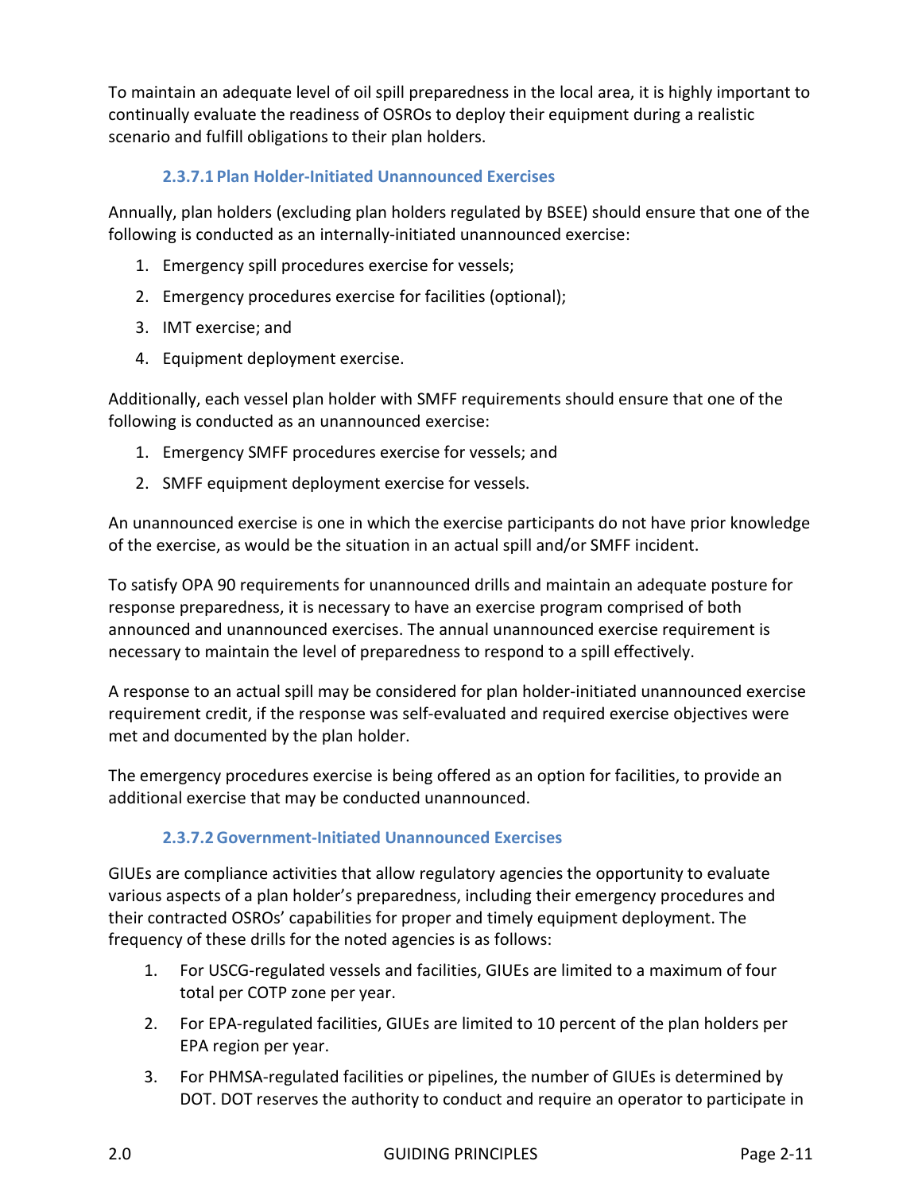To maintain an adequate level of oil spill preparedness in the local area, it is highly important to continually evaluate the readiness of OSROs to deploy their equipment during a realistic scenario and fulfill obligations to their plan holders.

#### 2.3.7.1 Plan Holder-Initiated Unannounced Exercises

Annually, plan holders (excluding plan holders regulated by BSEE) should ensure that one of the following is conducted as an internally-initiated unannounced exercise:

1. Emergency spill procedures exercise for vessels;
2. Emergency procedures exercise for facilities (optional);
3. IMT exercise; and
4. Equipment deployment exercise.

Additionally, each vessel plan holder with SMFF requirements should ensure that one of the following is conducted as an unannounced exercise:

1. Emergency SMFF procedures exercise for vessels; and
2. SMFF equipment deployment exercise for vessels.

An unannounced exercise is one in which the exercise participants do not have prior knowledge of the exercise, as would be the situation in an actual spill and/or SMFF incident.

To satisfy OPA 90 requirements for unannounced drills and maintain an adequate posture for response preparedness, it is necessary to have an exercise program comprised of both announced and unannounced exercises. The annual unannounced exercise requirement is necessary to maintain the level of preparedness to respond to a spill effectively.

A response to an actual spill may be considered for plan holder-initiated unannounced exercise requirement credit, if the response was self-evaluated and required exercise objectives were met and documented by the plan holder.

The emergency procedures exercise is being offered as an option for facilities, to provide an additional exercise that may be conducted unannounced.

#### 2.3.7.2 Government-Initiated Unannounced Exercises

GIUEs are compliance activities that allow regulatory agencies the opportunity to evaluate various aspects of a plan holder's preparedness, including their emergency procedures and their contracted OSROs' capabilities for proper and timely equipment deployment. The frequency of these drills for the noted agencies is as follows:

1. For USCG-regulated vessels and facilities, GIUEs are limited to a maximum of four total per COTP zone per year.
2. For EPA-regulated facilities, GIUEs are limited to 10 percent of the plan holders per EPA region per year.
3. For PHMSA-regulated facilities or pipelines, the number of GIUEs is determined by DOT. DOT reserves the authority to conduct and require an operator to participate in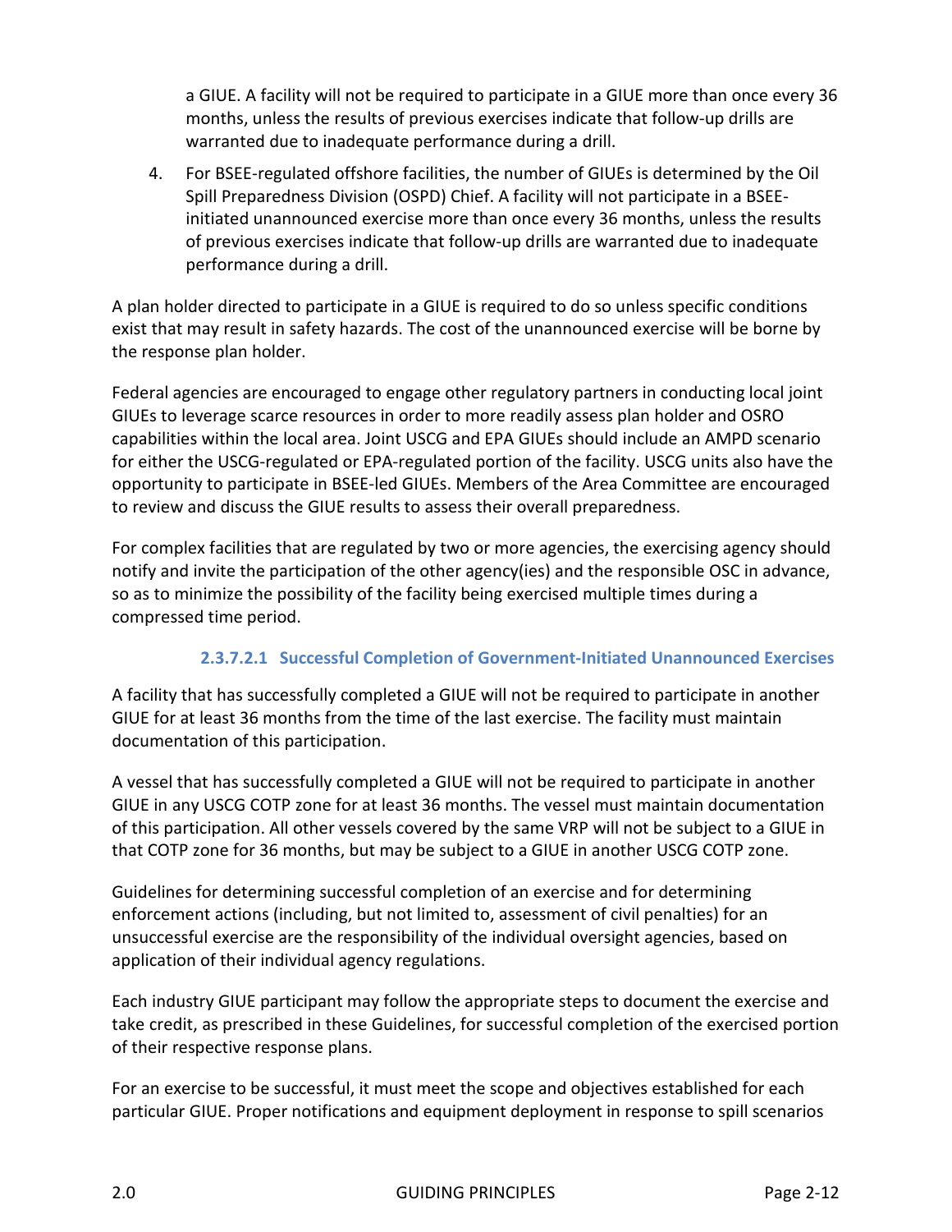a GIUE. A facility will not be required to participate in a GIUE more than once every 36 months, unless the results of previous exercises indicate that follow-up drills are warranted due to inadequate performance during a drill.

4. For BSEE-regulated offshore facilities, the number of GIUEs is determined by the Oil Spill Preparedness Division (OSPD) Chief. A facility will not participate in a BSEE-initiated unannounced exercise more than once every 36 months, unless the results of previous exercises indicate that follow-up drills are warranted due to inadequate performance during a drill.

A plan holder directed to participate in a GIUE is required to do so unless specific conditions exist that may result in safety hazards. The cost of the unannounced exercise will be borne by the response plan holder.

Federal agencies are encouraged to engage other regulatory partners in conducting local joint GIUEs to leverage scarce resources in order to more readily assess plan holder and OSRO capabilities within the local area. Joint USCG and EPA GIUEs should include an AMPD scenario for either the USCG-regulated or EPA-regulated portion of the facility. USCG units also have the opportunity to participate in BSEE-led GIUEs. Members of the Area Committee are encouraged to review and discuss the GIUE results to assess their overall preparedness.

For complex facilities that are regulated by two or more agencies, the exercising agency should notify and invite the participation of the other agency(ies) and the responsible OSC in advance, so as to minimize the possibility of the facility being exercised multiple times during a compressed time period.

###### 2.3.7.2.1 Successful Completion of Government-Initiated Unannounced Exercises

A facility that has successfully completed a GIUE will not be required to participate in another GIUE for at least 36 months from the time of the last exercise. The facility must maintain documentation of this participation.

A vessel that has successfully completed a GIUE will not be required to participate in another GIUE in any USCG COTP zone for at least 36 months. The vessel must maintain documentation of this participation. All other vessels covered by the same VRP will not be subject to a GIUE in that COTP zone for 36 months, but may be subject to a GIUE in another USCG COTP zone.

Guidelines for determining successful completion of an exercise and for determining enforcement actions (including, but not limited to, assessment of civil penalties) for an unsuccessful exercise are the responsibility of the individual oversight agencies, based on application of their individual agency regulations.

Each industry GIUE participant may follow the appropriate steps to document the exercise and take credit, as prescribed in these Guidelines, for successful completion of the exercised portion of their respective response plans.

For an exercise to be successful, it must meet the scope and objectives established for each particular GIUE. Proper notifications and equipment deployment in response to spill scenarios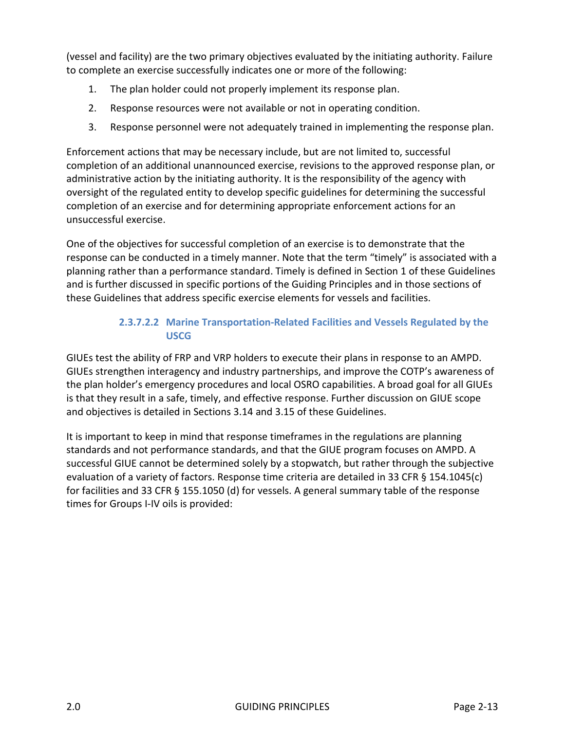(vessel and facility) are the two primary objectives evaluated by the initiating authority. Failure to complete an exercise successfully indicates one or more of the following:

1. The plan holder could not properly implement its response plan.
2. Response resources were not available or not in operating condition.
3. Response personnel were not adequately trained in implementing the response plan.

Enforcement actions that may be necessary include, but are not limited to, successful completion of an additional unannounced exercise, revisions to the approved response plan, or administrative action by the initiating authority. It is the responsibility of the agency with oversight of the regulated entity to develop specific guidelines for determining the successful completion of an exercise and for determining appropriate enforcement actions for an unsuccessful exercise.

One of the objectives for successful completion of an exercise is to demonstrate that the response can be conducted in a timely manner. Note that the term "timely" is associated with a planning rather than a performance standard. Timely is defined in Section 1 of these Guidelines and is further discussed in specific portions of the Guiding Principles and in those sections of these Guidelines that address specific exercise elements for vessels and facilities.

##### 2.3.7.2.2 Marine Transportation-Related Facilities and Vessels Regulated by the USCG

GIUEs test the ability of FRP and VRP holders to execute their plans in response to an AMPD. GIUEs strengthen interagency and industry partnerships, and improve the COTP's awareness of the plan holder's emergency procedures and local OSRO capabilities. A broad goal for all GIUEs is that they result in a safe, timely, and effective response. Further discussion on GIUE scope and objectives is detailed in Sections 3.14 and 3.15 of these Guidelines.

It is important to keep in mind that response timeframes in the regulations are planning standards and not performance standards, and that the GIUE program focuses on AMPD. A successful GIUE cannot be determined solely by a stopwatch, but rather through the subjective evaluation of a variety of factors. Response time criteria are detailed in 33 CFR § 154.1045(c) for facilities and 33 CFR § 155.1050 (d) for vessels. A general summary table of the response times for Groups I-IV oils is provided: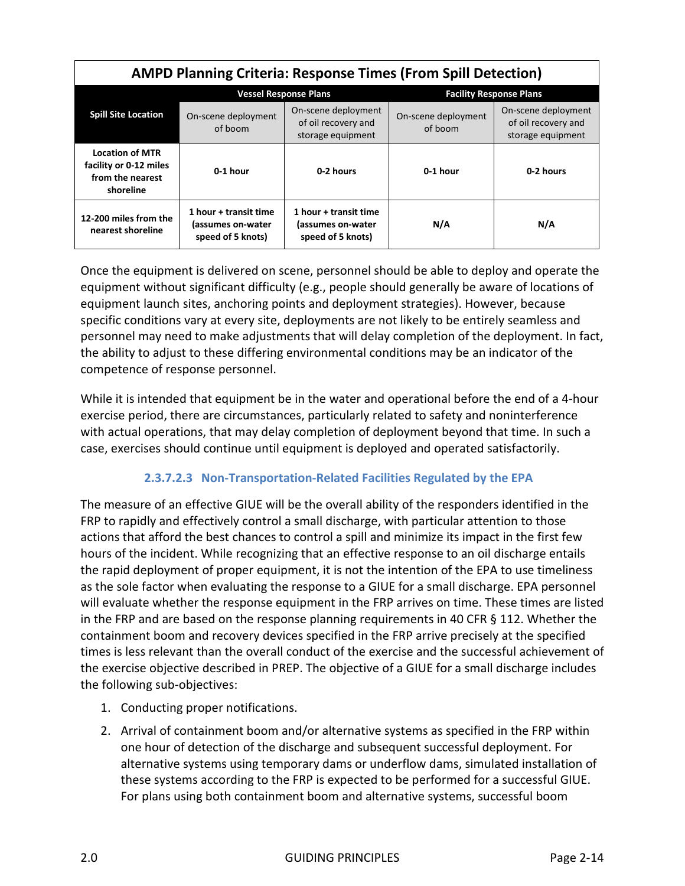**AMPD Planning Criteria: Response Times (From Spill Detection)**

| Spill Site Location | Vessel Response Plans | | Facility Response Plans | |
|---|---|---|---|---|
| | On-scene deployment of boom | On-scene deployment of oil recovery and storage equipment | On-scene deployment of boom | On-scene deployment of oil recovery and storage equipment |
| **Location of MTR facility or 0-12 miles from the nearest shoreline** | **0-1 hour** | **0-2 hours** | **0-1 hour** | **0-2 hours** |
| **12-200 miles from the nearest shoreline** | **1 hour + transit time (assumes on-water speed of 5 knots)** | **1 hour + transit time (assumes on-water speed of 5 knots)** | **N/A** | **N/A** |

Once the equipment is delivered on scene, personnel should be able to deploy and operate the equipment without significant difficulty (e.g., people should generally be aware of locations of equipment launch sites, anchoring points and deployment strategies). However, because specific conditions vary at every site, deployments are not likely to be entirely seamless and personnel may need to make adjustments that will delay completion of the deployment. In fact, the ability to adjust to these differing environmental conditions may be an indicator of the competence of response personnel.

While it is intended that equipment be in the water and operational before the end of a 4-hour exercise period, there are circumstances, particularly related to safety and noninterference with actual operations, that may delay completion of deployment beyond that time. In such a case, exercises should continue until equipment is deployed and operated satisfactorily.

#### 2.3.7.2.3 Non-Transportation-Related Facilities Regulated by the EPA

The measure of an effective GIUE will be the overall ability of the responders identified in the FRP to rapidly and effectively control a small discharge, with particular attention to those actions that afford the best chances to control a spill and minimize its impact in the first few hours of the incident. While recognizing that an effective response to an oil discharge entails the rapid deployment of proper equipment, it is not the intention of the EPA to use timeliness as the sole factor when evaluating the response to a GIUE for a small discharge. EPA personnel will evaluate whether the response equipment in the FRP arrives on time. These times are listed in the FRP and are based on the response planning requirements in 40 CFR § 112. Whether the containment boom and recovery devices specified in the FRP arrive precisely at the specified times is less relevant than the overall conduct of the exercise and the successful achievement of the exercise objective described in PREP. The objective of a GIUE for a small discharge includes the following sub-objectives:

1. Conducting proper notifications.
2. Arrival of containment boom and/or alternative systems as specified in the FRP within one hour of detection of the discharge and subsequent successful deployment. For alternative systems using temporary dams or underflow dams, simulated installation of these systems according to the FRP is expected to be performed for a successful GIUE. For plans using both containment boom and alternative systems, successful boom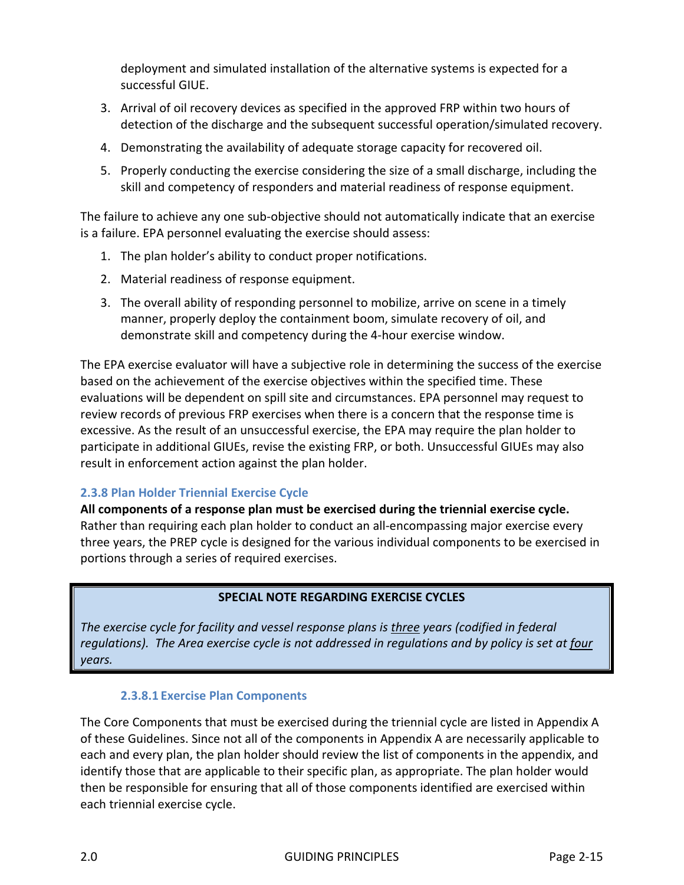deployment and simulated installation of the alternative systems is expected for a successful GIUE.

3. Arrival of oil recovery devices as specified in the approved FRP within two hours of detection of the discharge and the subsequent successful operation/simulated recovery.
4. Demonstrating the availability of adequate storage capacity for recovered oil.
5. Properly conducting the exercise considering the size of a small discharge, including the skill and competency of responders and material readiness of response equipment.

The failure to achieve any one sub-objective should not automatically indicate that an exercise is a failure. EPA personnel evaluating the exercise should assess:

1. The plan holder's ability to conduct proper notifications.
2. Material readiness of response equipment.
3. The overall ability of responding personnel to mobilize, arrive on scene in a timely manner, properly deploy the containment boom, simulate recovery of oil, and demonstrate skill and competency during the 4-hour exercise window.

The EPA exercise evaluator will have a subjective role in determining the success of the exercise based on the achievement of the exercise objectives within the specified time. These evaluations will be dependent on spill site and circumstances. EPA personnel may request to review records of previous FRP exercises when there is a concern that the response time is excessive. As the result of an unsuccessful exercise, the EPA may require the plan holder to participate in additional GIUEs, revise the existing FRP, or both. Unsuccessful GIUEs may also result in enforcement action against the plan holder.

### 2.3.8 Plan Holder Triennial Exercise Cycle

**All components of a response plan must be exercised during the triennial exercise cycle.** Rather than requiring each plan holder to conduct an all-encompassing major exercise every three years, the PREP cycle is designed for the various individual components to be exercised in portions through a series of required exercises.

**SPECIAL NOTE REGARDING EXERCISE CYCLES**

*The exercise cycle for facility and vessel response plans is three years (codified in federal regulations). The Area exercise cycle is not addressed in regulations and by policy is set at four years.*

#### 2.3.8.1 Exercise Plan Components

The Core Components that must be exercised during the triennial cycle are listed in Appendix A of these Guidelines. Since not all of the components in Appendix A are necessarily applicable to each and every plan, the plan holder should review the list of components in the appendix, and identify those that are applicable to their specific plan, as appropriate. The plan holder would then be responsible for ensuring that all of those components identified are exercised within each triennial exercise cycle.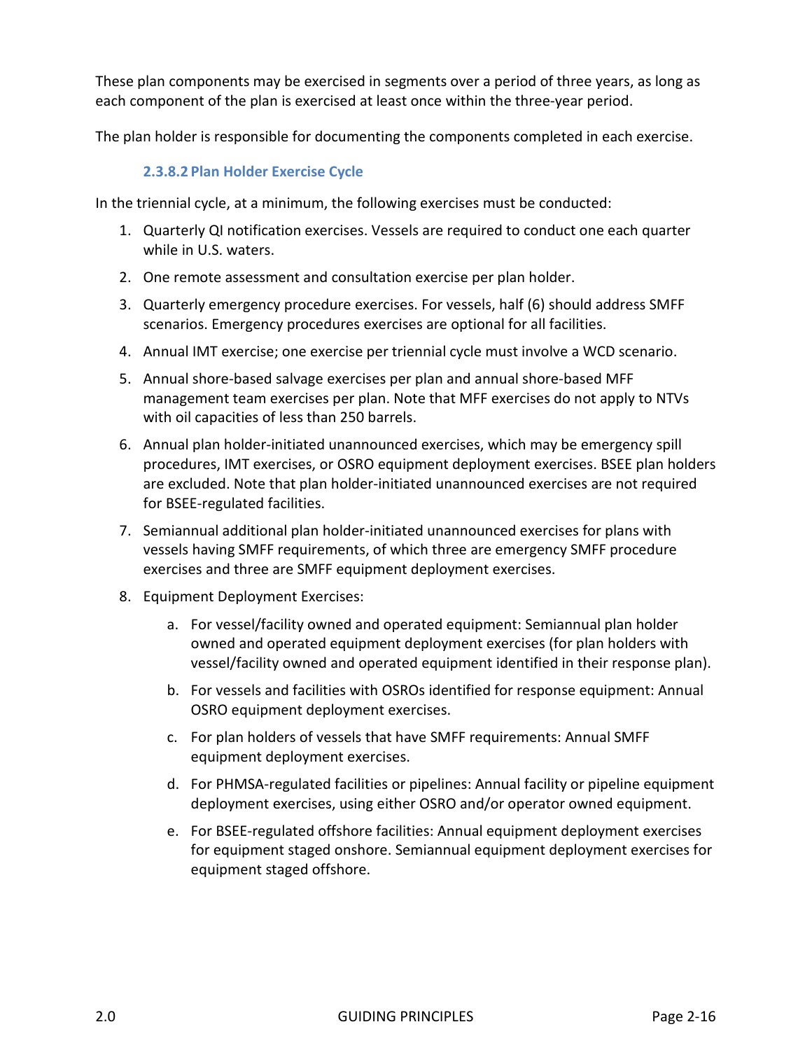These plan components may be exercised in segments over a period of three years, as long as each component of the plan is exercised at least once within the three-year period.

The plan holder is responsible for documenting the components completed in each exercise.

#### 2.3.8.2 Plan Holder Exercise Cycle

In the triennial cycle, at a minimum, the following exercises must be conducted:

1. Quarterly QI notification exercises. Vessels are required to conduct one each quarter while in U.S. waters.
2. One remote assessment and consultation exercise per plan holder.
3. Quarterly emergency procedure exercises. For vessels, half (6) should address SMFF scenarios. Emergency procedures exercises are optional for all facilities.
4. Annual IMT exercise; one exercise per triennial cycle must involve a WCD scenario.
5. Annual shore-based salvage exercises per plan and annual shore-based MFF management team exercises per plan. Note that MFF exercises do not apply to NTVs with oil capacities of less than 250 barrels.
6. Annual plan holder-initiated unannounced exercises, which may be emergency spill procedures, IMT exercises, or OSRO equipment deployment exercises. BSEE plan holders are excluded. Note that plan holder-initiated unannounced exercises are not required for BSEE-regulated facilities.
7. Semiannual additional plan holder-initiated unannounced exercises for plans with vessels having SMFF requirements, of which three are emergency SMFF procedure exercises and three are SMFF equipment deployment exercises.
8. Equipment Deployment Exercises:
    a. For vessel/facility owned and operated equipment: Semiannual plan holder owned and operated equipment deployment exercises (for plan holders with vessel/facility owned and operated equipment identified in their response plan).
    b. For vessels and facilities with OSROs identified for response equipment: Annual OSRO equipment deployment exercises.
    c. For plan holders of vessels that have SMFF requirements: Annual SMFF equipment deployment exercises.
    d. For PHMSA-regulated facilities or pipelines: Annual facility or pipeline equipment deployment exercises, using either OSRO and/or operator owned equipment.
    e. For BSEE-regulated offshore facilities: Annual equipment deployment exercises for equipment staged onshore. Semiannual equipment deployment exercises for equipment staged offshore.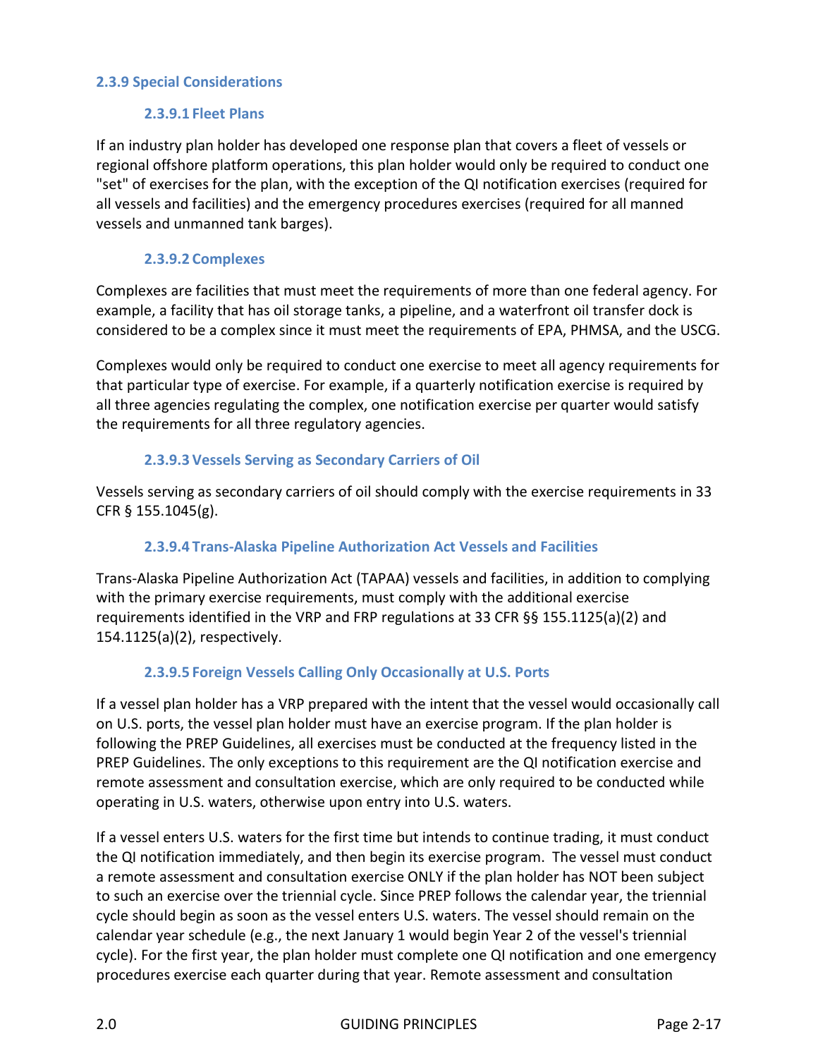### 2.3.9 Special Considerations

#### 2.3.9.1 Fleet Plans

If an industry plan holder has developed one response plan that covers a fleet of vessels or regional offshore platform operations, this plan holder would only be required to conduct one "set" of exercises for the plan, with the exception of the QI notification exercises (required for all vessels and facilities) and the emergency procedures exercises (required for all manned vessels and unmanned tank barges).

#### 2.3.9.2 Complexes

Complexes are facilities that must meet the requirements of more than one federal agency. For example, a facility that has oil storage tanks, a pipeline, and a waterfront oil transfer dock is considered to be a complex since it must meet the requirements of EPA, PHMSA, and the USCG.

Complexes would only be required to conduct one exercise to meet all agency requirements for that particular type of exercise. For example, if a quarterly notification exercise is required by all three agencies regulating the complex, one notification exercise per quarter would satisfy the requirements for all three regulatory agencies.

#### 2.3.9.3 Vessels Serving as Secondary Carriers of Oil

Vessels serving as secondary carriers of oil should comply with the exercise requirements in 33 CFR § 155.1045(g).

#### 2.3.9.4 Trans-Alaska Pipeline Authorization Act Vessels and Facilities

Trans-Alaska Pipeline Authorization Act (TAPAA) vessels and facilities, in addition to complying with the primary exercise requirements, must comply with the additional exercise requirements identified in the VRP and FRP regulations at 33 CFR §§ 155.1125(a)(2) and 154.1125(a)(2), respectively.

#### 2.3.9.5 Foreign Vessels Calling Only Occasionally at U.S. Ports

If a vessel plan holder has a VRP prepared with the intent that the vessel would occasionally call on U.S. ports, the vessel plan holder must have an exercise program. If the plan holder is following the PREP Guidelines, all exercises must be conducted at the frequency listed in the PREP Guidelines. The only exceptions to this requirement are the QI notification exercise and remote assessment and consultation exercise, which are only required to be conducted while operating in U.S. waters, otherwise upon entry into U.S. waters.

If a vessel enters U.S. waters for the first time but intends to continue trading, it must conduct the QI notification immediately, and then begin its exercise program. The vessel must conduct a remote assessment and consultation exercise ONLY if the plan holder has NOT been subject to such an exercise over the triennial cycle. Since PREP follows the calendar year, the triennial cycle should begin as soon as the vessel enters U.S. waters. The vessel should remain on the calendar year schedule (e.g., the next January 1 would begin Year 2 of the vessel's triennial cycle). For the first year, the plan holder must complete one QI notification and one emergency procedures exercise each quarter during that year. Remote assessment and consultation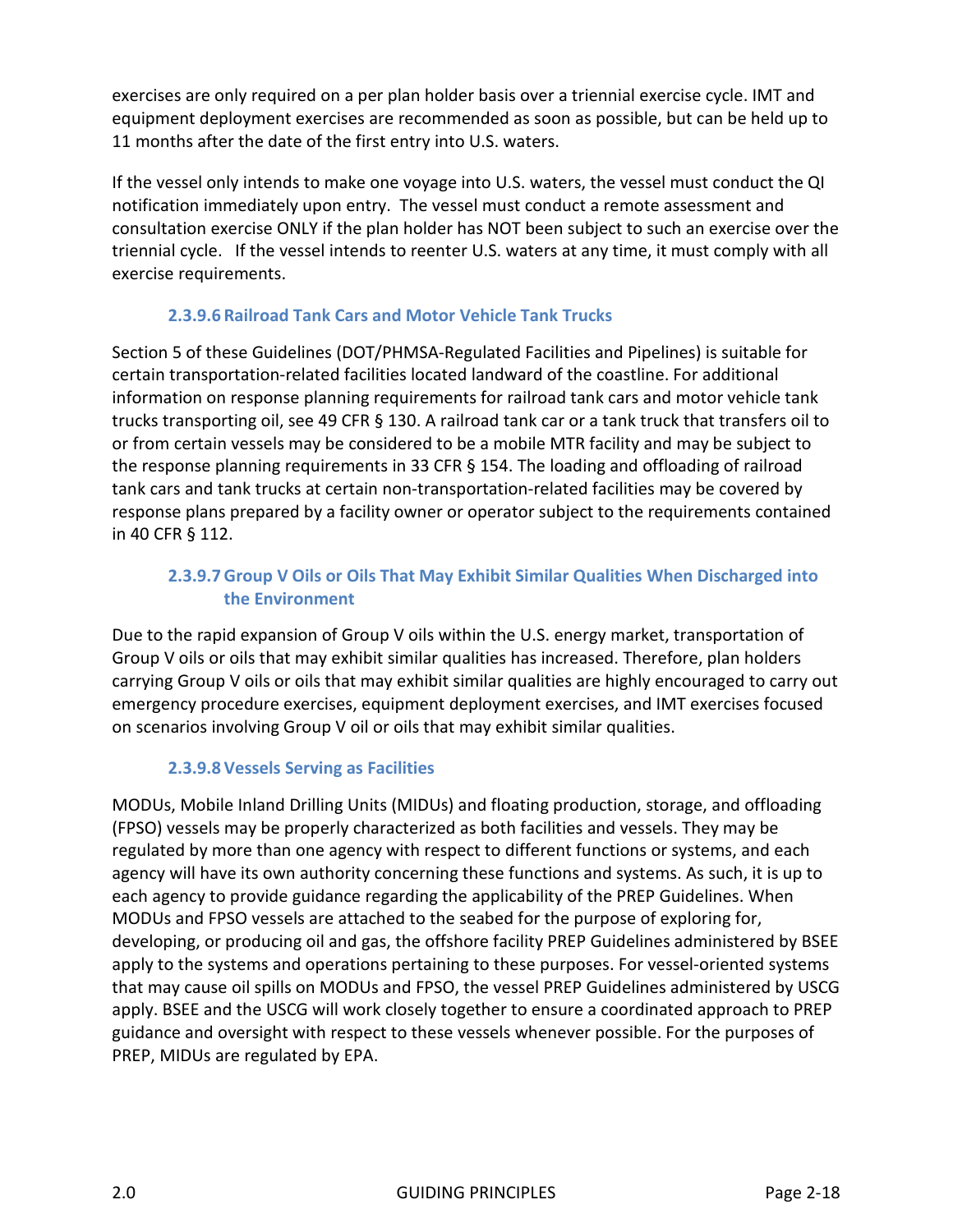exercises are only required on a per plan holder basis over a triennial exercise cycle. IMT and equipment deployment exercises are recommended as soon as possible, but can be held up to 11 months after the date of the first entry into U.S. waters.

If the vessel only intends to make one voyage into U.S. waters, the vessel must conduct the QI notification immediately upon entry. The vessel must conduct a remote assessment and consultation exercise ONLY if the plan holder has NOT been subject to such an exercise over the triennial cycle. If the vessel intends to reenter U.S. waters at any time, it must comply with all exercise requirements.

#### 2.3.9.6 Railroad Tank Cars and Motor Vehicle Tank Trucks

Section 5 of these Guidelines (DOT/PHMSA-Regulated Facilities and Pipelines) is suitable for certain transportation-related facilities located landward of the coastline. For additional information on response planning requirements for railroad tank cars and motor vehicle tank trucks transporting oil, see 49 CFR § 130. A railroad tank car or a tank truck that transfers oil to or from certain vessels may be considered to be a mobile MTR facility and may be subject to the response planning requirements in 33 CFR § 154. The loading and offloading of railroad tank cars and tank trucks at certain non-transportation-related facilities may be covered by response plans prepared by a facility owner or operator subject to the requirements contained in 40 CFR § 112.

#### 2.3.9.7 Group V Oils or Oils That May Exhibit Similar Qualities When Discharged into the Environment

Due to the rapid expansion of Group V oils within the U.S. energy market, transportation of Group V oils or oils that may exhibit similar qualities has increased. Therefore, plan holders carrying Group V oils or oils that may exhibit similar qualities are highly encouraged to carry out emergency procedure exercises, equipment deployment exercises, and IMT exercises focused on scenarios involving Group V oil or oils that may exhibit similar qualities.

#### 2.3.9.8 Vessels Serving as Facilities

MODUs, Mobile Inland Drilling Units (MIDUs) and floating production, storage, and offloading (FPSO) vessels may be properly characterized as both facilities and vessels. They may be regulated by more than one agency with respect to different functions or systems, and each agency will have its own authority concerning these functions and systems. As such, it is up to each agency to provide guidance regarding the applicability of the PREP Guidelines. When MODUs and FPSO vessels are attached to the seabed for the purpose of exploring for, developing, or producing oil and gas, the offshore facility PREP Guidelines administered by BSEE apply to the systems and operations pertaining to these purposes. For vessel-oriented systems that may cause oil spills on MODUs and FPSO, the vessel PREP Guidelines administered by USCG apply. BSEE and the USCG will work closely together to ensure a coordinated approach to PREP guidance and oversight with respect to these vessels whenever possible. For the purposes of PREP, MIDUs are regulated by EPA.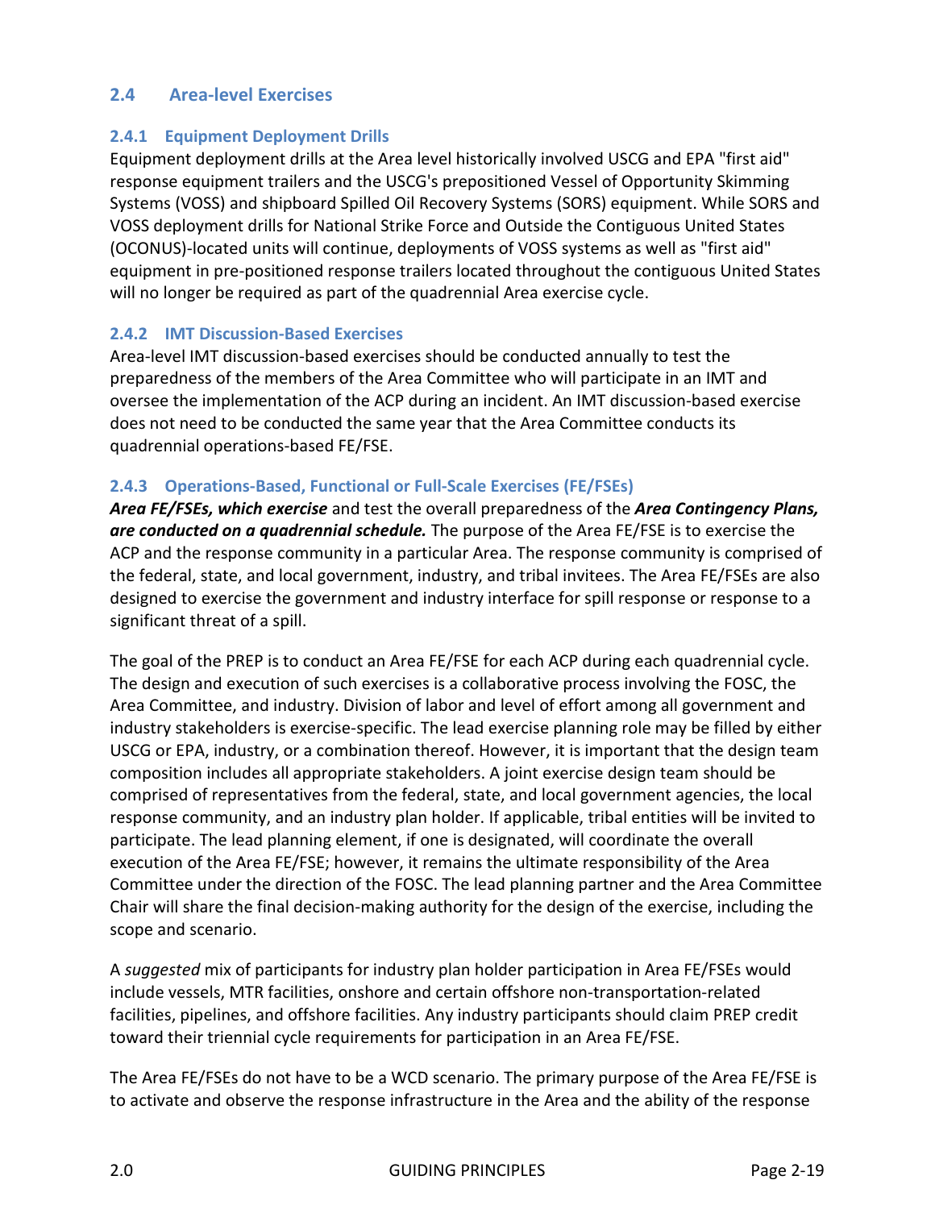## 2.4 Area-level Exercises

### 2.4.1 Equipment Deployment Drills

Equipment deployment drills at the Area level historically involved USCG and EPA "first aid" response equipment trailers and the USCG's prepositioned Vessel of Opportunity Skimming Systems (VOSS) and shipboard Spilled Oil Recovery Systems (SORS) equipment. While SORS and VOSS deployment drills for National Strike Force and Outside the Contiguous United States (OCONUS)-located units will continue, deployments of VOSS systems as well as "first aid" equipment in pre-positioned response trailers located throughout the contiguous United States will no longer be required as part of the quadrennial Area exercise cycle.

### 2.4.2 IMT Discussion-Based Exercises

Area-level IMT discussion-based exercises should be conducted annually to test the preparedness of the members of the Area Committee who will participate in an IMT and oversee the implementation of the ACP during an incident. An IMT discussion-based exercise does not need to be conducted the same year that the Area Committee conducts its quadrennial operations-based FE/FSE.

### 2.4.3 Operations-Based, Functional or Full-Scale Exercises (FE/FSEs)

***Area FE/FSEs, which exercise*** and test the overall preparedness of the ***Area Contingency Plans, are conducted on a quadrennial schedule.*** The purpose of the Area FE/FSE is to exercise the ACP and the response community in a particular Area. The response community is comprised of the federal, state, and local government, industry, and tribal invitees. The Area FE/FSEs are also designed to exercise the government and industry interface for spill response or response to a significant threat of a spill.

The goal of the PREP is to conduct an Area FE/FSE for each ACP during each quadrennial cycle. The design and execution of such exercises is a collaborative process involving the FOSC, the Area Committee, and industry. Division of labor and level of effort among all government and industry stakeholders is exercise-specific. The lead exercise planning role may be filled by either USCG or EPA, industry, or a combination thereof. However, it is important that the design team composition includes all appropriate stakeholders. A joint exercise design team should be comprised of representatives from the federal, state, and local government agencies, the local response community, and an industry plan holder. If applicable, tribal entities will be invited to participate. The lead planning element, if one is designated, will coordinate the overall execution of the Area FE/FSE; however, it remains the ultimate responsibility of the Area Committee under the direction of the FOSC. The lead planning partner and the Area Committee Chair will share the final decision-making authority for the design of the exercise, including the scope and scenario.

A *suggested* mix of participants for industry plan holder participation in Area FE/FSEs would include vessels, MTR facilities, onshore and certain offshore non-transportation-related facilities, pipelines, and offshore facilities. Any industry participants should claim PREP credit toward their triennial cycle requirements for participation in an Area FE/FSE.

The Area FE/FSEs do not have to be a WCD scenario. The primary purpose of the Area FE/FSE is to activate and observe the response infrastructure in the Area and the ability of the response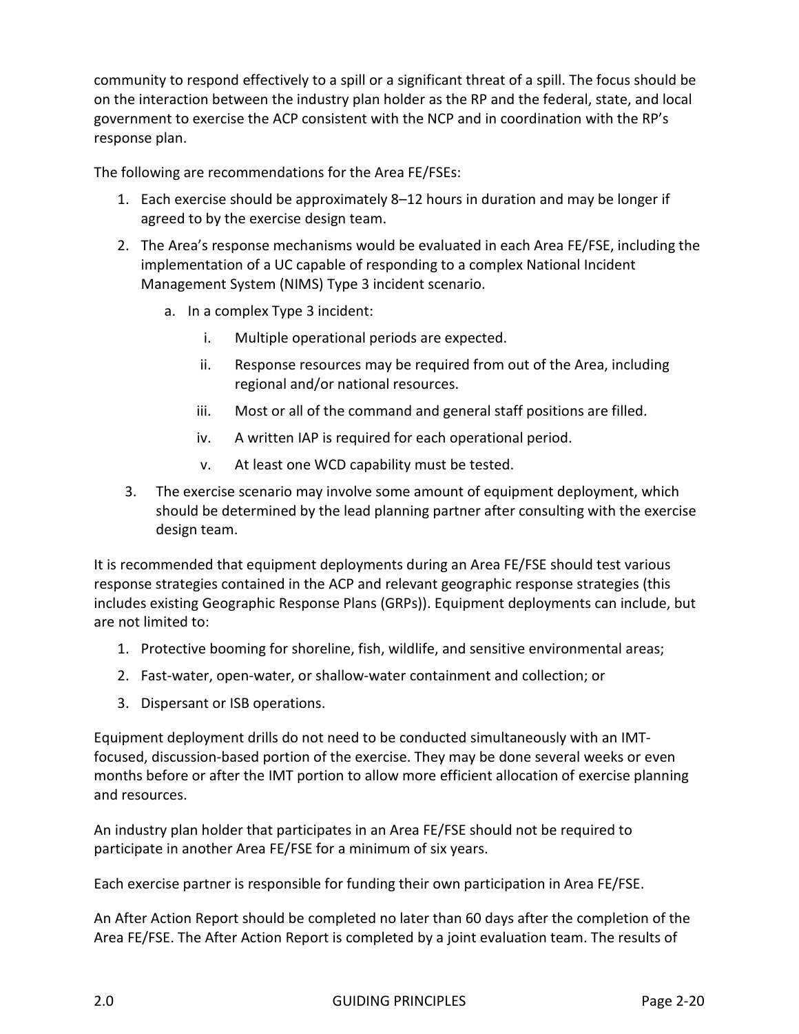community to respond effectively to a spill or a significant threat of a spill. The focus should be on the interaction between the industry plan holder as the RP and the federal, state, and local government to exercise the ACP consistent with the NCP and in coordination with the RP's response plan.

The following are recommendations for the Area FE/FSEs:

1. Each exercise should be approximately 8–12 hours in duration and may be longer if agreed to by the exercise design team.
2. The Area's response mechanisms would be evaluated in each Area FE/FSE, including the implementation of a UC capable of responding to a complex National Incident Management System (NIMS) Type 3 incident scenario.
    a. In a complex Type 3 incident:
        i. Multiple operational periods are expected.
        ii. Response resources may be required from out of the Area, including regional and/or national resources.
        iii. Most or all of the command and general staff positions are filled.
        iv. A written IAP is required for each operational period.
        v. At least one WCD capability must be tested.
3. The exercise scenario may involve some amount of equipment deployment, which should be determined by the lead planning partner after consulting with the exercise design team.

It is recommended that equipment deployments during an Area FE/FSE should test various response strategies contained in the ACP and relevant geographic response strategies (this includes existing Geographic Response Plans (GRPs)). Equipment deployments can include, but are not limited to:

1. Protective booming for shoreline, fish, wildlife, and sensitive environmental areas;
2. Fast-water, open-water, or shallow-water containment and collection; or
3. Dispersant or ISB operations.

Equipment deployment drills do not need to be conducted simultaneously with an IMT-focused, discussion-based portion of the exercise. They may be done several weeks or even months before or after the IMT portion to allow more efficient allocation of exercise planning and resources.

An industry plan holder that participates in an Area FE/FSE should not be required to participate in another Area FE/FSE for a minimum of six years.

Each exercise partner is responsible for funding their own participation in Area FE/FSE.

An After Action Report should be completed no later than 60 days after the completion of the Area FE/FSE. The After Action Report is completed by a joint evaluation team. The results of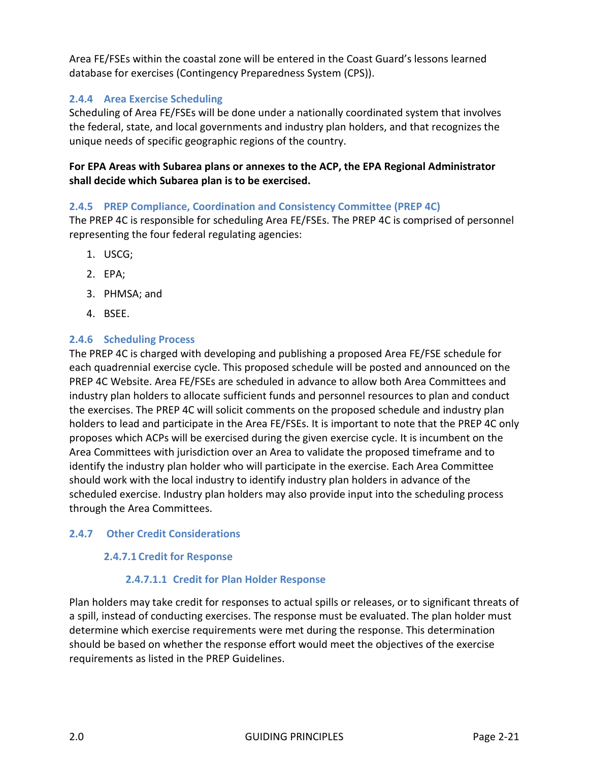Area FE/FSEs within the coastal zone will be entered in the Coast Guard's lessons learned database for exercises (Contingency Preparedness System (CPS)).

### 2.4.4 Area Exercise Scheduling

Scheduling of Area FE/FSEs will be done under a nationally coordinated system that involves the federal, state, and local governments and industry plan holders, and that recognizes the unique needs of specific geographic regions of the country.

**For EPA Areas with Subarea plans or annexes to the ACP, the EPA Regional Administrator shall decide which Subarea plan is to be exercised.**

### 2.4.5 PREP Compliance, Coordination and Consistency Committee (PREP 4C)

The PREP 4C is responsible for scheduling Area FE/FSEs. The PREP 4C is comprised of personnel representing the four federal regulating agencies:

1. USCG;
2. EPA;
3. PHMSA; and
4. BSEE.

### 2.4.6 Scheduling Process

The PREP 4C is charged with developing and publishing a proposed Area FE/FSE schedule for each quadrennial exercise cycle. This proposed schedule will be posted and announced on the PREP 4C Website. Area FE/FSEs are scheduled in advance to allow both Area Committees and industry plan holders to allocate sufficient funds and personnel resources to plan and conduct the exercises. The PREP 4C will solicit comments on the proposed schedule and industry plan holders to lead and participate in the Area FE/FSEs. It is important to note that the PREP 4C only proposes which ACPs will be exercised during the given exercise cycle. It is incumbent on the Area Committees with jurisdiction over an Area to validate the proposed timeframe and to identify the industry plan holder who will participate in the exercise. Each Area Committee should work with the local industry to identify industry plan holders in advance of the scheduled exercise. Industry plan holders may also provide input into the scheduling process through the Area Committees.

### 2.4.7 Other Credit Considerations

#### 2.4.7.1 Credit for Response

##### 2.4.7.1.1 Credit for Plan Holder Response

Plan holders may take credit for responses to actual spills or releases, or to significant threats of a spill, instead of conducting exercises. The response must be evaluated. The plan holder must determine which exercise requirements were met during the response. This determination should be based on whether the response effort would meet the objectives of the exercise requirements as listed in the PREP Guidelines.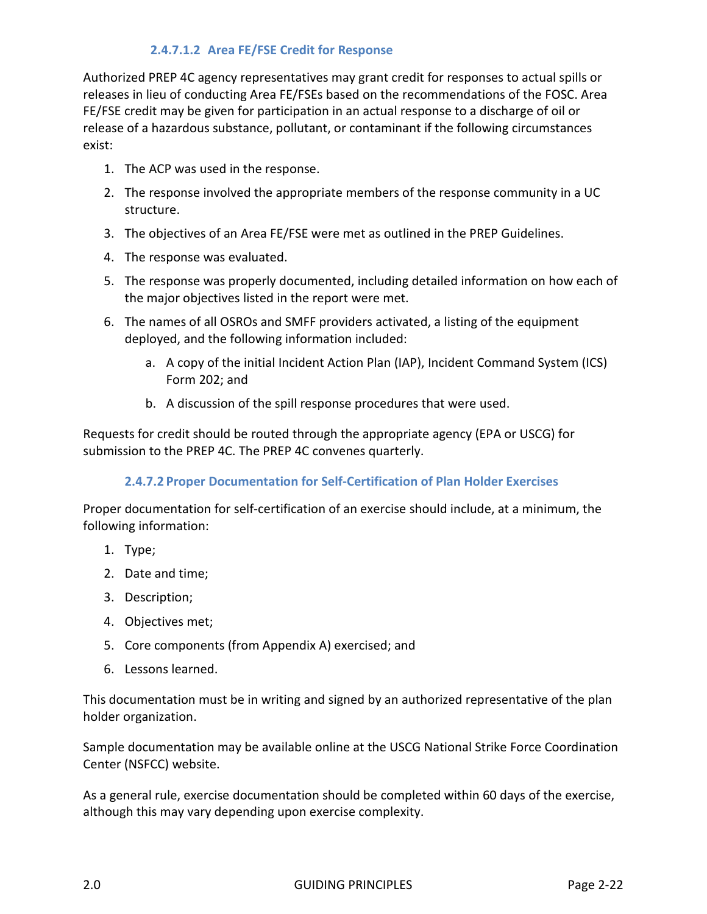##### 2.4.7.1.2 Area FE/FSE Credit for Response

Authorized PREP 4C agency representatives may grant credit for responses to actual spills or releases in lieu of conducting Area FE/FSEs based on the recommendations of the FOSC. Area FE/FSE credit may be given for participation in an actual response to a discharge of oil or release of a hazardous substance, pollutant, or contaminant if the following circumstances exist:

1. The ACP was used in the response.
2. The response involved the appropriate members of the response community in a UC structure.
3. The objectives of an Area FE/FSE were met as outlined in the PREP Guidelines.
4. The response was evaluated.
5. The response was properly documented, including detailed information on how each of the major objectives listed in the report were met.
6. The names of all OSROs and SMFF providers activated, a listing of the equipment deployed, and the following information included:
    a. A copy of the initial Incident Action Plan (IAP), Incident Command System (ICS) Form 202; and
    b. A discussion of the spill response procedures that were used.

Requests for credit should be routed through the appropriate agency (EPA or USCG) for submission to the PREP 4C. The PREP 4C convenes quarterly.

#### 2.4.7.2 Proper Documentation for Self-Certification of Plan Holder Exercises

Proper documentation for self-certification of an exercise should include, at a minimum, the following information:

1. Type;
2. Date and time;
3. Description;
4. Objectives met;
5. Core components (from Appendix A) exercised; and
6. Lessons learned.

This documentation must be in writing and signed by an authorized representative of the plan holder organization.

Sample documentation may be available online at the USCG National Strike Force Coordination Center (NSFCC) website.

As a general rule, exercise documentation should be completed within 60 days of the exercise, although this may vary depending upon exercise complexity.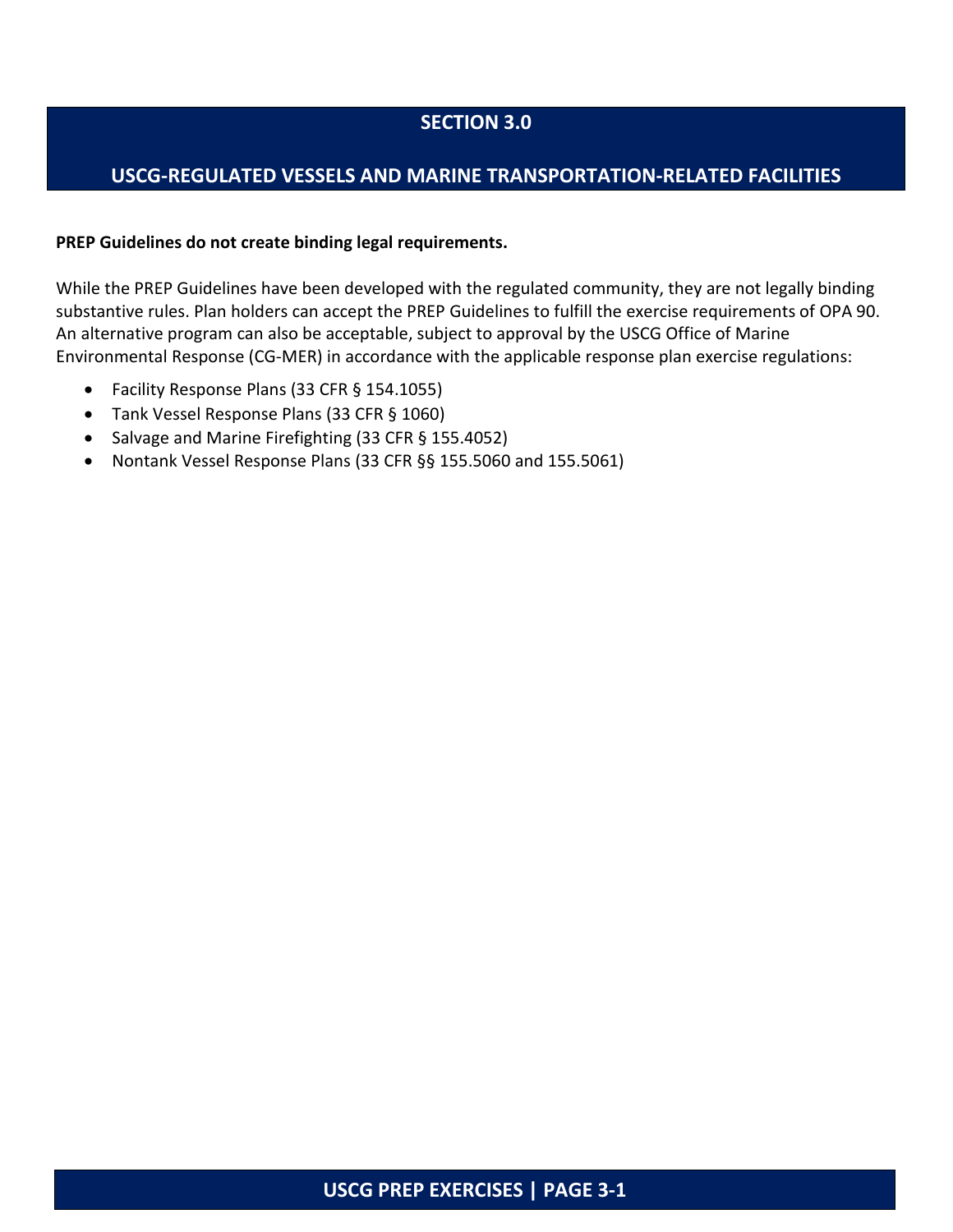# SECTION 3.0

# USCG-REGULATED VESSELS AND MARINE TRANSPORTATION-RELATED FACILITIES

**PREP Guidelines do not create binding legal requirements.**

While the PREP Guidelines have been developed with the regulated community, they are not legally binding substantive rules. Plan holders can accept the PREP Guidelines to fulfill the exercise requirements of OPA 90. An alternative program can also be acceptable, subject to approval by the USCG Office of Marine Environmental Response (CG-MER) in accordance with the applicable response plan exercise regulations:

- Facility Response Plans (33 CFR § 154.1055)
- Tank Vessel Response Plans (33 CFR § 1060)
- Salvage and Marine Firefighting (33 CFR § 155.4052)
- Nontank Vessel Response Plans (33 CFR §§ 155.5060 and 155.5061)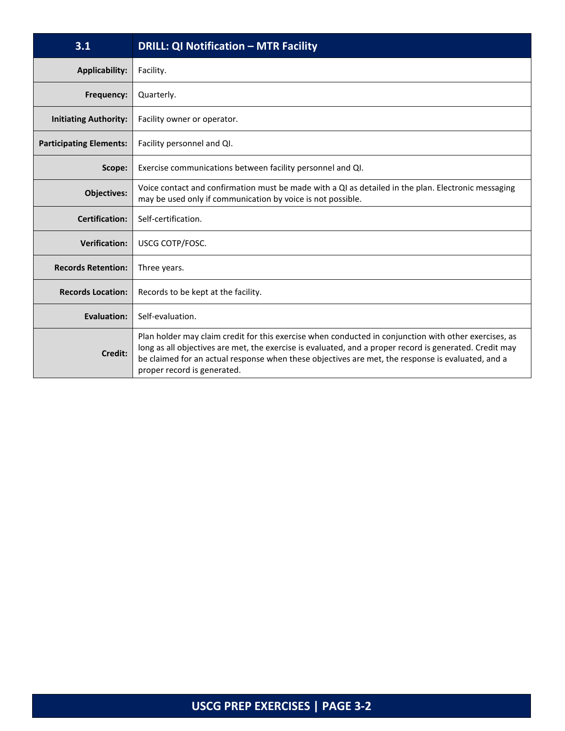| 3.1 | DRILL: QI Notification – MTR Facility |
|---|---|
| **Applicability:** | Facility. |
| **Frequency:** | Quarterly. |
| **Initiating Authority:** | Facility owner or operator. |
| **Participating Elements:** | Facility personnel and QI. |
| **Scope:** | Exercise communications between facility personnel and QI. |
| **Objectives:** | Voice contact and confirmation must be made with a QI as detailed in the plan. Electronic messaging may be used only if communication by voice is not possible. |
| **Certification:** | Self-certification. |
| **Verification:** | USCG COTP/FOSC. |
| **Records Retention:** | Three years. |
| **Records Location:** | Records to be kept at the facility. |
| **Evaluation:** | Self-evaluation. |
| **Credit:** | Plan holder may claim credit for this exercise when conducted in conjunction with other exercises, as long as all objectives are met, the exercise is evaluated, and a proper record is generated. Credit may be claimed for an actual response when these objectives are met, the response is evaluated, and a proper record is generated. |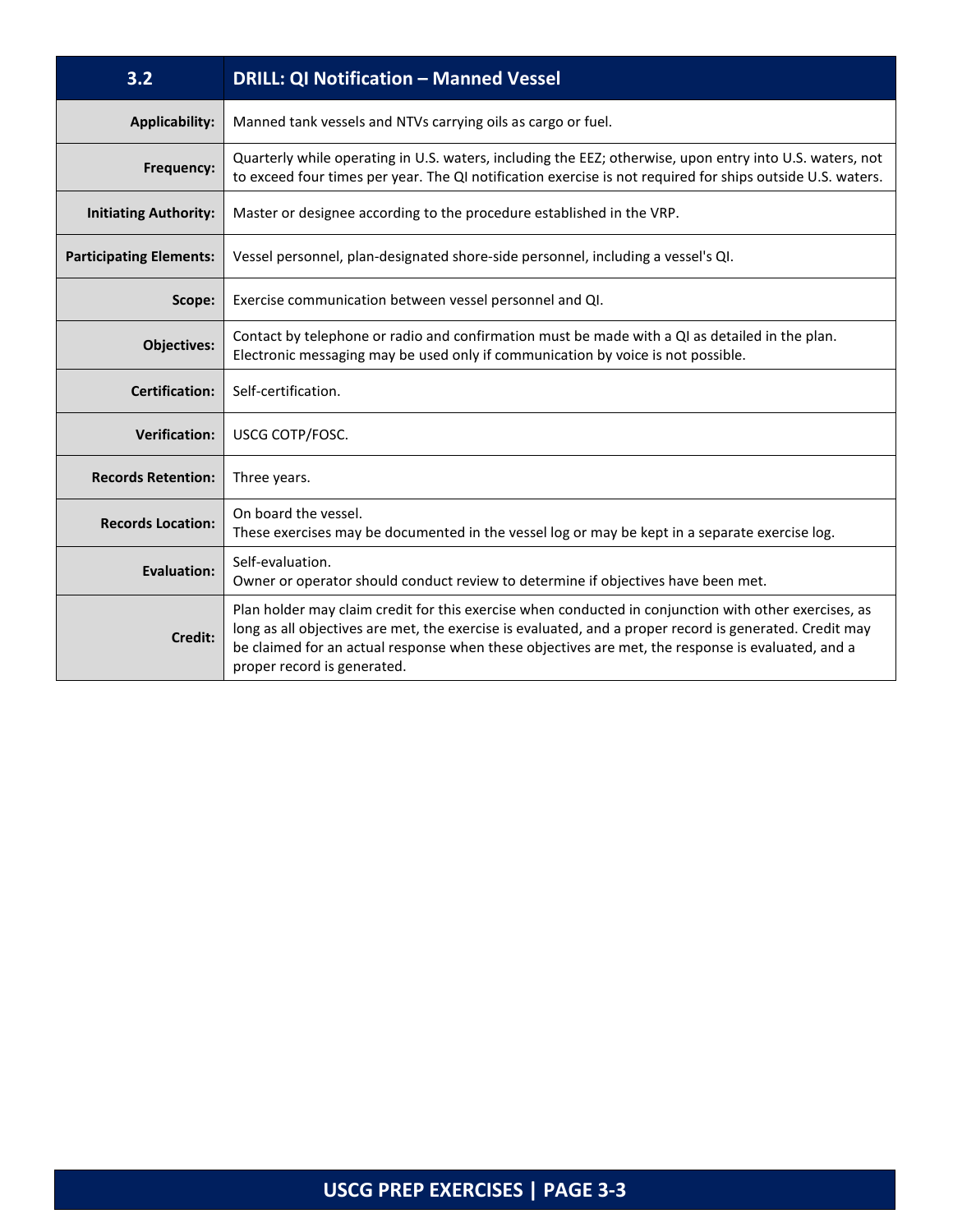| 3.2 | DRILL: QI Notification – Manned Vessel |
|---|---|
| **Applicability:** | Manned tank vessels and NTVs carrying oils as cargo or fuel. |
| **Frequency:** | Quarterly while operating in U.S. waters, including the EEZ; otherwise, upon entry into U.S. waters, not to exceed four times per year. The QI notification exercise is not required for ships outside U.S. waters. |
| **Initiating Authority:** | Master or designee according to the procedure established in the VRP. |
| **Participating Elements:** | Vessel personnel, plan-designated shore-side personnel, including a vessel's QI. |
| **Scope:** | Exercise communication between vessel personnel and QI. |
| **Objectives:** | Contact by telephone or radio and confirmation must be made with a QI as detailed in the plan. Electronic messaging may be used only if communication by voice is not possible. |
| **Certification:** | Self-certification. |
| **Verification:** | USCG COTP/FOSC. |
| **Records Retention:** | Three years. |
| **Records Location:** | On board the vessel.<br>These exercises may be documented in the vessel log or may be kept in a separate exercise log. |
| **Evaluation:** | Self-evaluation.<br>Owner or operator should conduct review to determine if objectives have been met. |
| **Credit:** | Plan holder may claim credit for this exercise when conducted in conjunction with other exercises, as long as all objectives are met, the exercise is evaluated, and a proper record is generated. Credit may be claimed for an actual response when these objectives are met, the response is evaluated, and a proper record is generated. |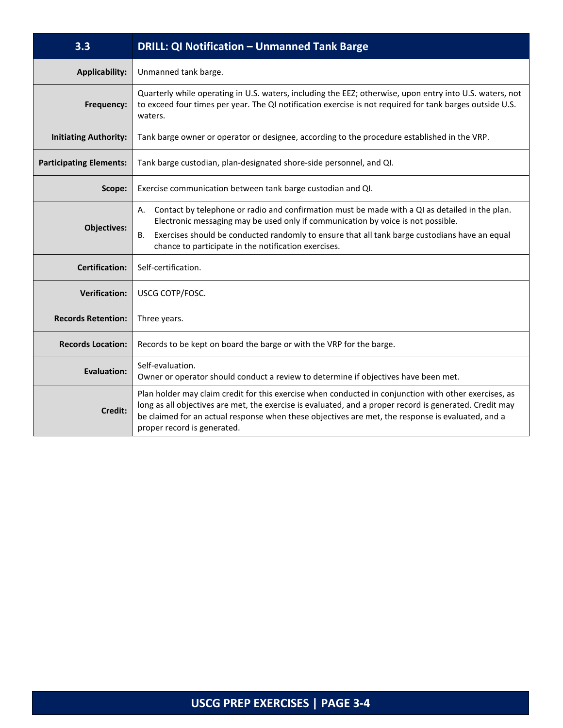| 3.3 | DRILL: QI Notification – Unmanned Tank Barge |
|---|---|
| **Applicability:** | Unmanned tank barge. |
| **Frequency:** | Quarterly while operating in U.S. waters, including the EEZ; otherwise, upon entry into U.S. waters, not to exceed four times per year. The QI notification exercise is not required for tank barges outside U.S. waters. |
| **Initiating Authority:** | Tank barge owner or operator or designee, according to the procedure established in the VRP. |
| **Participating Elements:** | Tank barge custodian, plan-designated shore-side personnel, and QI. |
| **Scope:** | Exercise communication between tank barge custodian and QI. |
| **Objectives:** | A. Contact by telephone or radio and confirmation must be made with a QI as detailed in the plan. Electronic messaging may be used only if communication by voice is not possible.<br>B. Exercises should be conducted randomly to ensure that all tank barge custodians have an equal chance to participate in the notification exercises. |
| **Certification:** | Self-certification. |
| **Verification:** | USCG COTP/FOSC. |
| **Records Retention:** | Three years. |
| **Records Location:** | Records to be kept on board the barge or with the VRP for the barge. |
| **Evaluation:** | Self-evaluation.<br>Owner or operator should conduct a review to determine if objectives have been met. |
| **Credit:** | Plan holder may claim credit for this exercise when conducted in conjunction with other exercises, as long as all objectives are met, the exercise is evaluated, and a proper record is generated. Credit may be claimed for an actual response when these objectives are met, the response is evaluated, and a proper record is generated. |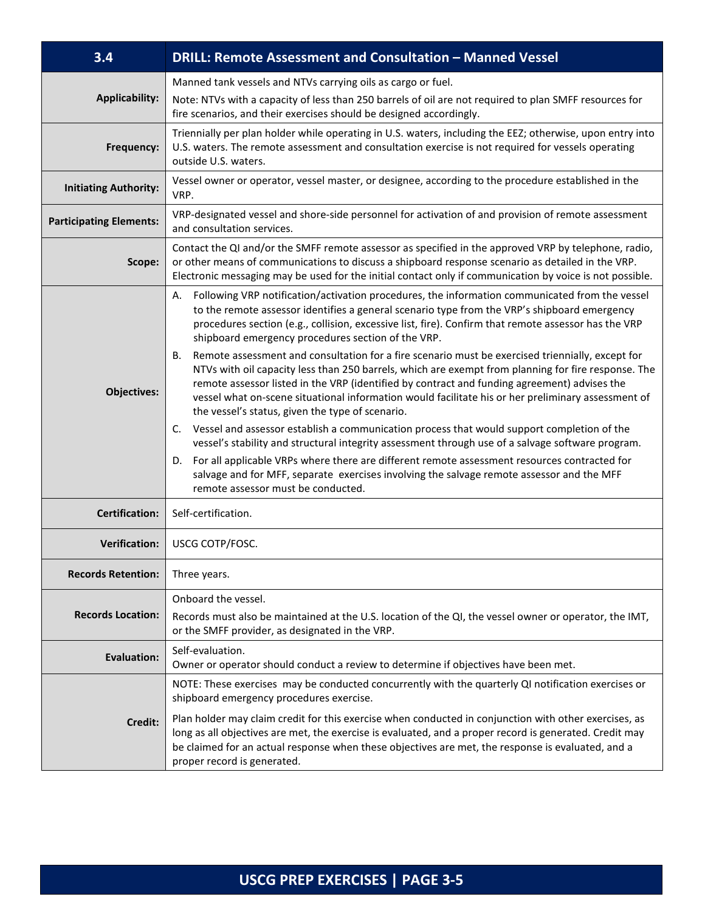| 3.4 | DRILL: Remote Assessment and Consultation – Manned Vessel |
|---|---|
| **Applicability:** | Manned tank vessels and NTVs carrying oils as cargo or fuel.<br><br>Note: NTVs with a capacity of less than 250 barrels of oil are not required to plan SMFF resources for fire scenarios, and their exercises should be designed accordingly. |
| **Frequency:** | Triennially per plan holder while operating in U.S. waters, including the EEZ; otherwise, upon entry into U.S. waters. The remote assessment and consultation exercise is not required for vessels operating outside U.S. waters. |
| **Initiating Authority:** | Vessel owner or operator, vessel master, or designee, according to the procedure established in the VRP. |
| **Participating Elements:** | VRP-designated vessel and shore-side personnel for activation of and provision of remote assessment and consultation services. |
| **Scope:** | Contact the QI and/or the SMFF remote assessor as specified in the approved VRP by telephone, radio, or other means of communications to discuss a shipboard response scenario as detailed in the VRP. Electronic messaging may be used for the initial contact only if communication by voice is not possible. |
| **Objectives:** | A. Following VRP notification/activation procedures, the information communicated from the vessel to the remote assessor identifies a general scenario type from the VRP's shipboard emergency procedures section (e.g., collision, excessive list, fire). Confirm that remote assessor has the VRP shipboard emergency procedures section of the VRP.<br><br>B. Remote assessment and consultation for a fire scenario must be exercised triennially, except for NTVs with oil capacity less than 250 barrels, which are exempt from planning for fire response. The remote assessor listed in the VRP (identified by contract and funding agreement) advises the vessel what on-scene situational information would facilitate his or her preliminary assessment of the vessel's status, given the type of scenario.<br><br>C. Vessel and assessor establish a communication process that would support completion of the vessel's stability and structural integrity assessment through use of a salvage software program.<br><br>D. For all applicable VRPs where there are different remote assessment resources contracted for salvage and for MFF, separate exercises involving the salvage remote assessor and the MFF remote assessor must be conducted. |
| **Certification:** | Self-certification. |
| **Verification:** | USCG COTP/FOSC. |
| **Records Retention:** | Three years. |
| **Records Location:** | Onboard the vessel.<br><br>Records must also be maintained at the U.S. location of the QI, the vessel owner or operator, the IMT, or the SMFF provider, as designated in the VRP. |
| **Evaluation:** | Self-evaluation.<br>Owner or operator should conduct a review to determine if objectives have been met. |
| **Credit:** | NOTE: These exercises may be conducted concurrently with the quarterly QI notification exercises or shipboard emergency procedures exercise.<br><br>Plan holder may claim credit for this exercise when conducted in conjunction with other exercises, as long as all objectives are met, the exercise is evaluated, and a proper record is generated. Credit may be claimed for an actual response when these objectives are met, the response is evaluated, and a proper record is generated. |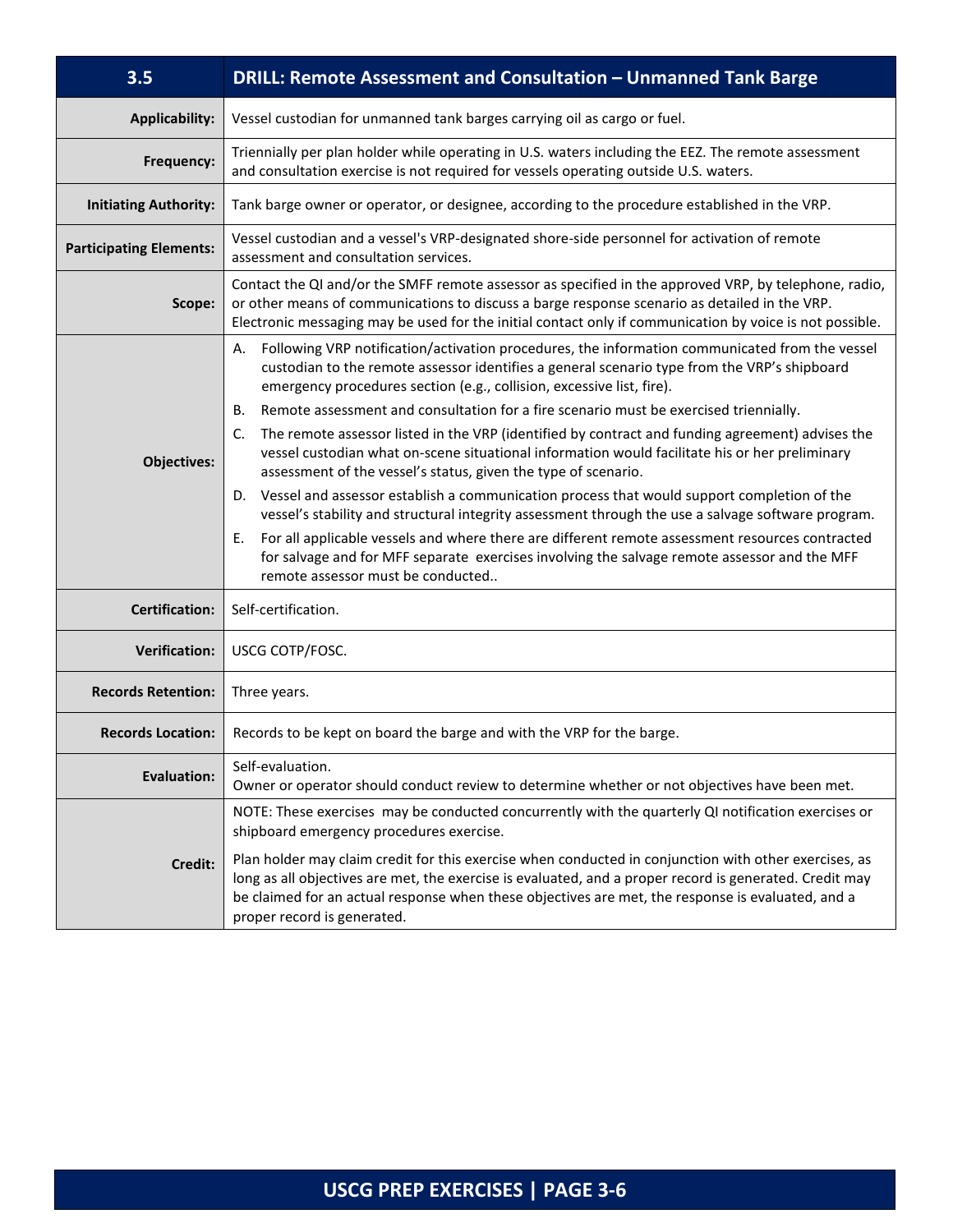| 3.5 | DRILL: Remote Assessment and Consultation – Unmanned Tank Barge |
|---|---|
| **Applicability:** | Vessel custodian for unmanned tank barges carrying oil as cargo or fuel. |
| **Frequency:** | Triennially per plan holder while operating in U.S. waters including the EEZ. The remote assessment and consultation exercise is not required for vessels operating outside U.S. waters. |
| **Initiating Authority:** | Tank barge owner or operator, or designee, according to the procedure established in the VRP. |
| **Participating Elements:** | Vessel custodian and a vessel's VRP-designated shore-side personnel for activation of remote assessment and consultation services. |
| **Scope:** | Contact the QI and/or the SMFF remote assessor as specified in the approved VRP, by telephone, radio, or other means of communications to discuss a barge response scenario as detailed in the VRP. Electronic messaging may be used for the initial contact only if communication by voice is not possible. |
| **Objectives:** | A. Following VRP notification/activation procedures, the information communicated from the vessel custodian to the remote assessor identifies a general scenario type from the VRP's shipboard emergency procedures section (e.g., collision, excessive list, fire).<br>B. Remote assessment and consultation for a fire scenario must be exercised triennially.<br>C. The remote assessor listed in the VRP (identified by contract and funding agreement) advises the vessel custodian what on-scene situational information would facilitate his or her preliminary assessment of the vessel's status, given the type of scenario.<br>D. Vessel and assessor establish a communication process that would support completion of the vessel's stability and structural integrity assessment through the use a salvage software program.<br>E. For all applicable vessels and where there are different remote assessment resources contracted for salvage and for MFF separate exercises involving the salvage remote assessor and the MFF remote assessor must be conducted.. |
| **Certification:** | Self-certification. |
| **Verification:** | USCG COTP/FOSC. |
| **Records Retention:** | Three years. |
| **Records Location:** | Records to be kept on board the barge and with the VRP for the barge. |
| **Evaluation:** | Self-evaluation.<br>Owner or operator should conduct review to determine whether or not objectives have been met. |
| **Credit:** | NOTE: These exercises may be conducted concurrently with the quarterly QI notification exercises or shipboard emergency procedures exercise.<br>Plan holder may claim credit for this exercise when conducted in conjunction with other exercises, as long as all objectives are met, the exercise is evaluated, and a proper record is generated. Credit may be claimed for an actual response when these objectives are met, the response is evaluated, and a proper record is generated. |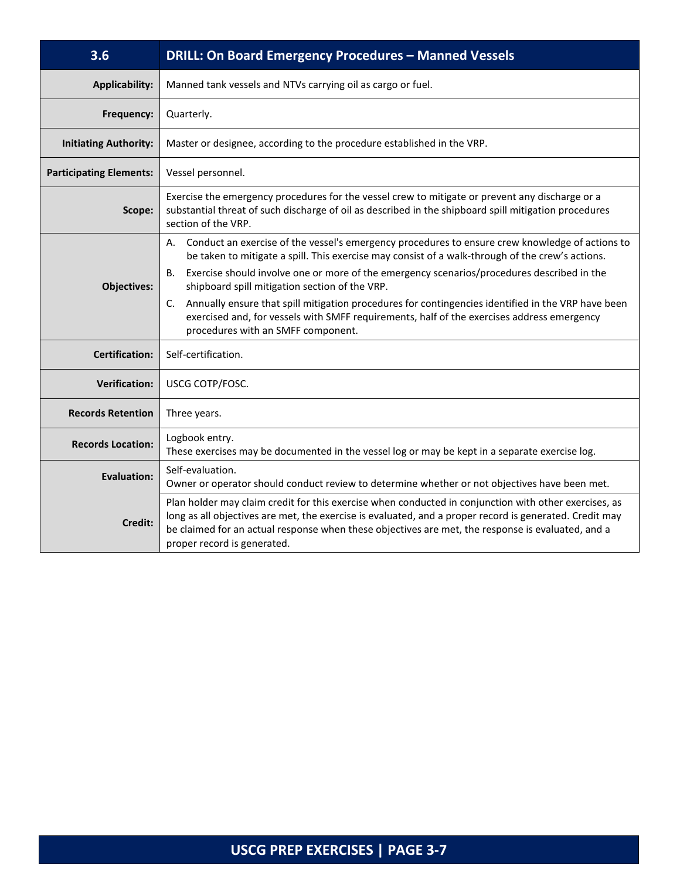| 3.6 | DRILL: On Board Emergency Procedures – Manned Vessels |
|---|---|
| **Applicability:** | Manned tank vessels and NTVs carrying oil as cargo or fuel. |
| **Frequency:** | Quarterly. |
| **Initiating Authority:** | Master or designee, according to the procedure established in the VRP. |
| **Participating Elements:** | Vessel personnel. |
| **Scope:** | Exercise the emergency procedures for the vessel crew to mitigate or prevent any discharge or a substantial threat of such discharge of oil as described in the shipboard spill mitigation procedures section of the VRP. |
| **Objectives:** | A. Conduct an exercise of the vessel's emergency procedures to ensure crew knowledge of actions to be taken to mitigate a spill. This exercise may consist of a walk-through of the crew's actions.<br>B. Exercise should involve one or more of the emergency scenarios/procedures described in the shipboard spill mitigation section of the VRP.<br>C. Annually ensure that spill mitigation procedures for contingencies identified in the VRP have been exercised and, for vessels with SMFF requirements, half of the exercises address emergency procedures with an SMFF component. |
| **Certification:** | Self-certification. |
| **Verification:** | USCG COTP/FOSC. |
| **Records Retention** | Three years. |
| **Records Location:** | Logbook entry.<br>These exercises may be documented in the vessel log or may be kept in a separate exercise log. |
| **Evaluation:** | Self-evaluation.<br>Owner or operator should conduct review to determine whether or not objectives have been met. |
| **Credit:** | Plan holder may claim credit for this exercise when conducted in conjunction with other exercises, as long as all objectives are met, the exercise is evaluated, and a proper record is generated. Credit may be claimed for an actual response when these objectives are met, the response is evaluated, and a proper record is generated. |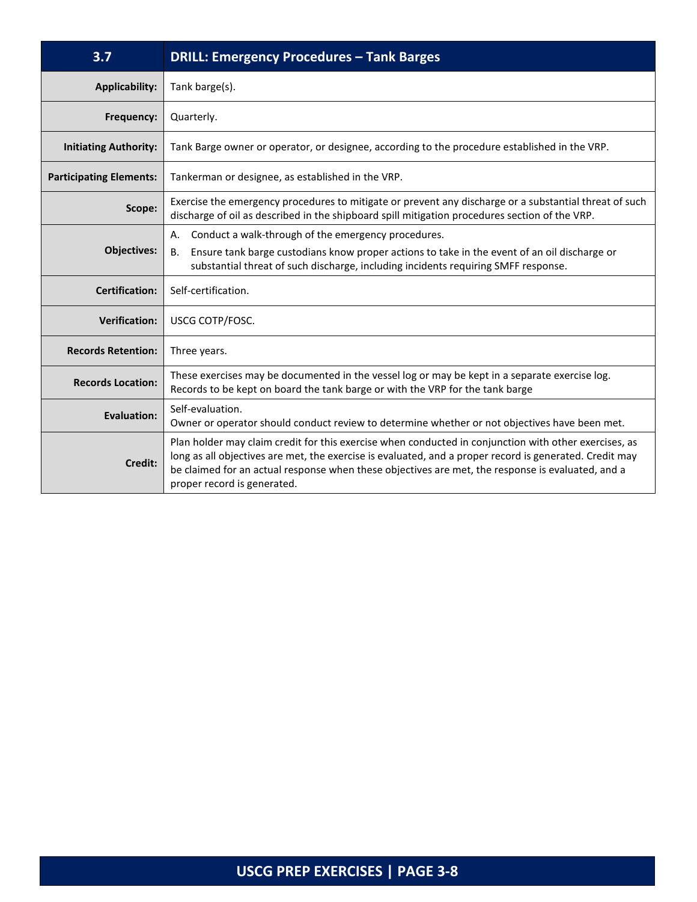| 3.7 | DRILL: Emergency Procedures – Tank Barges |
|---|---|
| **Applicability:** | Tank barge(s). |
| **Frequency:** | Quarterly. |
| **Initiating Authority:** | Tank Barge owner or operator, or designee, according to the procedure established in the VRP. |
| **Participating Elements:** | Tankerman or designee, as established in the VRP. |
| **Scope:** | Exercise the emergency procedures to mitigate or prevent any discharge or a substantial threat of such discharge of oil as described in the shipboard spill mitigation procedures section of the VRP. |
| **Objectives:** | A. Conduct a walk-through of the emergency procedures.<br>B. Ensure tank barge custodians know proper actions to take in the event of an oil discharge or substantial threat of such discharge, including incidents requiring SMFF response. |
| **Certification:** | Self-certification. |
| **Verification:** | USCG COTP/FOSC. |
| **Records Retention:** | Three years. |
| **Records Location:** | These exercises may be documented in the vessel log or may be kept in a separate exercise log. Records to be kept on board the tank barge or with the VRP for the tank barge |
| **Evaluation:** | Self-evaluation.<br>Owner or operator should conduct review to determine whether or not objectives have been met. |
| **Credit:** | Plan holder may claim credit for this exercise when conducted in conjunction with other exercises, as long as all objectives are met, the exercise is evaluated, and a proper record is generated. Credit may be claimed for an actual response when these objectives are met, the response is evaluated, and a proper record is generated. |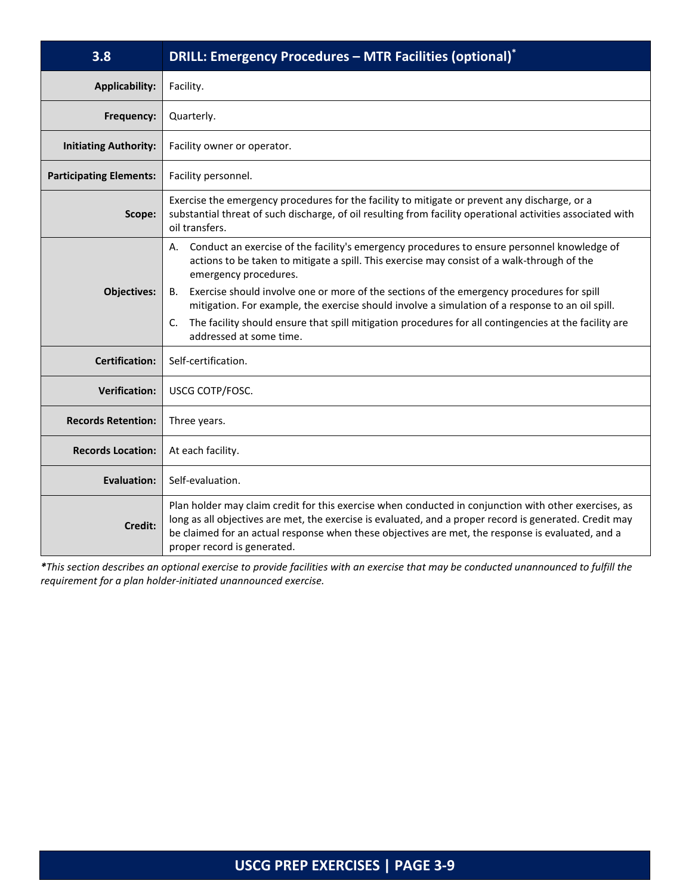| 3.8 | DRILL: Emergency Procedures – MTR Facilities (optional)* |
|---|---|
| **Applicability:** | Facility. |
| **Frequency:** | Quarterly. |
| **Initiating Authority:** | Facility owner or operator. |
| **Participating Elements:** | Facility personnel. |
| **Scope:** | Exercise the emergency procedures for the facility to mitigate or prevent any discharge, or a substantial threat of such discharge, of oil resulting from facility operational activities associated with oil transfers. |
| **Objectives:** | A. Conduct an exercise of the facility's emergency procedures to ensure personnel knowledge of actions to be taken to mitigate a spill. This exercise may consist of a walk-through of the emergency procedures.<br>B. Exercise should involve one or more of the sections of the emergency procedures for spill mitigation. For example, the exercise should involve a simulation of a response to an oil spill.<br>C. The facility should ensure that spill mitigation procedures for all contingencies at the facility are addressed at some time. |
| **Certification:** | Self-certification. |
| **Verification:** | USCG COTP/FOSC. |
| **Records Retention:** | Three years. |
| **Records Location:** | At each facility. |
| **Evaluation:** | Self-evaluation. |
| **Credit:** | Plan holder may claim credit for this exercise when conducted in conjunction with other exercises, as long as all objectives are met, the exercise is evaluated, and a proper record is generated. Credit may be claimed for an actual response when these objectives are met, the response is evaluated, and a proper record is generated. |

***This section describes an optional exercise to provide facilities with an exercise that may be conducted unannounced to fulfill the requirement for a plan holder-initiated unannounced exercise.***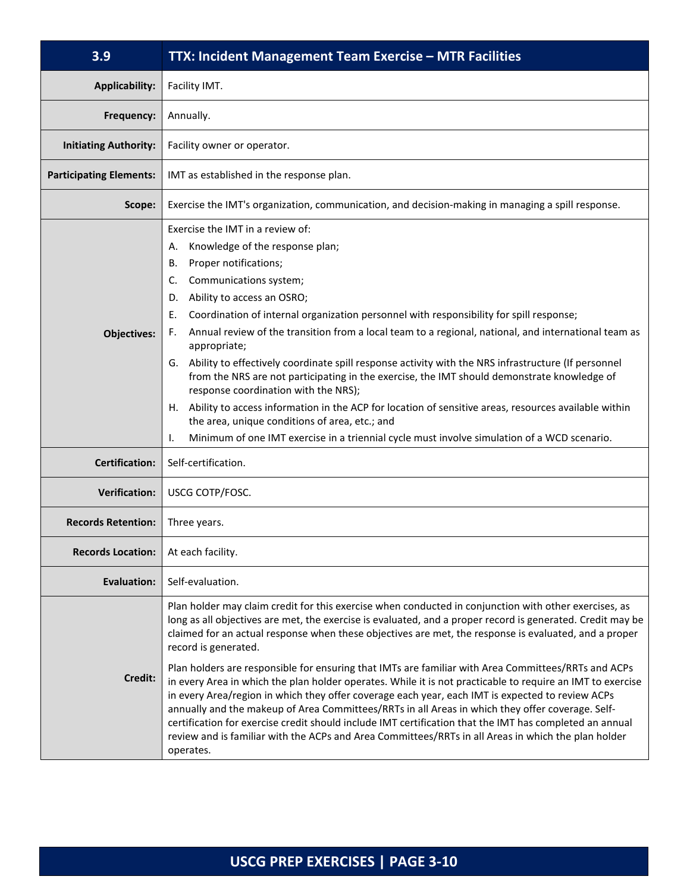| 3.9 | TTX: Incident Management Team Exercise – MTR Facilities |
|---|---|
| **Applicability:** | Facility IMT. |
| **Frequency:** | Annually. |
| **Initiating Authority:** | Facility owner or operator. |
| **Participating Elements:** | IMT as established in the response plan. |
| **Scope:** | Exercise the IMT's organization, communication, and decision-making in managing a spill response. |
| **Objectives:** | Exercise the IMT in a review of:<br>A. Knowledge of the response plan;<br>B. Proper notifications;<br>C. Communications system;<br>D. Ability to access an OSRO;<br>E. Coordination of internal organization personnel with responsibility for spill response;<br>F. Annual review of the transition from a local team to a regional, national, and international team as appropriate;<br>G. Ability to effectively coordinate spill response activity with the NRS infrastructure (If personnel from the NRS are not participating in the exercise, the IMT should demonstrate knowledge of response coordination with the NRS);<br>H. Ability to access information in the ACP for location of sensitive areas, resources available within the area, unique conditions of area, etc.; and<br>I. Minimum of one IMT exercise in a triennial cycle must involve simulation of a WCD scenario. |
| **Certification:** | Self-certification. |
| **Verification:** | USCG COTP/FOSC. |
| **Records Retention:** | Three years. |
| **Records Location:** | At each facility. |
| **Evaluation:** | Self-evaluation. |
| **Credit:** | Plan holder may claim credit for this exercise when conducted in conjunction with other exercises, as long as all objectives are met, the exercise is evaluated, and a proper record is generated. Credit may be claimed for an actual response when these objectives are met, the response is evaluated, and a proper record is generated.<br><br>Plan holders are responsible for ensuring that IMTs are familiar with Area Committees/RRTs and ACPs in every Area in which the plan holder operates. While it is not practicable to require an IMT to exercise in every Area/region in which they offer coverage each year, each IMT is expected to review ACPs annually and the makeup of Area Committees/RRTs in all Areas in which they offer coverage. Self-certification for exercise credit should include IMT certification that the IMT has completed an annual review and is familiar with the ACPs and Area Committees/RRTs in all Areas in which the plan holder operates. |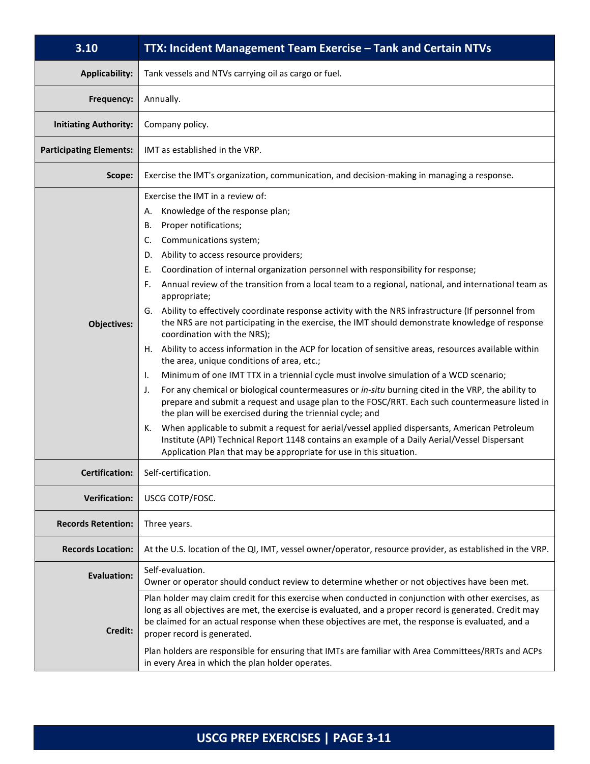| 3.10 | TTX: Incident Management Team Exercise – Tank and Certain NTVs |
|---|---|
| **Applicability:** | Tank vessels and NTVs carrying oil as cargo or fuel. |
| **Frequency:** | Annually. |
| **Initiating Authority:** | Company policy. |
| **Participating Elements:** | IMT as established in the VRP. |
| **Scope:** | Exercise the IMT's organization, communication, and decision-making in managing a response. |
| **Objectives:** | Exercise the IMT in a review of:<br>A. Knowledge of the response plan;<br>B. Proper notifications;<br>C. Communications system;<br>D. Ability to access resource providers;<br>E. Coordination of internal organization personnel with responsibility for response;<br>F. Annual review of the transition from a local team to a regional, national, and international team as appropriate;<br>G. Ability to effectively coordinate response activity with the NRS infrastructure (If personnel from the NRS are not participating in the exercise, the IMT should demonstrate knowledge of response coordination with the NRS);<br>H. Ability to access information in the ACP for location of sensitive areas, resources available within the area, unique conditions of area, etc.;<br>I. Minimum of one IMT TTX in a triennial cycle must involve simulation of a WCD scenario;<br>J. For any chemical or biological countermeasures or *in-situ* burning cited in the VRP, the ability to prepare and submit a request and usage plan to the FOSC/RRT. Each such countermeasure listed in the plan will be exercised during the triennial cycle; and<br>K. When applicable to submit a request for aerial/vessel applied dispersants, American Petroleum Institute (API) Technical Report 1148 contains an example of a Daily Aerial/Vessel Dispersant Application Plan that may be appropriate for use in this situation. |
| **Certification:** | Self-certification. |
| **Verification:** | USCG COTP/FOSC. |
| **Records Retention:** | Three years. |
| **Records Location:** | At the U.S. location of the QI, IMT, vessel owner/operator, resource provider, as established in the VRP. |
| **Evaluation:** | Self-evaluation.<br>Owner or operator should conduct review to determine whether or not objectives have been met. |
| **Credit:** | Plan holder may claim credit for this exercise when conducted in conjunction with other exercises, as long as all objectives are met, the exercise is evaluated, and a proper record is generated. Credit may be claimed for an actual response when these objectives are met, the response is evaluated, and a proper record is generated.<br><br>Plan holders are responsible for ensuring that IMTs are familiar with Area Committees/RRTs and ACPs in every Area in which the plan holder operates. |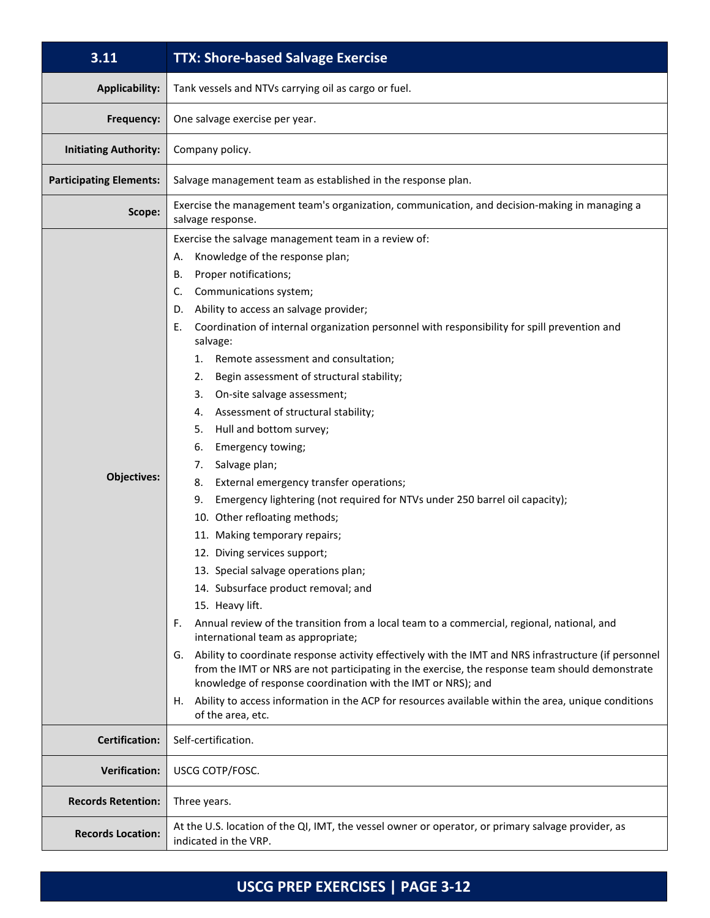| 3.11 | TTX: Shore-based Salvage Exercise |
|---|---|
| **Applicability:** | Tank vessels and NTVs carrying oil as cargo or fuel. |
| **Frequency:** | One salvage exercise per year. |
| **Initiating Authority:** | Company policy. |
| **Participating Elements:** | Salvage management team as established in the response plan. |
| **Scope:** | Exercise the management team's organization, communication, and decision-making in managing a salvage response. |
| **Objectives:** | Exercise the salvage management team in a review of:<br>A. Knowledge of the response plan;<br>B. Proper notifications;<br>C. Communications system;<br>D. Ability to access an salvage provider;<br>E. Coordination of internal organization personnel with responsibility for spill prevention and salvage:<br>1. Remote assessment and consultation;<br>2. Begin assessment of structural stability;<br>3. On-site salvage assessment;<br>4. Assessment of structural stability;<br>5. Hull and bottom survey;<br>6. Emergency towing;<br>7. Salvage plan;<br>8. External emergency transfer operations;<br>9. Emergency lightering (not required for NTVs under 250 barrel oil capacity);<br>10. Other refloating methods;<br>11. Making temporary repairs;<br>12. Diving services support;<br>13. Special salvage operations plan;<br>14. Subsurface product removal; and<br>15. Heavy lift.<br>F. Annual review of the transition from a local team to a commercial, regional, national, and international team as appropriate;<br>G. Ability to coordinate response activity effectively with the IMT and NRS infrastructure (if personnel from the IMT or NRS are not participating in the exercise, the response team should demonstrate knowledge of response coordination with the IMT or NRS); and<br>H. Ability to access information in the ACP for resources available within the area, unique conditions of the area, etc. |
| **Certification:** | Self-certification. |
| **Verification:** | USCG COTP/FOSC. |
| **Records Retention:** | Three years. |
| **Records Location:** | At the U.S. location of the QI, IMT, the vessel owner or operator, or primary salvage provider, as indicated in the VRP. |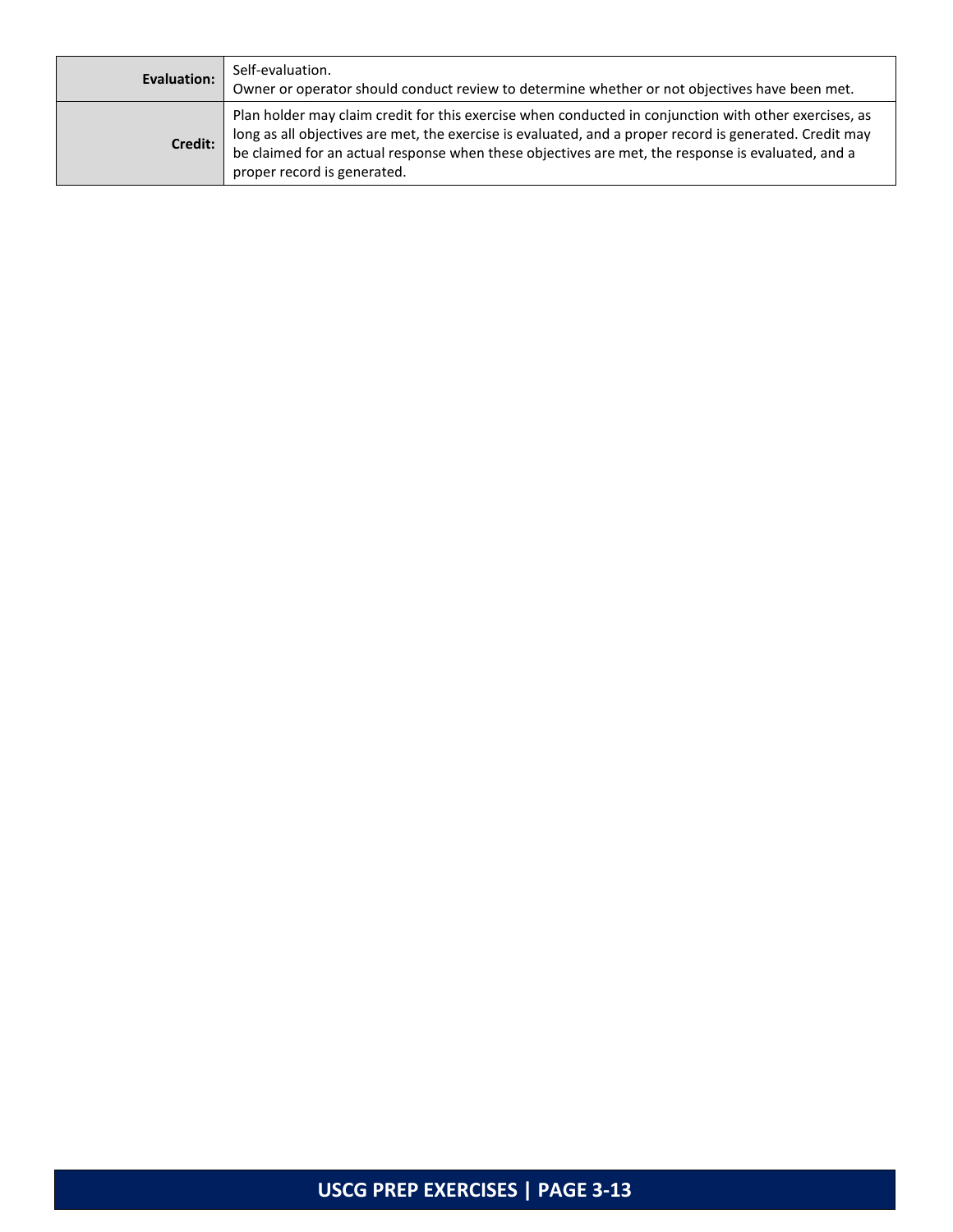| | |
|---|---|
| **Evaluation:** | Self-evaluation.<br>Owner or operator should conduct review to determine whether or not objectives have been met. |
| **Credit:** | Plan holder may claim credit for this exercise when conducted in conjunction with other exercises, as long as all objectives are met, the exercise is evaluated, and a proper record is generated. Credit may be claimed for an actual response when these objectives are met, the response is evaluated, and a proper record is generated. |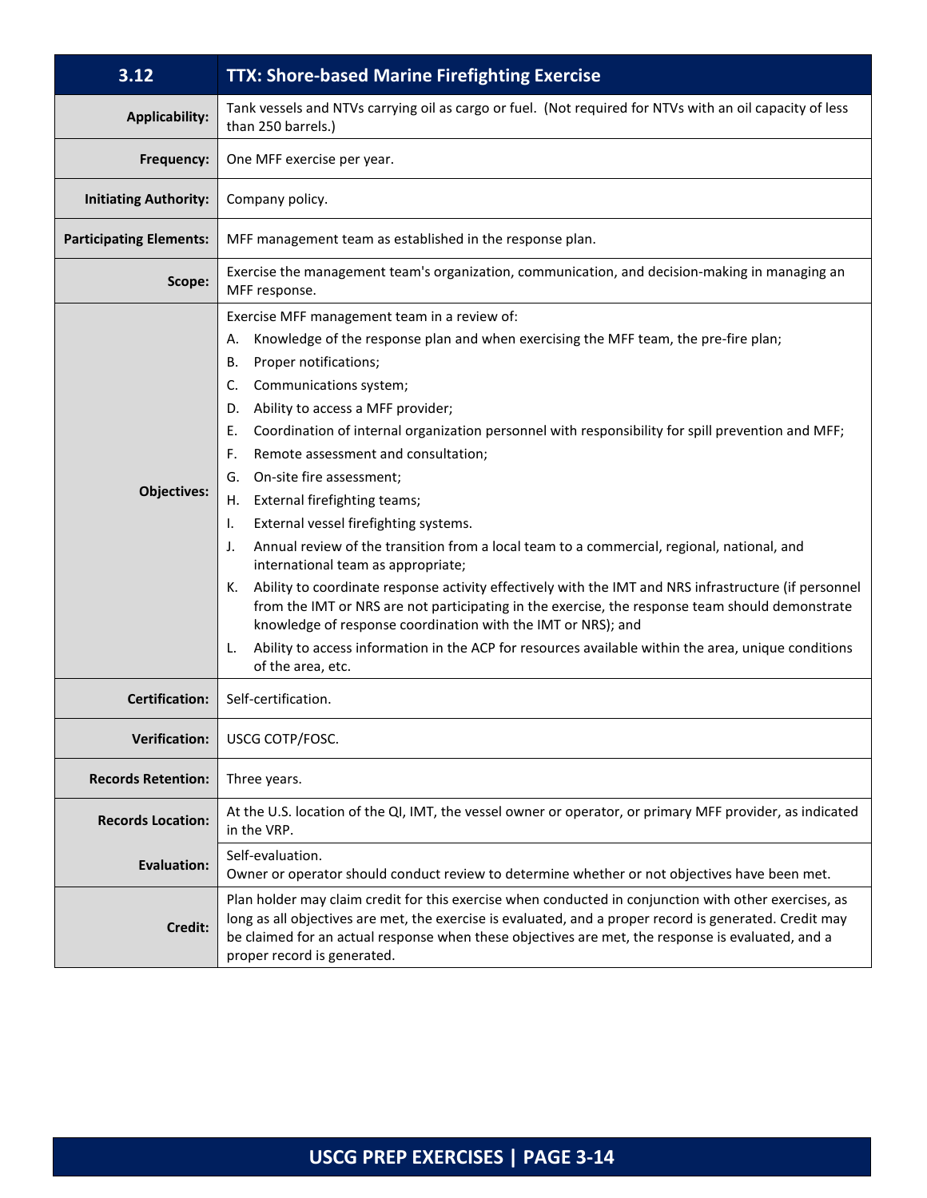| 3.12 | TTX: Shore-based Marine Firefighting Exercise |
|---|---|
| **Applicability:** | Tank vessels and NTVs carrying oil as cargo or fuel. (Not required for NTVs with an oil capacity of less than 250 barrels.) |
| **Frequency:** | One MFF exercise per year. |
| **Initiating Authority:** | Company policy. |
| **Participating Elements:** | MFF management team as established in the response plan. |
| **Scope:** | Exercise the management team's organization, communication, and decision-making in managing an MFF response. |
| **Objectives:** | Exercise MFF management team in a review of:<br>A. Knowledge of the response plan and when exercising the MFF team, the pre-fire plan;<br>B. Proper notifications;<br>C. Communications system;<br>D. Ability to access a MFF provider;<br>E. Coordination of internal organization personnel with responsibility for spill prevention and MFF;<br>F. Remote assessment and consultation;<br>G. On-site fire assessment;<br>H. External firefighting teams;<br>I. External vessel firefighting systems.<br>J. Annual review of the transition from a local team to a commercial, regional, national, and international team as appropriate;<br>K. Ability to coordinate response activity effectively with the IMT and NRS infrastructure (if personnel from the IMT or NRS are not participating in the exercise, the response team should demonstrate knowledge of response coordination with the IMT or NRS); and<br>L. Ability to access information in the ACP for resources available within the area, unique conditions of the area, etc. |
| **Certification:** | Self-certification. |
| **Verification:** | USCG COTP/FOSC. |
| **Records Retention:** | Three years. |
| **Records Location:** | At the U.S. location of the QI, IMT, the vessel owner or operator, or primary MFF provider, as indicated in the VRP. |
| **Evaluation:** | Self-evaluation.<br>Owner or operator should conduct review to determine whether or not objectives have been met. |
| **Credit:** | Plan holder may claim credit for this exercise when conducted in conjunction with other exercises, as long as all objectives are met, the exercise is evaluated, and a proper record is generated. Credit may be claimed for an actual response when these objectives are met, the response is evaluated, and a proper record is generated. |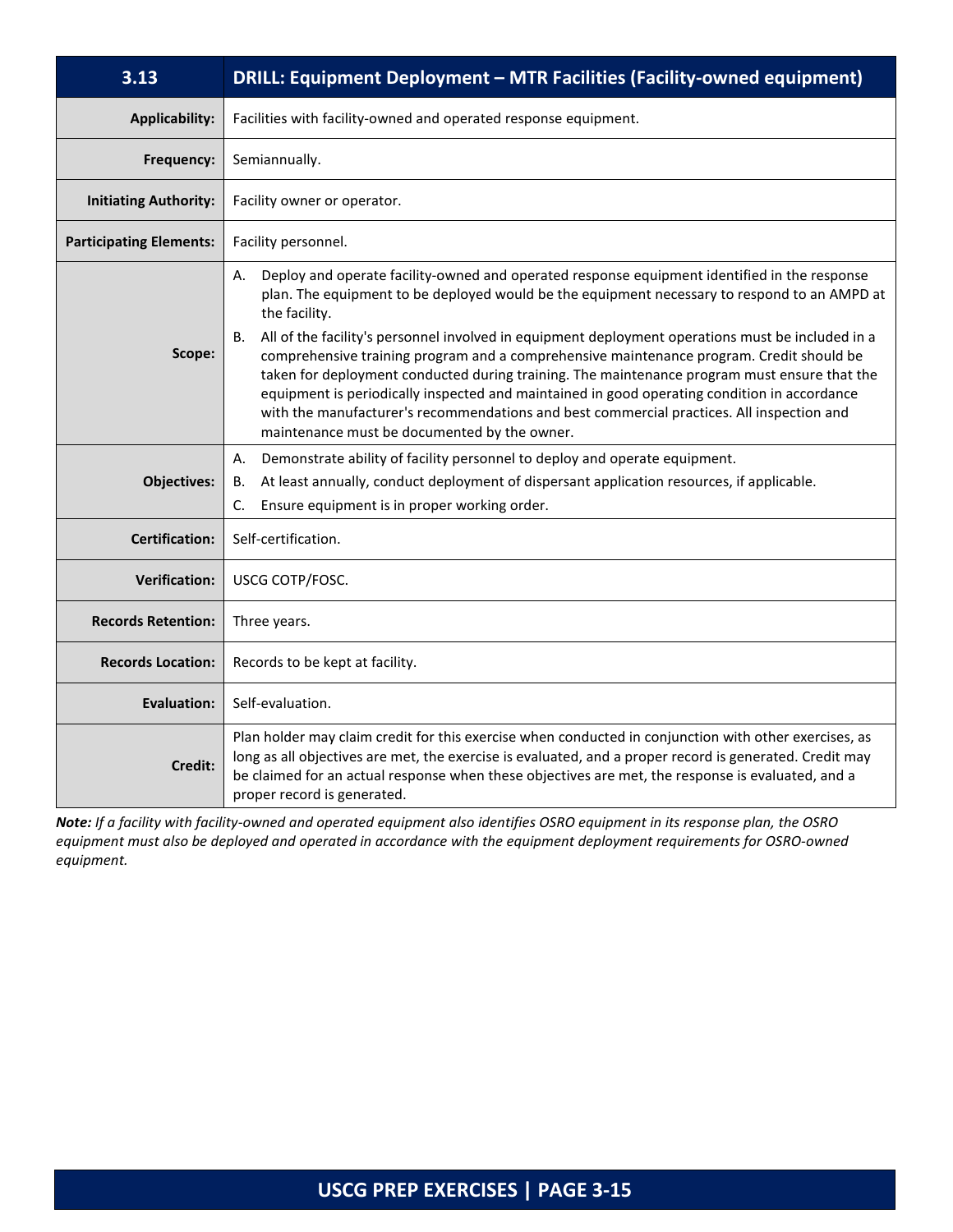| 3.13 | DRILL: Equipment Deployment – MTR Facilities (Facility-owned equipment) |
|---|---|
| **Applicability:** | Facilities with facility-owned and operated response equipment. |
| **Frequency:** | Semiannually. |
| **Initiating Authority:** | Facility owner or operator. |
| **Participating Elements:** | Facility personnel. |
| **Scope:** | A. Deploy and operate facility-owned and operated response equipment identified in the response plan. The equipment to be deployed would be the equipment necessary to respond to an AMPD at the facility.<br>B. All of the facility's personnel involved in equipment deployment operations must be included in a comprehensive training program and a comprehensive maintenance program. Credit should be taken for deployment conducted during training. The maintenance program must ensure that the equipment is periodically inspected and maintained in good operating condition in accordance with the manufacturer's recommendations and best commercial practices. All inspection and maintenance must be documented by the owner. |
| **Objectives:** | A. Demonstrate ability of facility personnel to deploy and operate equipment.<br>B. At least annually, conduct deployment of dispersant application resources, if applicable.<br>C. Ensure equipment is in proper working order. |
| **Certification:** | Self-certification. |
| **Verification:** | USCG COTP/FOSC. |
| **Records Retention:** | Three years. |
| **Records Location:** | Records to be kept at facility. |
| **Evaluation:** | Self-evaluation. |
| **Credit:** | Plan holder may claim credit for this exercise when conducted in conjunction with other exercises, as long as all objectives are met, the exercise is evaluated, and a proper record is generated. Credit may be claimed for an actual response when these objectives are met, the response is evaluated, and a proper record is generated. |

***Note:*** *If a facility with facility-owned and operated equipment also identifies OSRO equipment in its response plan, the OSRO equipment must also be deployed and operated in accordance with the equipment deployment requirements for OSRO-owned equipment.*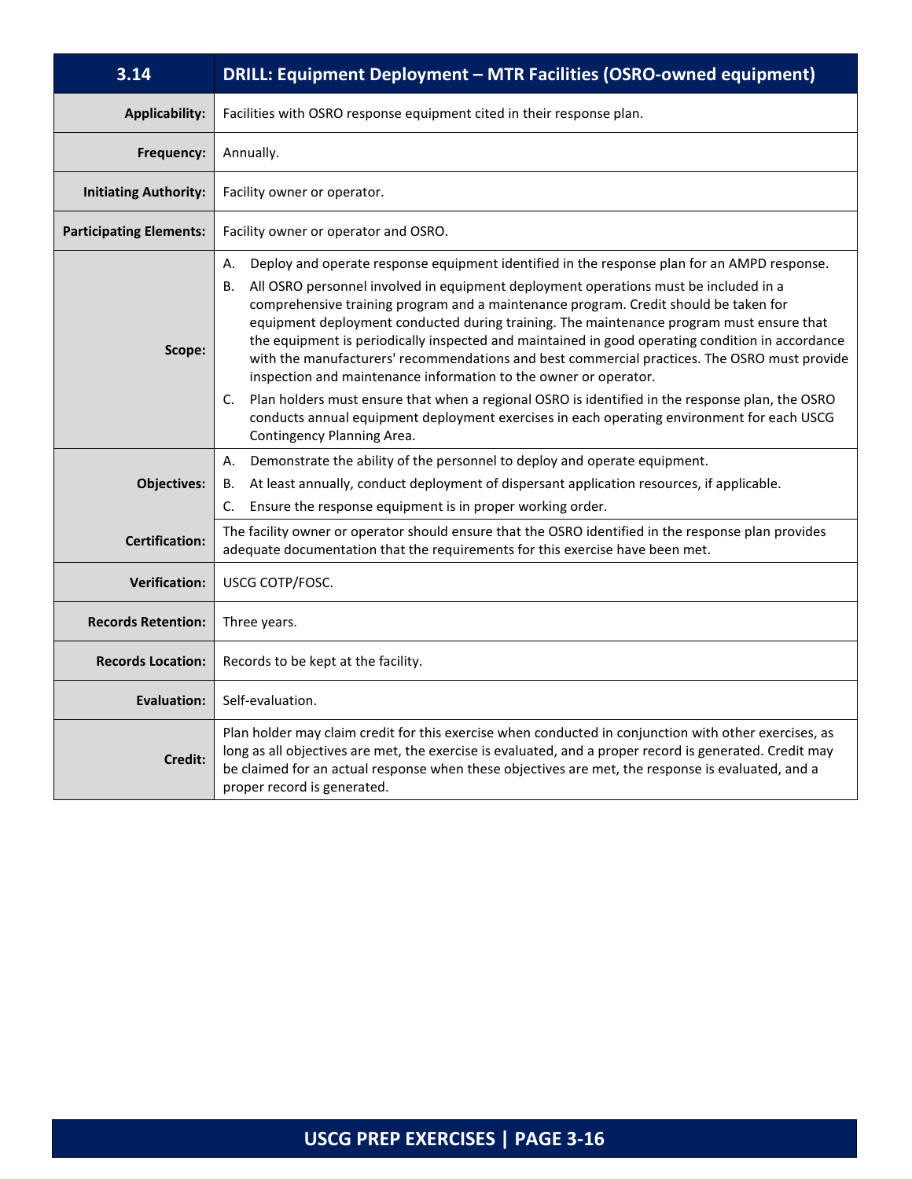| 3.14 | DRILL: Equipment Deployment – MTR Facilities (OSRO-owned equipment) |
|---|---|
| **Applicability:** | Facilities with OSRO response equipment cited in their response plan. |
| **Frequency:** | Annually. |
| **Initiating Authority:** | Facility owner or operator. |
| **Participating Elements:** | Facility owner or operator and OSRO. |
| **Scope:** | A. Deploy and operate response equipment identified in the response plan for an AMPD response.<br>B. All OSRO personnel involved in equipment deployment operations must be included in a comprehensive training program and a maintenance program. Credit should be taken for equipment deployment conducted during training. The maintenance program must ensure that the equipment is periodically inspected and maintained in good operating condition in accordance with the manufacturers' recommendations and best commercial practices. The OSRO must provide inspection and maintenance information to the owner or operator.<br>C. Plan holders must ensure that when a regional OSRO is identified in the response plan, the OSRO conducts annual equipment deployment exercises in each operating environment for each USCG Contingency Planning Area. |
| **Objectives:** | A. Demonstrate the ability of the personnel to deploy and operate equipment.<br>B. At least annually, conduct deployment of dispersant application resources, if applicable.<br>C. Ensure the response equipment is in proper working order. |
| **Certification:** | The facility owner or operator should ensure that the OSRO identified in the response plan provides adequate documentation that the requirements for this exercise have been met. |
| **Verification:** | USCG COTP/FOSC. |
| **Records Retention:** | Three years. |
| **Records Location:** | Records to be kept at the facility. |
| **Evaluation:** | Self-evaluation. |
| **Credit:** | Plan holder may claim credit for this exercise when conducted in conjunction with other exercises, as long as all objectives are met, the exercise is evaluated, and a proper record is generated. Credit may be claimed for an actual response when these objectives are met, the response is evaluated, and a proper record is generated. |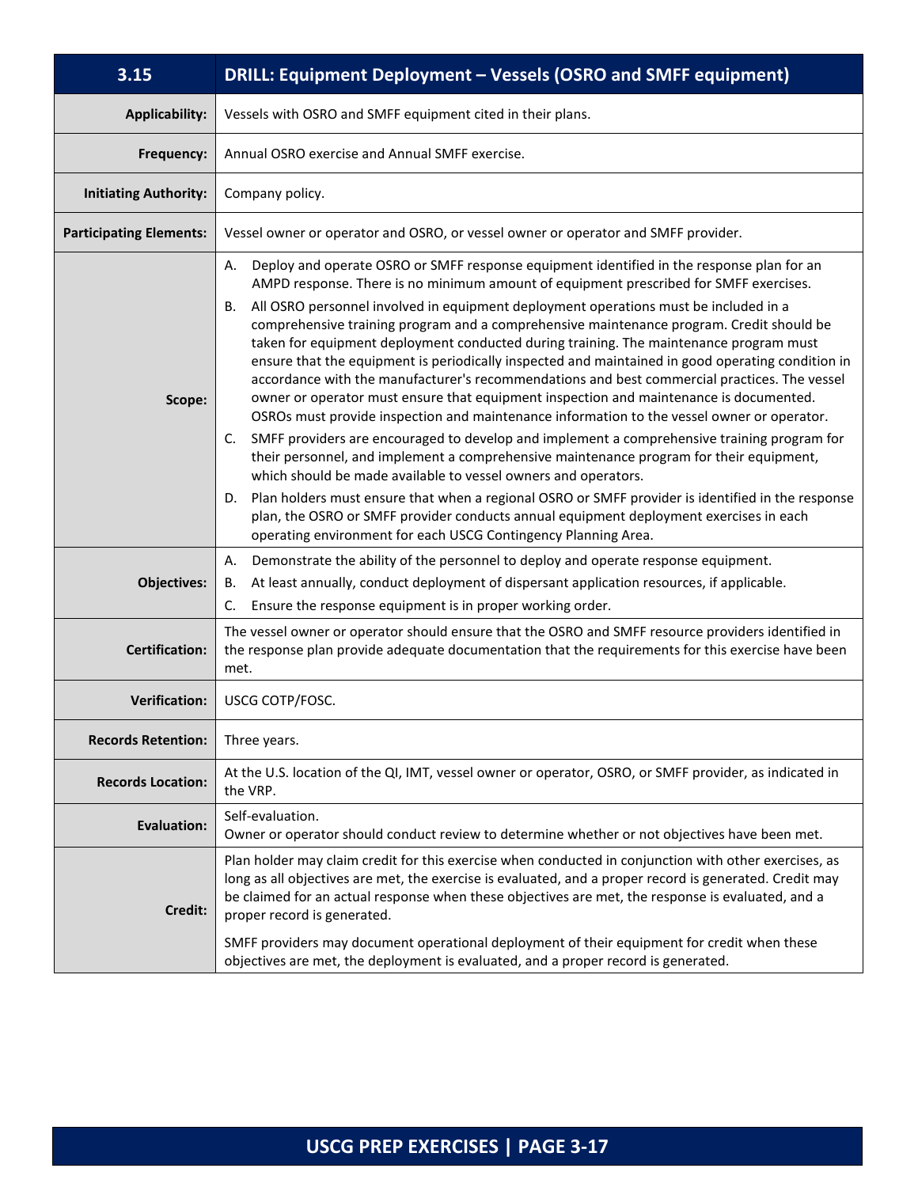| 3.15 | DRILL: Equipment Deployment – Vessels (OSRO and SMFF equipment) |
|---|---|
| **Applicability:** | Vessels with OSRO and SMFF equipment cited in their plans. |
| **Frequency:** | Annual OSRO exercise and Annual SMFF exercise. |
| **Initiating Authority:** | Company policy. |
| **Participating Elements:** | Vessel owner or operator and OSRO, or vessel owner or operator and SMFF provider. |
| **Scope:** | A. Deploy and operate OSRO or SMFF response equipment identified in the response plan for an AMPD response. There is no minimum amount of equipment prescribed for SMFF exercises.<br>B. All OSRO personnel involved in equipment deployment operations must be included in a comprehensive training program and a comprehensive maintenance program. Credit should be taken for equipment deployment conducted during training. The maintenance program must ensure that the equipment is periodically inspected and maintained in good operating condition in accordance with the manufacturer's recommendations and best commercial practices. The vessel owner or operator must ensure that equipment inspection and maintenance is documented. OSROs must provide inspection and maintenance information to the vessel owner or operator.<br>C. SMFF providers are encouraged to develop and implement a comprehensive training program for their personnel, and implement a comprehensive maintenance program for their equipment, which should be made available to vessel owners and operators.<br>D. Plan holders must ensure that when a regional OSRO or SMFF provider is identified in the response plan, the OSRO or SMFF provider conducts annual equipment deployment exercises in each operating environment for each USCG Contingency Planning Area. |
| **Objectives:** | A. Demonstrate the ability of the personnel to deploy and operate response equipment.<br>B. At least annually, conduct deployment of dispersant application resources, if applicable.<br>C. Ensure the response equipment is in proper working order. |
| **Certification:** | The vessel owner or operator should ensure that the OSRO and SMFF resource providers identified in the response plan provide adequate documentation that the requirements for this exercise have been met. |
| **Verification:** | USCG COTP/FOSC. |
| **Records Retention:** | Three years. |
| **Records Location:** | At the U.S. location of the QI, IMT, vessel owner or operator, OSRO, or SMFF provider, as indicated in the VRP. |
| **Evaluation:** | Self-evaluation.<br>Owner or operator should conduct review to determine whether or not objectives have been met. |
| **Credit:** | Plan holder may claim credit for this exercise when conducted in conjunction with other exercises, as long as all objectives are met, the exercise is evaluated, and a proper record is generated. Credit may be claimed for an actual response when these objectives are met, the response is evaluated, and a proper record is generated.<br><br>SMFF providers may document operational deployment of their equipment for credit when these objectives are met, the deployment is evaluated, and a proper record is generated. |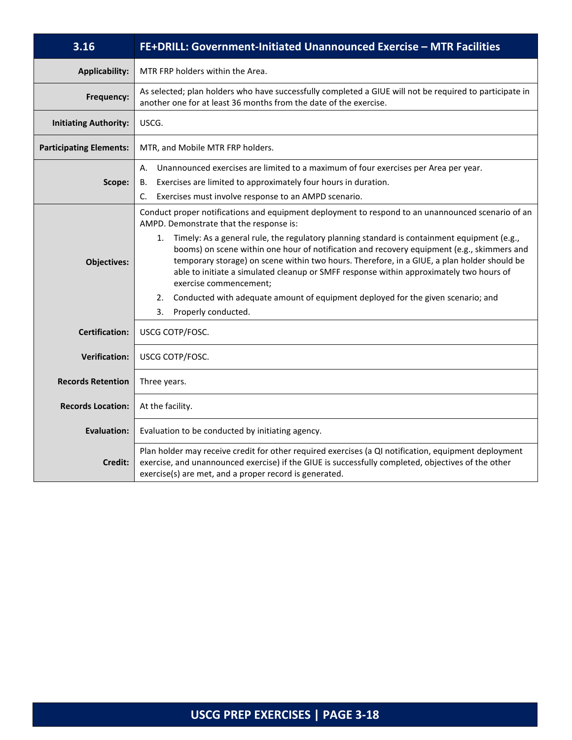| 3.16 | FE+DRILL: Government-Initiated Unannounced Exercise – MTR Facilities |
|---|---|
| **Applicability:** | MTR FRP holders within the Area. |
| **Frequency:** | As selected; plan holders who have successfully completed a GIUE will not be required to participate in another one for at least 36 months from the date of the exercise. |
| **Initiating Authority:** | USCG. |
| **Participating Elements:** | MTR, and Mobile MTR FRP holders. |
| **Scope:** | A. Unannounced exercises are limited to a maximum of four exercises per Area per year.<br>B. Exercises are limited to approximately four hours in duration.<br>C. Exercises must involve response to an AMPD scenario. |
| **Objectives:** | Conduct proper notifications and equipment deployment to respond to an unannounced scenario of an AMPD. Demonstrate that the response is:<br>1. Timely: As a general rule, the regulatory planning standard is containment equipment (e.g., booms) on scene within one hour of notification and recovery equipment (e.g., skimmers and temporary storage) on scene within two hours. Therefore, in a GIUE, a plan holder should be able to initiate a simulated cleanup or SMFF response within approximately two hours of exercise commencement;<br>2. Conducted with adequate amount of equipment deployed for the given scenario; and<br>3. Properly conducted. |
| **Certification:** | USCG COTP/FOSC. |
| **Verification:** | USCG COTP/FOSC. |
| **Records Retention** | Three years. |
| **Records Location:** | At the facility. |
| **Evaluation:** | Evaluation to be conducted by initiating agency. |
| **Credit:** | Plan holder may receive credit for other required exercises (a QI notification, equipment deployment exercise, and unannounced exercise) if the GIUE is successfully completed, objectives of the other exercise(s) are met, and a proper record is generated. |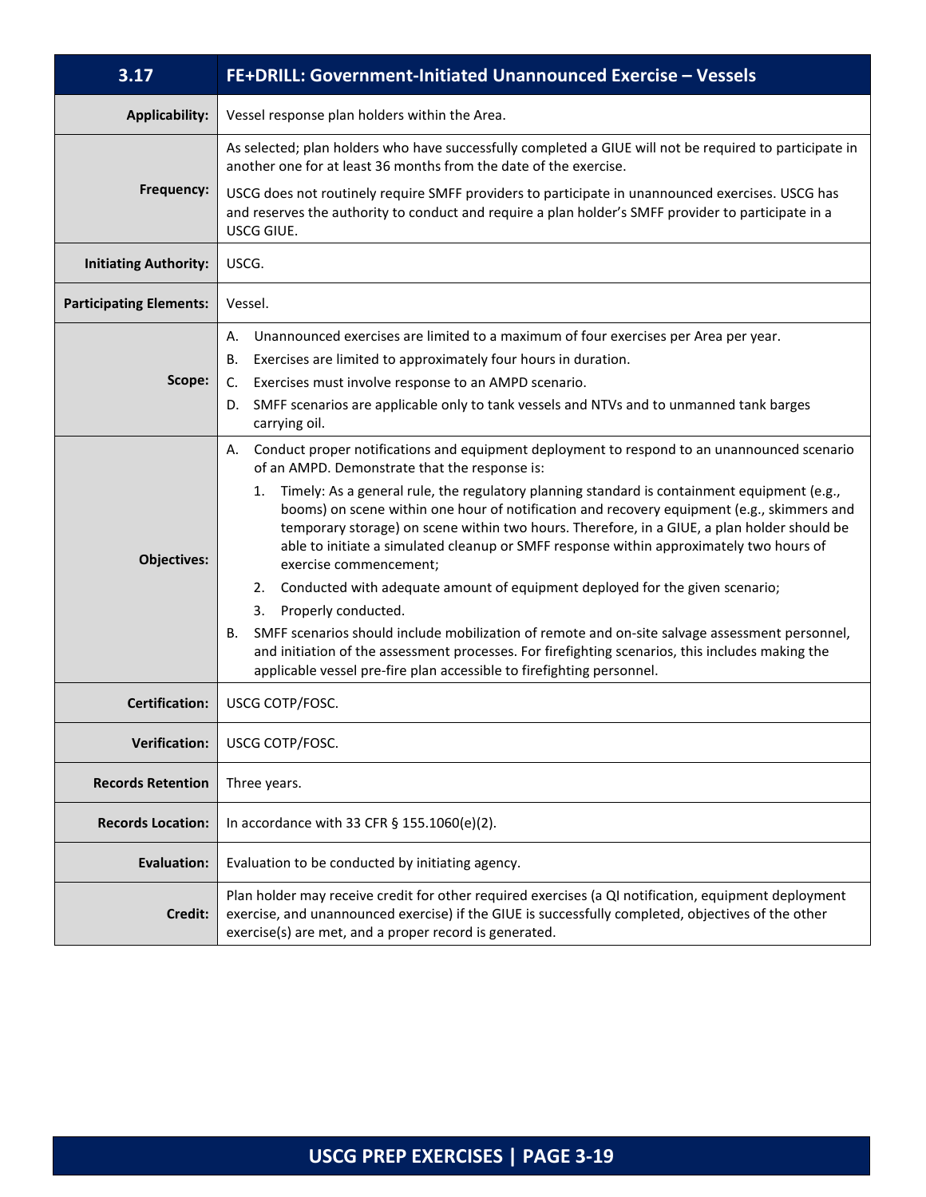| 3.17 | FE+DRILL: Government-Initiated Unannounced Exercise – Vessels |
|---|---|
| **Applicability:** | Vessel response plan holders within the Area. |
| **Frequency:** | As selected; plan holders who have successfully completed a GIUE will not be required to participate in another one for at least 36 months from the date of the exercise.<br><br>USCG does not routinely require SMFF providers to participate in unannounced exercises. USCG has and reserves the authority to conduct and require a plan holder's SMFF provider to participate in a USCG GIUE. |
| **Initiating Authority:** | USCG. |
| **Participating Elements:** | Vessel. |
| **Scope:** | A. Unannounced exercises are limited to a maximum of four exercises per Area per year.<br>B. Exercises are limited to approximately four hours in duration.<br>C. Exercises must involve response to an AMPD scenario.<br>D. SMFF scenarios are applicable only to tank vessels and NTVs and to unmanned tank barges carrying oil. |
| **Objectives:** | A. Conduct proper notifications and equipment deployment to respond to an unannounced scenario of an AMPD. Demonstrate that the response is:<br>1. Timely: As a general rule, the regulatory planning standard is containment equipment (e.g., booms) on scene within one hour of notification and recovery equipment (e.g., skimmers and temporary storage) on scene within two hours. Therefore, in a GIUE, a plan holder should be able to initiate a simulated cleanup or SMFF response within approximately two hours of exercise commencement;<br>2. Conducted with adequate amount of equipment deployed for the given scenario;<br>3. Properly conducted.<br>B. SMFF scenarios should include mobilization of remote and on-site salvage assessment personnel, and initiation of the assessment processes. For firefighting scenarios, this includes making the applicable vessel pre-fire plan accessible to firefighting personnel. |
| **Certification:** | USCG COTP/FOSC. |
| **Verification:** | USCG COTP/FOSC. |
| **Records Retention** | Three years. |
| **Records Location:** | In accordance with 33 CFR § 155.1060(e)(2). |
| **Evaluation:** | Evaluation to be conducted by initiating agency. |
| **Credit:** | Plan holder may receive credit for other required exercises (a QI notification, equipment deployment exercise, and unannounced exercise) if the GIUE is successfully completed, objectives of the other exercise(s) are met, and a proper record is generated. |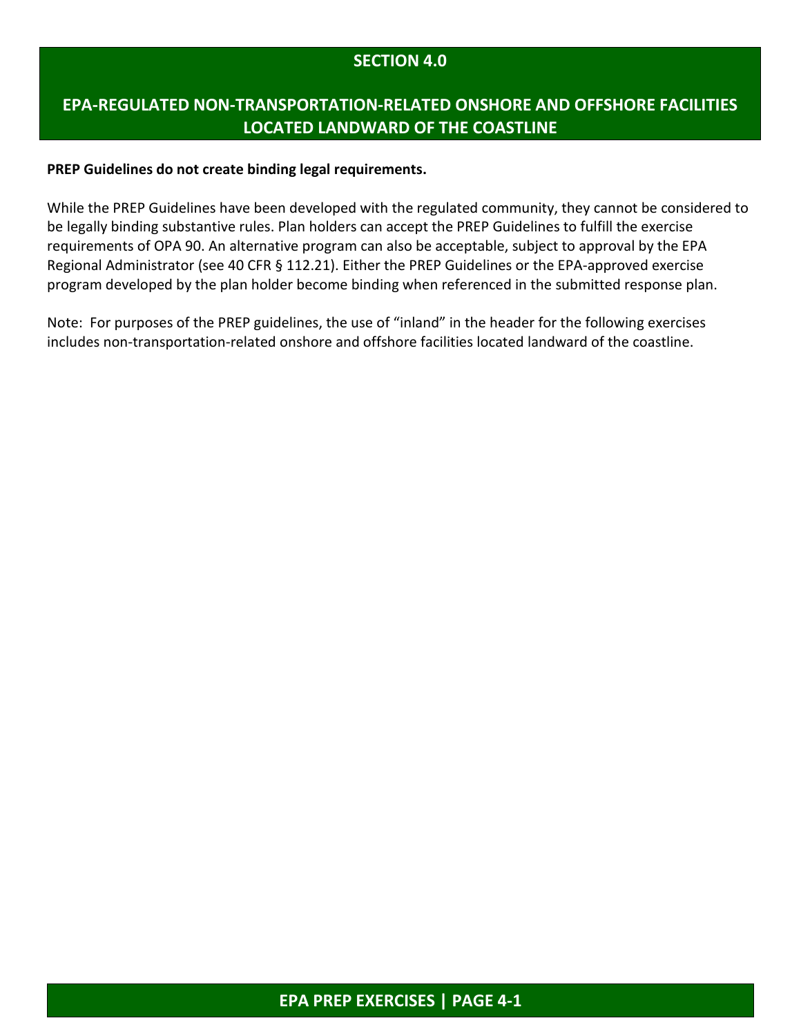# SECTION 4.0

## EPA-REGULATED NON-TRANSPORTATION-RELATED ONSHORE AND OFFSHORE FACILITIES LOCATED LANDWARD OF THE COASTLINE

**PREP Guidelines do not create binding legal requirements.**

While the PREP Guidelines have been developed with the regulated community, they cannot be considered to be legally binding substantive rules. Plan holders can accept the PREP Guidelines to fulfill the exercise requirements of OPA 90. An alternative program can also be acceptable, subject to approval by the EPA Regional Administrator (see 40 CFR § 112.21). Either the PREP Guidelines or the EPA-approved exercise program developed by the plan holder become binding when referenced in the submitted response plan.

Note: For purposes of the PREP guidelines, the use of "inland" in the header for the following exercises includes non-transportation-related onshore and offshore facilities located landward of the coastline.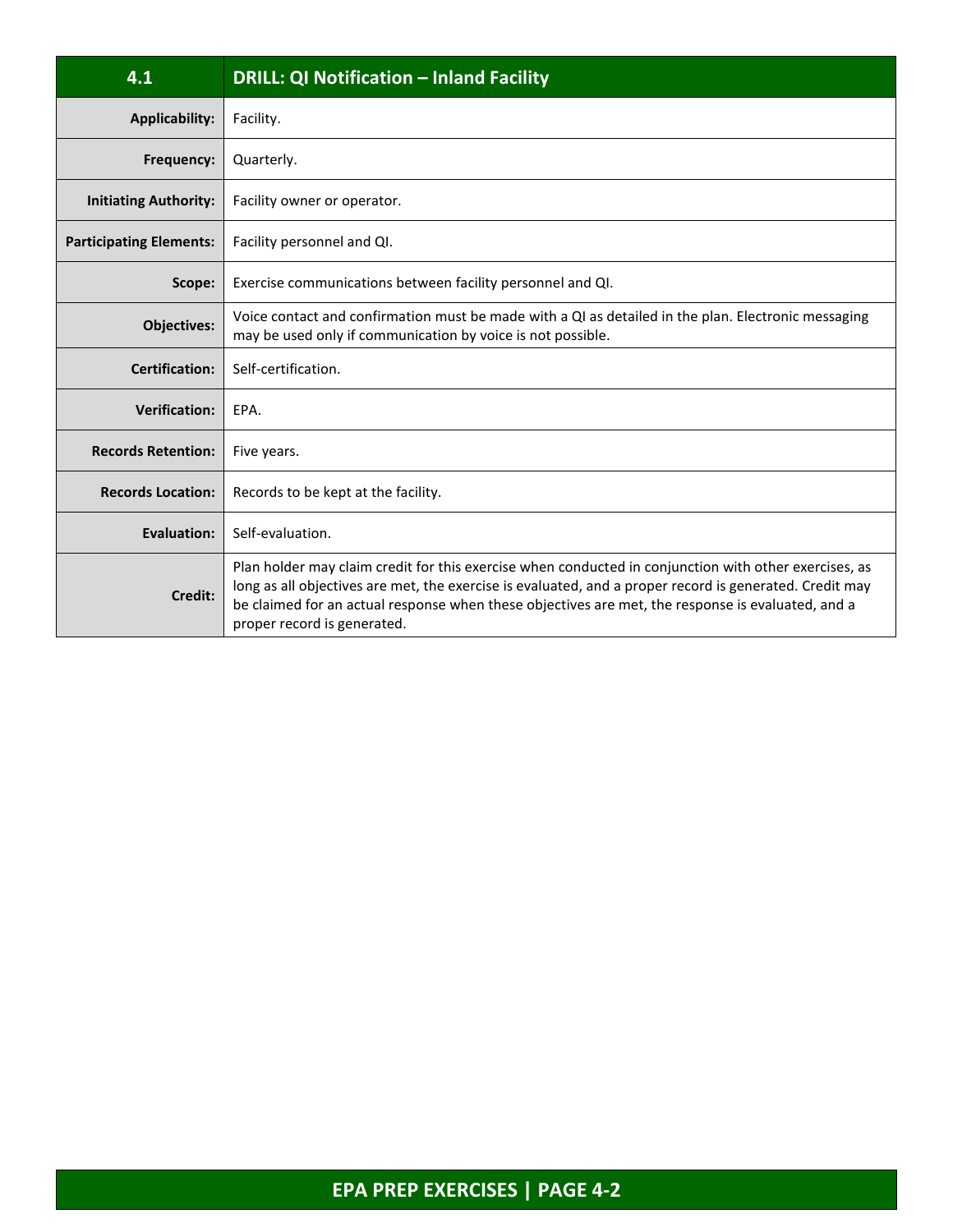| 4.1 | DRILL: QI Notification – Inland Facility |
| --- | --- |
| **Applicability:** | Facility. |
| **Frequency:** | Quarterly. |
| **Initiating Authority:** | Facility owner or operator. |
| **Participating Elements:** | Facility personnel and QI. |
| **Scope:** | Exercise communications between facility personnel and QI. |
| **Objectives:** | Voice contact and confirmation must be made with a QI as detailed in the plan. Electronic messaging may be used only if communication by voice is not possible. |
| **Certification:** | Self-certification. |
| **Verification:** | EPA. |
| **Records Retention:** | Five years. |
| **Records Location:** | Records to be kept at the facility. |
| **Evaluation:** | Self-evaluation. |
| **Credit:** | Plan holder may claim credit for this exercise when conducted in conjunction with other exercises, as long as all objectives are met, the exercise is evaluated, and a proper record is generated. Credit may be claimed for an actual response when these objectives are met, the response is evaluated, and a proper record is generated. |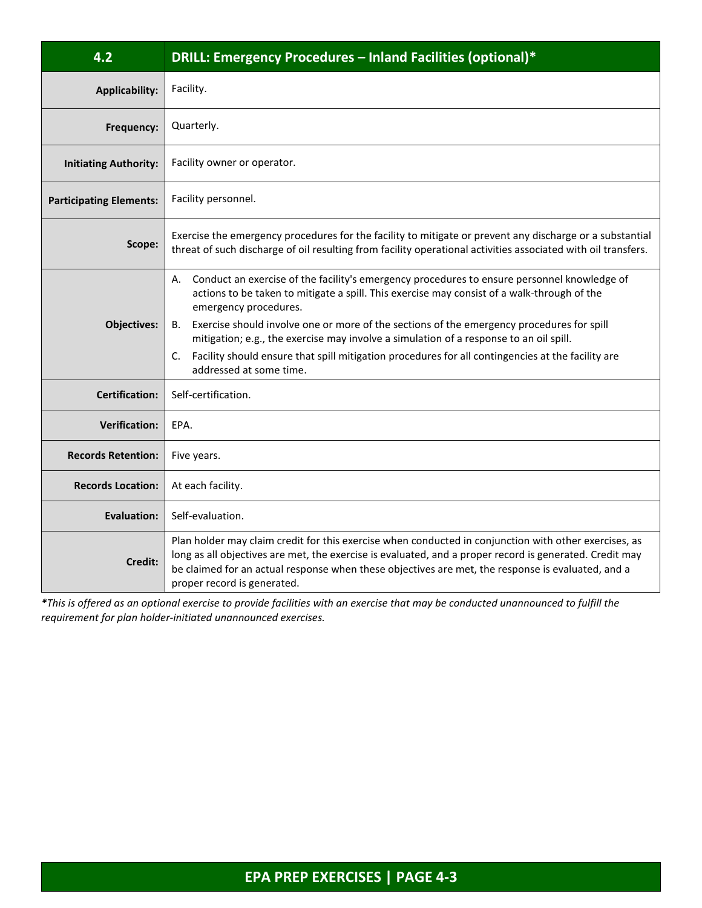| 4.2 | DRILL: Emergency Procedures – Inland Facilities (optional)* |
|---|---|
| **Applicability:** | Facility. |
| **Frequency:** | Quarterly. |
| **Initiating Authority:** | Facility owner or operator. |
| **Participating Elements:** | Facility personnel. |
| **Scope:** | Exercise the emergency procedures for the facility to mitigate or prevent any discharge or a substantial threat of such discharge of oil resulting from facility operational activities associated with oil transfers. |
| **Objectives:** | A. Conduct an exercise of the facility's emergency procedures to ensure personnel knowledge of actions to be taken to mitigate a spill. This exercise may consist of a walk-through of the emergency procedures.<br>B. Exercise should involve one or more of the sections of the emergency procedures for spill mitigation; e.g., the exercise may involve a simulation of a response to an oil spill.<br>C. Facility should ensure that spill mitigation procedures for all contingencies at the facility are addressed at some time. |
| **Certification:** | Self-certification. |
| **Verification:** | EPA. |
| **Records Retention:** | Five years. |
| **Records Location:** | At each facility. |
| **Evaluation:** | Self-evaluation. |
| **Credit:** | Plan holder may claim credit for this exercise when conducted in conjunction with other exercises, as long as all objectives are met, the exercise is evaluated, and a proper record is generated. Credit may be claimed for an actual response when these objectives are met, the response is evaluated, and a proper record is generated. |

***This is offered as an optional exercise to provide facilities with an exercise that may be conducted unannounced to fulfill the requirement for plan holder-initiated unannounced exercises.***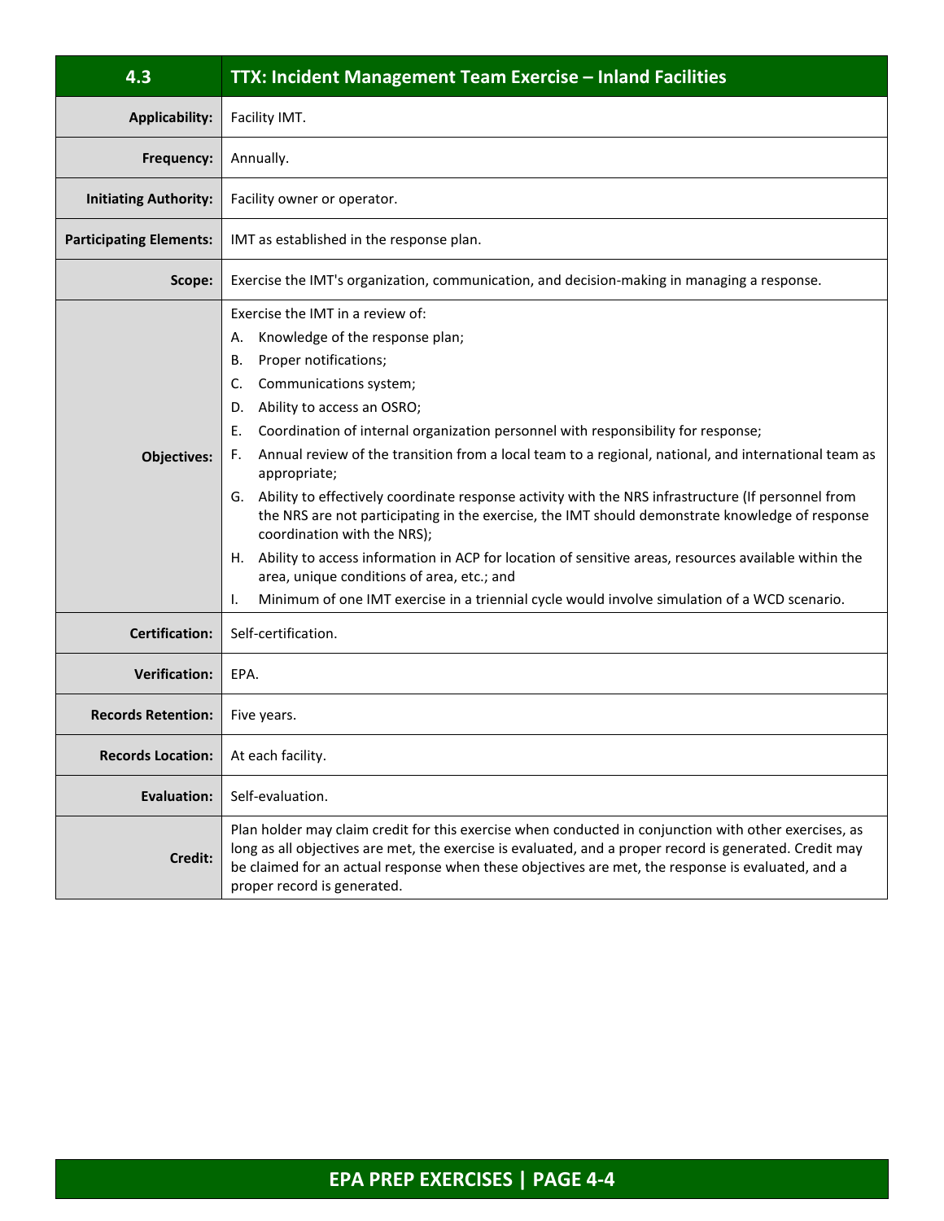| 4.3 | TTX: Incident Management Team Exercise – Inland Facilities |
|---|---|
| **Applicability:** | Facility IMT. |
| **Frequency:** | Annually. |
| **Initiating Authority:** | Facility owner or operator. |
| **Participating Elements:** | IMT as established in the response plan. |
| **Scope:** | Exercise the IMT's organization, communication, and decision-making in managing a response. |
| **Objectives:** | Exercise the IMT in a review of:<br>A. Knowledge of the response plan;<br>B. Proper notifications;<br>C. Communications system;<br>D. Ability to access an OSRO;<br>E. Coordination of internal organization personnel with responsibility for response;<br>F. Annual review of the transition from a local team to a regional, national, and international team as appropriate;<br>G. Ability to effectively coordinate response activity with the NRS infrastructure (If personnel from the NRS are not participating in the exercise, the IMT should demonstrate knowledge of response coordination with the NRS);<br>H. Ability to access information in ACP for location of sensitive areas, resources available within the area, unique conditions of area, etc.; and<br>I. Minimum of one IMT exercise in a triennial cycle would involve simulation of a WCD scenario. |
| **Certification:** | Self-certification. |
| **Verification:** | EPA. |
| **Records Retention:** | Five years. |
| **Records Location:** | At each facility. |
| **Evaluation:** | Self-evaluation. |
| **Credit:** | Plan holder may claim credit for this exercise when conducted in conjunction with other exercises, as long as all objectives are met, the exercise is evaluated, and a proper record is generated. Credit may be claimed for an actual response when these objectives are met, the response is evaluated, and a proper record is generated. |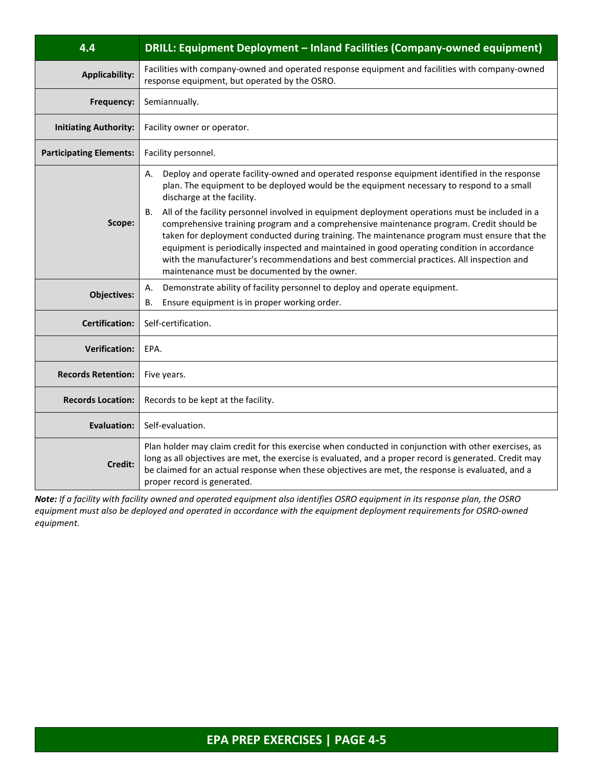| 4.4 | DRILL: Equipment Deployment – Inland Facilities (Company-owned equipment) |
|---|---|
| **Applicability:** | Facilities with company-owned and operated response equipment and facilities with company-owned response equipment, but operated by the OSRO. |
| **Frequency:** | Semiannually. |
| **Initiating Authority:** | Facility owner or operator. |
| **Participating Elements:** | Facility personnel. |
| **Scope:** | A. Deploy and operate facility-owned and operated response equipment identified in the response plan. The equipment to be deployed would be the equipment necessary to respond to a small discharge at the facility.<br>B. All of the facility personnel involved in equipment deployment operations must be included in a comprehensive training program and a comprehensive maintenance program. Credit should be taken for deployment conducted during training. The maintenance program must ensure that the equipment is periodically inspected and maintained in good operating condition in accordance with the manufacturer's recommendations and best commercial practices. All inspection and maintenance must be documented by the owner. |
| **Objectives:** | A. Demonstrate ability of facility personnel to deploy and operate equipment.<br>B. Ensure equipment is in proper working order. |
| **Certification:** | Self-certification. |
| **Verification:** | EPA. |
| **Records Retention:** | Five years. |
| **Records Location:** | Records to be kept at the facility. |
| **Evaluation:** | Self-evaluation. |
| **Credit:** | Plan holder may claim credit for this exercise when conducted in conjunction with other exercises, as long as all objectives are met, the exercise is evaluated, and a proper record is generated. Credit may be claimed for an actual response when these objectives are met, the response is evaluated, and a proper record is generated. |

***Note:*** *If a facility with facility owned and operated equipment also identifies OSRO equipment in its response plan, the OSRO equipment must also be deployed and operated in accordance with the equipment deployment requirements for OSRO-owned equipment.*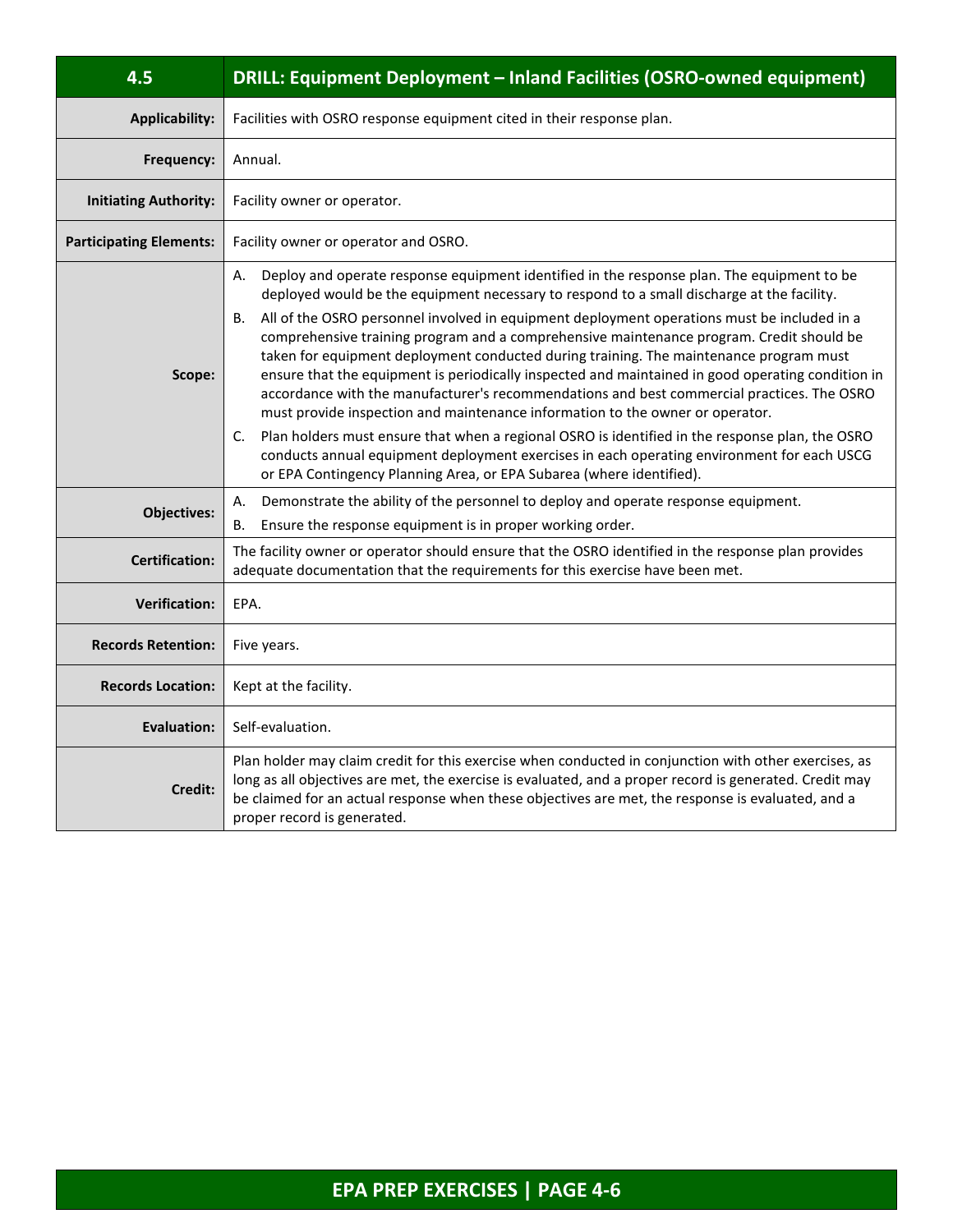| 4.5 | DRILL: Equipment Deployment – Inland Facilities (OSRO-owned equipment) |
|---|---|
| **Applicability:** | Facilities with OSRO response equipment cited in their response plan. |
| **Frequency:** | Annual. |
| **Initiating Authority:** | Facility owner or operator. |
| **Participating Elements:** | Facility owner or operator and OSRO. |
| **Scope:** | A. Deploy and operate response equipment identified in the response plan. The equipment to be deployed would be the equipment necessary to respond to a small discharge at the facility.<br>B. All of the OSRO personnel involved in equipment deployment operations must be included in a comprehensive training program and a comprehensive maintenance program. Credit should be taken for equipment deployment conducted during training. The maintenance program must ensure that the equipment is periodically inspected and maintained in good operating condition in accordance with the manufacturer's recommendations and best commercial practices. The OSRO must provide inspection and maintenance information to the owner or operator.<br>C. Plan holders must ensure that when a regional OSRO is identified in the response plan, the OSRO conducts annual equipment deployment exercises in each operating environment for each USCG or EPA Contingency Planning Area, or EPA Subarea (where identified). |
| **Objectives:** | A. Demonstrate the ability of the personnel to deploy and operate response equipment.<br>B. Ensure the response equipment is in proper working order. |
| **Certification:** | The facility owner or operator should ensure that the OSRO identified in the response plan provides adequate documentation that the requirements for this exercise have been met. |
| **Verification:** | EPA. |
| **Records Retention:** | Five years. |
| **Records Location:** | Kept at the facility. |
| **Evaluation:** | Self-evaluation. |
| **Credit:** | Plan holder may claim credit for this exercise when conducted in conjunction with other exercises, as long as all objectives are met, the exercise is evaluated, and a proper record is generated. Credit may be claimed for an actual response when these objectives are met, the response is evaluated, and a proper record is generated. |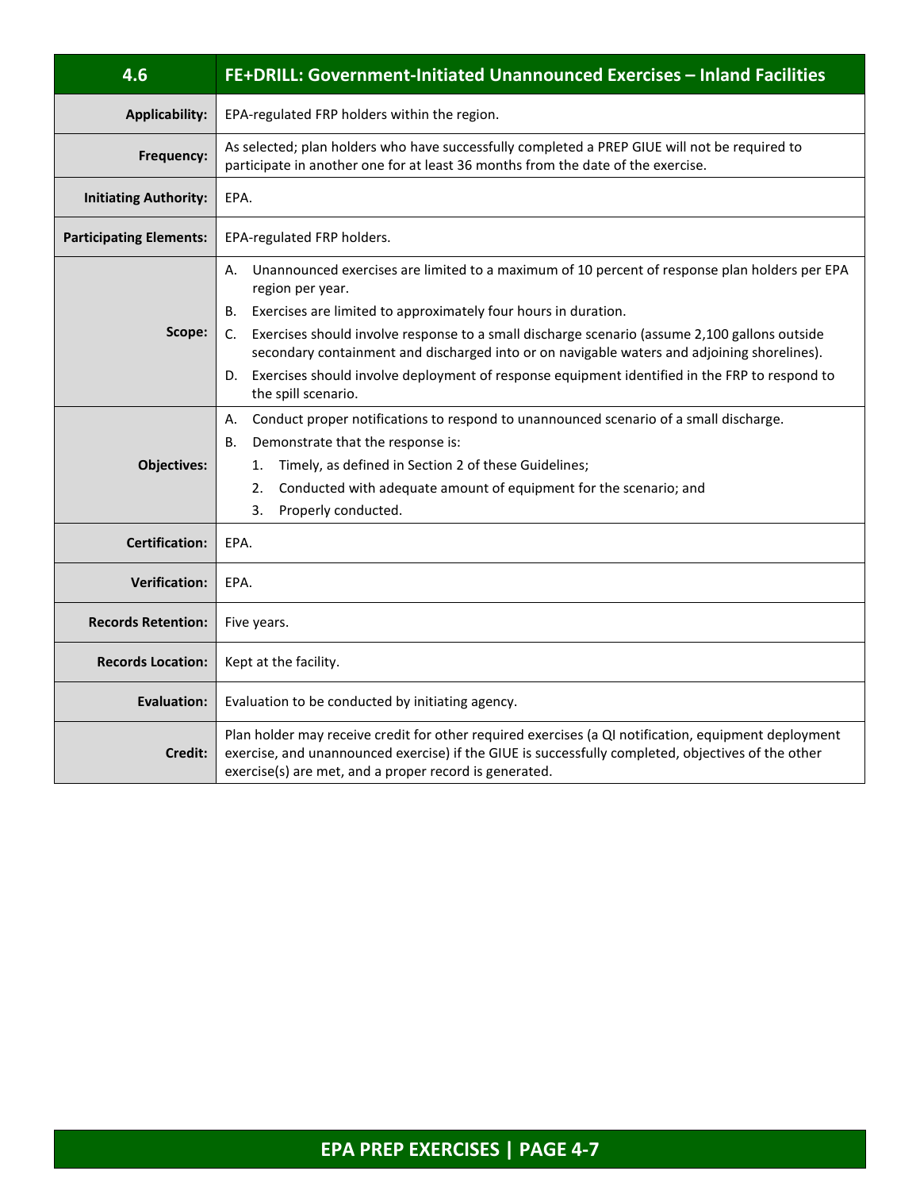| 4.6 | FE+DRILL: Government-Initiated Unannounced Exercises – Inland Facilities |
|---|---|
| **Applicability:** | EPA-regulated FRP holders within the region. |
| **Frequency:** | As selected; plan holders who have successfully completed a PREP GIUE will not be required to participate in another one for at least 36 months from the date of the exercise. |
| **Initiating Authority:** | EPA. |
| **Participating Elements:** | EPA-regulated FRP holders. |
| **Scope:** | A. Unannounced exercises are limited to a maximum of 10 percent of response plan holders per EPA region per year.<br>B. Exercises are limited to approximately four hours in duration.<br>C. Exercises should involve response to a small discharge scenario (assume 2,100 gallons outside secondary containment and discharged into or on navigable waters and adjoining shorelines).<br>D. Exercises should involve deployment of response equipment identified in the FRP to respond to the spill scenario. |
| **Objectives:** | A. Conduct proper notifications to respond to unannounced scenario of a small discharge.<br>B. Demonstrate that the response is:<br>1. Timely, as defined in Section 2 of these Guidelines;<br>2. Conducted with adequate amount of equipment for the scenario; and<br>3. Properly conducted. |
| **Certification:** | EPA. |
| **Verification:** | EPA. |
| **Records Retention:** | Five years. |
| **Records Location:** | Kept at the facility. |
| **Evaluation:** | Evaluation to be conducted by initiating agency. |
| **Credit:** | Plan holder may receive credit for other required exercises (a QI notification, equipment deployment exercise, and unannounced exercise) if the GIUE is successfully completed, objectives of the other exercise(s) are met, and a proper record is generated. |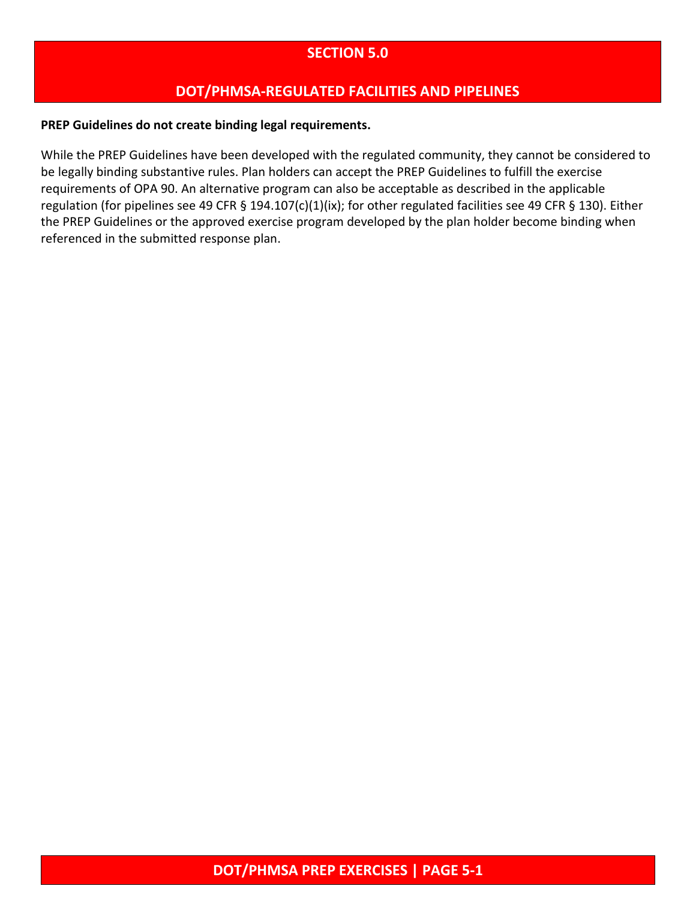# SECTION 5.0

# DOT/PHMSA-REGULATED FACILITIES AND PIPELINES

**PREP Guidelines do not create binding legal requirements.**

While the PREP Guidelines have been developed with the regulated community, they cannot be considered to be legally binding substantive rules. Plan holders can accept the PREP Guidelines to fulfill the exercise requirements of OPA 90. An alternative program can also be acceptable as described in the applicable regulation (for pipelines see 49 CFR § 194.107(c)(1)(ix); for other regulated facilities see 49 CFR § 130). Either the PREP Guidelines or the approved exercise program developed by the plan holder become binding when referenced in the submitted response plan.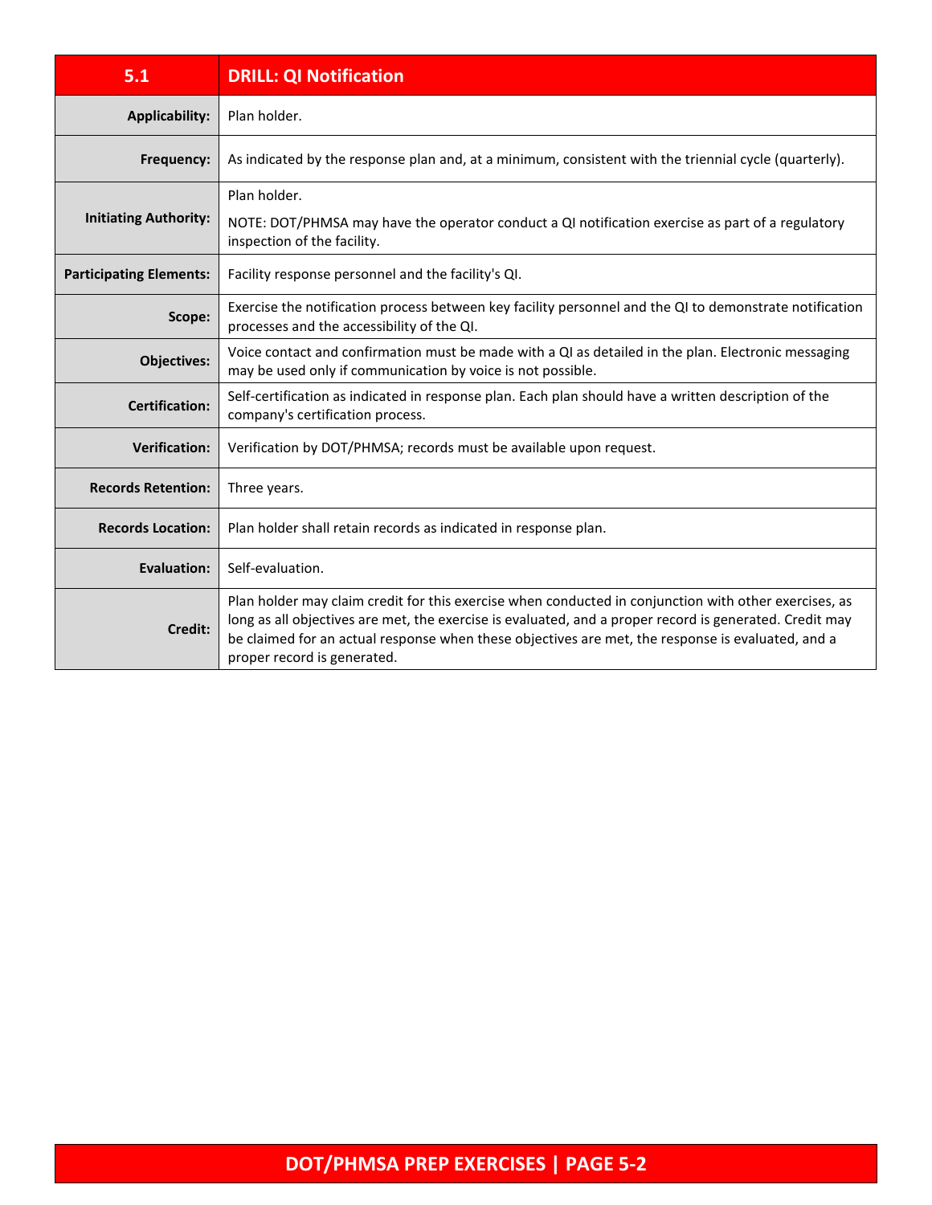| 5.1 | DRILL: QI Notification |
|---|---|
| **Applicability:** | Plan holder. |
| **Frequency:** | As indicated by the response plan and, at a minimum, consistent with the triennial cycle (quarterly). |
| **Initiating Authority:** | Plan holder.<br><br>NOTE: DOT/PHMSA may have the operator conduct a QI notification exercise as part of a regulatory inspection of the facility. |
| **Participating Elements:** | Facility response personnel and the facility's QI. |
| **Scope:** | Exercise the notification process between key facility personnel and the QI to demonstrate notification processes and the accessibility of the QI. |
| **Objectives:** | Voice contact and confirmation must be made with a QI as detailed in the plan. Electronic messaging may be used only if communication by voice is not possible. |
| **Certification:** | Self-certification as indicated in response plan. Each plan should have a written description of the company's certification process. |
| **Verification:** | Verification by DOT/PHMSA; records must be available upon request. |
| **Records Retention:** | Three years. |
| **Records Location:** | Plan holder shall retain records as indicated in response plan. |
| **Evaluation:** | Self-evaluation. |
| **Credit:** | Plan holder may claim credit for this exercise when conducted in conjunction with other exercises, as long as all objectives are met, the exercise is evaluated, and a proper record is generated. Credit may be claimed for an actual response when these objectives are met, the response is evaluated, and a proper record is generated. |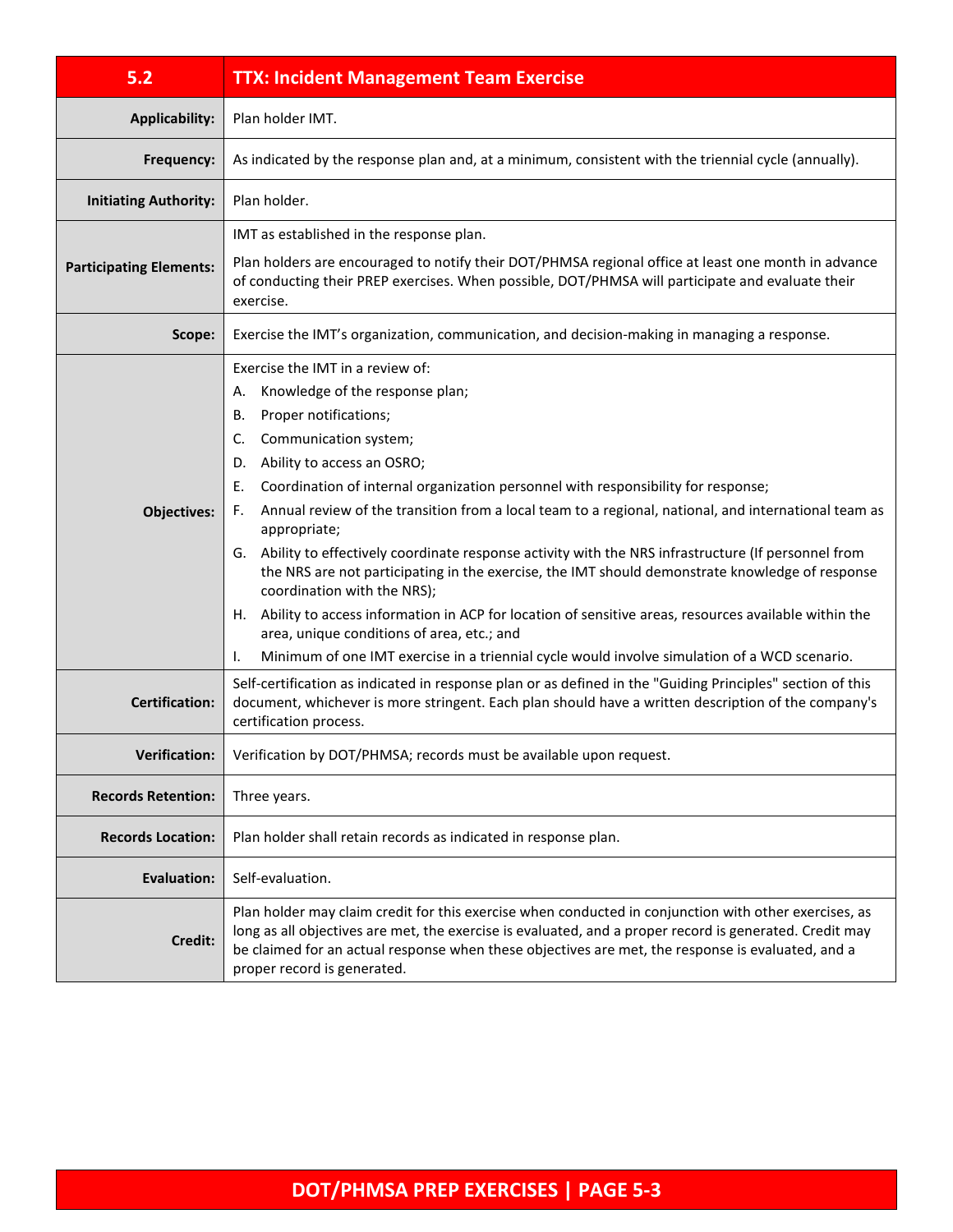| 5.2 | TTX: Incident Management Team Exercise |
|---|---|
| **Applicability:** | Plan holder IMT. |
| **Frequency:** | As indicated by the response plan and, at a minimum, consistent with the triennial cycle (annually). |
| **Initiating Authority:** | Plan holder. |
| **Participating Elements:** | IMT as established in the response plan.<br><br>Plan holders are encouraged to notify their DOT/PHMSA regional office at least one month in advance of conducting their PREP exercises. When possible, DOT/PHMSA will participate and evaluate their exercise. |
| **Scope:** | Exercise the IMT's organization, communication, and decision-making in managing a response. |
| **Objectives:** | Exercise the IMT in a review of:<br>A. Knowledge of the response plan;<br>B. Proper notifications;<br>C. Communication system;<br>D. Ability to access an OSRO;<br>E. Coordination of internal organization personnel with responsibility for response;<br>F. Annual review of the transition from a local team to a regional, national, and international team as appropriate;<br>G. Ability to effectively coordinate response activity with the NRS infrastructure (If personnel from the NRS are not participating in the exercise, the IMT should demonstrate knowledge of response coordination with the NRS);<br>H. Ability to access information in ACP for location of sensitive areas, resources available within the area, unique conditions of area, etc.; and<br>I. Minimum of one IMT exercise in a triennial cycle would involve simulation of a WCD scenario. |
| **Certification:** | Self-certification as indicated in response plan or as defined in the "Guiding Principles" section of this document, whichever is more stringent. Each plan should have a written description of the company's certification process. |
| **Verification:** | Verification by DOT/PHMSA; records must be available upon request. |
| **Records Retention:** | Three years. |
| **Records Location:** | Plan holder shall retain records as indicated in response plan. |
| **Evaluation:** | Self-evaluation. |
| **Credit:** | Plan holder may claim credit for this exercise when conducted in conjunction with other exercises, as long as all objectives are met, the exercise is evaluated, and a proper record is generated. Credit may be claimed for an actual response when these objectives are met, the response is evaluated, and a proper record is generated. |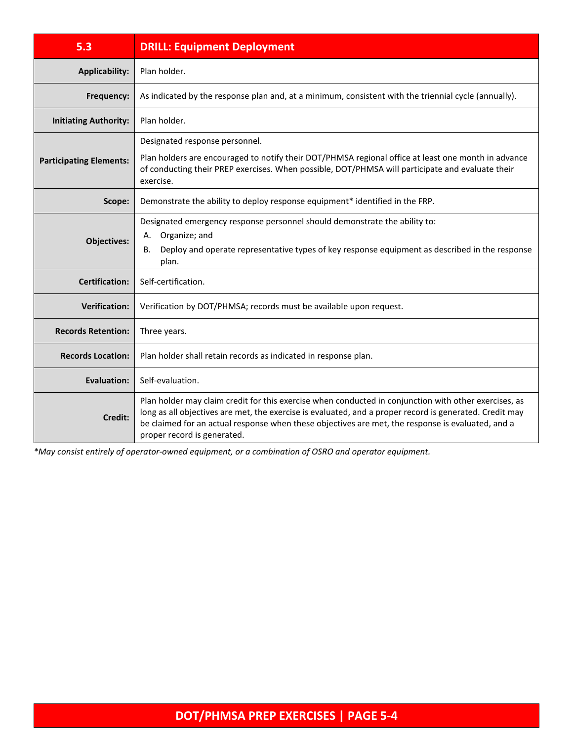| 5.3 | DRILL: Equipment Deployment |
|---|---|
| **Applicability:** | Plan holder. |
| **Frequency:** | As indicated by the response plan and, at a minimum, consistent with the triennial cycle (annually). |
| **Initiating Authority:** | Plan holder. |
| **Participating Elements:** | Designated response personnel.<br><br>Plan holders are encouraged to notify their DOT/PHMSA regional office at least one month in advance of conducting their PREP exercises. When possible, DOT/PHMSA will participate and evaluate their exercise. |
| **Scope:** | Demonstrate the ability to deploy response equipment* identified in the FRP. |
| **Objectives:** | Designated emergency response personnel should demonstrate the ability to:<br>A. Organize; and<br>B. Deploy and operate representative types of key response equipment as described in the response plan. |
| **Certification:** | Self-certification. |
| **Verification:** | Verification by DOT/PHMSA; records must be available upon request. |
| **Records Retention:** | Three years. |
| **Records Location:** | Plan holder shall retain records as indicated in response plan. |
| **Evaluation:** | Self-evaluation. |
| **Credit:** | Plan holder may claim credit for this exercise when conducted in conjunction with other exercises, as long as all objectives are met, the exercise is evaluated, and a proper record is generated. Credit may be claimed for an actual response when these objectives are met, the response is evaluated, and a proper record is generated. |

*\*May consist entirely of operator-owned equipment, or a combination of OSRO and operator equipment.*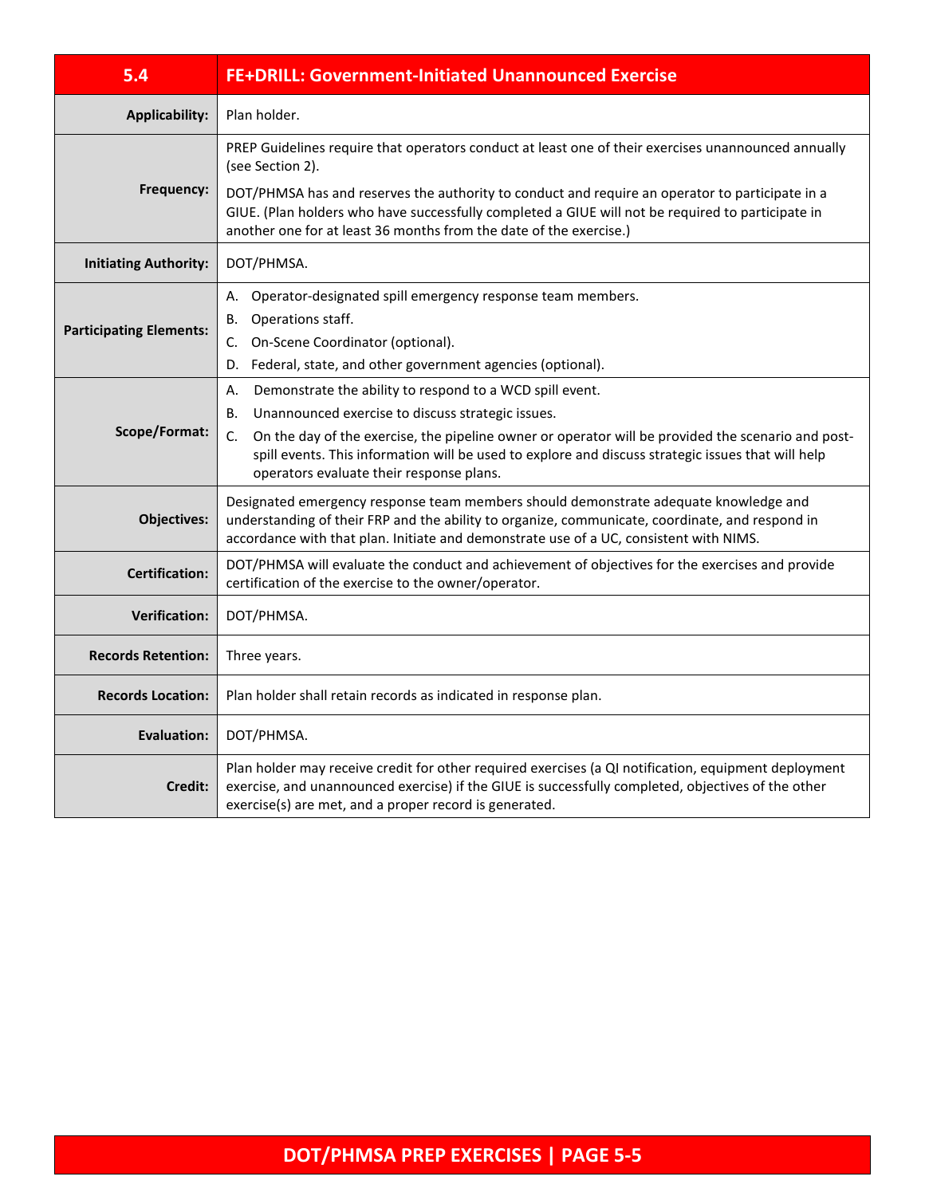| 5.4 | FE+DRILL: Government-Initiated Unannounced Exercise |
|---|---|
| **Applicability:** | Plan holder. |
| **Frequency:** | PREP Guidelines require that operators conduct at least one of their exercises unannounced annually (see Section 2).<br><br>DOT/PHMSA has and reserves the authority to conduct and require an operator to participate in a GIUE. (Plan holders who have successfully completed a GIUE will not be required to participate in another one for at least 36 months from the date of the exercise.) |
| **Initiating Authority:** | DOT/PHMSA. |
| **Participating Elements:** | A. Operator-designated spill emergency response team members.<br>B. Operations staff.<br>C. On-Scene Coordinator (optional).<br>D. Federal, state, and other government agencies (optional). |
| **Scope/Format:** | A. Demonstrate the ability to respond to a WCD spill event.<br>B. Unannounced exercise to discuss strategic issues.<br>C. On the day of the exercise, the pipeline owner or operator will be provided the scenario and post-spill events. This information will be used to explore and discuss strategic issues that will help operators evaluate their response plans. |
| **Objectives:** | Designated emergency response team members should demonstrate adequate knowledge and understanding of their FRP and the ability to organize, communicate, coordinate, and respond in accordance with that plan. Initiate and demonstrate use of a UC, consistent with NIMS. |
| **Certification:** | DOT/PHMSA will evaluate the conduct and achievement of objectives for the exercises and provide certification of the exercise to the owner/operator. |
| **Verification:** | DOT/PHMSA. |
| **Records Retention:** | Three years. |
| **Records Location:** | Plan holder shall retain records as indicated in response plan. |
| **Evaluation:** | DOT/PHMSA. |
| **Credit:** | Plan holder may receive credit for other required exercises (a QI notification, equipment deployment exercise, and unannounced exercise) if the GIUE is successfully completed, objectives of the other exercise(s) are met, and a proper record is generated. |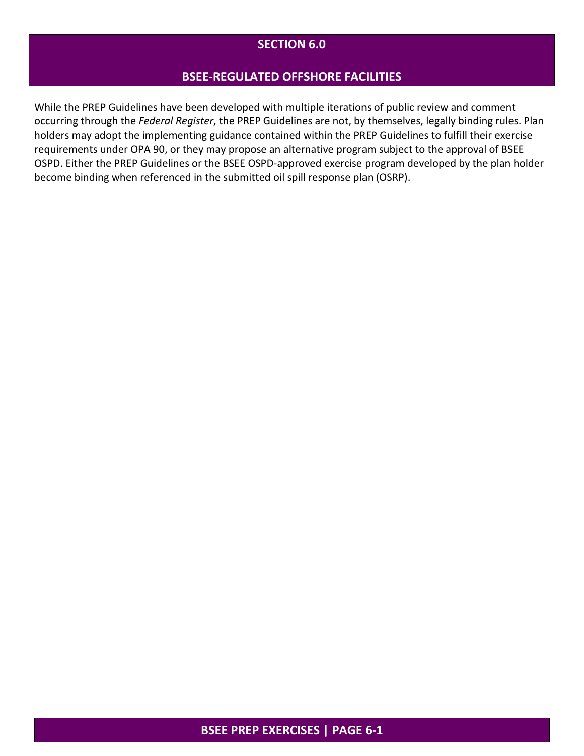# SECTION 6.0

# BSEE-REGULATED OFFSHORE FACILITIES

While the PREP Guidelines have been developed with multiple iterations of public review and comment occurring through the *Federal Register*, the PREP Guidelines are not, by themselves, legally binding rules. Plan holders may adopt the implementing guidance contained within the PREP Guidelines to fulfill their exercise requirements under OPA 90, or they may propose an alternative program subject to the approval of BSEE OSPD. Either the PREP Guidelines or the BSEE OSPD-approved exercise program developed by the plan holder become binding when referenced in the submitted oil spill response plan (OSRP).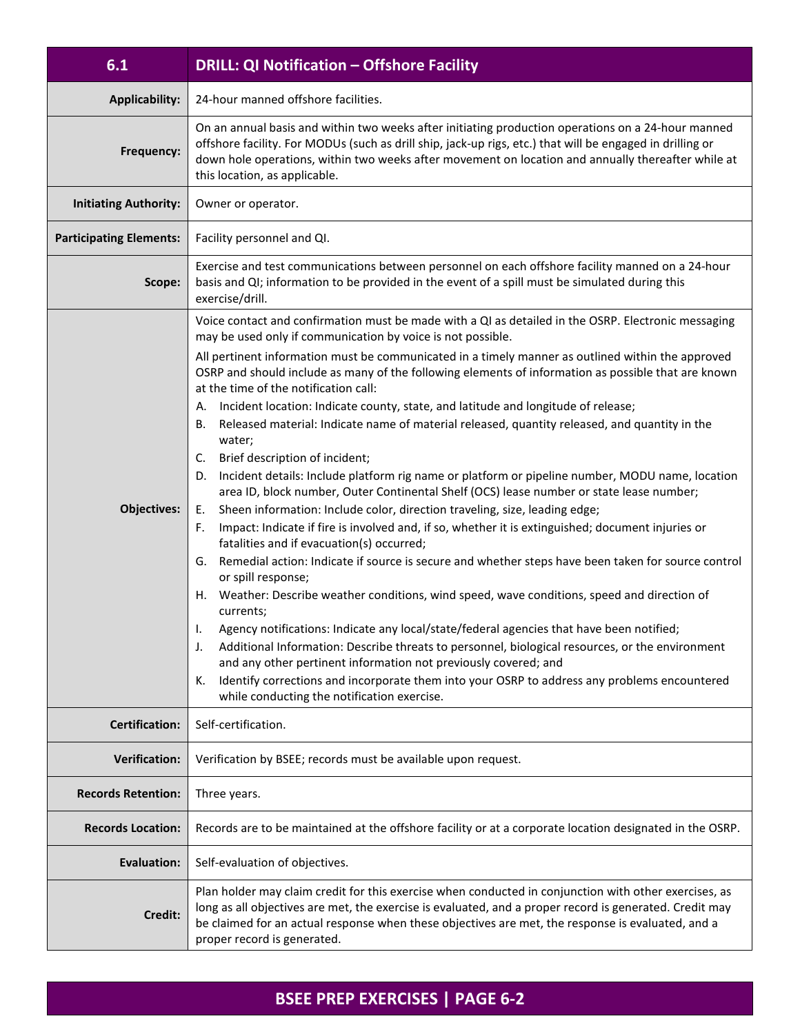| 6.1 | DRILL: QI Notification – Offshore Facility |
|---|---|
| **Applicability:** | 24-hour manned offshore facilities. |
| **Frequency:** | On an annual basis and within two weeks after initiating production operations on a 24-hour manned offshore facility. For MODUs (such as drill ship, jack-up rigs, etc.) that will be engaged in drilling or down hole operations, within two weeks after movement on location and annually thereafter while at this location, as applicable. |
| **Initiating Authority:** | Owner or operator. |
| **Participating Elements:** | Facility personnel and QI. |
| **Scope:** | Exercise and test communications between personnel on each offshore facility manned on a 24-hour basis and QI; information to be provided in the event of a spill must be simulated during this exercise/drill. |
| **Objectives:** | Voice contact and confirmation must be made with a QI as detailed in the OSRP. Electronic messaging may be used only if communication by voice is not possible.<br><br>All pertinent information must be communicated in a timely manner as outlined within the approved OSRP and should include as many of the following elements of information as possible that are known at the time of the notification call:<br>A. Incident location: Indicate county, state, and latitude and longitude of release;<br>B. Released material: Indicate name of material released, quantity released, and quantity in the water;<br>C. Brief description of incident;<br>D. Incident details: Include platform rig name or platform or pipeline number, MODU name, location area ID, block number, Outer Continental Shelf (OCS) lease number or state lease number;<br>E. Sheen information: Include color, direction traveling, size, leading edge;<br>F. Impact: Indicate if fire is involved and, if so, whether it is extinguished; document injuries or fatalities and if evacuation(s) occurred;<br>G. Remedial action: Indicate if source is secure and whether steps have been taken for source control or spill response;<br>H. Weather: Describe weather conditions, wind speed, wave conditions, speed and direction of currents;<br>I. Agency notifications: Indicate any local/state/federal agencies that have been notified;<br>J. Additional Information: Describe threats to personnel, biological resources, or the environment and any other pertinent information not previously covered; and<br>K. Identify corrections and incorporate them into your OSRP to address any problems encountered while conducting the notification exercise. |
| **Certification:** | Self-certification. |
| **Verification:** | Verification by BSEE; records must be available upon request. |
| **Records Retention:** | Three years. |
| **Records Location:** | Records are to be maintained at the offshore facility or at a corporate location designated in the OSRP. |
| **Evaluation:** | Self-evaluation of objectives. |
| **Credit:** | Plan holder may claim credit for this exercise when conducted in conjunction with other exercises, as long as all objectives are met, the exercise is evaluated, and a proper record is generated. Credit may be claimed for an actual response when these objectives are met, the response is evaluated, and a proper record is generated. |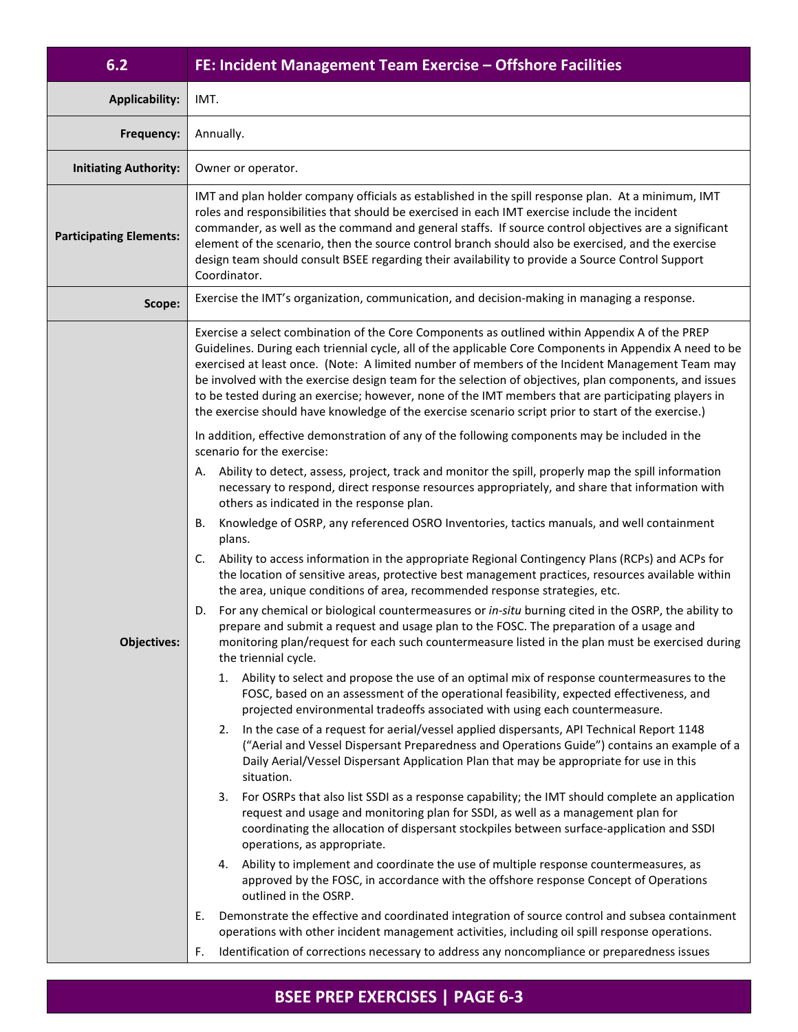| 6.2 | FE: Incident Management Team Exercise – Offshore Facilities |
|---|---|
| **Applicability:** | IMT. |
| **Frequency:** | Annually. |
| **Initiating Authority:** | Owner or operator. |
| **Participating Elements:** | IMT and plan holder company officials as established in the spill response plan. At a minimum, IMT roles and responsibilities that should be exercised in each IMT exercise include the incident commander, as well as the command and general staffs. If source control objectives are a significant element of the scenario, then the source control branch should also be exercised, and the exercise design team should consult BSEE regarding their availability to provide a Source Control Support Coordinator. |
| **Scope:** | Exercise the IMT's organization, communication, and decision-making in managing a response. |
| **Objectives:** | Exercise a select combination of the Core Components as outlined within Appendix A of the PREP Guidelines. During each triennial cycle, all of the applicable Core Components in Appendix A need to be exercised at least once. (Note: A limited number of members of the Incident Management Team may be involved with the exercise design team for the selection of objectives, plan components, and issues to be tested during an exercise; however, none of the IMT members that are participating players in the exercise should have knowledge of the exercise scenario script prior to start of the exercise.)<br><br>In addition, effective demonstration of any of the following components may be included in the scenario for the exercise:<br><br>A. Ability to detect, assess, project, track and monitor the spill, properly map the spill information necessary to respond, direct response resources appropriately, and share that information with others as indicated in the response plan.<br><br>B. Knowledge of OSRP, any referenced OSRO Inventories, tactics manuals, and well containment plans.<br><br>C. Ability to access information in the appropriate Regional Contingency Plans (RCPs) and ACPs for the location of sensitive areas, protective best management practices, resources available within the area, unique conditions of area, recommended response strategies, etc.<br><br>D. For any chemical or biological countermeasures or *in-situ* burning cited in the OSRP, the ability to prepare and submit a request and usage plan to the FOSC. The preparation of a usage and monitoring plan/request for each such countermeasure listed in the plan must be exercised during the triennial cycle.<br><br>1. Ability to select and propose the use of an optimal mix of response countermeasures to the FOSC, based on an assessment of the operational feasibility, expected effectiveness, and projected environmental tradeoffs associated with using each countermeasure.<br><br>2. In the case of a request for aerial/vessel applied dispersants, API Technical Report 1148 ("Aerial and Vessel Dispersant Preparedness and Operations Guide") contains an example of a Daily Aerial/Vessel Dispersant Application Plan that may be appropriate for use in this situation.<br><br>3. For OSRPs that also list SSDI as a response capability; the IMT should complete an application request and usage and monitoring plan for SSDI, as well as a management plan for coordinating the allocation of dispersant stockpiles between surface-application and SSDI operations, as appropriate.<br><br>4. Ability to implement and coordinate the use of multiple response countermeasures, as approved by the FOSC, in accordance with the offshore response Concept of Operations outlined in the OSRP.<br><br>E. Demonstrate the effective and coordinated integration of source control and subsea containment operations with other incident management activities, including oil spill response operations.<br><br>F. Identification of corrections necessary to address any noncompliance or preparedness issues |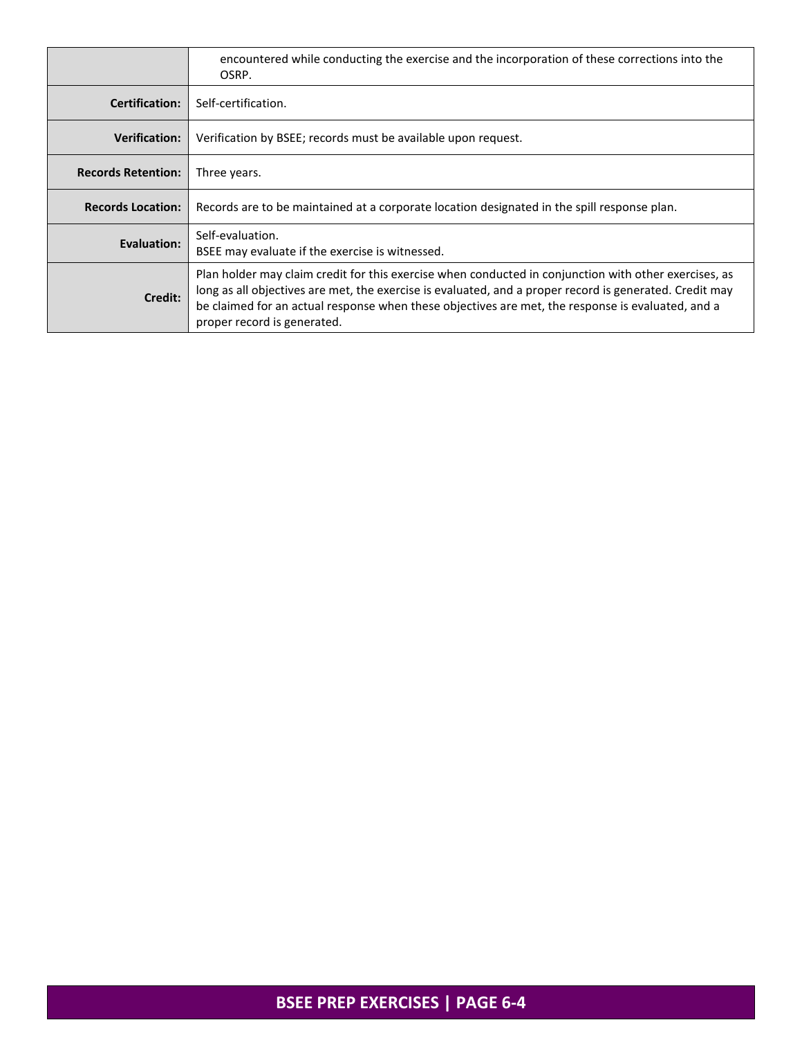|  |  |
|---|---|
|  | encountered while conducting the exercise and the incorporation of these corrections into the OSRP. |
| **Certification:** | Self-certification. |
| **Verification:** | Verification by BSEE; records must be available upon request. |
| **Records Retention:** | Three years. |
| **Records Location:** | Records are to be maintained at a corporate location designated in the spill response plan. |
| **Evaluation:** | Self-evaluation.<br>BSEE may evaluate if the exercise is witnessed. |
| **Credit:** | Plan holder may claim credit for this exercise when conducted in conjunction with other exercises, as long as all objectives are met, the exercise is evaluated, and a proper record is generated. Credit may be claimed for an actual response when these objectives are met, the response is evaluated, and a proper record is generated. |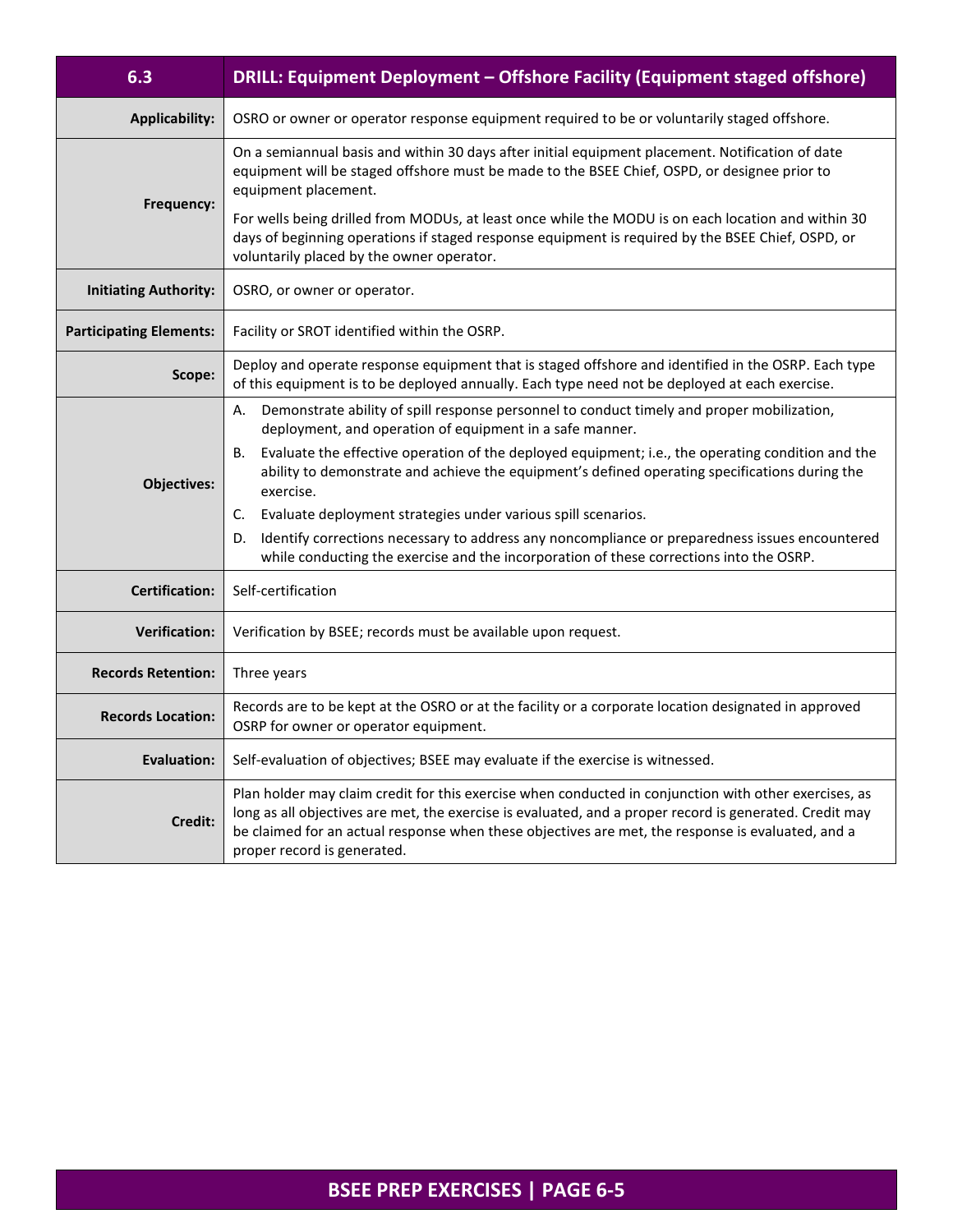| 6.3 | DRILL: Equipment Deployment – Offshore Facility (Equipment staged offshore) |
|---|---|
| **Applicability:** | OSRO or owner or operator response equipment required to be or voluntarily staged offshore. |
| **Frequency:** | On a semiannual basis and within 30 days after initial equipment placement. Notification of date equipment will be staged offshore must be made to the BSEE Chief, OSPD, or designee prior to equipment placement.<br><br>For wells being drilled from MODUs, at least once while the MODU is on each location and within 30 days of beginning operations if staged response equipment is required by the BSEE Chief, OSPD, or voluntarily placed by the owner operator. |
| **Initiating Authority:** | OSRO, or owner or operator. |
| **Participating Elements:** | Facility or SROT identified within the OSRP. |
| **Scope:** | Deploy and operate response equipment that is staged offshore and identified in the OSRP. Each type of this equipment is to be deployed annually. Each type need not be deployed at each exercise. |
| **Objectives:** | A. Demonstrate ability of spill response personnel to conduct timely and proper mobilization, deployment, and operation of equipment in a safe manner.<br>B. Evaluate the effective operation of the deployed equipment; i.e., the operating condition and the ability to demonstrate and achieve the equipment's defined operating specifications during the exercise.<br>C. Evaluate deployment strategies under various spill scenarios.<br>D. Identify corrections necessary to address any noncompliance or preparedness issues encountered while conducting the exercise and the incorporation of these corrections into the OSRP. |
| **Certification:** | Self-certification |
| **Verification:** | Verification by BSEE; records must be available upon request. |
| **Records Retention:** | Three years |
| **Records Location:** | Records are to be kept at the OSRO or at the facility or a corporate location designated in approved OSRP for owner or operator equipment. |
| **Evaluation:** | Self-evaluation of objectives; BSEE may evaluate if the exercise is witnessed. |
| **Credit:** | Plan holder may claim credit for this exercise when conducted in conjunction with other exercises, as long as all objectives are met, the exercise is evaluated, and a proper record is generated. Credit may be claimed for an actual response when these objectives are met, the response is evaluated, and a proper record is generated. |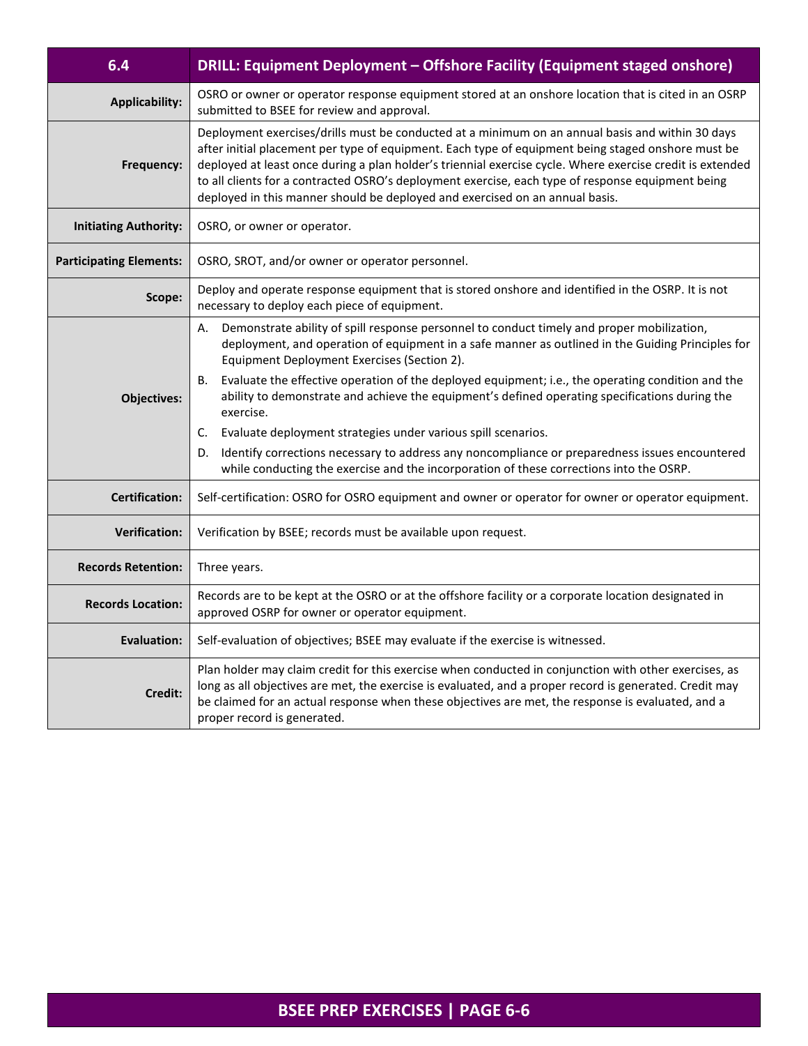| 6.4 | DRILL: Equipment Deployment – Offshore Facility (Equipment staged onshore) |
|---|---|
| **Applicability:** | OSRO or owner or operator response equipment stored at an onshore location that is cited in an OSRP submitted to BSEE for review and approval. |
| **Frequency:** | Deployment exercises/drills must be conducted at a minimum on an annual basis and within 30 days after initial placement per type of equipment. Each type of equipment being staged onshore must be deployed at least once during a plan holder's triennial exercise cycle. Where exercise credit is extended to all clients for a contracted OSRO's deployment exercise, each type of response equipment being deployed in this manner should be deployed and exercised on an annual basis. |
| **Initiating Authority:** | OSRO, or owner or operator. |
| **Participating Elements:** | OSRO, SROT, and/or owner or operator personnel. |
| **Scope:** | Deploy and operate response equipment that is stored onshore and identified in the OSRP. It is not necessary to deploy each piece of equipment. |
| **Objectives:** | A. Demonstrate ability of spill response personnel to conduct timely and proper mobilization, deployment, and operation of equipment in a safe manner as outlined in the Guiding Principles for Equipment Deployment Exercises (Section 2).<br>B. Evaluate the effective operation of the deployed equipment; i.e., the operating condition and the ability to demonstrate and achieve the equipment's defined operating specifications during the exercise.<br>C. Evaluate deployment strategies under various spill scenarios.<br>D. Identify corrections necessary to address any noncompliance or preparedness issues encountered while conducting the exercise and the incorporation of these corrections into the OSRP. |
| **Certification:** | Self-certification: OSRO for OSRO equipment and owner or operator for owner or operator equipment. |
| **Verification:** | Verification by BSEE; records must be available upon request. |
| **Records Retention:** | Three years. |
| **Records Location:** | Records are to be kept at the OSRO or at the offshore facility or a corporate location designated in approved OSRP for owner or operator equipment. |
| **Evaluation:** | Self-evaluation of objectives; BSEE may evaluate if the exercise is witnessed. |
| **Credit:** | Plan holder may claim credit for this exercise when conducted in conjunction with other exercises, as long as all objectives are met, the exercise is evaluated, and a proper record is generated. Credit may be claimed for an actual response when these objectives are met, the response is evaluated, and a proper record is generated. |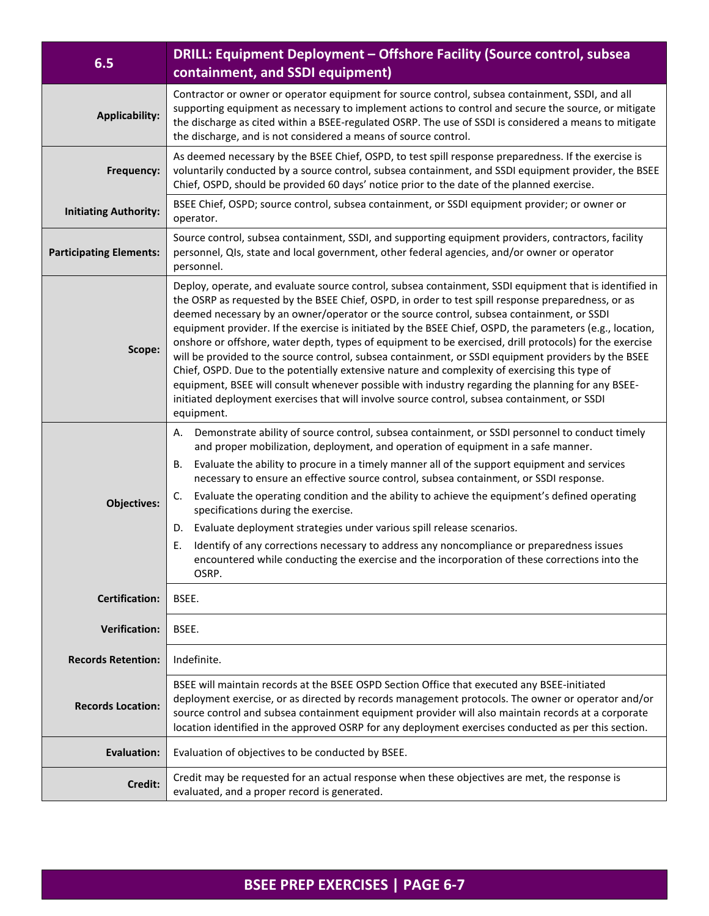| 6.5 | DRILL: Equipment Deployment – Offshore Facility (Source control, subsea containment, and SSDI equipment) |
|---|---|
| **Applicability:** | Contractor or owner or operator equipment for source control, subsea containment, SSDI, and all supporting equipment as necessary to implement actions to control and secure the source, or mitigate the discharge as cited within a BSEE-regulated OSRP. The use of SSDI is considered a means to mitigate the discharge, and is not considered a means of source control. |
| **Frequency:** | As deemed necessary by the BSEE Chief, OSPD, to test spill response preparedness. If the exercise is voluntarily conducted by a source control, subsea containment, and SSDI equipment provider, the BSEE Chief, OSPD, should be provided 60 days' notice prior to the date of the planned exercise. |
| **Initiating Authority:** | BSEE Chief, OSPD; source control, subsea containment, or SSDI equipment provider; or owner or operator. |
| **Participating Elements:** | Source control, subsea containment, SSDI, and supporting equipment providers, contractors, facility personnel, QIs, state and local government, other federal agencies, and/or owner or operator personnel. |
| **Scope:** | Deploy, operate, and evaluate source control, subsea containment, SSDI equipment that is identified in the OSRP as requested by the BSEE Chief, OSPD, in order to test spill response preparedness, or as deemed necessary by an owner/operator or the source control, subsea containment, or SSDI equipment provider. If the exercise is initiated by the BSEE Chief, OSPD, the parameters (e.g., location, onshore or offshore, water depth, types of equipment to be exercised, drill protocols) for the exercise will be provided to the source control, subsea containment, or SSDI equipment providers by the BSEE Chief, OSPD. Due to the potentially extensive nature and complexity of exercising this type of equipment, BSEE will consult whenever possible with industry regarding the planning for any BSEE-initiated deployment exercises that will involve source control, subsea containment, or SSDI equipment. |
| **Objectives:** | A. Demonstrate ability of source control, subsea containment, or SSDI personnel to conduct timely and proper mobilization, deployment, and operation of equipment in a safe manner.<br>B. Evaluate the ability to procure in a timely manner all of the support equipment and services necessary to ensure an effective source control, subsea containment, or SSDI response.<br>C. Evaluate the operating condition and the ability to achieve the equipment's defined operating specifications during the exercise.<br>D. Evaluate deployment strategies under various spill release scenarios.<br>E. Identify of any corrections necessary to address any noncompliance or preparedness issues encountered while conducting the exercise and the incorporation of these corrections into the OSRP. |
| **Certification:** | BSEE. |
| **Verification:** | BSEE. |
| **Records Retention:** | Indefinite. |
| **Records Location:** | BSEE will maintain records at the BSEE OSPD Section Office that executed any BSEE-initiated deployment exercise, or as directed by records management protocols. The owner or operator and/or source control and subsea containment equipment provider will also maintain records at a corporate location identified in the approved OSRP for any deployment exercises conducted as per this section. |
| **Evaluation:** | Evaluation of objectives to be conducted by BSEE. |
| **Credit:** | Credit may be requested for an actual response when these objectives are met, the response is evaluated, and a proper record is generated. |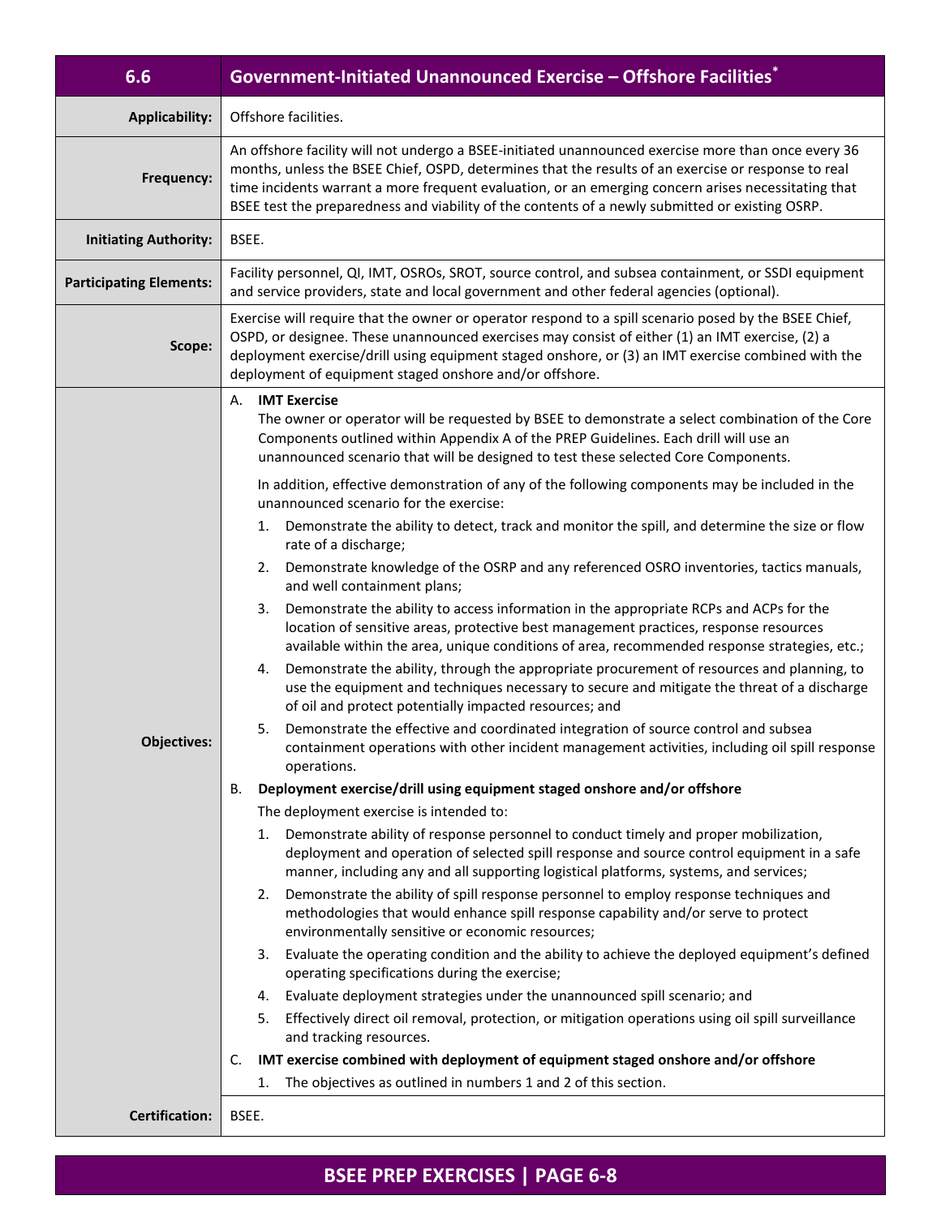| 6.6 | Government-Initiated Unannounced Exercise – Offshore Facilities* |
|---|---|
| **Applicability:** | Offshore facilities. |
| **Frequency:** | An offshore facility will not undergo a BSEE-initiated unannounced exercise more than once every 36 months, unless the BSEE Chief, OSPD, determines that the results of an exercise or response to real time incidents warrant a more frequent evaluation, or an emerging concern arises necessitating that BSEE test the preparedness and viability of the contents of a newly submitted or existing OSRP. |
| **Initiating Authority:** | BSEE. |
| **Participating Elements:** | Facility personnel, QI, IMT, OSROs, SROT, source control, and subsea containment, or SSDI equipment and service providers, state and local government and other federal agencies (optional). |
| **Scope:** | Exercise will require that the owner or operator respond to a spill scenario posed by the BSEE Chief, OSPD, or designee. These unannounced exercises may consist of either (1) an IMT exercise, (2) a deployment exercise/drill using equipment staged onshore, or (3) an IMT exercise combined with the deployment of equipment staged onshore and/or offshore. |
| **Objectives:** | A. **IMT Exercise**<br>The owner or operator will be requested by BSEE to demonstrate a select combination of the Core Components outlined within Appendix A of the PREP Guidelines. Each drill will use an unannounced scenario that will be designed to test these selected Core Components.<br><br>In addition, effective demonstration of any of the following components may be included in the unannounced scenario for the exercise:<br>1. Demonstrate the ability to detect, track and monitor the spill, and determine the size or flow rate of a discharge;<br>2. Demonstrate knowledge of the OSRP and any referenced OSRO inventories, tactics manuals, and well containment plans;<br>3. Demonstrate the ability to access information in the appropriate RCPs and ACPs for the location of sensitive areas, protective best management practices, response resources available within the area, unique conditions of area, recommended response strategies, etc.;<br>4. Demonstrate the ability, through the appropriate procurement of resources and planning, to use the equipment and techniques necessary to secure and mitigate the threat of a discharge of oil and protect potentially impacted resources; and<br>5. Demonstrate the effective and coordinated integration of source control and subsea containment operations with other incident management activities, including oil spill response operations.<br><br>B. **Deployment exercise/drill using equipment staged onshore and/or offshore**<br>The deployment exercise is intended to:<br>1. Demonstrate ability of response personnel to conduct timely and proper mobilization, deployment and operation of selected spill response and source control equipment in a safe manner, including any and all supporting logistical platforms, systems, and services;<br>2. Demonstrate the ability of spill response personnel to employ response techniques and methodologies that would enhance spill response capability and/or serve to protect environmentally sensitive or economic resources;<br>3. Evaluate the operating condition and the ability to achieve the deployed equipment's defined operating specifications during the exercise;<br>4. Evaluate deployment strategies under the unannounced spill scenario; and<br>5. Effectively direct oil removal, protection, or mitigation operations using oil spill surveillance and tracking resources.<br><br>C. **IMT exercise combined with deployment of equipment staged onshore and/or offshore**<br>1. The objectives as outlined in numbers 1 and 2 of this section. |
| **Certification:** | BSEE. |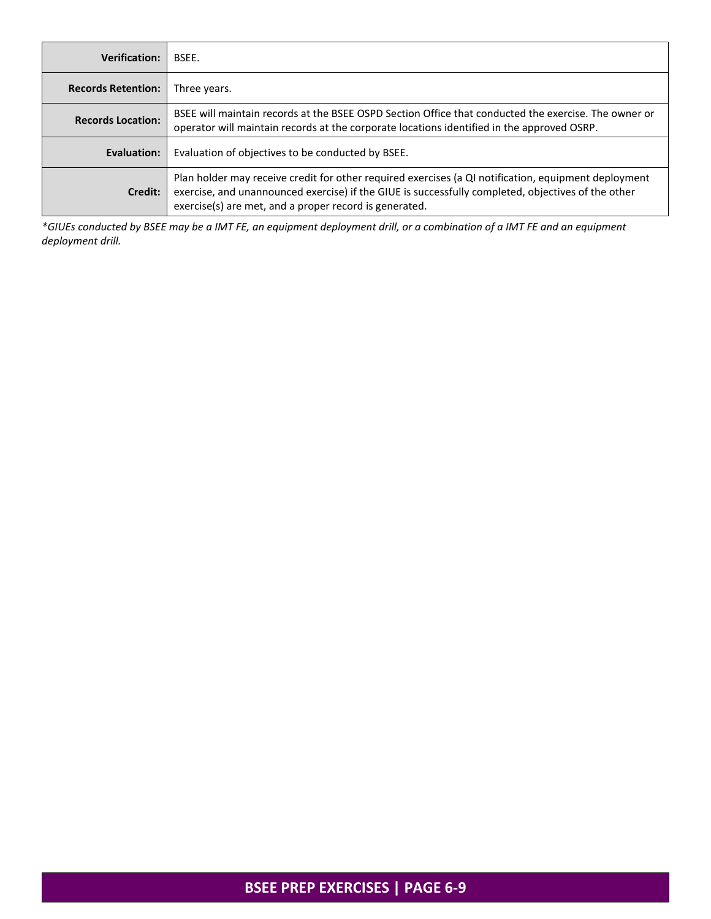| | |
|---|---|
| **Verification:** | BSEE. |
| **Records Retention:** | Three years. |
| **Records Location:** | BSEE will maintain records at the BSEE OSPD Section Office that conducted the exercise. The owner or operator will maintain records at the corporate locations identified in the approved OSRP. |
| **Evaluation:** | Evaluation of objectives to be conducted by BSEE. |
| **Credit:** | Plan holder may receive credit for other required exercises (a QI notification, equipment deployment exercise, and unannounced exercise) if the GIUE is successfully completed, objectives of the other exercise(s) are met, and a proper record is generated. |

*\*GIUEs conducted by BSEE may be a IMT FE, an equipment deployment drill, or a combination of a IMT FE and an equipment deployment drill.*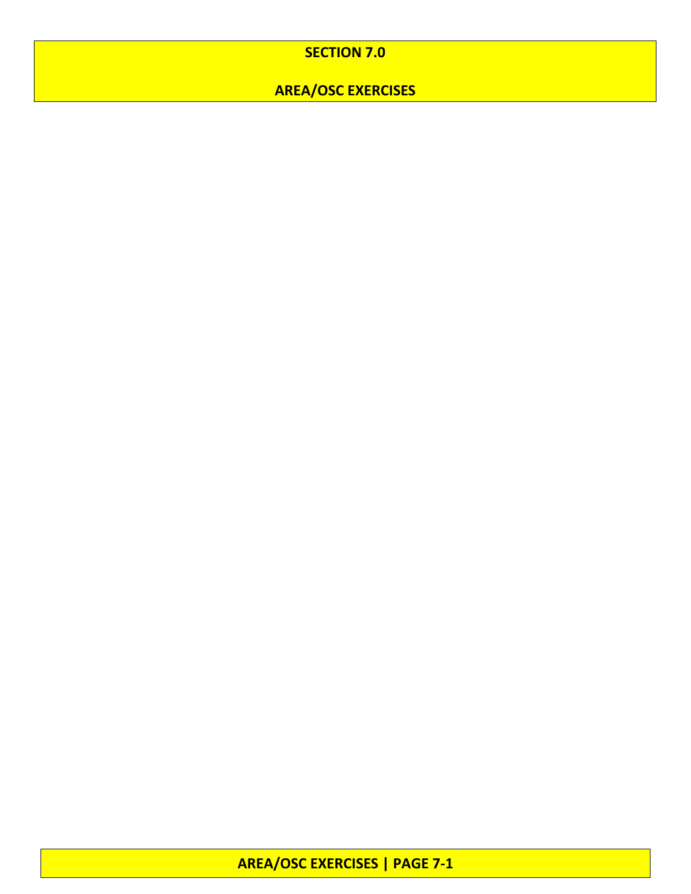# SECTION 7.0

# AREA/OSC EXERCISES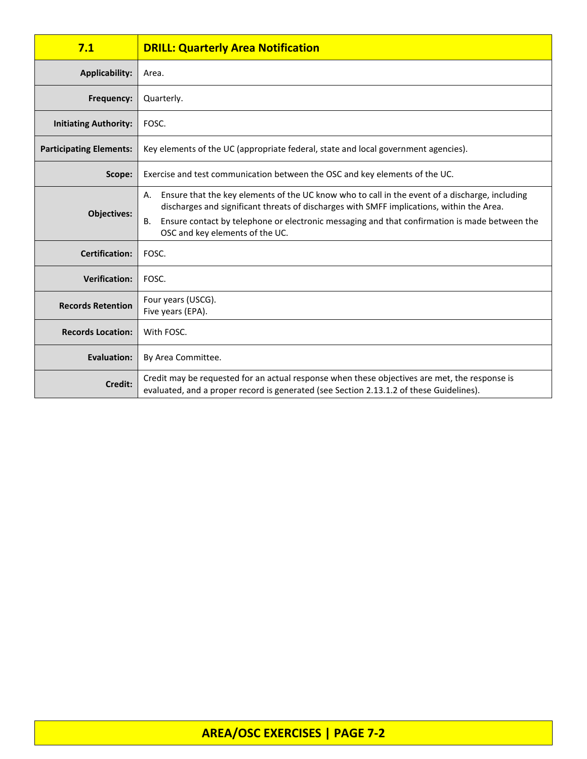| 7.1 | DRILL: Quarterly Area Notification |
|---|---|
| **Applicability:** | Area. |
| **Frequency:** | Quarterly. |
| **Initiating Authority:** | FOSC. |
| **Participating Elements:** | Key elements of the UC (appropriate federal, state and local government agencies). |
| **Scope:** | Exercise and test communication between the OSC and key elements of the UC. |
| **Objectives:** | A. Ensure that the key elements of the UC know who to call in the event of a discharge, including discharges and significant threats of discharges with SMFF implications, within the Area.<br>B. Ensure contact by telephone or electronic messaging and that confirmation is made between the OSC and key elements of the UC. |
| **Certification:** | FOSC. |
| **Verification:** | FOSC. |
| **Records Retention** | Four years (USCG).<br>Five years (EPA). |
| **Records Location:** | With FOSC. |
| **Evaluation:** | By Area Committee. |
| **Credit:** | Credit may be requested for an actual response when these objectives are met, the response is evaluated, and a proper record is generated (see Section 2.13.1.2 of these Guidelines). |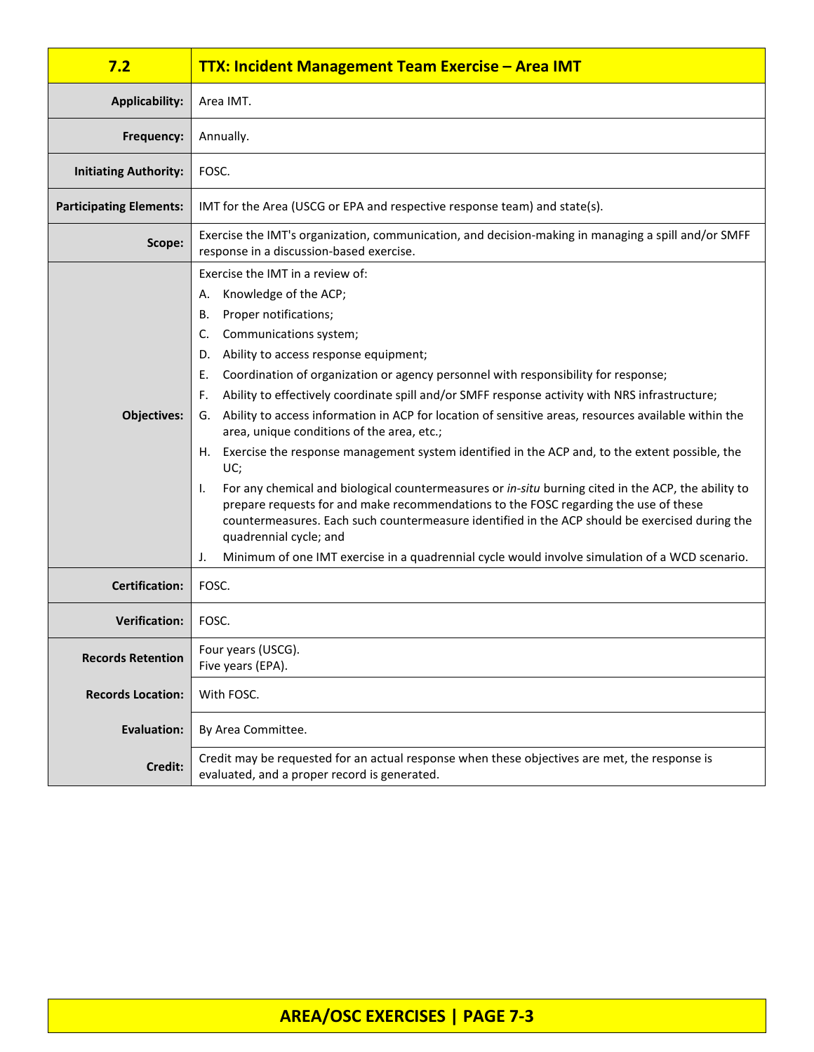| 7.2 | TTX: Incident Management Team Exercise – Area IMT |
|---|---|
| **Applicability:** | Area IMT. |
| **Frequency:** | Annually. |
| **Initiating Authority:** | FOSC. |
| **Participating Elements:** | IMT for the Area (USCG or EPA and respective response team) and state(s). |
| **Scope:** | Exercise the IMT's organization, communication, and decision-making in managing a spill and/or SMFF response in a discussion-based exercise. |
| **Objectives:** | Exercise the IMT in a review of:<br>A. Knowledge of the ACP;<br>B. Proper notifications;<br>C. Communications system;<br>D. Ability to access response equipment;<br>E. Coordination of organization or agency personnel with responsibility for response;<br>F. Ability to effectively coordinate spill and/or SMFF response activity with NRS infrastructure;<br>G. Ability to access information in ACP for location of sensitive areas, resources available within the area, unique conditions of the area, etc.;<br>H. Exercise the response management system identified in the ACP and, to the extent possible, the UC;<br>I. For any chemical and biological countermeasures or *in-situ* burning cited in the ACP, the ability to prepare requests for and make recommendations to the FOSC regarding the use of these countermeasures. Each such countermeasure identified in the ACP should be exercised during the quadrennial cycle; and<br>J. Minimum of one IMT exercise in a quadrennial cycle would involve simulation of a WCD scenario. |
| **Certification:** | FOSC. |
| **Verification:** | FOSC. |
| **Records Retention** | Four years (USCG).<br>Five years (EPA). |
| **Records Location:** | With FOSC. |
| **Evaluation:** | By Area Committee. |
| **Credit:** | Credit may be requested for an actual response when these objectives are met, the response is evaluated, and a proper record is generated. |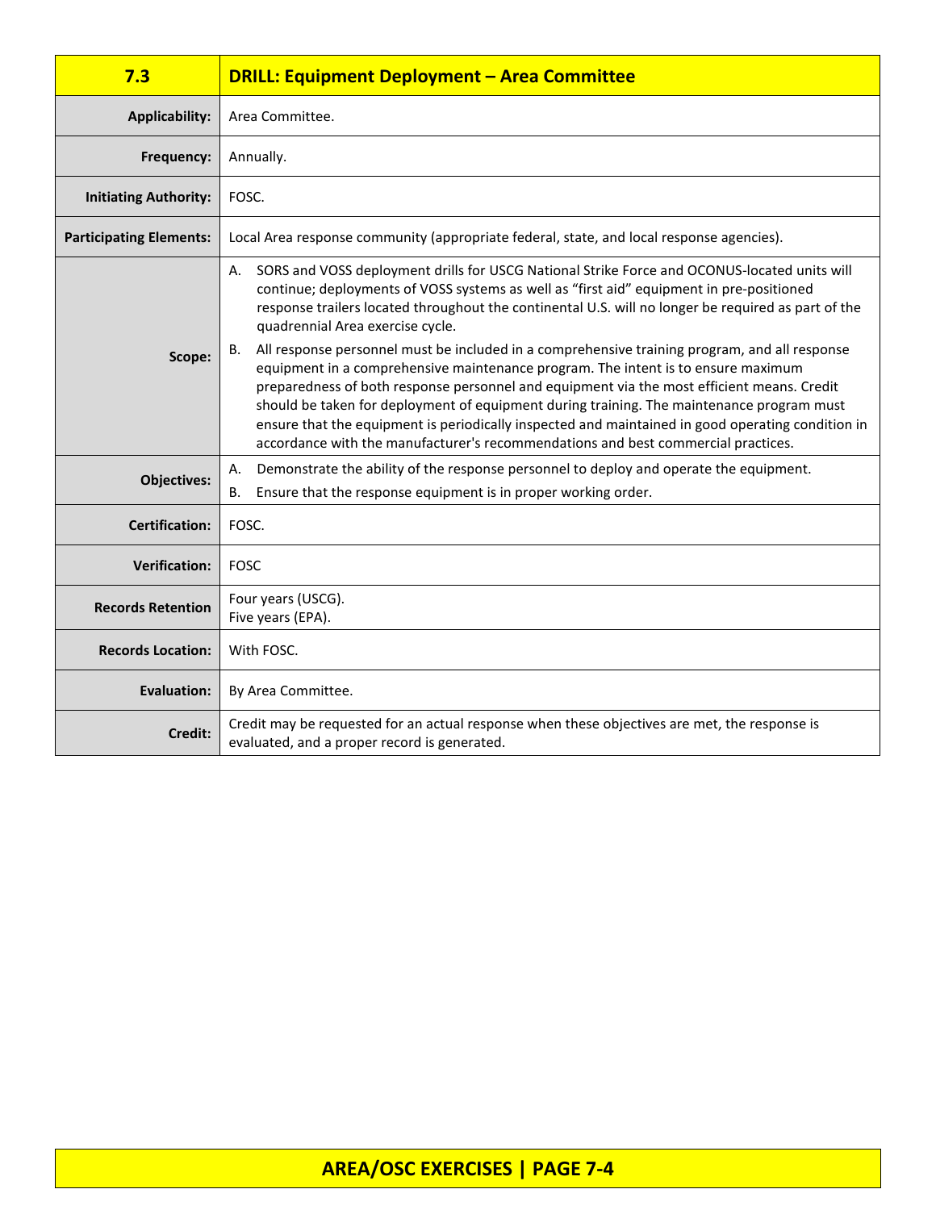| 7.3 | DRILL: Equipment Deployment – Area Committee |
|---|---|
| **Applicability:** | Area Committee. |
| **Frequency:** | Annually. |
| **Initiating Authority:** | FOSC. |
| **Participating Elements:** | Local Area response community (appropriate federal, state, and local response agencies). |
| **Scope:** | A. SORS and VOSS deployment drills for USCG National Strike Force and OCONUS-located units will continue; deployments of VOSS systems as well as "first aid" equipment in pre-positioned response trailers located throughout the continental U.S. will no longer be required as part of the quadrennial Area exercise cycle.<br>B. All response personnel must be included in a comprehensive training program, and all response equipment in a comprehensive maintenance program. The intent is to ensure maximum preparedness of both response personnel and equipment via the most efficient means. Credit should be taken for deployment of equipment during training. The maintenance program must ensure that the equipment is periodically inspected and maintained in good operating condition in accordance with the manufacturer's recommendations and best commercial practices. |
| **Objectives:** | A. Demonstrate the ability of the response personnel to deploy and operate the equipment.<br>B. Ensure that the response equipment is in proper working order. |
| **Certification:** | FOSC. |
| **Verification:** | FOSC |
| **Records Retention** | Four years (USCG).<br>Five years (EPA). |
| **Records Location:** | With FOSC. |
| **Evaluation:** | By Area Committee. |
| **Credit:** | Credit may be requested for an actual response when these objectives are met, the response is evaluated, and a proper record is generated. |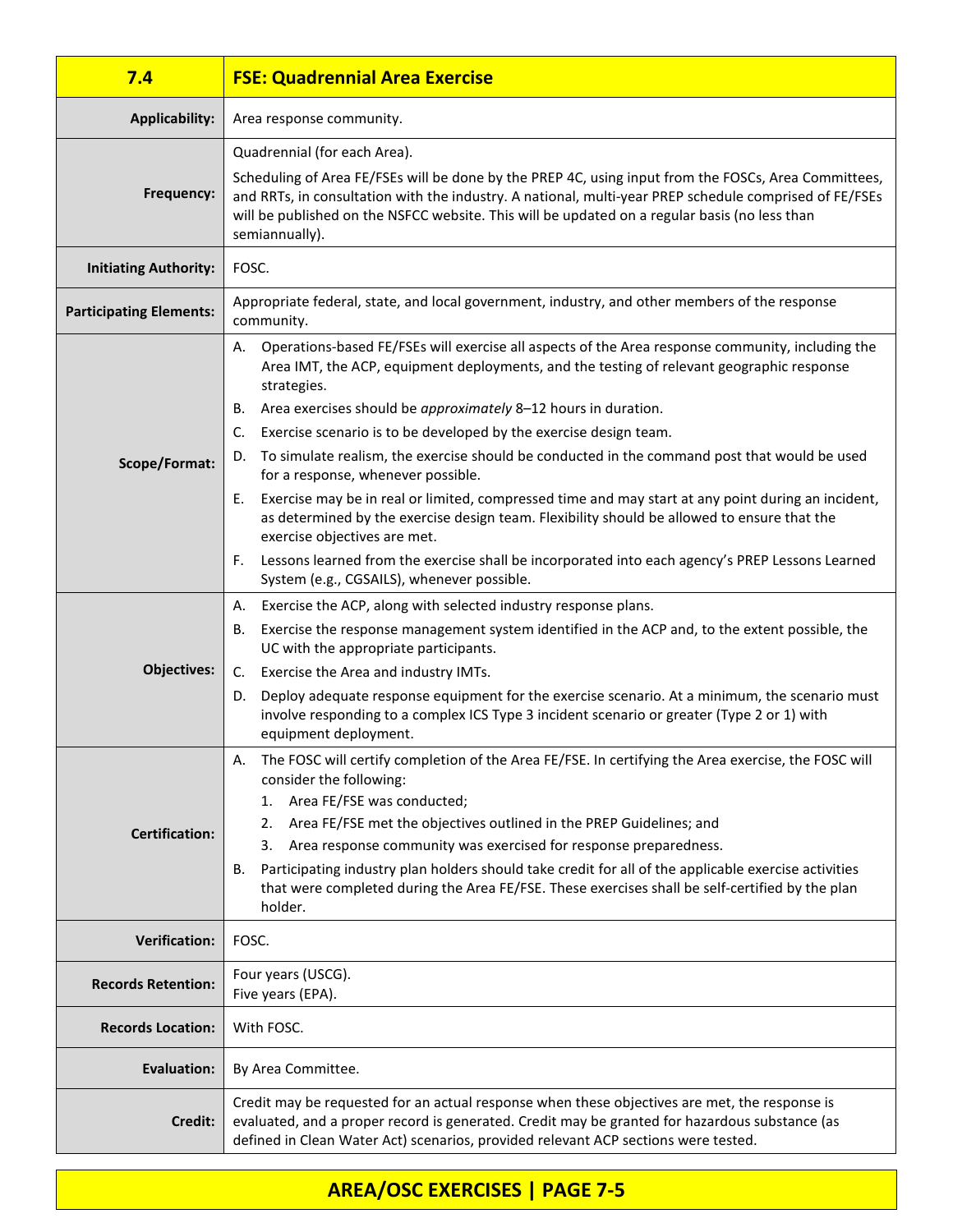| 7.4 | FSE: Quadrennial Area Exercise |
|---|---|
| **Applicability:** | Area response community. |
| **Frequency:** | Quadrennial (for each Area).<br>Scheduling of Area FE/FSEs will be done by the PREP 4C, using input from the FOSCs, Area Committees, and RRTs, in consultation with the industry. A national, multi-year PREP schedule comprised of FE/FSEs will be published on the NSFCC website. This will be updated on a regular basis (no less than semiannually). |
| **Initiating Authority:** | FOSC. |
| **Participating Elements:** | Appropriate federal, state, and local government, industry, and other members of the response community. |
| **Scope/Format:** | A. Operations-based FE/FSEs will exercise all aspects of the Area response community, including the Area IMT, the ACP, equipment deployments, and the testing of relevant geographic response strategies.<br>B. Area exercises should be *approximately* 8–12 hours in duration.<br>C. Exercise scenario is to be developed by the exercise design team.<br>D. To simulate realism, the exercise should be conducted in the command post that would be used for a response, whenever possible.<br>E. Exercise may be in real or limited, compressed time and may start at any point during an incident, as determined by the exercise design team. Flexibility should be allowed to ensure that the exercise objectives are met.<br>F. Lessons learned from the exercise shall be incorporated into each agency's PREP Lessons Learned System (e.g., CGSAILS), whenever possible. |
| **Objectives:** | A. Exercise the ACP, along with selected industry response plans.<br>B. Exercise the response management system identified in the ACP and, to the extent possible, the UC with the appropriate participants.<br>C. Exercise the Area and industry IMTs.<br>D. Deploy adequate response equipment for the exercise scenario. At a minimum, the scenario must involve responding to a complex ICS Type 3 incident scenario or greater (Type 2 or 1) with equipment deployment. |
| **Certification:** | A. The FOSC will certify completion of the Area FE/FSE. In certifying the Area exercise, the FOSC will consider the following:<br>1. Area FE/FSE was conducted;<br>2. Area FE/FSE met the objectives outlined in the PREP Guidelines; and<br>3. Area response community was exercised for response preparedness.<br>B. Participating industry plan holders should take credit for all of the applicable exercise activities that were completed during the Area FE/FSE. These exercises shall be self-certified by the plan holder. |
| **Verification:** | FOSC. |
| **Records Retention:** | Four years (USCG).<br>Five years (EPA). |
| **Records Location:** | With FOSC. |
| **Evaluation:** | By Area Committee. |
| **Credit:** | Credit may be requested for an actual response when these objectives are met, the response is evaluated, and a proper record is generated. Credit may be granted for hazardous substance (as defined in Clean Water Act) scenarios, provided relevant ACP sections were tested. |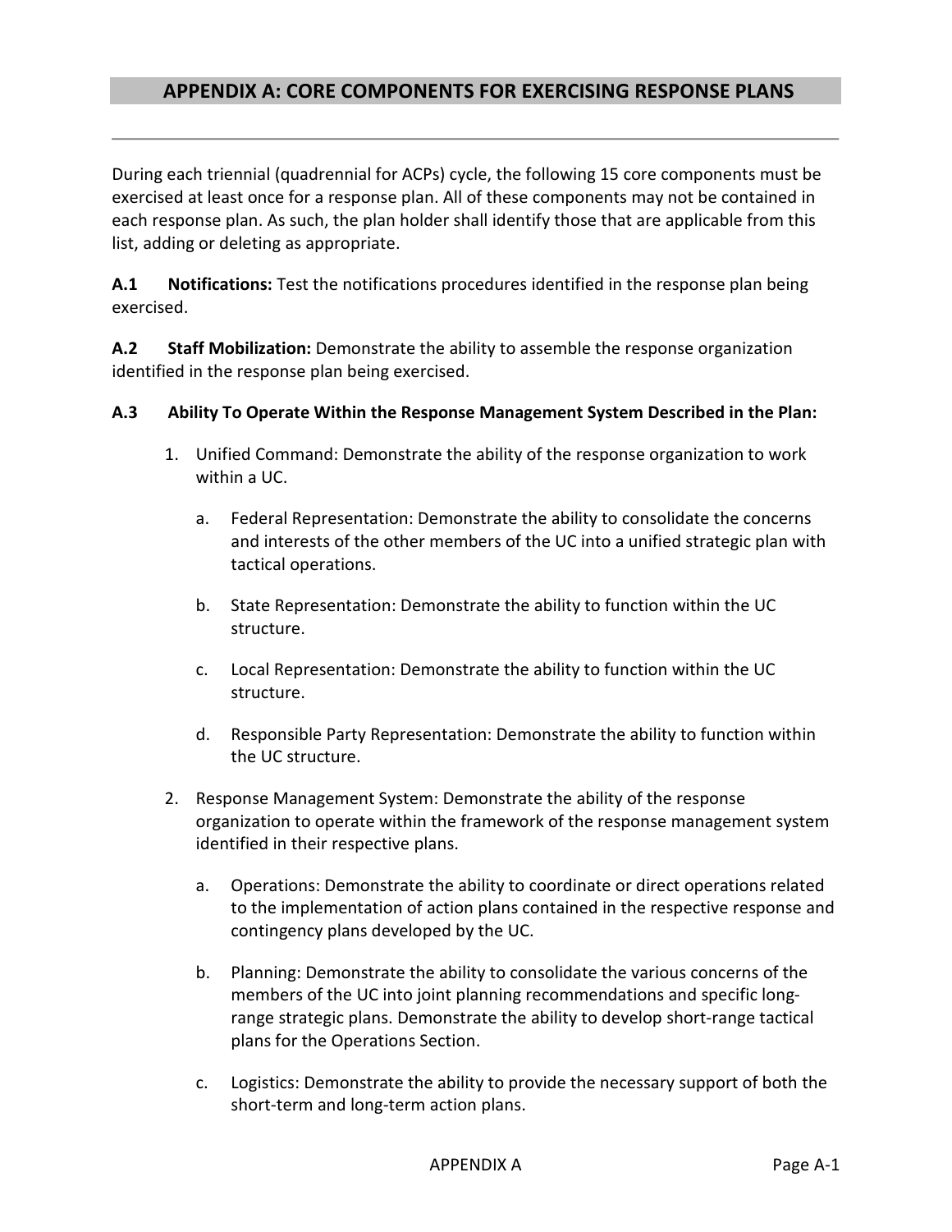# APPENDIX A: CORE COMPONENTS FOR EXERCISING RESPONSE PLANS

During each triennial (quadrennial for ACPs) cycle, the following 15 core components must be exercised at least once for a response plan. All of these components may not be contained in each response plan. As such, the plan holder shall identify those that are applicable from this list, adding or deleting as appropriate.

**A.1 Notifications:** Test the notifications procedures identified in the response plan being exercised.

**A.2 Staff Mobilization:** Demonstrate the ability to assemble the response organization identified in the response plan being exercised.

**A.3 Ability To Operate Within the Response Management System Described in the Plan:**

1. Unified Command: Demonstrate the ability of the response organization to work within a UC.
   a. Federal Representation: Demonstrate the ability to consolidate the concerns and interests of the other members of the UC into a unified strategic plan with tactical operations.
   b. State Representation: Demonstrate the ability to function within the UC structure.
   c. Local Representation: Demonstrate the ability to function within the UC structure.
   d. Responsible Party Representation: Demonstrate the ability to function within the UC structure.
2. Response Management System: Demonstrate the ability of the response organization to operate within the framework of the response management system identified in their respective plans.
   a. Operations: Demonstrate the ability to coordinate or direct operations related to the implementation of action plans contained in the respective response and contingency plans developed by the UC.
   b. Planning: Demonstrate the ability to consolidate the various concerns of the members of the UC into joint planning recommendations and specific long-range strategic plans. Demonstrate the ability to develop short-range tactical plans for the Operations Section.
   c. Logistics: Demonstrate the ability to provide the necessary support of both the short-term and long-term action plans.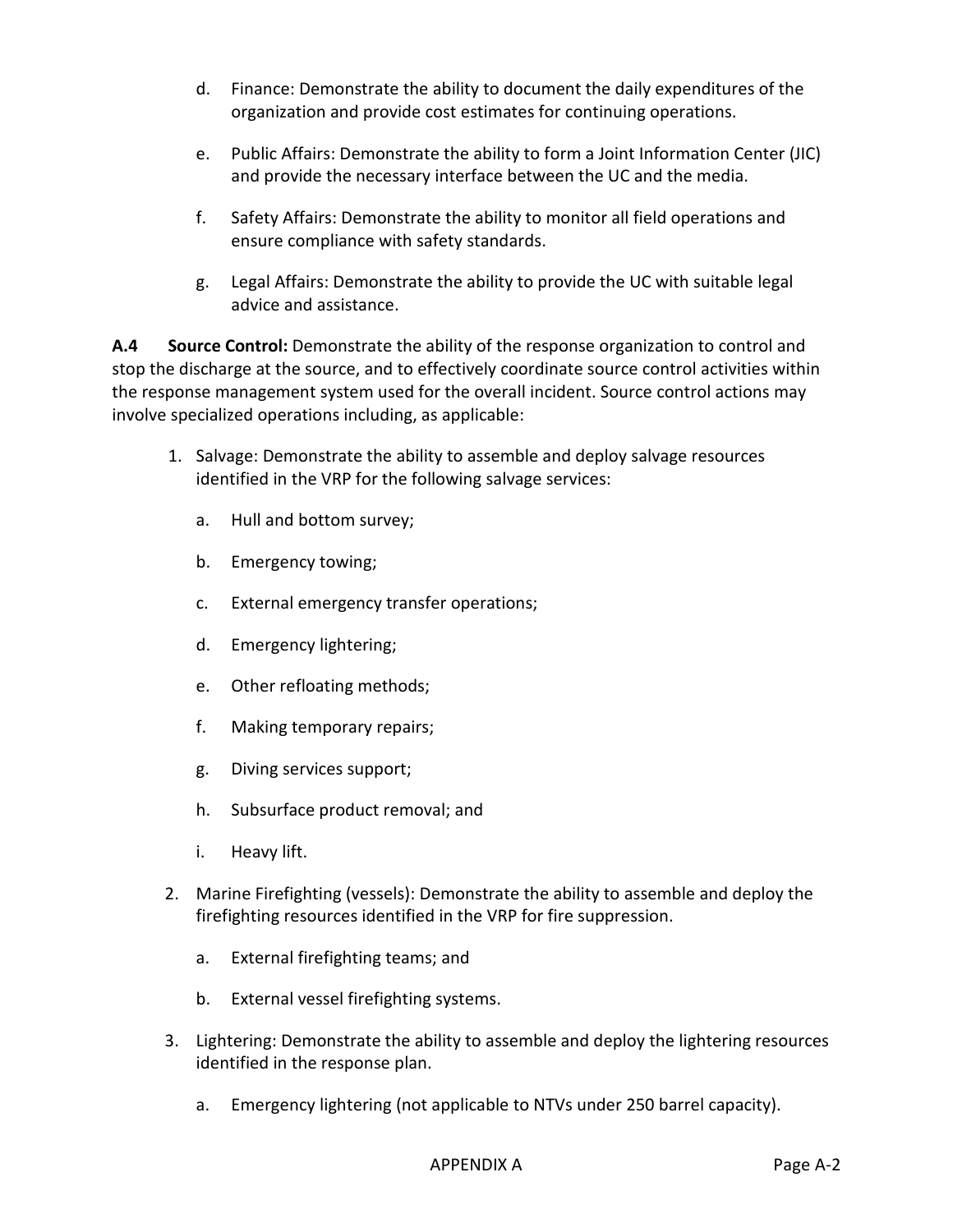d. Finance: Demonstrate the ability to document the daily expenditures of the organization and provide cost estimates for continuing operations.

e. Public Affairs: Demonstrate the ability to form a Joint Information Center (JIC) and provide the necessary interface between the UC and the media.

f. Safety Affairs: Demonstrate the ability to monitor all field operations and ensure compliance with safety standards.

g. Legal Affairs: Demonstrate the ability to provide the UC with suitable legal advice and assistance.

**A.4 Source Control:** Demonstrate the ability of the response organization to control and stop the discharge at the source, and to effectively coordinate source control activities within the response management system used for the overall incident. Source control actions may involve specialized operations including, as applicable:

1. Salvage: Demonstrate the ability to assemble and deploy salvage resources identified in the VRP for the following salvage services:

   a. Hull and bottom survey;

   b. Emergency towing;

   c. External emergency transfer operations;

   d. Emergency lightering;

   e. Other refloating methods;

   f. Making temporary repairs;

   g. Diving services support;

   h. Subsurface product removal; and

   i. Heavy lift.

2. Marine Firefighting (vessels): Demonstrate the ability to assemble and deploy the firefighting resources identified in the VRP for fire suppression.

   a. External firefighting teams; and

   b. External vessel firefighting systems.

3. Lightering: Demonstrate the ability to assemble and deploy the lightering resources identified in the response plan.

   a. Emergency lightering (not applicable to NTVs under 250 barrel capacity).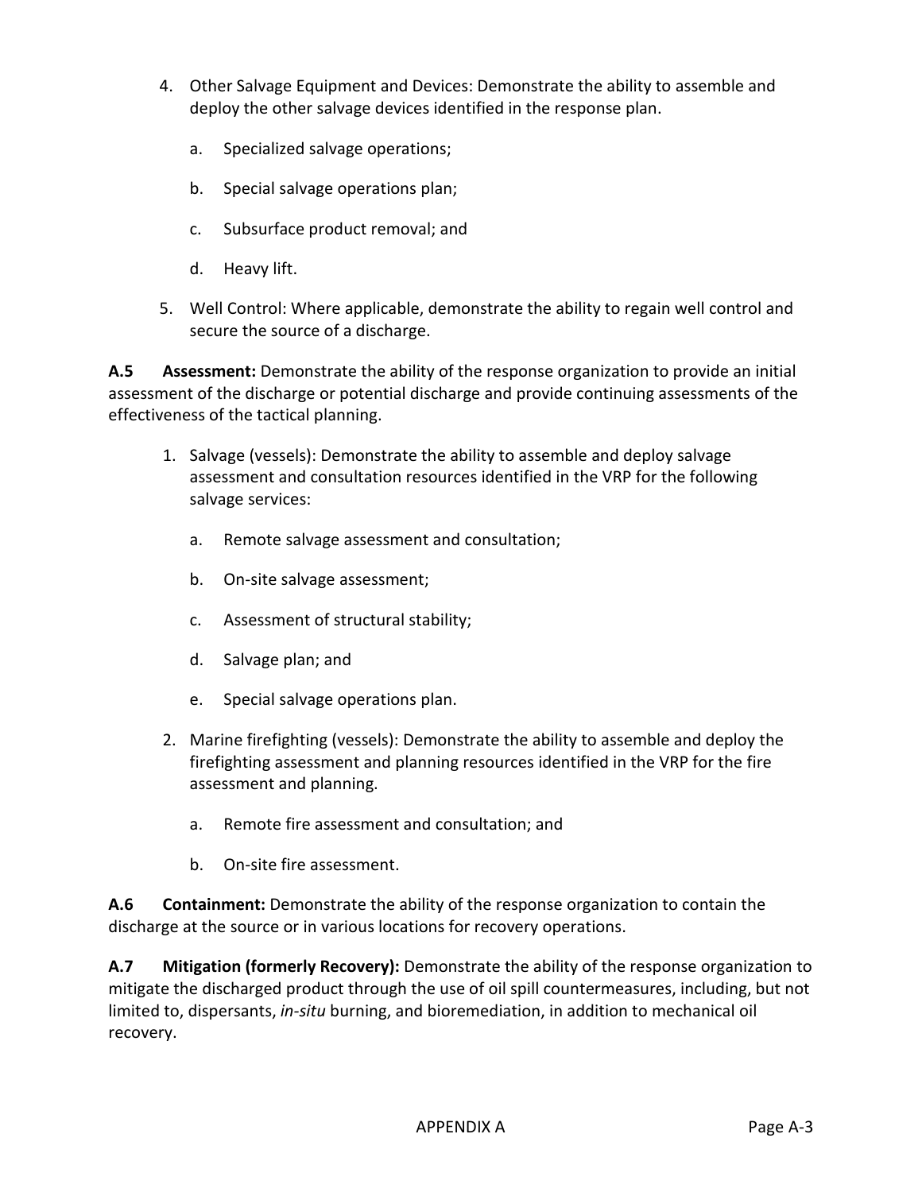4. Other Salvage Equipment and Devices: Demonstrate the ability to assemble and deploy the other salvage devices identified in the response plan.

    a. Specialized salvage operations;

    b. Special salvage operations plan;

    c. Subsurface product removal; and

    d. Heavy lift.

5. Well Control: Where applicable, demonstrate the ability to regain well control and secure the source of a discharge.

**A.5 Assessment:** Demonstrate the ability of the response organization to provide an initial assessment of the discharge or potential discharge and provide continuing assessments of the effectiveness of the tactical planning.

1. Salvage (vessels): Demonstrate the ability to assemble and deploy salvage assessment and consultation resources identified in the VRP for the following salvage services:

    a. Remote salvage assessment and consultation;

    b. On-site salvage assessment;

    c. Assessment of structural stability;

    d. Salvage plan; and

    e. Special salvage operations plan.

2. Marine firefighting (vessels): Demonstrate the ability to assemble and deploy the firefighting assessment and planning resources identified in the VRP for the fire assessment and planning.

    a. Remote fire assessment and consultation; and

    b. On-site fire assessment.

**A.6 Containment:** Demonstrate the ability of the response organization to contain the discharge at the source or in various locations for recovery operations.

**A.7 Mitigation (formerly Recovery):** Demonstrate the ability of the response organization to mitigate the discharged product through the use of oil spill countermeasures, including, but not limited to, dispersants, *in-situ* burning, and bioremediation, in addition to mechanical oil recovery.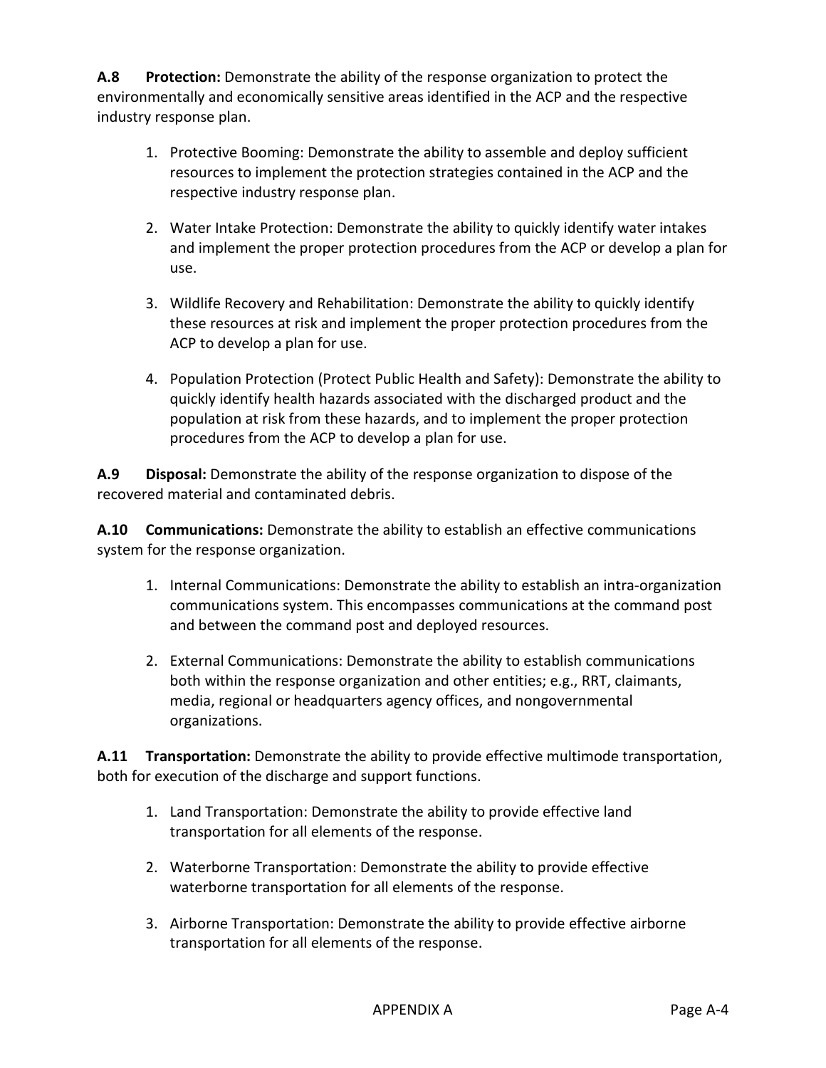**A.8 Protection:** Demonstrate the ability of the response organization to protect the environmentally and economically sensitive areas identified in the ACP and the respective industry response plan.

1. Protective Booming: Demonstrate the ability to assemble and deploy sufficient resources to implement the protection strategies contained in the ACP and the respective industry response plan.

2. Water Intake Protection: Demonstrate the ability to quickly identify water intakes and implement the proper protection procedures from the ACP or develop a plan for use.

3. Wildlife Recovery and Rehabilitation: Demonstrate the ability to quickly identify these resources at risk and implement the proper protection procedures from the ACP to develop a plan for use.

4. Population Protection (Protect Public Health and Safety): Demonstrate the ability to quickly identify health hazards associated with the discharged product and the population at risk from these hazards, and to implement the proper protection procedures from the ACP to develop a plan for use.

**A.9 Disposal:** Demonstrate the ability of the response organization to dispose of the recovered material and contaminated debris.

**A.10 Communications:** Demonstrate the ability to establish an effective communications system for the response organization.

1. Internal Communications: Demonstrate the ability to establish an intra-organization communications system. This encompasses communications at the command post and between the command post and deployed resources.

2. External Communications: Demonstrate the ability to establish communications both within the response organization and other entities; e.g., RRT, claimants, media, regional or headquarters agency offices, and nongovernmental organizations.

**A.11 Transportation:** Demonstrate the ability to provide effective multimode transportation, both for execution of the discharge and support functions.

1. Land Transportation: Demonstrate the ability to provide effective land transportation for all elements of the response.

2. Waterborne Transportation: Demonstrate the ability to provide effective waterborne transportation for all elements of the response.

3. Airborne Transportation: Demonstrate the ability to provide effective airborne transportation for all elements of the response.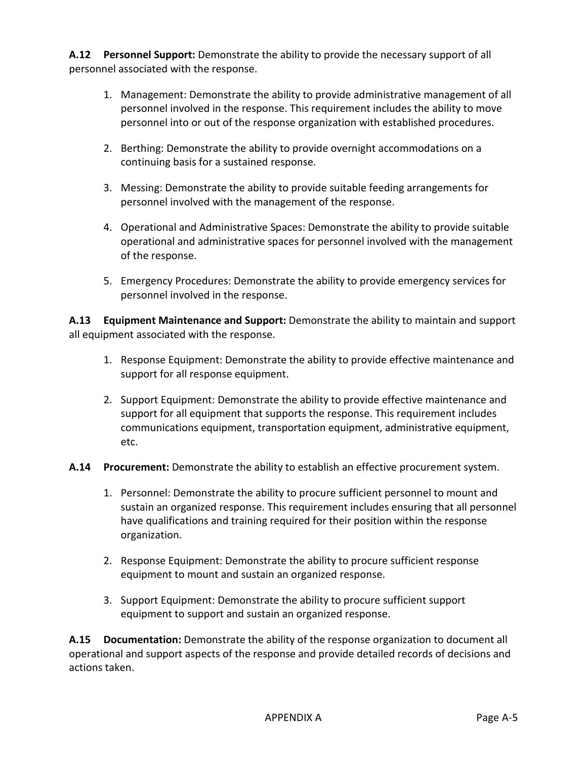**A.12 Personnel Support:** Demonstrate the ability to provide the necessary support of all personnel associated with the response.

1. Management: Demonstrate the ability to provide administrative management of all personnel involved in the response. This requirement includes the ability to move personnel into or out of the response organization with established procedures.

2. Berthing: Demonstrate the ability to provide overnight accommodations on a continuing basis for a sustained response.

3. Messing: Demonstrate the ability to provide suitable feeding arrangements for personnel involved with the management of the response.

4. Operational and Administrative Spaces: Demonstrate the ability to provide suitable operational and administrative spaces for personnel involved with the management of the response.

5. Emergency Procedures: Demonstrate the ability to provide emergency services for personnel involved in the response.

**A.13 Equipment Maintenance and Support:** Demonstrate the ability to maintain and support all equipment associated with the response.

1. Response Equipment: Demonstrate the ability to provide effective maintenance and support for all response equipment.

2. Support Equipment: Demonstrate the ability to provide effective maintenance and support for all equipment that supports the response. This requirement includes communications equipment, transportation equipment, administrative equipment, etc.

**A.14 Procurement:** Demonstrate the ability to establish an effective procurement system.

1. Personnel: Demonstrate the ability to procure sufficient personnel to mount and sustain an organized response. This requirement includes ensuring that all personnel have qualifications and training required for their position within the response organization.

2. Response Equipment: Demonstrate the ability to procure sufficient response equipment to mount and sustain an organized response.

3. Support Equipment: Demonstrate the ability to procure sufficient support equipment to support and sustain an organized response.

**A.15 Documentation:** Demonstrate the ability of the response organization to document all operational and support aspects of the response and provide detailed records of decisions and actions taken.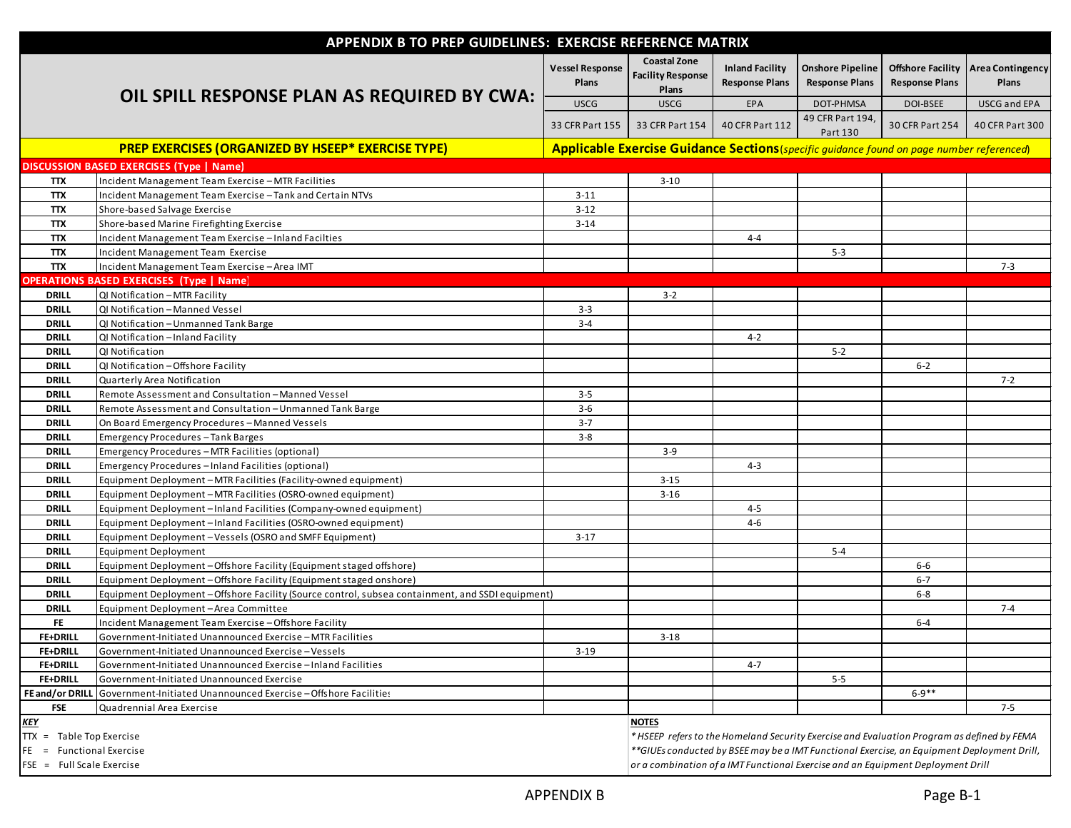# APPENDIX B TO PREP GUIDELINES: EXERCISE REFERENCE MATRIX

| OIL SPILL RESPONSE PLAN AS REQUIRED BY CWA: | | Vessel Response Plans | Coastal Zone Facility Response Plans | Inland Facility Response Plans | Onshore Pipeline Response Plans | Offshore Facility Response Plans | Area Contingency Plans |
|---|---|---|---|---|---|---|---|
| | | USCG | USCG | EPA | DOT-PHMSA | DOI-BSEE | USCG and EPA |
| | | 33 CFR Part 155 | 33 CFR Part 154 | 40 CFR Part 112 | 49 CFR Part 194, Part 130 | 30 CFR Part 254 | 40 CFR Part 300 |
| **PREP EXERCISES (ORGANIZED BY HSEEP* EXERCISE TYPE)** | | **Applicable Exercise Guidance Sections** *(specific guidance found on page number referenced)* | | | | | |
| **DISCUSSION BASED EXERCISES (Type \| Name)** | | | | | | | |
| **TTX** | Incident Management Team Exercise – MTR Facilities | | 3-10 | | | | |
| **TTX** | Incident Management Team Exercise – Tank and Certain NTVs | 3-11 | | | | | |
| **TTX** | Shore-based Salvage Exercise | 3-12 | | | | | |
| **TTX** | Shore-based Marine Firefighting Exercise | 3-14 | | | | | |
| **TTX** | Incident Management Team Exercise – Inland Facilties | | | 4-4 | | | |
| **TTX** | Incident Management Team Exercise | | | | 5-3 | | |
| **TTX** | Incident Management Team Exercise – Area IMT | | | | | | 7-3 |
| **OPERATIONS BASED EXERCISES (Type \| Name)** | | | | | | | |
| **DRILL** | QI Notification – MTR Facility | | 3-2 | | | | |
| **DRILL** | QI Notification – Manned Vessel | 3-3 | | | | | |
| **DRILL** | QI Notification – Unmanned Tank Barge | 3-4 | | | | | |
| **DRILL** | QI Notification – Inland Facility | | | 4-2 | | | |
| **DRILL** | QI Notification | | | | 5-2 | | |
| **DRILL** | QI Notification – Offshore Facility | | | | | 6-2 | |
| **DRILL** | Quarterly Area Notification | | | | | | 7-2 |
| **DRILL** | Remote Assessment and Consultation – Manned Vessel | 3-5 | | | | | |
| **DRILL** | Remote Assessment and Consultation – Unmanned Tank Barge | 3-6 | | | | | |
| **DRILL** | On Board Emergency Procedures – Manned Vessels | 3-7 | | | | | |
| **DRILL** | Emergency Procedures – Tank Barges | 3-8 | | | | | |
| **DRILL** | Emergency Procedures – MTR Facilities (optional) | | 3-9 | | | | |
| **DRILL** | Emergency Procedures – Inland Facilities (optional) | | | 4-3 | | | |
| **DRILL** | Equipment Deployment – MTR Facilities (Facility-owned equipment) | | 3-15 | | | | |
| **DRILL** | Equipment Deployment – MTR Facilities (OSRO-owned equipment) | | 3-16 | | | | |
| **DRILL** | Equipment Deployment – Inland Facilities (Company-owned equipment) | | | 4-5 | | | |
| **DRILL** | Equipment Deployment – Inland Facilities (OSRO-owned equipment) | | | 4-6 | | | |
| **DRILL** | Equipment Deployment – Vessels (OSRO and SMFF Equipment) | 3-17 | | | | | |
| **DRILL** | Equipment Deployment | | | | 5-4 | | |
| **DRILL** | Equipment Deployment – Offshore Facility (Equipment staged offshore) | | | | | 6-6 | |
| **DRILL** | Equipment Deployment – Offshore Facility (Equipment staged onshore) | | | | | 6-7 | |
| **DRILL** | Equipment Deployment – Offshore Facility (Source control, subsea containment, and SSDI equipment) | | | | | 6-8 | |
| **DRILL** | Equipment Deployment – Area Committee | | | | | | 7-4 |
| **FE** | Incident Management Team Exercise – Offshore Facility | | | | | 6-4 | |
| **FE+DRILL** | Government-Initiated Unannounced Exercise – MTR Facilities | | 3-18 | | | | |
| **FE+DRILL** | Government-Initiated Unannounced Exercise – Vessels | 3-19 | | | | | |
| **FE+DRILL** | Government-Initiated Unannounced Exercise – Inland Facilities | | | 4-7 | | | |
| **FE+DRILL** | Government-Initiated Unannounced Exercise | | | | 5-5 | | |
| **FE and/or DRILL** | Government-Initiated Unannounced Exercise – Offshore Facilities | | | | | 6-9** | |
| **FSE** | Quadrennial Area Exercise | | | | | | 7-5 |

***KEY***

TTX = Table Top Exercise

FE = Functional Exercise

FSE = Full Scale Exercise

**NOTES**

*\* HSEEP refers to the Homeland Security Exercise and Evaluation Program as defined by FEMA*

*\*\*GIUEs conducted by BSEE may be a IMT Functional Exercise, an Equipment Deployment Drill, or a combination of a IMT Functional Exercise and an Equipment Deployment Drill*

APPENDIX B